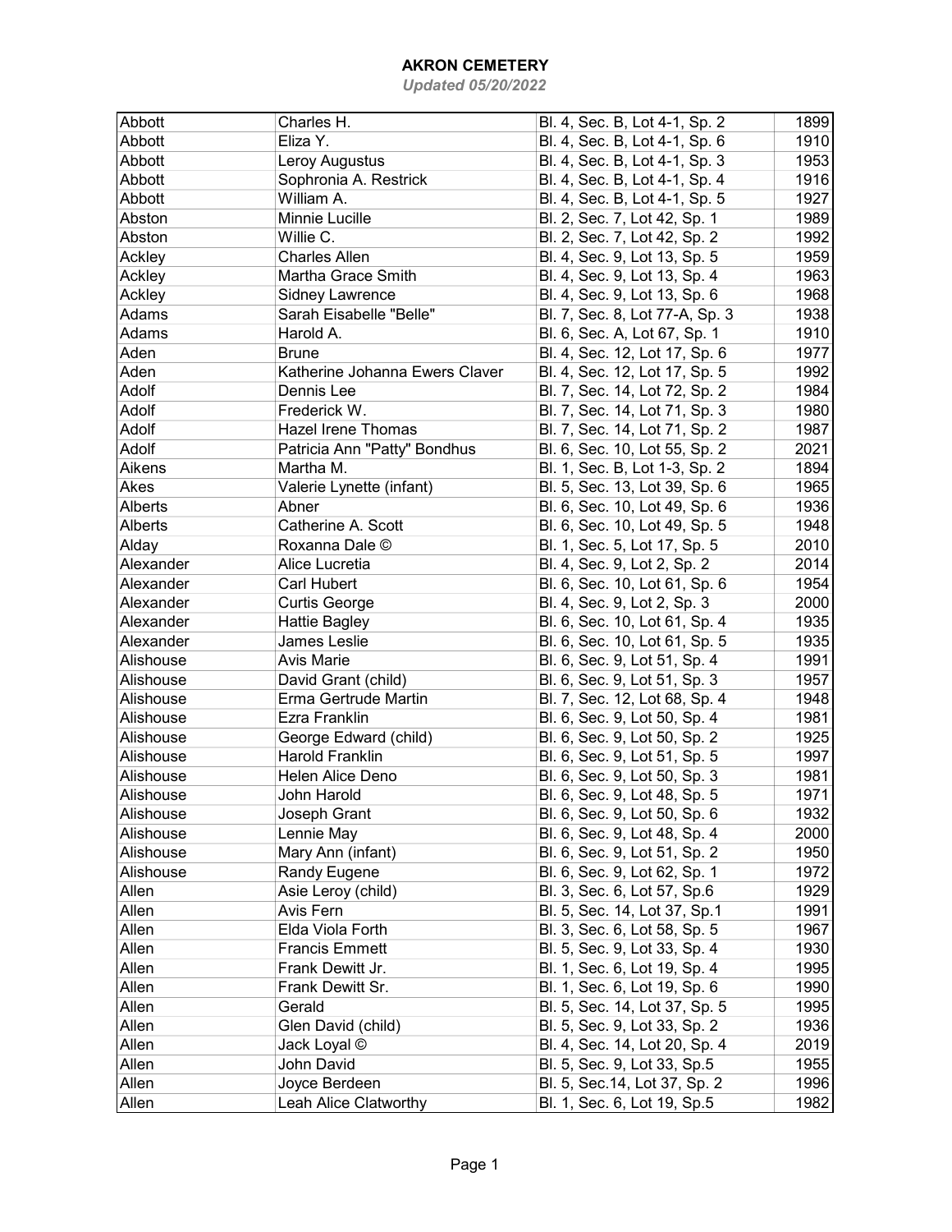# AKRON CEMETERY

*Updated 05/20/2022*

| | | | |
|---|---|---|---|
| Abbott | Charles H. | Bl. 4, Sec. B, Lot 4-1, Sp. 2 | 1899 |
| Abbott | Eliza Y. | Bl. 4, Sec. B, Lot 4-1, Sp. 6 | 1910 |
| Abbott | Leroy Augustus | Bl. 4, Sec. B, Lot 4-1, Sp. 3 | 1953 |
| Abbott | Sophronia A. Restrick | Bl. 4, Sec. B, Lot 4-1, Sp. 4 | 1916 |
| Abbott | William A. | Bl. 4, Sec. B, Lot 4-1, Sp. 5 | 1927 |
| Abston | Minnie Lucille | Bl. 2, Sec. 7, Lot 42, Sp. 1 | 1989 |
| Abston | Willie C. | Bl. 2, Sec. 7, Lot 42, Sp. 2 | 1992 |
| Ackley | Charles Allen | Bl. 4, Sec. 9, Lot 13, Sp. 5 | 1959 |
| Ackley | Martha Grace Smith | Bl. 4, Sec. 9, Lot 13, Sp. 4 | 1963 |
| Ackley | Sidney Lawrence | Bl. 4, Sec. 9, Lot 13, Sp. 6 | 1968 |
| Adams | Sarah Eisabelle "Belle" | Bl. 7, Sec. 8, Lot 77-A, Sp. 3 | 1938 |
| Adams | Harold A. | Bl. 6, Sec. A, Lot 67, Sp. 1 | 1910 |
| Aden | Brune | Bl. 4, Sec. 12, Lot 17, Sp. 6 | 1977 |
| Aden | Katherine Johanna Ewers Claver | Bl. 4, Sec. 12, Lot 17, Sp. 5 | 1992 |
| Adolf | Dennis Lee | Bl. 7, Sec. 14, Lot 72, Sp. 2 | 1984 |
| Adolf | Frederick W. | Bl. 7, Sec. 14, Lot 71, Sp. 3 | 1980 |
| Adolf | Hazel Irene Thomas | Bl. 7, Sec. 14, Lot 71, Sp. 2 | 1987 |
| Adolf | Patricia Ann "Patty" Bondhus | Bl. 6, Sec. 10, Lot 55, Sp. 2 | 2021 |
| Aikens | Martha M. | Bl. 1, Sec. B, Lot 1-3, Sp. 2 | 1894 |
| Akes | Valerie Lynette (infant) | Bl. 5, Sec. 13, Lot 39, Sp. 6 | 1965 |
| Alberts | Abner | Bl. 6, Sec. 10, Lot 49, Sp. 6 | 1936 |
| Alberts | Catherine A. Scott | Bl. 6, Sec. 10, Lot 49, Sp. 5 | 1948 |
| Alday | Roxanna Dale © | Bl. 1, Sec. 5, Lot 17, Sp. 5 | 2010 |
| Alexander | Alice Lucretia | Bl. 4, Sec. 9, Lot 2, Sp. 2 | 2014 |
| Alexander | Carl Hubert | Bl. 6, Sec. 10, Lot 61, Sp. 6 | 1954 |
| Alexander | Curtis George | Bl. 4, Sec. 9, Lot 2, Sp. 3 | 2000 |
| Alexander | Hattie Bagley | Bl. 6, Sec. 10, Lot 61, Sp. 4 | 1935 |
| Alexander | James Leslie | Bl. 6, Sec. 10, Lot 61, Sp. 5 | 1935 |
| Alishouse | Avis Marie | Bl. 6, Sec. 9, Lot 51, Sp. 4 | 1991 |
| Alishouse | David Grant (child) | Bl. 6, Sec. 9, Lot 51, Sp. 3 | 1957 |
| Alishouse | Erma Gertrude Martin | Bl. 7, Sec. 12, Lot 68, Sp. 4 | 1948 |
| Alishouse | Ezra Franklin | Bl. 6, Sec. 9, Lot 50, Sp. 4 | 1981 |
| Alishouse | George Edward (child) | Bl. 6, Sec. 9, Lot 50, Sp. 2 | 1925 |
| Alishouse | Harold Franklin | Bl. 6, Sec. 9, Lot 51, Sp. 5 | 1997 |
| Alishouse | Helen Alice Deno | Bl. 6, Sec. 9, Lot 50, Sp. 3 | 1981 |
| Alishouse | John Harold | Bl. 6, Sec. 9, Lot 48, Sp. 5 | 1971 |
| Alishouse | Joseph Grant | Bl. 6, Sec. 9, Lot 50, Sp. 6 | 1932 |
| Alishouse | Lennie May | Bl. 6, Sec. 9, Lot 48, Sp. 4 | 2000 |
| Alishouse | Mary Ann (infant) | Bl. 6, Sec. 9, Lot 51, Sp. 2 | 1950 |
| Alishouse | Randy Eugene | Bl. 6, Sec. 9, Lot 62, Sp. 1 | 1972 |
| Allen | Asie Leroy (child) | Bl. 3, Sec. 6, Lot 57, Sp.6 | 1929 |
| Allen | Avis Fern | Bl. 5, Sec. 14, Lot 37, Sp.1 | 1991 |
| Allen | Elda Viola Forth | Bl. 3, Sec. 6, Lot 58, Sp. 5 | 1967 |
| Allen | Francis Emmett | Bl. 5, Sec. 9, Lot 33, Sp. 4 | 1930 |
| Allen | Frank Dewitt Jr. | Bl. 1, Sec. 6, Lot 19, Sp. 4 | 1995 |
| Allen | Frank Dewitt Sr. | Bl. 1, Sec. 6, Lot 19, Sp. 6 | 1990 |
| Allen | Gerald | Bl. 5, Sec. 14, Lot 37, Sp. 5 | 1995 |
| Allen | Glen David (child) | Bl. 5, Sec. 9, Lot 33, Sp. 2 | 1936 |
| Allen | Jack Loyal © | Bl. 4, Sec. 14, Lot 20, Sp. 4 | 2019 |
| Allen | John David | Bl. 5, Sec. 9, Lot 33, Sp.5 | 1955 |
| Allen | Joyce Berdeen | Bl. 5, Sec.14, Lot 37, Sp. 2 | 1996 |
| Allen | Leah Alice Clatworthy | Bl. 1, Sec. 6, Lot 19, Sp.5 | 1982 |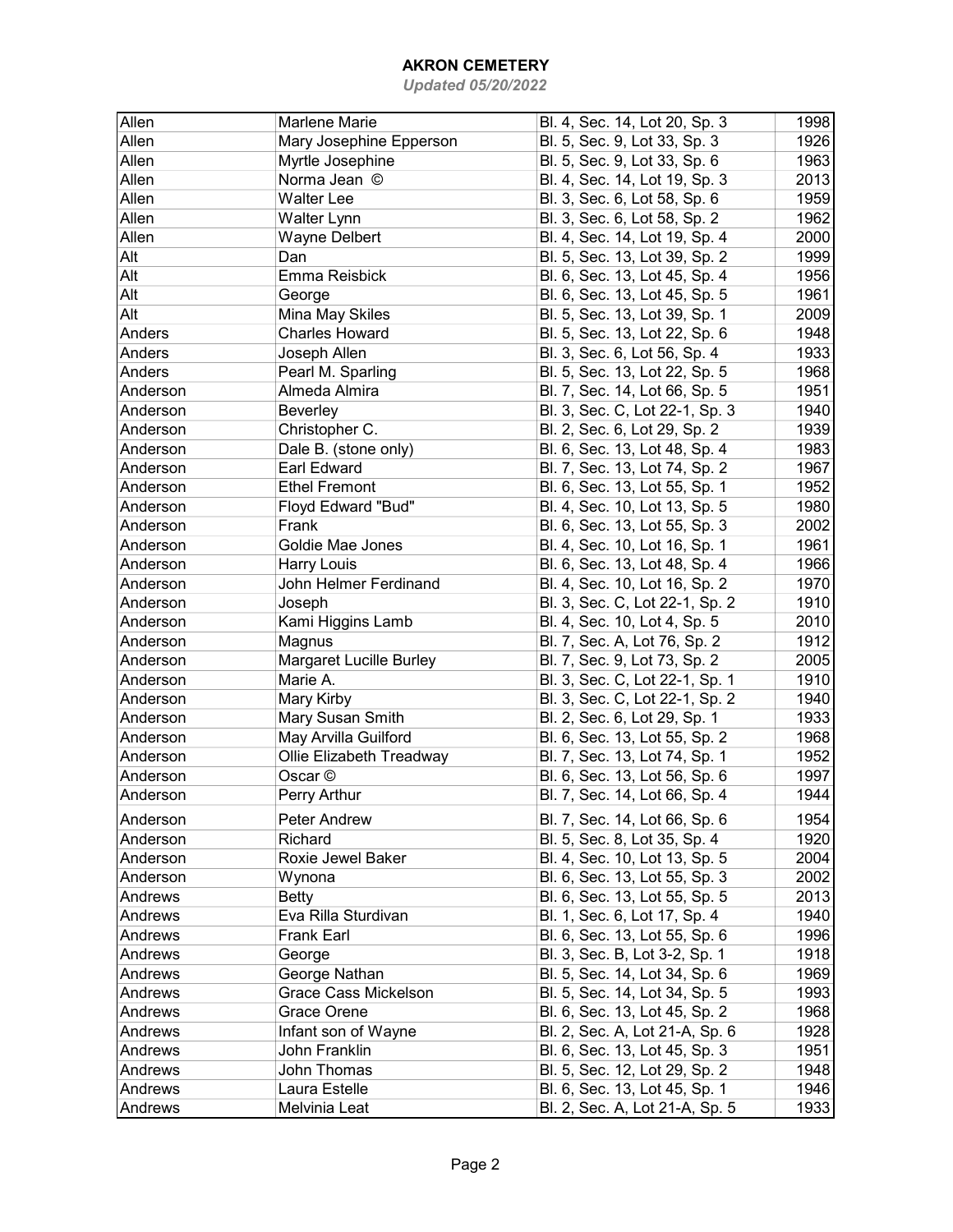# AKRON CEMETERY

*Updated 05/20/2022*

| | | | |
|---|---|---|---|
| Allen | Marlene Marie | Bl. 4, Sec. 14, Lot 20, Sp. 3 | 1998 |
| Allen | Mary Josephine Epperson | Bl. 5, Sec. 9, Lot 33, Sp. 3 | 1926 |
| Allen | Myrtle Josephine | Bl. 5, Sec. 9, Lot 33, Sp. 6 | 1963 |
| Allen | Norma Jean © | Bl. 4, Sec. 14, Lot 19, Sp. 3 | 2013 |
| Allen | Walter Lee | Bl. 3, Sec. 6, Lot 58, Sp. 6 | 1959 |
| Allen | Walter Lynn | Bl. 3, Sec. 6, Lot 58, Sp. 2 | 1962 |
| Allen | Wayne Delbert | Bl. 4, Sec. 14, Lot 19, Sp. 4 | 2000 |
| Alt | Dan | Bl. 5, Sec. 13, Lot 39, Sp. 2 | 1999 |
| Alt | Emma Reisbick | Bl. 6, Sec. 13, Lot 45, Sp. 4 | 1956 |
| Alt | George | Bl. 6, Sec. 13, Lot 45, Sp. 5 | 1961 |
| Alt | Mina May Skiles | Bl. 5, Sec. 13, Lot 39, Sp. 1 | 2009 |
| Anders | Charles Howard | Bl. 5, Sec. 13, Lot 22, Sp. 6 | 1948 |
| Anders | Joseph Allen | Bl. 3, Sec. 6, Lot 56, Sp. 4 | 1933 |
| Anders | Pearl M. Sparling | Bl. 5, Sec. 13, Lot 22, Sp. 5 | 1968 |
| Anderson | Almeda Almira | Bl. 7, Sec. 14, Lot 66, Sp. 5 | 1951 |
| Anderson | Beverley | Bl. 3, Sec. C, Lot 22-1, Sp. 3 | 1940 |
| Anderson | Christopher C. | Bl. 2, Sec. 6, Lot 29, Sp. 2 | 1939 |
| Anderson | Dale B. (stone only) | Bl. 6, Sec. 13, Lot 48, Sp. 4 | 1983 |
| Anderson | Earl Edward | Bl. 7, Sec. 13, Lot 74, Sp. 2 | 1967 |
| Anderson | Ethel Fremont | Bl. 6, Sec. 13, Lot 55, Sp. 1 | 1952 |
| Anderson | Floyd Edward "Bud" | Bl. 4, Sec. 10, Lot 13, Sp. 5 | 1980 |
| Anderson | Frank | Bl. 6, Sec. 13, Lot 55, Sp. 3 | 2002 |
| Anderson | Goldie Mae Jones | Bl. 4, Sec. 10, Lot 16, Sp. 1 | 1961 |
| Anderson | Harry Louis | Bl. 6, Sec. 13, Lot 48, Sp. 4 | 1966 |
| Anderson | John Helmer Ferdinand | Bl. 4, Sec. 10, Lot 16, Sp. 2 | 1970 |
| Anderson | Joseph | Bl. 3, Sec. C, Lot 22-1, Sp. 2 | 1910 |
| Anderson | Kami Higgins Lamb | Bl. 4, Sec. 10, Lot 4, Sp. 5 | 2010 |
| Anderson | Magnus | Bl. 7, Sec. A, Lot 76, Sp. 2 | 1912 |
| Anderson | Margaret Lucille Burley | Bl. 7, Sec. 9, Lot 73, Sp. 2 | 2005 |
| Anderson | Marie A. | Bl. 3, Sec. C, Lot 22-1, Sp. 1 | 1910 |
| Anderson | Mary Kirby | Bl. 3, Sec. C, Lot 22-1, Sp. 2 | 1940 |
| Anderson | Mary Susan Smith | Bl. 2, Sec. 6, Lot 29, Sp. 1 | 1933 |
| Anderson | May Arvilla Guilford | Bl. 6, Sec. 13, Lot 55, Sp. 2 | 1968 |
| Anderson | Ollie Elizabeth Treadway | Bl. 7, Sec. 13, Lot 74, Sp. 1 | 1952 |
| Anderson | Oscar © | Bl. 6, Sec. 13, Lot 56, Sp. 6 | 1997 |
| Anderson | Perry Arthur | Bl. 7, Sec. 14, Lot 66, Sp. 4 | 1944 |
| Anderson | Peter Andrew | Bl. 7, Sec. 14, Lot 66, Sp. 6 | 1954 |
| Anderson | Richard | Bl. 5, Sec. 8, Lot 35, Sp. 4 | 1920 |
| Anderson | Roxie Jewel Baker | Bl. 4, Sec. 10, Lot 13, Sp. 5 | 2004 |
| Anderson | Wynona | Bl. 6, Sec. 13, Lot 55, Sp. 3 | 2002 |
| Andrews | Betty | Bl. 6, Sec. 13, Lot 55, Sp. 5 | 2013 |
| Andrews | Eva Rilla Sturdivan | Bl. 1, Sec. 6, Lot 17, Sp. 4 | 1940 |
| Andrews | Frank Earl | Bl. 6, Sec. 13, Lot 55, Sp. 6 | 1996 |
| Andrews | George | Bl. 3, Sec. B, Lot 3-2, Sp. 1 | 1918 |
| Andrews | George Nathan | Bl. 5, Sec. 14, Lot 34, Sp. 6 | 1969 |
| Andrews | Grace Cass Mickelson | Bl. 5, Sec. 14, Lot 34, Sp. 5 | 1993 |
| Andrews | Grace Orene | Bl. 6, Sec. 13, Lot 45, Sp. 2 | 1968 |
| Andrews | Infant son of Wayne | Bl. 2, Sec. A, Lot 21-A, Sp. 6 | 1928 |
| Andrews | John Franklin | Bl. 6, Sec. 13, Lot 45, Sp. 3 | 1951 |
| Andrews | John Thomas | Bl. 5, Sec. 12, Lot 29, Sp. 2 | 1948 |
| Andrews | Laura Estelle | Bl. 6, Sec. 13, Lot 45, Sp. 1 | 1946 |
| Andrews | Melvinia Leat | Bl. 2, Sec. A, Lot 21-A, Sp. 5 | 1933 |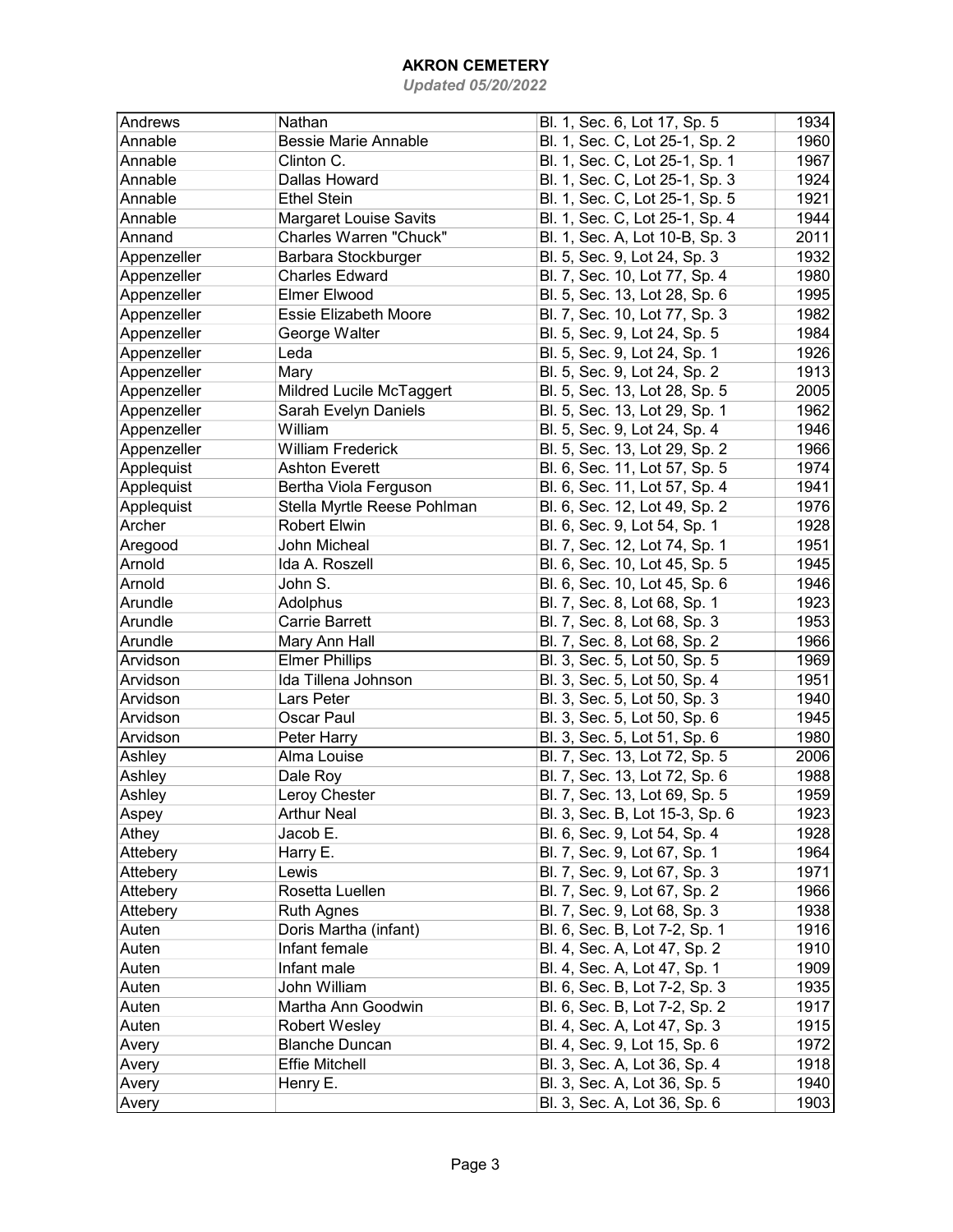# AKRON CEMETERY

*Updated 05/20/2022*

| | | | |
|---|---|---|---|
| Andrews | Nathan | Bl. 1, Sec. 6, Lot 17, Sp. 5 | 1934 |
| Annable | Bessie Marie Annable | Bl. 1, Sec. C, Lot 25-1, Sp. 2 | 1960 |
| Annable | Clinton C. | Bl. 1, Sec. C, Lot 25-1, Sp. 1 | 1967 |
| Annable | Dallas Howard | Bl. 1, Sec. C, Lot 25-1, Sp. 3 | 1924 |
| Annable | Ethel Stein | Bl. 1, Sec. C, Lot 25-1, Sp. 5 | 1921 |
| Annable | Margaret Louise Savits | Bl. 1, Sec. C, Lot 25-1, Sp. 4 | 1944 |
| Annand | Charles Warren "Chuck" | Bl. 1, Sec. A, Lot 10-B, Sp. 3 | 2011 |
| Appenzeller | Barbara Stockburger | Bl. 5, Sec. 9, Lot 24, Sp. 3 | 1932 |
| Appenzeller | Charles Edward | Bl. 7, Sec. 10, Lot 77, Sp. 4 | 1980 |
| Appenzeller | Elmer Elwood | Bl. 5, Sec. 13, Lot 28, Sp. 6 | 1995 |
| Appenzeller | Essie Elizabeth Moore | Bl. 7, Sec. 10, Lot 77, Sp. 3 | 1982 |
| Appenzeller | George Walter | Bl. 5, Sec. 9, Lot 24, Sp. 5 | 1984 |
| Appenzeller | Leda | Bl. 5, Sec. 9, Lot 24, Sp. 1 | 1926 |
| Appenzeller | Mary | Bl. 5, Sec. 9, Lot 24, Sp. 2 | 1913 |
| Appenzeller | Mildred Lucile McTaggert | Bl. 5, Sec. 13, Lot 28, Sp. 5 | 2005 |
| Appenzeller | Sarah Evelyn Daniels | Bl. 5, Sec. 13, Lot 29, Sp. 1 | 1962 |
| Appenzeller | William | Bl. 5, Sec. 9, Lot 24, Sp. 4 | 1946 |
| Appenzeller | William Frederick | Bl. 5, Sec. 13, Lot 29, Sp. 2 | 1966 |
| Applequist | Ashton Everett | Bl. 6, Sec. 11, Lot 57, Sp. 5 | 1974 |
| Applequist | Bertha Viola Ferguson | Bl. 6, Sec. 11, Lot 57, Sp. 4 | 1941 |
| Applequist | Stella Myrtle Reese Pohlman | Bl. 6, Sec. 12, Lot 49, Sp. 2 | 1976 |
| Archer | Robert Elwin | Bl. 6, Sec. 9, Lot 54, Sp. 1 | 1928 |
| Aregood | John Micheal | Bl. 7, Sec. 12, Lot 74, Sp. 1 | 1951 |
| Arnold | Ida A. Roszell | Bl. 6, Sec. 10, Lot 45, Sp. 5 | 1945 |
| Arnold | John S. | Bl. 6, Sec. 10, Lot 45, Sp. 6 | 1946 |
| Arundle | Adolphus | Bl. 7, Sec. 8, Lot 68, Sp. 1 | 1923 |
| Arundle | Carrie Barrett | Bl. 7, Sec. 8, Lot 68, Sp. 3 | 1953 |
| Arundle | Mary Ann Hall | Bl. 7, Sec. 8, Lot 68, Sp. 2 | 1966 |
| Arvidson | Elmer Phillips | Bl. 3, Sec. 5, Lot 50, Sp. 5 | 1969 |
| Arvidson | Ida Tillena Johnson | Bl. 3, Sec. 5, Lot 50, Sp. 4 | 1951 |
| Arvidson | Lars Peter | Bl. 3, Sec. 5, Lot 50, Sp. 3 | 1940 |
| Arvidson | Oscar Paul | Bl. 3, Sec. 5, Lot 50, Sp. 6 | 1945 |
| Arvidson | Peter Harry | Bl. 3, Sec. 5, Lot 51, Sp. 6 | 1980 |
| Ashley | Alma Louise | Bl. 7, Sec. 13, Lot 72, Sp. 5 | 2006 |
| Ashley | Dale Roy | Bl. 7, Sec. 13, Lot 72, Sp. 6 | 1988 |
| Ashley | Leroy Chester | Bl. 7, Sec. 13, Lot 69, Sp. 5 | 1959 |
| Aspey | Arthur Neal | Bl. 3, Sec. B, Lot 15-3, Sp. 6 | 1923 |
| Athey | Jacob E. | Bl. 6, Sec. 9, Lot 54, Sp. 4 | 1928 |
| Attebery | Harry E. | Bl. 7, Sec. 9, Lot 67, Sp. 1 | 1964 |
| Attebery | Lewis | Bl. 7, Sec. 9, Lot 67, Sp. 3 | 1971 |
| Attebery | Rosetta Luellen | Bl. 7, Sec. 9, Lot 67, Sp. 2 | 1966 |
| Attebery | Ruth Agnes | Bl. 7, Sec. 9, Lot 68, Sp. 3 | 1938 |
| Auten | Doris Martha (infant) | Bl. 6, Sec. B, Lot 7-2, Sp. 1 | 1916 |
| Auten | Infant female | Bl. 4, Sec. A, Lot 47, Sp. 2 | 1910 |
| Auten | Infant male | Bl. 4, Sec. A, Lot 47, Sp. 1 | 1909 |
| Auten | John William | Bl. 6, Sec. B, Lot 7-2, Sp. 3 | 1935 |
| Auten | Martha Ann Goodwin | Bl. 6, Sec. B, Lot 7-2, Sp. 2 | 1917 |
| Auten | Robert Wesley | Bl. 4, Sec. A, Lot 47, Sp. 3 | 1915 |
| Avery | Blanche Duncan | Bl. 4, Sec. 9, Lot 15, Sp. 6 | 1972 |
| Avery | Effie Mitchell | Bl. 3, Sec. A, Lot 36, Sp. 4 | 1918 |
| Avery | Henry E. | Bl. 3, Sec. A, Lot 36, Sp. 5 | 1940 |
| Avery | | Bl. 3, Sec. A, Lot 36, Sp. 6 | 1903 |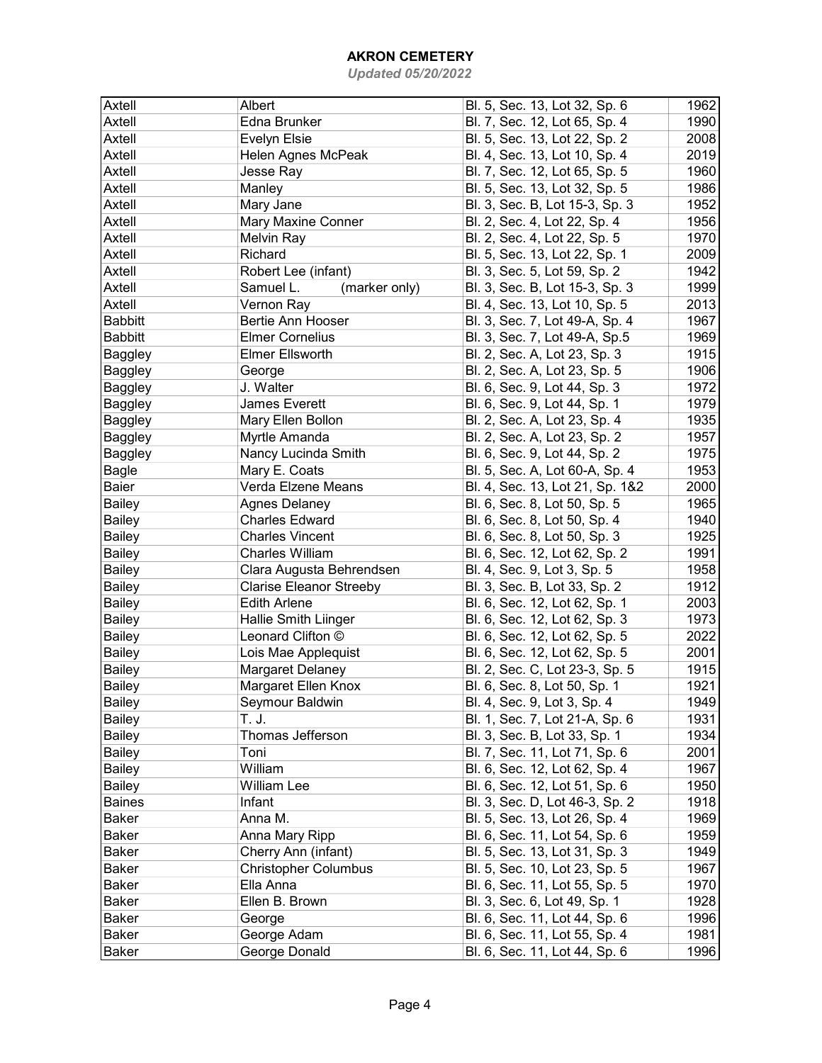# AKRON CEMETERY

*Updated 05/20/2022*

| | | | |
|---|---|---|---|
| Axtell | Albert | Bl. 5, Sec. 13, Lot 32, Sp. 6 | 1962 |
| Axtell | Edna Brunker | Bl. 7, Sec. 12, Lot 65, Sp. 4 | 1990 |
| Axtell | Evelyn Elsie | Bl. 5, Sec. 13, Lot 22, Sp. 2 | 2008 |
| Axtell | Helen Agnes McPeak | Bl. 4, Sec. 13, Lot 10, Sp. 4 | 2019 |
| Axtell | Jesse Ray | Bl. 7, Sec. 12, Lot 65, Sp. 5 | 1960 |
| Axtell | Manley | Bl. 5, Sec. 13, Lot 32, Sp. 5 | 1986 |
| Axtell | Mary Jane | Bl. 3, Sec. B, Lot 15-3, Sp. 3 | 1952 |
| Axtell | Mary Maxine Conner | Bl. 2, Sec. 4, Lot 22, Sp. 4 | 1956 |
| Axtell | Melvin Ray | Bl. 2, Sec. 4, Lot 22, Sp. 5 | 1970 |
| Axtell | Richard | Bl. 5, Sec. 13, Lot 22, Sp. 1 | 2009 |
| Axtell | Robert Lee (infant) | Bl. 3, Sec. 5, Lot 59, Sp. 2 | 1942 |
| Axtell | Samuel L. (marker only) | Bl. 3, Sec. B, Lot 15-3, Sp. 3 | 1999 |
| Axtell | Vernon Ray | Bl. 4, Sec. 13, Lot 10, Sp. 5 | 2013 |
| Babbitt | Bertie Ann Hooser | Bl. 3, Sec. 7, Lot 49-A, Sp. 4 | 1967 |
| Babbitt | Elmer Cornelius | Bl. 3, Sec. 7, Lot 49-A, Sp.5 | 1969 |
| Baggley | Elmer Ellsworth | Bl. 2, Sec. A, Lot 23, Sp. 3 | 1915 |
| Baggley | George | Bl. 2, Sec. A, Lot 23, Sp. 5 | 1906 |
| Baggley | J. Walter | Bl. 6, Sec. 9, Lot 44, Sp. 3 | 1972 |
| Baggley | James Everett | Bl. 6, Sec. 9, Lot 44, Sp. 1 | 1979 |
| Baggley | Mary Ellen Bollon | Bl. 2, Sec. A, Lot 23, Sp. 4 | 1935 |
| Baggley | Myrtle Amanda | Bl. 2, Sec. A, Lot 23, Sp. 2 | 1957 |
| Baggley | Nancy Lucinda Smith | Bl. 6, Sec. 9, Lot 44, Sp. 2 | 1975 |
| Bagle | Mary E. Coats | Bl. 5, Sec. A, Lot 60-A, Sp. 4 | 1953 |
| Baier | Verda Elzene Means | Bl. 4, Sec. 13, Lot 21, Sp. 1&2 | 2000 |
| Bailey | Agnes Delaney | Bl. 6, Sec. 8, Lot 50, Sp. 5 | 1965 |
| Bailey | Charles Edward | Bl. 6, Sec. 8, Lot 50, Sp. 4 | 1940 |
| Bailey | Charles Vincent | Bl. 6, Sec. 8, Lot 50, Sp. 3 | 1925 |
| Bailey | Charles William | Bl. 6, Sec. 12, Lot 62, Sp. 2 | 1991 |
| Bailey | Clara Augusta Behrendsen | Bl. 4, Sec. 9, Lot 3, Sp. 5 | 1958 |
| Bailey | Clarise Eleanor Streeby | Bl. 3, Sec. B, Lot 33, Sp. 2 | 1912 |
| Bailey | Edith Arlene | Bl. 6, Sec. 12, Lot 62, Sp. 1 | 2003 |
| Bailey | Hallie Smith Liinger | Bl. 6, Sec. 12, Lot 62, Sp. 3 | 1973 |
| Bailey | Leonard Clifton © | Bl. 6, Sec. 12, Lot 62, Sp. 5 | 2022 |
| Bailey | Lois Mae Applequist | Bl. 6, Sec. 12, Lot 62, Sp. 5 | 2001 |
| Bailey | Margaret Delaney | Bl. 2, Sec. C, Lot 23-3, Sp. 5 | 1915 |
| Bailey | Margaret Ellen Knox | Bl. 6, Sec. 8, Lot 50, Sp. 1 | 1921 |
| Bailey | Seymour Baldwin | Bl. 4, Sec. 9, Lot 3, Sp. 4 | 1949 |
| Bailey | T. J. | Bl. 1, Sec. 7, Lot 21-A, Sp. 6 | 1931 |
| Bailey | Thomas Jefferson | Bl. 3, Sec. B, Lot 33, Sp. 1 | 1934 |
| Bailey | Toni | Bl. 7, Sec. 11, Lot 71, Sp. 6 | 2001 |
| Bailey | William | Bl. 6, Sec. 12, Lot 62, Sp. 4 | 1967 |
| Bailey | William Lee | Bl. 6, Sec. 12, Lot 51, Sp. 6 | 1950 |
| Baines | Infant | Bl. 3, Sec. D, Lot 46-3, Sp. 2 | 1918 |
| Baker | Anna M. | Bl. 5, Sec. 13, Lot 26, Sp. 4 | 1969 |
| Baker | Anna Mary Ripp | Bl. 6, Sec. 11, Lot 54, Sp. 6 | 1959 |
| Baker | Cherry Ann (infant) | Bl. 5, Sec. 13, Lot 31, Sp. 3 | 1949 |
| Baker | Christopher Columbus | Bl. 5, Sec. 10, Lot 23, Sp. 5 | 1967 |
| Baker | Ella Anna | Bl. 6, Sec. 11, Lot 55, Sp. 5 | 1970 |
| Baker | Ellen B. Brown | Bl. 3, Sec. 6, Lot 49, Sp. 1 | 1928 |
| Baker | George | Bl. 6, Sec. 11, Lot 44, Sp. 6 | 1996 |
| Baker | George Adam | Bl. 6, Sec. 11, Lot 55, Sp. 4 | 1981 |
| Baker | George Donald | Bl. 6, Sec. 11, Lot 44, Sp. 6 | 1996 |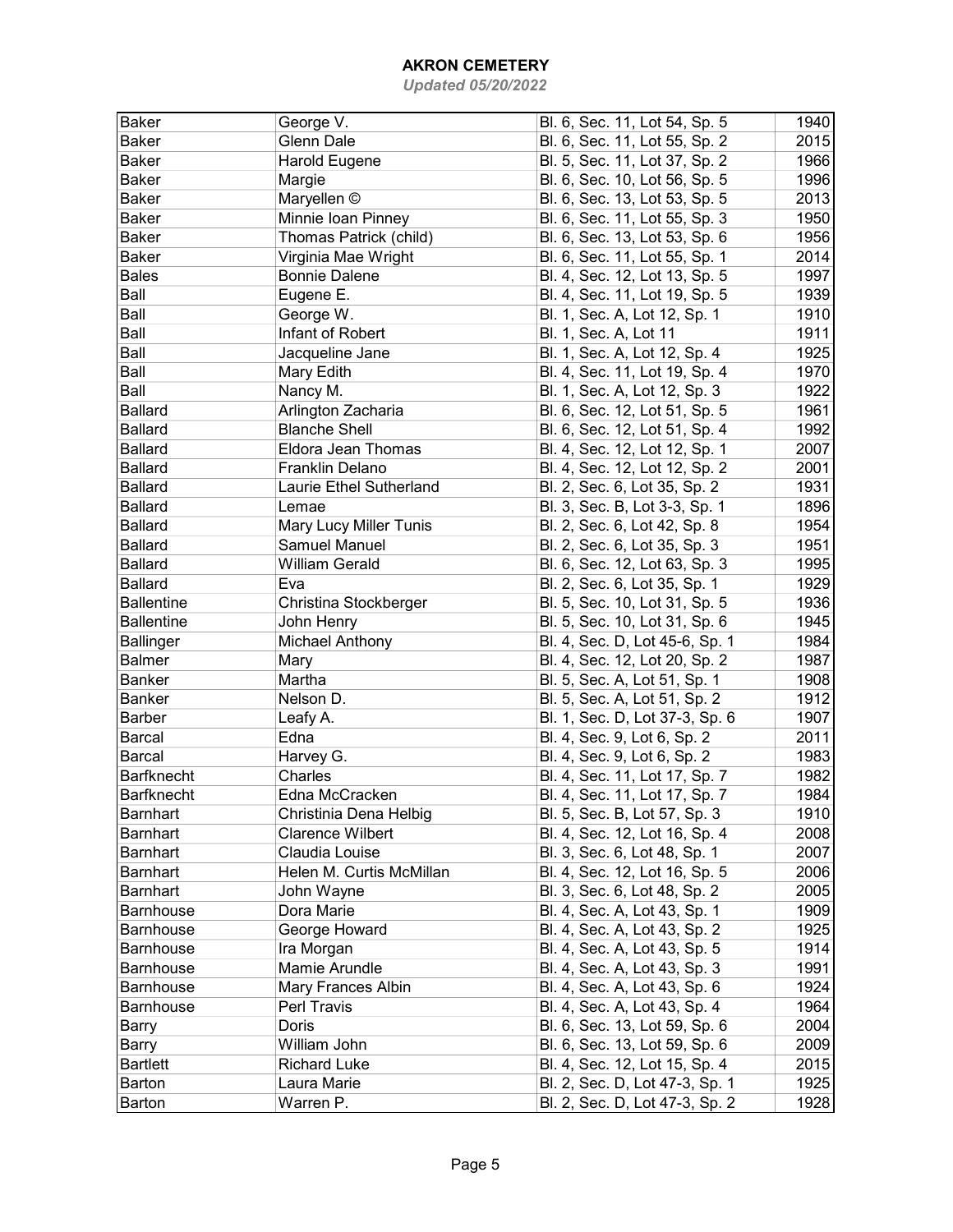| Baker | George V. | Bl. 6, Sec. 11, Lot 54, Sp. 5 | 1940 |
|---|---|---|---|
| Baker | Glenn Dale | Bl. 6, Sec. 11, Lot 55, Sp. 2 | 2015 |
| Baker | Harold Eugene | Bl. 5, Sec. 11, Lot 37, Sp. 2 | 1966 |
| Baker | Margie | Bl. 6, Sec. 10, Lot 56, Sp. 5 | 1996 |
| Baker | Maryellen © | Bl. 6, Sec. 13, Lot 53, Sp. 5 | 2013 |
| Baker | Minnie Ioan Pinney | Bl. 6, Sec. 11, Lot 55, Sp. 3 | 1950 |
| Baker | Thomas Patrick (child) | Bl. 6, Sec. 13, Lot 53, Sp. 6 | 1956 |
| Baker | Virginia Mae Wright | Bl. 6, Sec. 11, Lot 55, Sp. 1 | 2014 |
| Bales | Bonnie Dalene | Bl. 4, Sec. 12, Lot 13, Sp. 5 | 1997 |
| Ball | Eugene E. | Bl. 4, Sec. 11, Lot 19, Sp. 5 | 1939 |
| Ball | George W. | Bl. 1, Sec. A, Lot 12, Sp. 1 | 1910 |
| Ball | Infant of Robert | Bl. 1, Sec. A, Lot 11 | 1911 |
| Ball | Jacqueline Jane | Bl. 1, Sec. A, Lot 12, Sp. 4 | 1925 |
| Ball | Mary Edith | Bl. 4, Sec. 11, Lot 19, Sp. 4 | 1970 |
| Ball | Nancy M. | Bl. 1, Sec. A, Lot 12, Sp. 3 | 1922 |
| Ballard | Arlington Zacharia | Bl. 6, Sec. 12, Lot 51, Sp. 5 | 1961 |
| Ballard | Blanche Shell | Bl. 6, Sec. 12, Lot 51, Sp. 4 | 1992 |
| Ballard | Eldora Jean Thomas | Bl. 4, Sec. 12, Lot 12, Sp. 1 | 2007 |
| Ballard | Franklin Delano | Bl. 4, Sec. 12, Lot 12, Sp. 2 | 2001 |
| Ballard | Laurie Ethel Sutherland | Bl. 2, Sec. 6, Lot 35, Sp. 2 | 1931 |
| Ballard | Lemae | Bl. 3, Sec. B, Lot 3-3, Sp. 1 | 1896 |
| Ballard | Mary Lucy Miller Tunis | Bl. 2, Sec. 6, Lot 42, Sp. 8 | 1954 |
| Ballard | Samuel Manuel | Bl. 2, Sec. 6, Lot 35, Sp. 3 | 1951 |
| Ballard | William Gerald | Bl. 6, Sec. 12, Lot 63, Sp. 3 | 1995 |
| Ballard | Eva | Bl. 2, Sec. 6, Lot 35, Sp. 1 | 1929 |
| Ballentine | Christina Stockberger | Bl. 5, Sec. 10, Lot 31, Sp. 5 | 1936 |
| Ballentine | John Henry | Bl. 5, Sec. 10, Lot 31, Sp. 6 | 1945 |
| Ballinger | Michael Anthony | Bl. 4, Sec. D, Lot 45-6, Sp. 1 | 1984 |
| Balmer | Mary | Bl. 4, Sec. 12, Lot 20, Sp. 2 | 1987 |
| Banker | Martha | Bl. 5, Sec. A, Lot 51, Sp. 1 | 1908 |
| Banker | Nelson D. | Bl. 5, Sec. A, Lot 51, Sp. 2 | 1912 |
| Barber | Leafy A. | Bl. 1, Sec. D, Lot 37-3, Sp. 6 | 1907 |
| Barcal | Edna | Bl. 4, Sec. 9, Lot 6, Sp. 2 | 2011 |
| Barcal | Harvey G. | Bl. 4, Sec. 9, Lot 6, Sp. 2 | 1983 |
| Barfknecht | Charles | Bl. 4, Sec. 11, Lot 17, Sp. 7 | 1982 |
| Barfknecht | Edna McCracken | Bl. 4, Sec. 11, Lot 17, Sp. 7 | 1984 |
| Barnhart | Christinia Dena Helbig | Bl. 5, Sec. B, Lot 57, Sp. 3 | 1910 |
| Barnhart | Clarence Wilbert | Bl. 4, Sec. 12, Lot 16, Sp. 4 | 2008 |
| Barnhart | Claudia Louise | Bl. 3, Sec. 6, Lot 48, Sp. 1 | 2007 |
| Barnhart | Helen M. Curtis McMillan | Bl. 4, Sec. 12, Lot 16, Sp. 5 | 2006 |
| Barnhart | John Wayne | Bl. 3, Sec. 6, Lot 48, Sp. 2 | 2005 |
| Barnhouse | Dora Marie | Bl. 4, Sec. A, Lot 43, Sp. 1 | 1909 |
| Barnhouse | George Howard | Bl. 4, Sec. A, Lot 43, Sp. 2 | 1925 |
| Barnhouse | Ira Morgan | Bl. 4, Sec. A, Lot 43, Sp. 5 | 1914 |
| Barnhouse | Mamie Arundle | Bl. 4, Sec. A, Lot 43, Sp. 3 | 1991 |
| Barnhouse | Mary Frances Albin | Bl. 4, Sec. A, Lot 43, Sp. 6 | 1924 |
| Barnhouse | Perl Travis | Bl. 4, Sec. A, Lot 43, Sp. 4 | 1964 |
| Barry | Doris | Bl. 6, Sec. 13, Lot 59, Sp. 6 | 2004 |
| Barry | William John | Bl. 6, Sec. 13, Lot 59, Sp. 6 | 2009 |
| Bartlett | Richard Luke | Bl. 4, Sec. 12, Lot 15, Sp. 4 | 2015 |
| Barton | Laura Marie | Bl. 2, Sec. D, Lot 47-3, Sp. 1 | 1925 |
| Barton | Warren P. | Bl. 2, Sec. D, Lot 47-3, Sp. 2 | 1928 |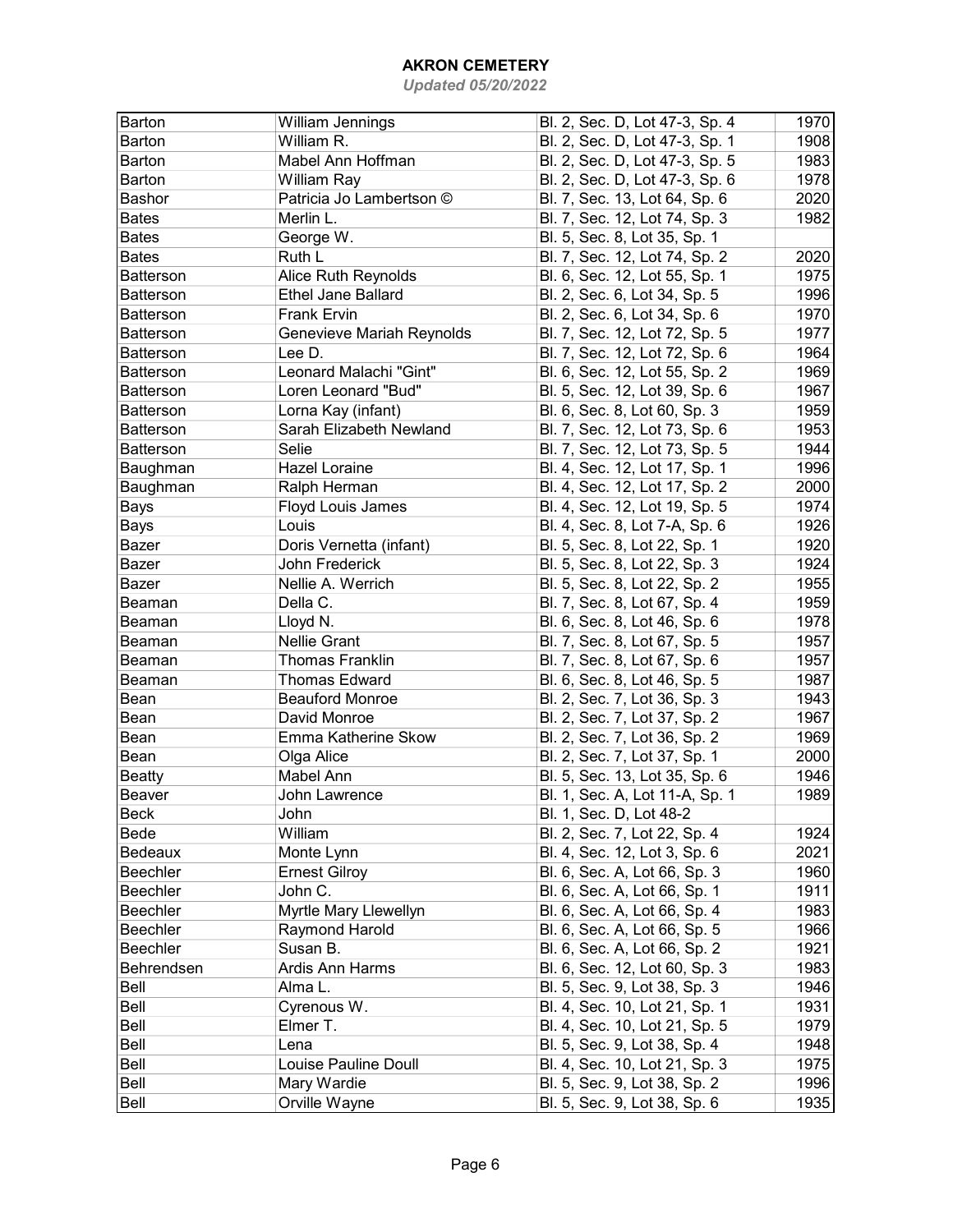# AKRON CEMETERY

*Updated 05/20/2022*

| | | | |
|---|---|---|---|
| Barton | William Jennings | Bl. 2, Sec. D, Lot 47-3, Sp. 4 | 1970 |
| Barton | William R. | Bl. 2, Sec. D, Lot 47-3, Sp. 1 | 1908 |
| Barton | Mabel Ann Hoffman | Bl. 2, Sec. D, Lot 47-3, Sp. 5 | 1983 |
| Barton | William Ray | Bl. 2, Sec. D, Lot 47-3, Sp. 6 | 1978 |
| Bashor | Patricia Jo Lambertson © | Bl. 7, Sec. 13, Lot 64, Sp. 6 | 2020 |
| Bates | Merlin L. | Bl. 7, Sec. 12, Lot 74, Sp. 3 | 1982 |
| Bates | George W. | Bl. 5, Sec. 8, Lot 35, Sp. 1 | |
| Bates | Ruth L | Bl. 7, Sec. 12, Lot 74, Sp. 2 | 2020 |
| Batterson | Alice Ruth Reynolds | Bl. 6, Sec. 12, Lot 55, Sp. 1 | 1975 |
| Batterson | Ethel Jane Ballard | Bl. 2, Sec. 6, Lot 34, Sp. 5 | 1996 |
| Batterson | Frank Ervin | Bl. 2, Sec. 6, Lot 34, Sp. 6 | 1970 |
| Batterson | Genevieve Mariah Reynolds | Bl. 7, Sec. 12, Lot 72, Sp. 5 | 1977 |
| Batterson | Lee D. | Bl. 7, Sec. 12, Lot 72, Sp. 6 | 1964 |
| Batterson | Leonard Malachi "Gint" | Bl. 6, Sec. 12, Lot 55, Sp. 2 | 1969 |
| Batterson | Loren Leonard "Bud" | Bl. 5, Sec. 12, Lot 39, Sp. 6 | 1967 |
| Batterson | Lorna Kay (infant) | Bl. 6, Sec. 8, Lot 60, Sp. 3 | 1959 |
| Batterson | Sarah Elizabeth Newland | Bl. 7, Sec. 12, Lot 73, Sp. 6 | 1953 |
| Batterson | Selie | Bl. 7, Sec. 12, Lot 73, Sp. 5 | 1944 |
| Baughman | Hazel Loraine | Bl. 4, Sec. 12, Lot 17, Sp. 1 | 1996 |
| Baughman | Ralph Herman | Bl. 4, Sec. 12, Lot 17, Sp. 2 | 2000 |
| Bays | Floyd Louis James | Bl. 4, Sec. 12, Lot 19, Sp. 5 | 1974 |
| Bays | Louis | Bl. 4, Sec. 8, Lot 7-A, Sp. 6 | 1926 |
| Bazer | Doris Vernetta (infant) | Bl. 5, Sec. 8, Lot 22, Sp. 1 | 1920 |
| Bazer | John Frederick | Bl. 5, Sec. 8, Lot 22, Sp. 3 | 1924 |
| Bazer | Nellie A. Werrich | Bl. 5, Sec. 8, Lot 22, Sp. 2 | 1955 |
| Beaman | Della C. | Bl. 7, Sec. 8, Lot 67, Sp. 4 | 1959 |
| Beaman | Lloyd N. | Bl. 6, Sec. 8, Lot 46, Sp. 6 | 1978 |
| Beaman | Nellie Grant | Bl. 7, Sec. 8, Lot 67, Sp. 5 | 1957 |
| Beaman | Thomas Franklin | Bl. 7, Sec. 8, Lot 67, Sp. 6 | 1957 |
| Beaman | Thomas Edward | Bl. 6, Sec. 8, Lot 46, Sp. 5 | 1987 |
| Bean | Beauford Monroe | Bl. 2, Sec. 7, Lot 36, Sp. 3 | 1943 |
| Bean | David Monroe | Bl. 2, Sec. 7, Lot 37, Sp. 2 | 1967 |
| Bean | Emma Katherine Skow | Bl. 2, Sec. 7, Lot 36, Sp. 2 | 1969 |
| Bean | Olga Alice | Bl. 2, Sec. 7, Lot 37, Sp. 1 | 2000 |
| Beatty | Mabel Ann | Bl. 5, Sec. 13, Lot 35, Sp. 6 | 1946 |
| Beaver | John Lawrence | Bl. 1, Sec. A, Lot 11-A, Sp. 1 | 1989 |
| Beck | John | Bl. 1, Sec. D, Lot 48-2 | |
| Bede | William | Bl. 2, Sec. 7, Lot 22, Sp. 4 | 1924 |
| Bedeaux | Monte Lynn | Bl. 4, Sec. 12, Lot 3, Sp. 6 | 2021 |
| Beechler | Ernest Gilroy | Bl. 6, Sec. A, Lot 66, Sp. 3 | 1960 |
| Beechler | John C. | Bl. 6, Sec. A, Lot 66, Sp. 1 | 1911 |
| Beechler | Myrtle Mary Llewellyn | Bl. 6, Sec. A, Lot 66, Sp. 4 | 1983 |
| Beechler | Raymond Harold | Bl. 6, Sec. A, Lot 66, Sp. 5 | 1966 |
| Beechler | Susan B. | Bl. 6, Sec. A, Lot 66, Sp. 2 | 1921 |
| Behrendsen | Ardis Ann Harms | Bl. 6, Sec. 12, Lot 60, Sp. 3 | 1983 |
| Bell | Alma L. | Bl. 5, Sec. 9, Lot 38, Sp. 3 | 1946 |
| Bell | Cyrenous W. | Bl. 4, Sec. 10, Lot 21, Sp. 1 | 1931 |
| Bell | Elmer T. | Bl. 4, Sec. 10, Lot 21, Sp. 5 | 1979 |
| Bell | Lena | Bl. 5, Sec. 9, Lot 38, Sp. 4 | 1948 |
| Bell | Louise Pauline Doull | Bl. 4, Sec. 10, Lot 21, Sp. 3 | 1975 |
| Bell | Mary Wardie | Bl. 5, Sec. 9, Lot 38, Sp. 2 | 1996 |
| Bell | Orville Wayne | Bl. 5, Sec. 9, Lot 38, Sp. 6 | 1935 |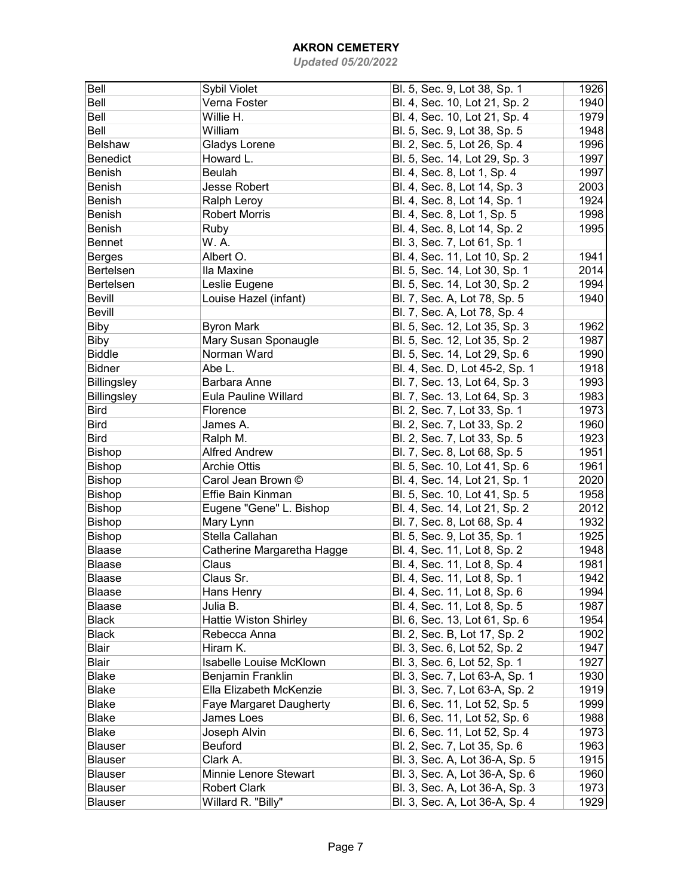# AKRON CEMETERY

*Updated 05/20/2022*

| | | | |
|---|---|---|---|
| Bell | Sybil Violet | Bl. 5, Sec. 9, Lot 38, Sp. 1 | 1926 |
| Bell | Verna Foster | Bl. 4, Sec. 10, Lot 21, Sp. 2 | 1940 |
| Bell | Willie H. | Bl. 4, Sec. 10, Lot 21, Sp. 4 | 1979 |
| Bell | William | Bl. 5, Sec. 9, Lot 38, Sp. 5 | 1948 |
| Belshaw | Gladys Lorene | Bl. 2, Sec. 5, Lot 26, Sp. 4 | 1996 |
| Benedict | Howard L. | Bl. 5, Sec. 14, Lot 29, Sp. 3 | 1997 |
| Benish | Beulah | Bl. 4, Sec. 8, Lot 1, Sp. 4 | 1997 |
| Benish | Jesse Robert | Bl. 4, Sec. 8, Lot 14, Sp. 3 | 2003 |
| Benish | Ralph Leroy | Bl. 4, Sec. 8, Lot 14, Sp. 1 | 1924 |
| Benish | Robert Morris | Bl. 4, Sec. 8, Lot 1, Sp. 5 | 1998 |
| Benish | Ruby | Bl. 4, Sec. 8, Lot 14, Sp. 2 | 1995 |
| Bennet | W. A. | Bl. 3, Sec. 7, Lot 61, Sp. 1 | |
| Berges | Albert O. | Bl. 4, Sec. 11, Lot 10, Sp. 2 | 1941 |
| Bertelsen | Ila Maxine | Bl. 5, Sec. 14, Lot 30, Sp. 1 | 2014 |
| Bertelsen | Leslie Eugene | Bl. 5, Sec. 14, Lot 30, Sp. 2 | 1994 |
| Bevill | Louise Hazel (infant) | Bl. 7, Sec. A, Lot 78, Sp. 5 | 1940 |
| Bevill | | Bl. 7, Sec. A, Lot 78, Sp. 4 | |
| Biby | Byron Mark | Bl. 5, Sec. 12, Lot 35, Sp. 3 | 1962 |
| Biby | Mary Susan Sponaugle | Bl. 5, Sec. 12, Lot 35, Sp. 2 | 1987 |
| Biddle | Norman Ward | Bl. 5, Sec. 14, Lot 29, Sp. 6 | 1990 |
| Bidner | Abe L. | Bl. 4, Sec. D, Lot 45-2, Sp. 1 | 1918 |
| Billingsley | Barbara Anne | Bl. 7, Sec. 13, Lot 64, Sp. 3 | 1993 |
| Billingsley | Eula Pauline Willard | Bl. 7, Sec. 13, Lot 64, Sp. 3 | 1983 |
| Bird | Florence | Bl. 2, Sec. 7, Lot 33, Sp. 1 | 1973 |
| Bird | James A. | Bl. 2, Sec. 7, Lot 33, Sp. 2 | 1960 |
| Bird | Ralph M. | Bl. 2, Sec. 7, Lot 33, Sp. 5 | 1923 |
| Bishop | Alfred Andrew | Bl. 7, Sec. 8, Lot 68, Sp. 5 | 1951 |
| Bishop | Archie Ottis | Bl. 5, Sec. 10, Lot 41, Sp. 6 | 1961 |
| Bishop | Carol Jean Brown © | Bl. 4, Sec. 14, Lot 21, Sp. 1 | 2020 |
| Bishop | Effie Bain Kinman | Bl. 5, Sec. 10, Lot 41, Sp. 5 | 1958 |
| Bishop | Eugene "Gene" L. Bishop | Bl. 4, Sec. 14, Lot 21, Sp. 2 | 2012 |
| Bishop | Mary Lynn | Bl. 7, Sec. 8, Lot 68, Sp. 4 | 1932 |
| Bishop | Stella Callahan | Bl. 5, Sec. 9, Lot 35, Sp. 1 | 1925 |
| Blaase | Catherine Margaretha Hagge | Bl. 4, Sec. 11, Lot 8, Sp. 2 | 1948 |
| Blaase | Claus | Bl. 4, Sec. 11, Lot 8, Sp. 4 | 1981 |
| Blaase | Claus Sr. | Bl. 4, Sec. 11, Lot 8, Sp. 1 | 1942 |
| Blaase | Hans Henry | Bl. 4, Sec. 11, Lot 8, Sp. 6 | 1994 |
| Blaase | Julia B. | Bl. 4, Sec. 11, Lot 8, Sp. 5 | 1987 |
| Black | Hattie Wiston Shirley | Bl. 6, Sec. 13, Lot 61, Sp. 6 | 1954 |
| Black | Rebecca Anna | Bl. 2, Sec. B, Lot 17, Sp. 2 | 1902 |
| Blair | Hiram K. | Bl. 3, Sec. 6, Lot 52, Sp. 2 | 1947 |
| Blair | Isabelle Louise McKlown | Bl. 3, Sec. 6, Lot 52, Sp. 1 | 1927 |
| Blake | Benjamin Franklin | Bl. 3, Sec. 7, Lot 63-A, Sp. 1 | 1930 |
| Blake | Ella Elizabeth McKenzie | Bl. 3, Sec. 7, Lot 63-A, Sp. 2 | 1919 |
| Blake | Faye Margaret Daugherty | Bl. 6, Sec. 11, Lot 52, Sp. 5 | 1999 |
| Blake | James Loes | Bl. 6, Sec. 11, Lot 52, Sp. 6 | 1988 |
| Blake | Joseph Alvin | Bl. 6, Sec. 11, Lot 52, Sp. 4 | 1973 |
| Blauser | Beuford | Bl. 2, Sec. 7, Lot 35, Sp. 6 | 1963 |
| Blauser | Clark A. | Bl. 3, Sec. A, Lot 36-A, Sp. 5 | 1915 |
| Blauser | Minnie Lenore Stewart | Bl. 3, Sec. A, Lot 36-A, Sp. 6 | 1960 |
| Blauser | Robert Clark | Bl. 3, Sec. A, Lot 36-A, Sp. 3 | 1973 |
| Blauser | Willard R. "Billy" | Bl. 3, Sec. A, Lot 36-A, Sp. 4 | 1929 |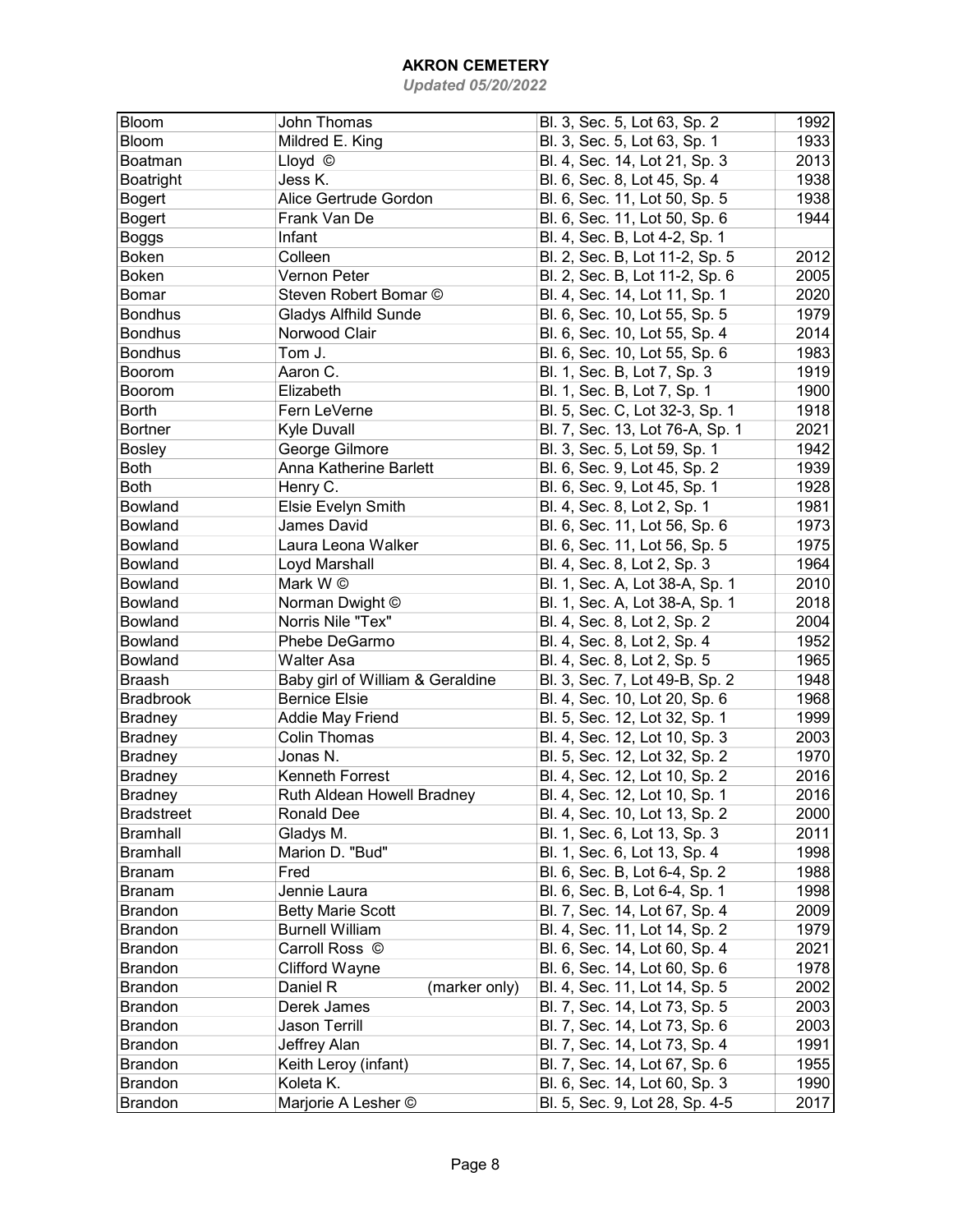# AKRON CEMETERY

*Updated 05/20/2022*

| | | | |
|---|---|---|---|
| Bloom | John Thomas | Bl. 3, Sec. 5, Lot 63, Sp. 2 | 1992 |
| Bloom | Mildred E. King | Bl. 3, Sec. 5, Lot 63, Sp. 1 | 1933 |
| Boatman | Lloyd © | Bl. 4, Sec. 14, Lot 21, Sp. 3 | 2013 |
| Boatright | Jess K. | Bl. 6, Sec. 8, Lot 45, Sp. 4 | 1938 |
| Bogert | Alice Gertrude Gordon | Bl. 6, Sec. 11, Lot 50, Sp. 5 | 1938 |
| Bogert | Frank Van De | Bl. 6, Sec. 11, Lot 50, Sp. 6 | 1944 |
| Boggs | Infant | Bl. 4, Sec. B, Lot 4-2, Sp. 1 | |
| Boken | Colleen | Bl. 2, Sec. B, Lot 11-2, Sp. 5 | 2012 |
| Boken | Vernon Peter | Bl. 2, Sec. B, Lot 11-2, Sp. 6 | 2005 |
| Bomar | Steven Robert Bomar © | Bl. 4, Sec. 14, Lot 11, Sp. 1 | 2020 |
| Bondhus | Gladys Alfhild Sunde | Bl. 6, Sec. 10, Lot 55, Sp. 5 | 1979 |
| Bondhus | Norwood Clair | Bl. 6, Sec. 10, Lot 55, Sp. 4 | 2014 |
| Bondhus | Tom J. | Bl. 6, Sec. 10, Lot 55, Sp. 6 | 1983 |
| Boorom | Aaron C. | Bl. 1, Sec. B, Lot 7, Sp. 3 | 1919 |
| Boorom | Elizabeth | Bl. 1, Sec. B, Lot 7, Sp. 1 | 1900 |
| Borth | Fern LeVerne | Bl. 5, Sec. C, Lot 32-3, Sp. 1 | 1918 |
| Bortner | Kyle Duvall | Bl. 7, Sec. 13, Lot 76-A, Sp. 1 | 2021 |
| Bosley | George Gilmore | Bl. 3, Sec. 5, Lot 59, Sp. 1 | 1942 |
| Both | Anna Katherine Barlett | Bl. 6, Sec. 9, Lot 45, Sp. 2 | 1939 |
| Both | Henry C. | Bl. 6, Sec. 9, Lot 45, Sp. 1 | 1928 |
| Bowland | Elsie Evelyn Smith | Bl. 4, Sec. 8, Lot 2, Sp. 1 | 1981 |
| Bowland | James David | Bl. 6, Sec. 11, Lot 56, Sp. 6 | 1973 |
| Bowland | Laura Leona Walker | Bl. 6, Sec. 11, Lot 56, Sp. 5 | 1975 |
| Bowland | Loyd Marshall | Bl. 4, Sec. 8, Lot 2, Sp. 3 | 1964 |
| Bowland | Mark W © | Bl. 1, Sec. A, Lot 38-A, Sp. 1 | 2010 |
| Bowland | Norman Dwight © | Bl. 1, Sec. A, Lot 38-A, Sp. 1 | 2018 |
| Bowland | Norris Nile "Tex" | Bl. 4, Sec. 8, Lot 2, Sp. 2 | 2004 |
| Bowland | Phebe DeGarmo | Bl. 4, Sec. 8, Lot 2, Sp. 4 | 1952 |
| Bowland | Walter Asa | Bl. 4, Sec. 8, Lot 2, Sp. 5 | 1965 |
| Braash | Baby girl of William & Geraldine | Bl. 3, Sec. 7, Lot 49-B, Sp. 2 | 1948 |
| Bradbrook | Bernice Elsie | Bl. 4, Sec. 10, Lot 20, Sp. 6 | 1968 |
| Bradney | Addie May Friend | Bl. 5, Sec. 12, Lot 32, Sp. 1 | 1999 |
| Bradney | Colin Thomas | Bl. 4, Sec. 12, Lot 10, Sp. 3 | 2003 |
| Bradney | Jonas N. | Bl. 5, Sec. 12, Lot 32, Sp. 2 | 1970 |
| Bradney | Kenneth Forrest | Bl. 4, Sec. 12, Lot 10, Sp. 2 | 2016 |
| Bradney | Ruth Aldean Howell Bradney | Bl. 4, Sec. 12, Lot 10, Sp. 1 | 2016 |
| Bradstreet | Ronald Dee | Bl. 4, Sec. 10, Lot 13, Sp. 2 | 2000 |
| Bramhall | Gladys M. | Bl. 1, Sec. 6, Lot 13, Sp. 3 | 2011 |
| Bramhall | Marion D. "Bud" | Bl. 1, Sec. 6, Lot 13, Sp. 4 | 1998 |
| Branam | Fred | Bl. 6, Sec. B, Lot 6-4, Sp. 2 | 1988 |
| Branam | Jennie Laura | Bl. 6, Sec. B, Lot 6-4, Sp. 1 | 1998 |
| Brandon | Betty Marie Scott | Bl. 7, Sec. 14, Lot 67, Sp. 4 | 2009 |
| Brandon | Burnell William | Bl. 4, Sec. 11, Lot 14, Sp. 2 | 1979 |
| Brandon | Carroll Ross © | Bl. 6, Sec. 14, Lot 60, Sp. 4 | 2021 |
| Brandon | Clifford Wayne | Bl. 6, Sec. 14, Lot 60, Sp. 6 | 1978 |
| Brandon | Daniel R (marker only) | Bl. 4, Sec. 11, Lot 14, Sp. 5 | 2002 |
| Brandon | Derek James | Bl. 7, Sec. 14, Lot 73, Sp. 5 | 2003 |
| Brandon | Jason Terrill | Bl. 7, Sec. 14, Lot 73, Sp. 6 | 2003 |
| Brandon | Jeffrey Alan | Bl. 7, Sec. 14, Lot 73, Sp. 4 | 1991 |
| Brandon | Keith Leroy (infant) | Bl. 7, Sec. 14, Lot 67, Sp. 6 | 1955 |
| Brandon | Koleta K. | Bl. 6, Sec. 14, Lot 60, Sp. 3 | 1990 |
| Brandon | Marjorie A Lesher © | Bl. 5, Sec. 9, Lot 28, Sp. 4-5 | 2017 |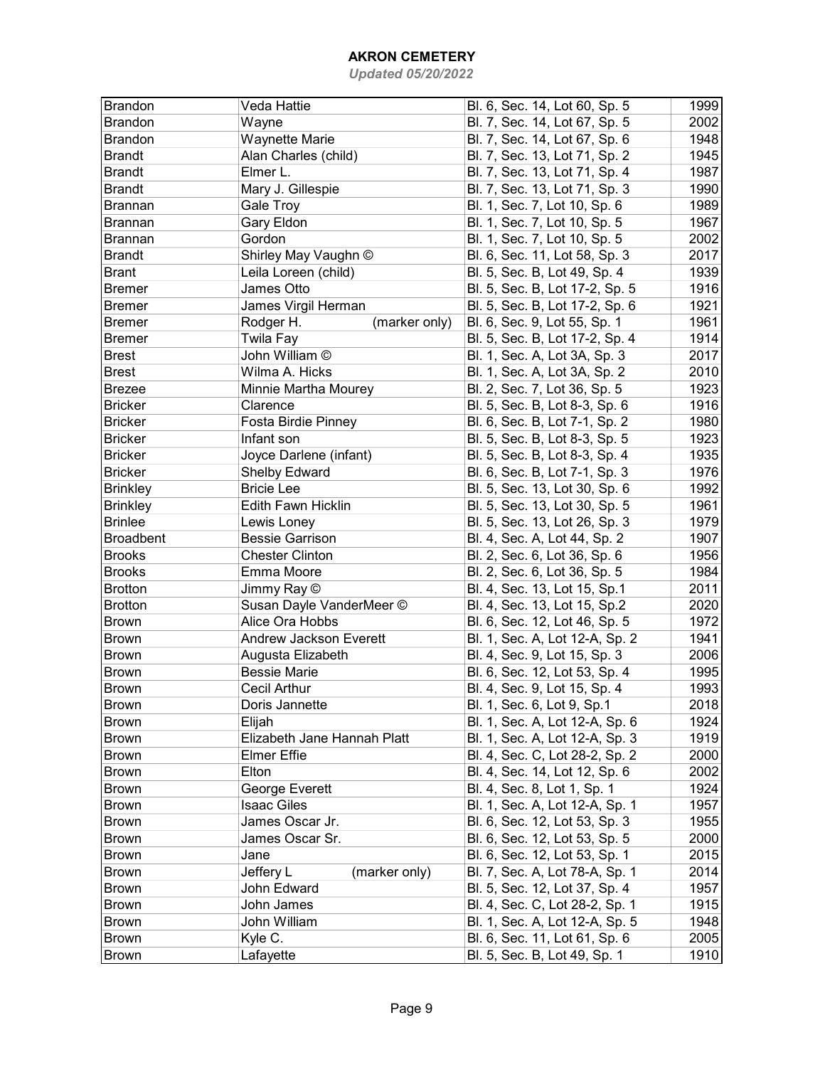# AKRON CEMETERY

*Updated 05/20/2022*

| | | | |
|---|---|---|---|
| Brandon | Veda Hattie | Bl. 6, Sec. 14, Lot 60, Sp. 5 | 1999 |
| Brandon | Wayne | Bl. 7, Sec. 14, Lot 67, Sp. 5 | 2002 |
| Brandon | Waynette Marie | Bl. 7, Sec. 14, Lot 67, Sp. 6 | 1948 |
| Brandt | Alan Charles (child) | Bl. 7, Sec. 13, Lot 71, Sp. 2 | 1945 |
| Brandt | Elmer L. | Bl. 7, Sec. 13, Lot 71, Sp. 4 | 1987 |
| Brandt | Mary J. Gillespie | Bl. 7, Sec. 13, Lot 71, Sp. 3 | 1990 |
| Brannan | Gale Troy | Bl. 1, Sec. 7, Lot 10, Sp. 6 | 1989 |
| Brannan | Gary Eldon | Bl. 1, Sec. 7, Lot 10, Sp. 5 | 1967 |
| Brannan | Gordon | Bl. 1, Sec. 7, Lot 10, Sp. 5 | 2002 |
| Brandt | Shirley May Vaughn © | Bl. 6, Sec. 11, Lot 58, Sp. 3 | 2017 |
| Brant | Leila Loreen (child) | Bl. 5, Sec. B, Lot 49, Sp. 4 | 1939 |
| Bremer | James Otto | Bl. 5, Sec. B, Lot 17-2, Sp. 5 | 1916 |
| Bremer | James Virgil Herman | Bl. 5, Sec. B, Lot 17-2, Sp. 6 | 1921 |
| Bremer | Rodger H. (marker only) | Bl. 6, Sec. 9, Lot 55, Sp. 1 | 1961 |
| Bremer | Twila Fay | Bl. 5, Sec. B, Lot 17-2, Sp. 4 | 1914 |
| Brest | John William © | Bl. 1, Sec. A, Lot 3A, Sp. 3 | 2017 |
| Brest | Wilma A. Hicks | Bl. 1, Sec. A, Lot 3A, Sp. 2 | 2010 |
| Brezee | Minnie Martha Mourey | Bl. 2, Sec. 7, Lot 36, Sp. 5 | 1923 |
| Bricker | Clarence | Bl. 5, Sec. B, Lot 8-3, Sp. 6 | 1916 |
| Bricker | Fosta Birdie Pinney | Bl. 6, Sec. B, Lot 7-1, Sp. 2 | 1980 |
| Bricker | Infant son | Bl. 5, Sec. B, Lot 8-3, Sp. 5 | 1923 |
| Bricker | Joyce Darlene (infant) | Bl. 5, Sec. B, Lot 8-3, Sp. 4 | 1935 |
| Bricker | Shelby Edward | Bl. 6, Sec. B, Lot 7-1, Sp. 3 | 1976 |
| Brinkley | Bricie Lee | Bl. 5, Sec. 13, Lot 30, Sp. 6 | 1992 |
| Brinkley | Edith Fawn Hicklin | Bl. 5, Sec. 13, Lot 30, Sp. 5 | 1961 |
| Brinlee | Lewis Loney | Bl. 5, Sec. 13, Lot 26, Sp. 3 | 1979 |
| Broadbent | Bessie Garrison | Bl. 4, Sec. A, Lot 44, Sp. 2 | 1907 |
| Brooks | Chester Clinton | Bl. 2, Sec. 6, Lot 36, Sp. 6 | 1956 |
| Brooks | Emma Moore | Bl. 2, Sec. 6, Lot 36, Sp. 5 | 1984 |
| Brotton | Jimmy Ray © | Bl. 4, Sec. 13, Lot 15, Sp.1 | 2011 |
| Brotton | Susan Dayle VanderMeer © | Bl. 4, Sec. 13, Lot 15, Sp.2 | 2020 |
| Brown | Alice Ora Hobbs | Bl. 6, Sec. 12, Lot 46, Sp. 5 | 1972 |
| Brown | Andrew Jackson Everett | Bl. 1, Sec. A, Lot 12-A, Sp. 2 | 1941 |
| Brown | Augusta Elizabeth | Bl. 4, Sec. 9, Lot 15, Sp. 3 | 2006 |
| Brown | Bessie Marie | Bl. 6, Sec. 12, Lot 53, Sp. 4 | 1995 |
| Brown | Cecil Arthur | Bl. 4, Sec. 9, Lot 15, Sp. 4 | 1993 |
| Brown | Doris Jannette | Bl. 1, Sec. 6, Lot 9, Sp.1 | 2018 |
| Brown | Elijah | Bl. 1, Sec. A, Lot 12-A, Sp. 6 | 1924 |
| Brown | Elizabeth Jane Hannah Platt | Bl. 1, Sec. A, Lot 12-A, Sp. 3 | 1919 |
| Brown | Elmer Effie | Bl. 4, Sec. C, Lot 28-2, Sp. 2 | 2000 |
| Brown | Elton | Bl. 4, Sec. 14, Lot 12, Sp. 6 | 2002 |
| Brown | George Everett | Bl. 4, Sec. 8, Lot 1, Sp. 1 | 1924 |
| Brown | Isaac Giles | Bl. 1, Sec. A, Lot 12-A, Sp. 1 | 1957 |
| Brown | James Oscar Jr. | Bl. 6, Sec. 12, Lot 53, Sp. 3 | 1955 |
| Brown | James Oscar Sr. | Bl. 6, Sec. 12, Lot 53, Sp. 5 | 2000 |
| Brown | Jane | Bl. 6, Sec. 12, Lot 53, Sp. 1 | 2015 |
| Brown | Jeffery L (marker only) | Bl. 7, Sec. A, Lot 78-A, Sp. 1 | 2014 |
| Brown | John Edward | Bl. 5, Sec. 12, Lot 37, Sp. 4 | 1957 |
| Brown | John James | Bl. 4, Sec. C, Lot 28-2, Sp. 1 | 1915 |
| Brown | John William | Bl. 1, Sec. A, Lot 12-A, Sp. 5 | 1948 |
| Brown | Kyle C. | Bl. 6, Sec. 11, Lot 61, Sp. 6 | 2005 |
| Brown | Lafayette | Bl. 5, Sec. B, Lot 49, Sp. 1 | 1910 |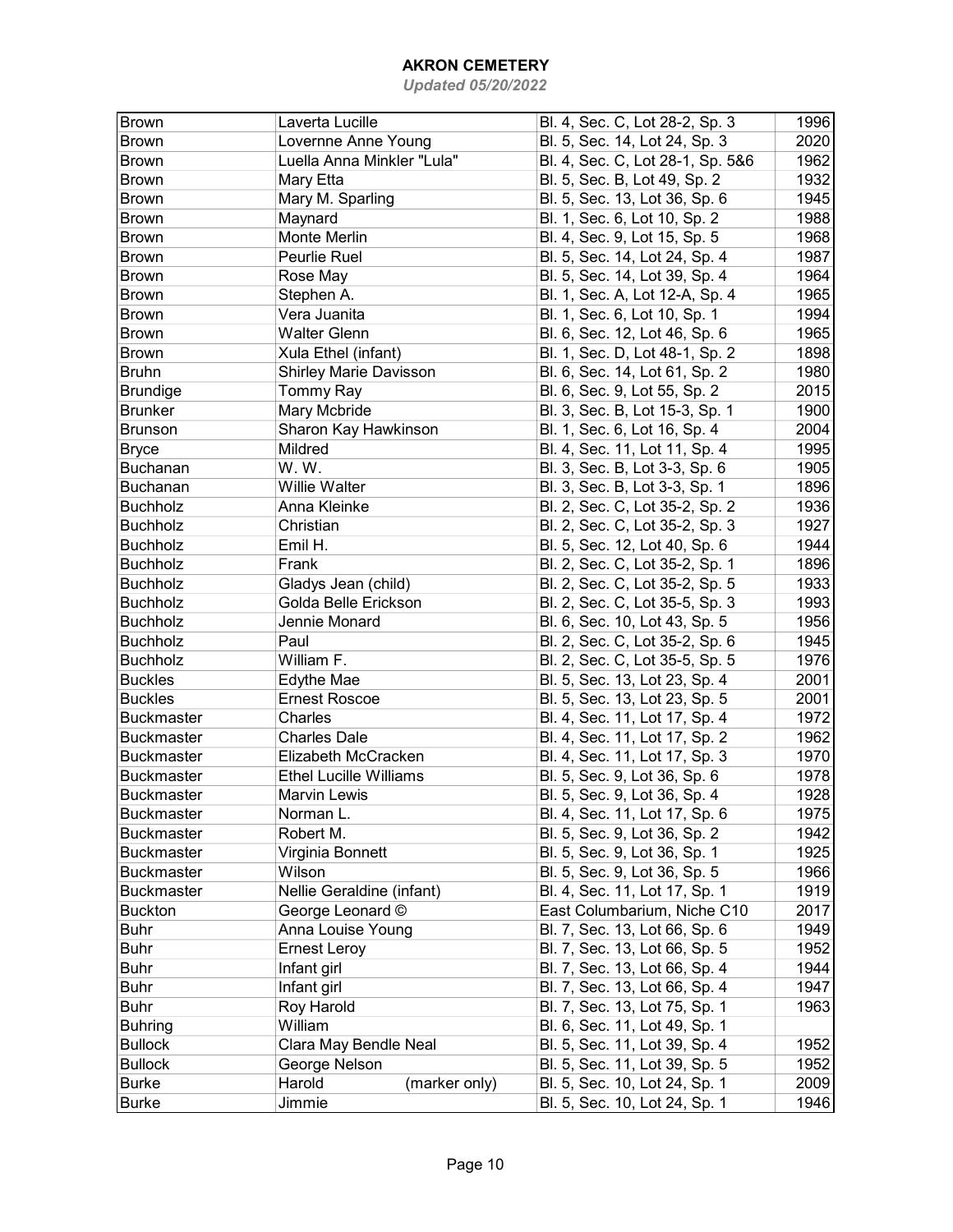# AKRON CEMETERY

*Updated 05/20/2022*

| | | | |
|---|---|---|---|
| Brown | Laverta Lucille | Bl. 4, Sec. C, Lot 28-2, Sp. 3 | 1996 |
| Brown | Lovernne Anne Young | Bl. 5, Sec. 14, Lot 24, Sp. 3 | 2020 |
| Brown | Luella Anna Minkler "Lula" | Bl. 4, Sec. C, Lot 28-1, Sp. 5&6 | 1962 |
| Brown | Mary Etta | Bl. 5, Sec. B, Lot 49, Sp. 2 | 1932 |
| Brown | Mary M. Sparling | Bl. 5, Sec. 13, Lot 36, Sp. 6 | 1945 |
| Brown | Maynard | Bl. 1, Sec. 6, Lot 10, Sp. 2 | 1988 |
| Brown | Monte Merlin | Bl. 4, Sec. 9, Lot 15, Sp. 5 | 1968 |
| Brown | Peurlie Ruel | Bl. 5, Sec. 14, Lot 24, Sp. 4 | 1987 |
| Brown | Rose May | Bl. 5, Sec. 14, Lot 39, Sp. 4 | 1964 |
| Brown | Stephen A. | Bl. 1, Sec. A, Lot 12-A, Sp. 4 | 1965 |
| Brown | Vera Juanita | Bl. 1, Sec. 6, Lot 10, Sp. 1 | 1994 |
| Brown | Walter Glenn | Bl. 6, Sec. 12, Lot 46, Sp. 6 | 1965 |
| Brown | Xula Ethel (infant) | Bl. 1, Sec. D, Lot 48-1, Sp. 2 | 1898 |
| Bruhn | Shirley Marie Davisson | Bl. 6, Sec. 14, Lot 61, Sp. 2 | 1980 |
| Brundige | Tommy Ray | Bl. 6, Sec. 9, Lot 55, Sp. 2 | 2015 |
| Brunker | Mary Mcbride | Bl. 3, Sec. B, Lot 15-3, Sp. 1 | 1900 |
| Brunson | Sharon Kay Hawkinson | Bl. 1, Sec. 6, Lot 16, Sp. 4 | 2004 |
| Bryce | Mildred | Bl. 4, Sec. 11, Lot 11, Sp. 4 | 1995 |
| Buchanan | W. W. | Bl. 3, Sec. B, Lot 3-3, Sp. 6 | 1905 |
| Buchanan | Willie Walter | Bl. 3, Sec. B, Lot 3-3, Sp. 1 | 1896 |
| Buchholz | Anna Kleinke | Bl. 2, Sec. C, Lot 35-2, Sp. 2 | 1936 |
| Buchholz | Christian | Bl. 2, Sec. C, Lot 35-2, Sp. 3 | 1927 |
| Buchholz | Emil H. | Bl. 5, Sec. 12, Lot 40, Sp. 6 | 1944 |
| Buchholz | Frank | Bl. 2, Sec. C, Lot 35-2, Sp. 1 | 1896 |
| Buchholz | Gladys Jean (child) | Bl. 2, Sec. C, Lot 35-2, Sp. 5 | 1933 |
| Buchholz | Golda Belle Erickson | Bl. 2, Sec. C, Lot 35-5, Sp. 3 | 1993 |
| Buchholz | Jennie Monard | Bl. 6, Sec. 10, Lot 43, Sp. 5 | 1956 |
| Buchholz | Paul | Bl. 2, Sec. C, Lot 35-2, Sp. 6 | 1945 |
| Buchholz | William F. | Bl. 2, Sec. C, Lot 35-5, Sp. 5 | 1976 |
| Buckles | Edythe Mae | Bl. 5, Sec. 13, Lot 23, Sp. 4 | 2001 |
| Buckles | Ernest Roscoe | Bl. 5, Sec. 13, Lot 23, Sp. 5 | 2001 |
| Buckmaster | Charles | Bl. 4, Sec. 11, Lot 17, Sp. 4 | 1972 |
| Buckmaster | Charles Dale | Bl. 4, Sec. 11, Lot 17, Sp. 2 | 1962 |
| Buckmaster | Elizabeth McCracken | Bl. 4, Sec. 11, Lot 17, Sp. 3 | 1970 |
| Buckmaster | Ethel Lucille Williams | Bl. 5, Sec. 9, Lot 36, Sp. 6 | 1978 |
| Buckmaster | Marvin Lewis | Bl. 5, Sec. 9, Lot 36, Sp. 4 | 1928 |
| Buckmaster | Norman L. | Bl. 4, Sec. 11, Lot 17, Sp. 6 | 1975 |
| Buckmaster | Robert M. | Bl. 5, Sec. 9, Lot 36, Sp. 2 | 1942 |
| Buckmaster | Virginia Bonnett | Bl. 5, Sec. 9, Lot 36, Sp. 1 | 1925 |
| Buckmaster | Wilson | Bl. 5, Sec. 9, Lot 36, Sp. 5 | 1966 |
| Buckmaster | Nellie Geraldine (infant) | Bl. 4, Sec. 11, Lot 17, Sp. 1 | 1919 |
| Buckton | George Leonard © | East Columbarium, Niche C10 | 2017 |
| Buhr | Anna Louise Young | Bl. 7, Sec. 13, Lot 66, Sp. 6 | 1949 |
| Buhr | Ernest Leroy | Bl. 7, Sec. 13, Lot 66, Sp. 5 | 1952 |
| Buhr | Infant girl | Bl. 7, Sec. 13, Lot 66, Sp. 4 | 1944 |
| Buhr | Infant girl | Bl. 7, Sec. 13, Lot 66, Sp. 4 | 1947 |
| Buhr | Roy Harold | Bl. 7, Sec. 13, Lot 75, Sp. 1 | 1963 |
| Buhring | William | Bl. 6, Sec. 11, Lot 49, Sp. 1 | |
| Bullock | Clara May Bendle Neal | Bl. 5, Sec. 11, Lot 39, Sp. 4 | 1952 |
| Bullock | George Nelson | Bl. 5, Sec. 11, Lot 39, Sp. 5 | 1952 |
| Burke | Harold (marker only) | Bl. 5, Sec. 10, Lot 24, Sp. 1 | 2009 |
| Burke | Jimmie | Bl. 5, Sec. 10, Lot 24, Sp. 1 | 1946 |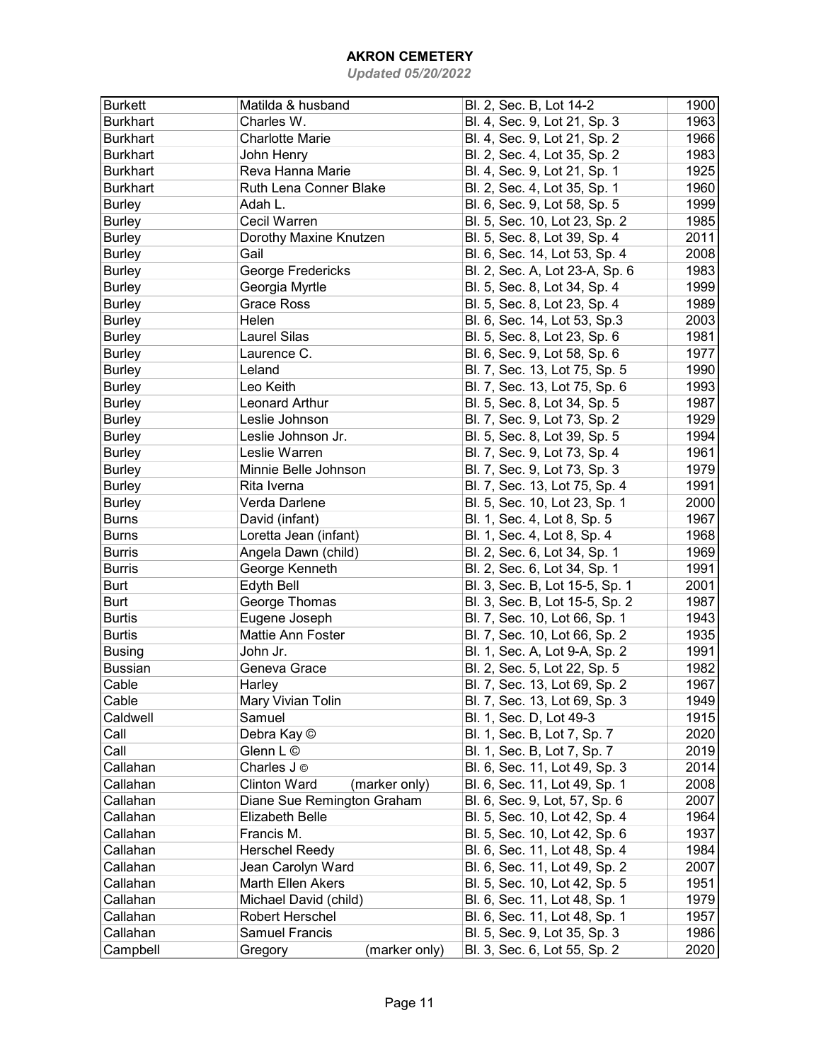# AKRON CEMETERY

*Updated 05/20/2022*

| | | | |
|---|---|---|---|
| Burkett | Matilda & husband | Bl. 2, Sec. B, Lot 14-2 | 1900 |
| Burkhart | Charles W. | Bl. 4, Sec. 9, Lot 21, Sp. 3 | 1963 |
| Burkhart | Charlotte Marie | Bl. 4, Sec. 9, Lot 21, Sp. 2 | 1966 |
| Burkhart | John Henry | Bl. 2, Sec. 4, Lot 35, Sp. 2 | 1983 |
| Burkhart | Reva Hanna Marie | Bl. 4, Sec. 9, Lot 21, Sp. 1 | 1925 |
| Burkhart | Ruth Lena Conner Blake | Bl. 2, Sec. 4, Lot 35, Sp. 1 | 1960 |
| Burley | Adah L. | Bl. 6, Sec. 9, Lot 58, Sp. 5 | 1999 |
| Burley | Cecil Warren | Bl. 5, Sec. 10, Lot 23, Sp. 2 | 1985 |
| Burley | Dorothy Maxine Knutzen | Bl. 5, Sec. 8, Lot 39, Sp. 4 | 2011 |
| Burley | Gail | Bl. 6, Sec. 14, Lot 53, Sp. 4 | 2008 |
| Burley | George Fredericks | Bl. 2, Sec. A, Lot 23-A, Sp. 6 | 1983 |
| Burley | Georgia Myrtle | Bl. 5, Sec. 8, Lot 34, Sp. 4 | 1999 |
| Burley | Grace Ross | Bl. 5, Sec. 8, Lot 23, Sp. 4 | 1989 |
| Burley | Helen | Bl. 6, Sec. 14, Lot 53, Sp.3 | 2003 |
| Burley | Laurel Silas | Bl. 5, Sec. 8, Lot 23, Sp. 6 | 1981 |
| Burley | Laurence C. | Bl. 6, Sec. 9, Lot 58, Sp. 6 | 1977 |
| Burley | Leland | Bl. 7, Sec. 13, Lot 75, Sp. 5 | 1990 |
| Burley | Leo Keith | Bl. 7, Sec. 13, Lot 75, Sp. 6 | 1993 |
| Burley | Leonard Arthur | Bl. 5, Sec. 8, Lot 34, Sp. 5 | 1987 |
| Burley | Leslie Johnson | Bl. 7, Sec. 9, Lot 73, Sp. 2 | 1929 |
| Burley | Leslie Johnson Jr. | Bl. 5, Sec. 8, Lot 39, Sp. 5 | 1994 |
| Burley | Leslie Warren | Bl. 7, Sec. 9, Lot 73, Sp. 4 | 1961 |
| Burley | Minnie Belle Johnson | Bl. 7, Sec. 9, Lot 73, Sp. 3 | 1979 |
| Burley | Rita Iverna | Bl. 7, Sec. 13, Lot 75, Sp. 4 | 1991 |
| Burley | Verda Darlene | Bl. 5, Sec. 10, Lot 23, Sp. 1 | 2000 |
| Burns | David (infant) | Bl. 1, Sec. 4, Lot 8, Sp. 5 | 1967 |
| Burns | Loretta Jean (infant) | Bl. 1, Sec. 4, Lot 8, Sp. 4 | 1968 |
| Burris | Angela Dawn (child) | Bl. 2, Sec. 6, Lot 34, Sp. 1 | 1969 |
| Burris | George Kenneth | Bl. 2, Sec. 6, Lot 34, Sp. 1 | 1991 |
| Burt | Edyth Bell | Bl. 3, Sec. B, Lot 15-5, Sp. 1 | 2001 |
| Burt | George Thomas | Bl. 3, Sec. B, Lot 15-5, Sp. 2 | 1987 |
| Burtis | Eugene Joseph | Bl. 7, Sec. 10, Lot 66, Sp. 1 | 1943 |
| Burtis | Mattie Ann Foster | Bl. 7, Sec. 10, Lot 66, Sp. 2 | 1935 |
| Busing | John Jr. | Bl. 1, Sec. A, Lot 9-A, Sp. 2 | 1991 |
| Bussian | Geneva Grace | Bl. 2, Sec. 5, Lot 22, Sp. 5 | 1982 |
| Cable | Harley | Bl. 7, Sec. 13, Lot 69, Sp. 2 | 1967 |
| Cable | Mary Vivian Tolin | Bl. 7, Sec. 13, Lot 69, Sp. 3 | 1949 |
| Caldwell | Samuel | Bl. 1, Sec. D, Lot 49-3 | 1915 |
| Call | Debra Kay © | Bl. 1, Sec. B, Lot 7, Sp. 7 | 2020 |
| Call | Glenn L © | Bl. 1, Sec. B, Lot 7, Sp. 7 | 2019 |
| Callahan | Charles J © | Bl. 6, Sec. 11, Lot 49, Sp. 3 | 2014 |
| Callahan | Clinton Ward (marker only) | Bl. 6, Sec. 11, Lot 49, Sp. 1 | 2008 |
| Callahan | Diane Sue Remington Graham | Bl. 6, Sec. 9, Lot, 57, Sp. 6 | 2007 |
| Callahan | Elizabeth Belle | Bl. 5, Sec. 10, Lot 42, Sp. 4 | 1964 |
| Callahan | Francis M. | Bl. 5, Sec. 10, Lot 42, Sp. 6 | 1937 |
| Callahan | Herschel Reedy | Bl. 6, Sec. 11, Lot 48, Sp. 4 | 1984 |
| Callahan | Jean Carolyn Ward | Bl. 6, Sec. 11, Lot 49, Sp. 2 | 2007 |
| Callahan | Marth Ellen Akers | Bl. 5, Sec. 10, Lot 42, Sp. 5 | 1951 |
| Callahan | Michael David (child) | Bl. 6, Sec. 11, Lot 48, Sp. 1 | 1979 |
| Callahan | Robert Herschel | Bl. 6, Sec. 11, Lot 48, Sp. 1 | 1957 |
| Callahan | Samuel Francis | Bl. 5, Sec. 9, Lot 35, Sp. 3 | 1986 |
| Campbell | Gregory (marker only) | Bl. 3, Sec. 6, Lot 55, Sp. 2 | 2020 |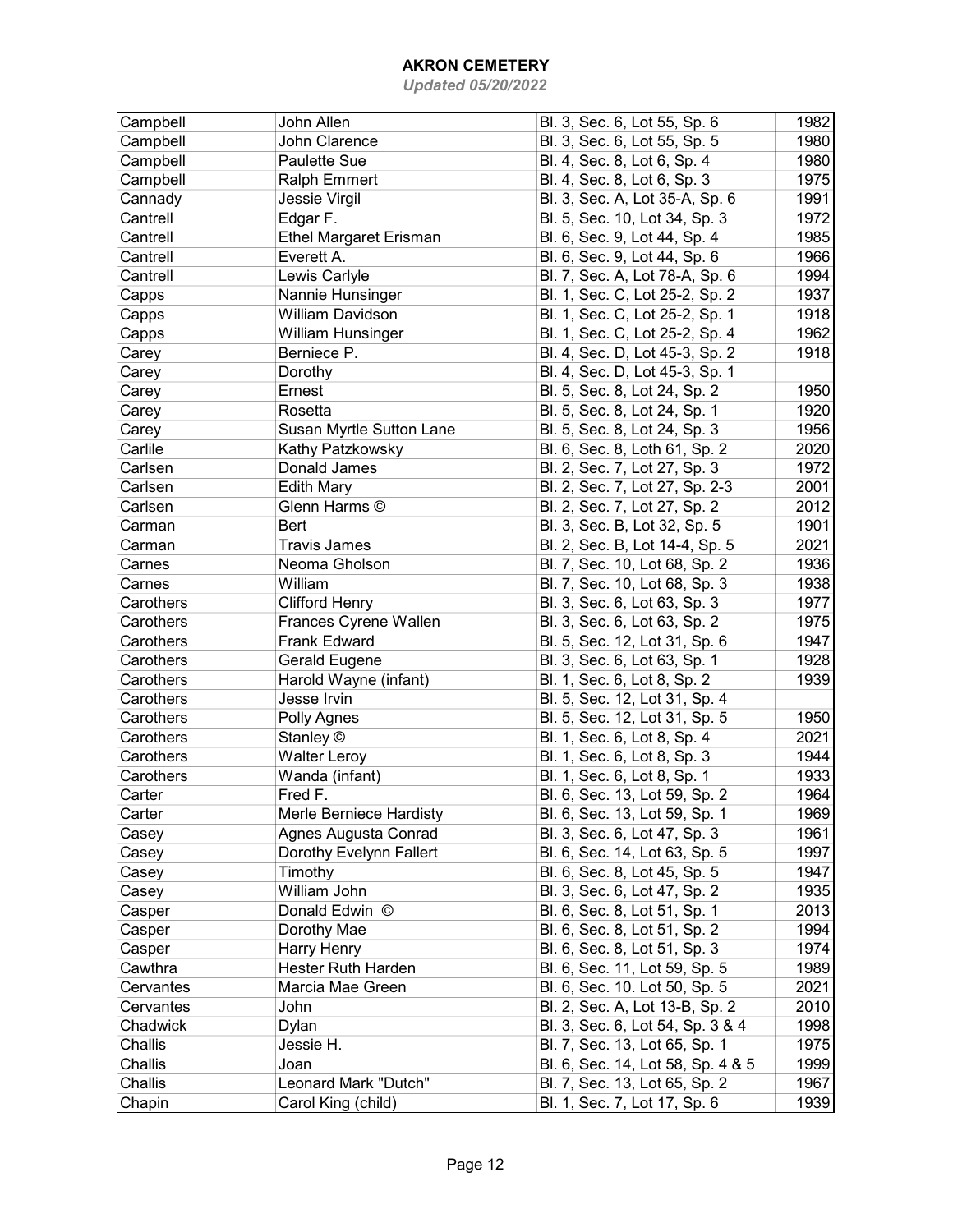# AKRON CEMETERY

*Updated 05/20/2022*

| | | | |
|---|---|---|---|
| Campbell | John Allen | Bl. 3, Sec. 6, Lot 55, Sp. 6 | 1982 |
| Campbell | John Clarence | Bl. 3, Sec. 6, Lot 55, Sp. 5 | 1980 |
| Campbell | Paulette Sue | Bl. 4, Sec. 8, Lot 6, Sp. 4 | 1980 |
| Campbell | Ralph Emmert | Bl. 4, Sec. 8, Lot 6, Sp. 3 | 1975 |
| Cannady | Jessie Virgil | Bl. 3, Sec. A, Lot 35-A, Sp. 6 | 1991 |
| Cantrell | Edgar F. | Bl. 5, Sec. 10, Lot 34, Sp. 3 | 1972 |
| Cantrell | Ethel Margaret Erisman | Bl. 6, Sec. 9, Lot 44, Sp. 4 | 1985 |
| Cantrell | Everett A. | Bl. 6, Sec. 9, Lot 44, Sp. 6 | 1966 |
| Cantrell | Lewis Carlyle | Bl. 7, Sec. A, Lot 78-A, Sp. 6 | 1994 |
| Capps | Nannie Hunsinger | Bl. 1, Sec. C, Lot 25-2, Sp. 2 | 1937 |
| Capps | William Davidson | Bl. 1, Sec. C, Lot 25-2, Sp. 1 | 1918 |
| Capps | William Hunsinger | Bl. 1, Sec. C, Lot 25-2, Sp. 4 | 1962 |
| Carey | Berniece P. | Bl. 4, Sec. D, Lot 45-3, Sp. 2 | 1918 |
| Carey | Dorothy | Bl. 4, Sec. D, Lot 45-3, Sp. 1 | |
| Carey | Ernest | Bl. 5, Sec. 8, Lot 24, Sp. 2 | 1950 |
| Carey | Rosetta | Bl. 5, Sec. 8, Lot 24, Sp. 1 | 1920 |
| Carey | Susan Myrtle Sutton Lane | Bl. 5, Sec. 8, Lot 24, Sp. 3 | 1956 |
| Carlile | Kathy Patzkowsky | Bl. 6, Sec. 8, Loth 61, Sp. 2 | 2020 |
| Carlsen | Donald James | Bl. 2, Sec. 7, Lot 27, Sp. 3 | 1972 |
| Carlsen | Edith Mary | Bl. 2, Sec. 7, Lot 27, Sp. 2-3 | 2001 |
| Carlsen | Glenn Harms © | Bl. 2, Sec. 7, Lot 27, Sp. 2 | 2012 |
| Carman | Bert | Bl. 3, Sec. B, Lot 32, Sp. 5 | 1901 |
| Carman | Travis James | Bl. 2, Sec. B, Lot 14-4, Sp. 5 | 2021 |
| Carnes | Neoma Gholson | Bl. 7, Sec. 10, Lot 68, Sp. 2 | 1936 |
| Carnes | William | Bl. 7, Sec. 10, Lot 68, Sp. 3 | 1938 |
| Carothers | Clifford Henry | Bl. 3, Sec. 6, Lot 63, Sp. 3 | 1977 |
| Carothers | Frances Cyrene Wallen | Bl. 3, Sec. 6, Lot 63, Sp. 2 | 1975 |
| Carothers | Frank Edward | Bl. 5, Sec. 12, Lot 31, Sp. 6 | 1947 |
| Carothers | Gerald Eugene | Bl. 3, Sec. 6, Lot 63, Sp. 1 | 1928 |
| Carothers | Harold Wayne (infant) | Bl. 1, Sec. 6, Lot 8, Sp. 2 | 1939 |
| Carothers | Jesse Irvin | Bl. 5, Sec. 12, Lot 31, Sp. 4 | |
| Carothers | Polly Agnes | Bl. 5, Sec. 12, Lot 31, Sp. 5 | 1950 |
| Carothers | Stanley © | Bl. 1, Sec. 6, Lot 8, Sp. 4 | 2021 |
| Carothers | Walter Leroy | Bl. 1, Sec. 6, Lot 8, Sp. 3 | 1944 |
| Carothers | Wanda (infant) | Bl. 1, Sec. 6, Lot 8, Sp. 1 | 1933 |
| Carter | Fred F. | Bl. 6, Sec. 13, Lot 59, Sp. 2 | 1964 |
| Carter | Merle Berniece Hardisty | Bl. 6, Sec. 13, Lot 59, Sp. 1 | 1969 |
| Casey | Agnes Augusta Conrad | Bl. 3, Sec. 6, Lot 47, Sp. 3 | 1961 |
| Casey | Dorothy Evelynn Fallert | Bl. 6, Sec. 14, Lot 63, Sp. 5 | 1997 |
| Casey | Timothy | Bl. 6, Sec. 8, Lot 45, Sp. 5 | 1947 |
| Casey | William John | Bl. 3, Sec. 6, Lot 47, Sp. 2 | 1935 |
| Casper | Donald Edwin © | Bl. 6, Sec. 8, Lot 51, Sp. 1 | 2013 |
| Casper | Dorothy Mae | Bl. 6, Sec. 8, Lot 51, Sp. 2 | 1994 |
| Casper | Harry Henry | Bl. 6, Sec. 8, Lot 51, Sp. 3 | 1974 |
| Cawthra | Hester Ruth Harden | Bl. 6, Sec. 11, Lot 59, Sp. 5 | 1989 |
| Cervantes | Marcia Mae Green | Bl. 6, Sec. 10. Lot 50, Sp. 5 | 2021 |
| Cervantes | John | Bl. 2, Sec. A, Lot 13-B, Sp. 2 | 2010 |
| Chadwick | Dylan | Bl. 3, Sec. 6, Lot 54, Sp. 3 & 4 | 1998 |
| Challis | Jessie H. | Bl. 7, Sec. 13, Lot 65, Sp. 1 | 1975 |
| Challis | Joan | Bl. 6, Sec. 14, Lot 58, Sp. 4 & 5 | 1999 |
| Challis | Leonard Mark "Dutch" | Bl. 7, Sec. 13, Lot 65, Sp. 2 | 1967 |
| Chapin | Carol King (child) | Bl. 1, Sec. 7, Lot 17, Sp. 6 | 1939 |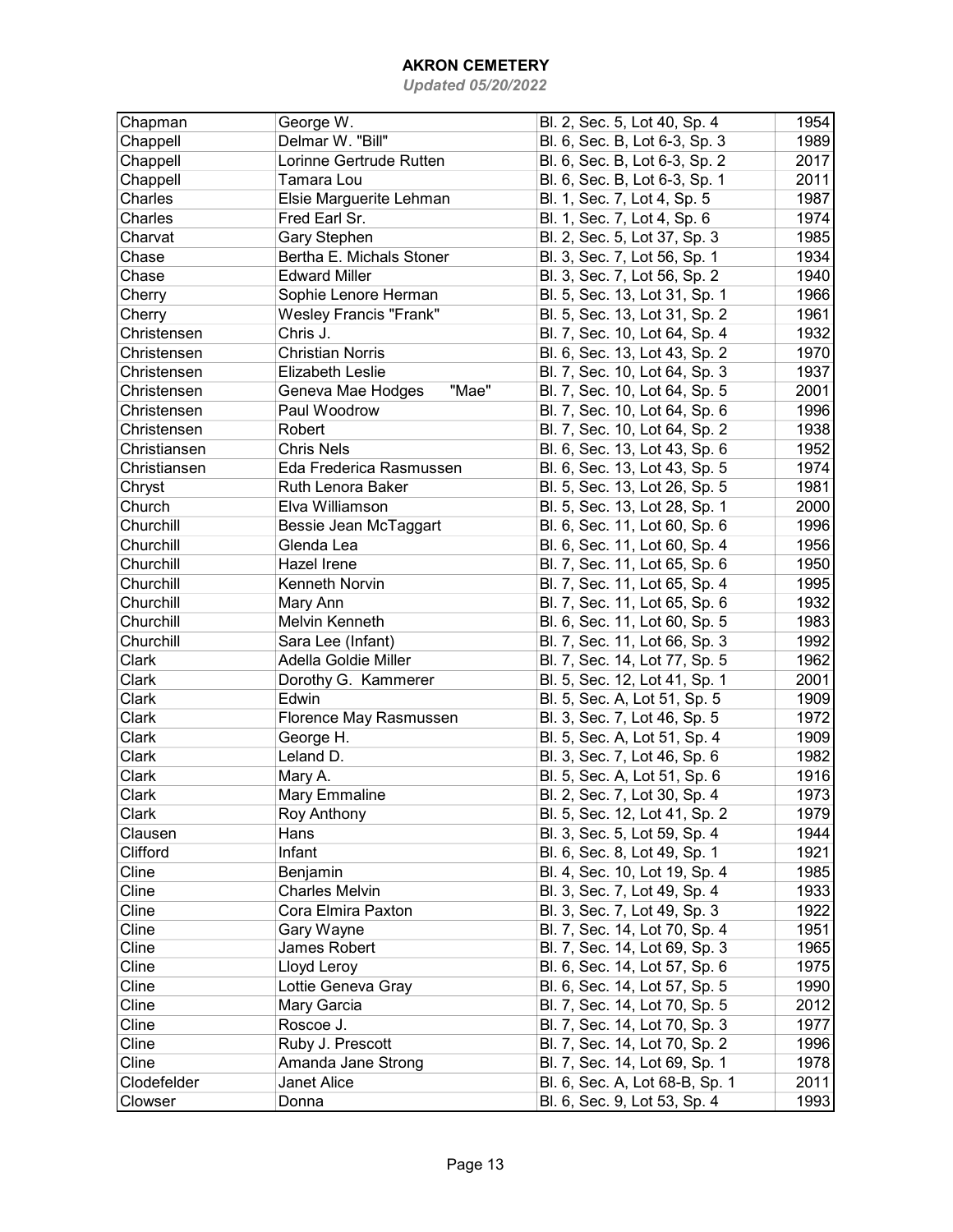# AKRON CEMETERY

*Updated 05/20/2022*

| | | | |
|---|---|---|---|
| Chapman | George W. | Bl. 2, Sec. 5, Lot 40, Sp. 4 | 1954 |
| Chappell | Delmar W. "Bill" | Bl. 6, Sec. B, Lot 6-3, Sp. 3 | 1989 |
| Chappell | Lorinne Gertrude Rutten | Bl. 6, Sec. B, Lot 6-3, Sp. 2 | 2017 |
| Chappell | Tamara Lou | Bl. 6, Sec. B, Lot 6-3, Sp. 1 | 2011 |
| Charles | Elsie Marguerite Lehman | Bl. 1, Sec. 7, Lot 4, Sp. 5 | 1987 |
| Charles | Fred Earl Sr. | Bl. 1, Sec. 7, Lot 4, Sp. 6 | 1974 |
| Charvat | Gary Stephen | Bl. 2, Sec. 5, Lot 37, Sp. 3 | 1985 |
| Chase | Bertha E. Michals Stoner | Bl. 3, Sec. 7, Lot 56, Sp. 1 | 1934 |
| Chase | Edward Miller | Bl. 3, Sec. 7, Lot 56, Sp. 2 | 1940 |
| Cherry | Sophie Lenore Herman | Bl. 5, Sec. 13, Lot 31, Sp. 1 | 1966 |
| Cherry | Wesley Francis "Frank" | Bl. 5, Sec. 13, Lot 31, Sp. 2 | 1961 |
| Christensen | Chris J. | Bl. 7, Sec. 10, Lot 64, Sp. 4 | 1932 |
| Christensen | Christian Norris | Bl. 6, Sec. 13, Lot 43, Sp. 2 | 1970 |
| Christensen | Elizabeth Leslie | Bl. 7, Sec. 10, Lot 64, Sp. 3 | 1937 |
| Christensen | Geneva Mae Hodges "Mae" | Bl. 7, Sec. 10, Lot 64, Sp. 5 | 2001 |
| Christensen | Paul Woodrow | Bl. 7, Sec. 10, Lot 64, Sp. 6 | 1996 |
| Christensen | Robert | Bl. 7, Sec. 10, Lot 64, Sp. 2 | 1938 |
| Christiansen | Chris Nels | Bl. 6, Sec. 13, Lot 43, Sp. 6 | 1952 |
| Christiansen | Eda Frederica Rasmussen | Bl. 6, Sec. 13, Lot 43, Sp. 5 | 1974 |
| Chryst | Ruth Lenora Baker | Bl. 5, Sec. 13, Lot 26, Sp. 5 | 1981 |
| Church | Elva Williamson | Bl. 5, Sec. 13, Lot 28, Sp. 1 | 2000 |
| Churchill | Bessie Jean McTaggart | Bl. 6, Sec. 11, Lot 60, Sp. 6 | 1996 |
| Churchill | Glenda Lea | Bl. 6, Sec. 11, Lot 60, Sp. 4 | 1956 |
| Churchill | Hazel Irene | Bl. 7, Sec. 11, Lot 65, Sp. 6 | 1950 |
| Churchill | Kenneth Norvin | Bl. 7, Sec. 11, Lot 65, Sp. 4 | 1995 |
| Churchill | Mary Ann | Bl. 7, Sec. 11, Lot 65, Sp. 6 | 1932 |
| Churchill | Melvin Kenneth | Bl. 6, Sec. 11, Lot 60, Sp. 5 | 1983 |
| Churchill | Sara Lee (Infant) | Bl. 7, Sec. 11, Lot 66, Sp. 3 | 1992 |
| Clark | Adella Goldie Miller | Bl. 7, Sec. 14, Lot 77, Sp. 5 | 1962 |
| Clark | Dorothy G. Kammerer | Bl. 5, Sec. 12, Lot 41, Sp. 1 | 2001 |
| Clark | Edwin | Bl. 5, Sec. A, Lot 51, Sp. 5 | 1909 |
| Clark | Florence May Rasmussen | Bl. 3, Sec. 7, Lot 46, Sp. 5 | 1972 |
| Clark | George H. | Bl. 5, Sec. A, Lot 51, Sp. 4 | 1909 |
| Clark | Leland D. | Bl. 3, Sec. 7, Lot 46, Sp. 6 | 1982 |
| Clark | Mary A. | Bl. 5, Sec. A, Lot 51, Sp. 6 | 1916 |
| Clark | Mary Emmaline | Bl. 2, Sec. 7, Lot 30, Sp. 4 | 1973 |
| Clark | Roy Anthony | Bl. 5, Sec. 12, Lot 41, Sp. 2 | 1979 |
| Clausen | Hans | Bl. 3, Sec. 5, Lot 59, Sp. 4 | 1944 |
| Clifford | Infant | Bl. 6, Sec. 8, Lot 49, Sp. 1 | 1921 |
| Cline | Benjamin | Bl. 4, Sec. 10, Lot 19, Sp. 4 | 1985 |
| Cline | Charles Melvin | Bl. 3, Sec. 7, Lot 49, Sp. 4 | 1933 |
| Cline | Cora Elmira Paxton | Bl. 3, Sec. 7, Lot 49, Sp. 3 | 1922 |
| Cline | Gary Wayne | Bl. 7, Sec. 14, Lot 70, Sp. 4 | 1951 |
| Cline | James Robert | Bl. 7, Sec. 14, Lot 69, Sp. 3 | 1965 |
| Cline | Lloyd Leroy | Bl. 6, Sec. 14, Lot 57, Sp. 6 | 1975 |
| Cline | Lottie Geneva Gray | Bl. 6, Sec. 14, Lot 57, Sp. 5 | 1990 |
| Cline | Mary Garcia | Bl. 7, Sec. 14, Lot 70, Sp. 5 | 2012 |
| Cline | Roscoe J. | Bl. 7, Sec. 14, Lot 70, Sp. 3 | 1977 |
| Cline | Ruby J. Prescott | Bl. 7, Sec. 14, Lot 70, Sp. 2 | 1996 |
| Cline | Amanda Jane Strong | Bl. 7, Sec. 14, Lot 69, Sp. 1 | 1978 |
| Clodefelder | Janet Alice | Bl. 6, Sec. A, Lot 68-B, Sp. 1 | 2011 |
| Clowser | Donna | Bl. 6, Sec. 9, Lot 53, Sp. 4 | 1993 |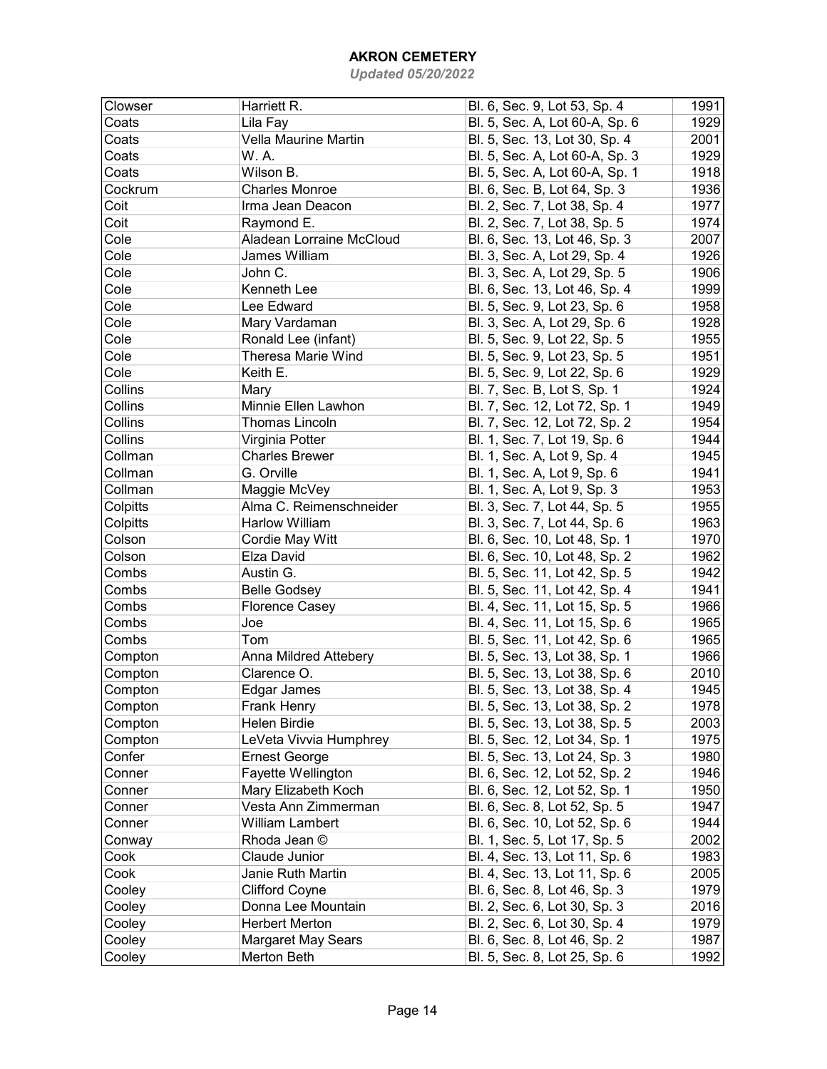# AKRON CEMETERY

*Updated 05/20/2022*

| | | | |
|---|---|---|---|
| Clowser | Harriett R. | Bl. 6, Sec. 9, Lot 53, Sp. 4 | 1991 |
| Coats | Lila Fay | Bl. 5, Sec. A, Lot 60-A, Sp. 6 | 1929 |
| Coats | Vella Maurine Martin | Bl. 5, Sec. 13, Lot 30, Sp. 4 | 2001 |
| Coats | W. A. | Bl. 5, Sec. A, Lot 60-A, Sp. 3 | 1929 |
| Coats | Wilson B. | Bl. 5, Sec. A, Lot 60-A, Sp. 1 | 1918 |
| Cockrum | Charles Monroe | Bl. 6, Sec. B, Lot 64, Sp. 3 | 1936 |
| Coit | Irma Jean Deacon | Bl. 2, Sec. 7, Lot 38, Sp. 4 | 1977 |
| Coit | Raymond E. | Bl. 2, Sec. 7, Lot 38, Sp. 5 | 1974 |
| Cole | Aladean Lorraine McCloud | Bl. 6, Sec. 13, Lot 46, Sp. 3 | 2007 |
| Cole | James William | Bl. 3, Sec. A, Lot 29, Sp. 4 | 1926 |
| Cole | John C. | Bl. 3, Sec. A, Lot 29, Sp. 5 | 1906 |
| Cole | Kenneth Lee | Bl. 6, Sec. 13, Lot 46, Sp. 4 | 1999 |
| Cole | Lee Edward | Bl. 5, Sec. 9, Lot 23, Sp. 6 | 1958 |
| Cole | Mary Vardaman | Bl. 3, Sec. A, Lot 29, Sp. 6 | 1928 |
| Cole | Ronald Lee (infant) | Bl. 5, Sec. 9, Lot 22, Sp. 5 | 1955 |
| Cole | Theresa Marie Wind | Bl. 5, Sec. 9, Lot 23, Sp. 5 | 1951 |
| Cole | Keith E. | Bl. 5, Sec. 9, Lot 22, Sp. 6 | 1929 |
| Collins | Mary | Bl. 7, Sec. B, Lot S, Sp. 1 | 1924 |
| Collins | Minnie Ellen Lawhon | Bl. 7, Sec. 12, Lot 72, Sp. 1 | 1949 |
| Collins | Thomas Lincoln | Bl. 7, Sec. 12, Lot 72, Sp. 2 | 1954 |
| Collins | Virginia Potter | Bl. 1, Sec. 7, Lot 19, Sp. 6 | 1944 |
| Collman | Charles Brewer | Bl. 1, Sec. A, Lot 9, Sp. 4 | 1945 |
| Collman | G. Orville | Bl. 1, Sec. A, Lot 9, Sp. 6 | 1941 |
| Collman | Maggie McVey | Bl. 1, Sec. A, Lot 9, Sp. 3 | 1953 |
| Colpitts | Alma C. Reimenschneider | Bl. 3, Sec. 7, Lot 44, Sp. 5 | 1955 |
| Colpitts | Harlow William | Bl. 3, Sec. 7, Lot 44, Sp. 6 | 1963 |
| Colson | Cordie May Witt | Bl. 6, Sec. 10, Lot 48, Sp. 1 | 1970 |
| Colson | Elza David | Bl. 6, Sec. 10, Lot 48, Sp. 2 | 1962 |
| Combs | Austin G. | Bl. 5, Sec. 11, Lot 42, Sp. 5 | 1942 |
| Combs | Belle Godsey | Bl. 5, Sec. 11, Lot 42, Sp. 4 | 1941 |
| Combs | Florence Casey | Bl. 4, Sec. 11, Lot 15, Sp. 5 | 1966 |
| Combs | Joe | Bl. 4, Sec. 11, Lot 15, Sp. 6 | 1965 |
| Combs | Tom | Bl. 5, Sec. 11, Lot 42, Sp. 6 | 1965 |
| Compton | Anna Mildred Attebery | Bl. 5, Sec. 13, Lot 38, Sp. 1 | 1966 |
| Compton | Clarence O. | Bl. 5, Sec. 13, Lot 38, Sp. 6 | 2010 |
| Compton | Edgar James | Bl. 5, Sec. 13, Lot 38, Sp. 4 | 1945 |
| Compton | Frank Henry | Bl. 5, Sec. 13, Lot 38, Sp. 2 | 1978 |
| Compton | Helen Birdie | Bl. 5, Sec. 13, Lot 38, Sp. 5 | 2003 |
| Compton | LeVeta Vivvia Humphrey | Bl. 5, Sec. 12, Lot 34, Sp. 1 | 1975 |
| Confer | Ernest George | Bl. 5, Sec. 13, Lot 24, Sp. 3 | 1980 |
| Conner | Fayette Wellington | Bl. 6, Sec. 12, Lot 52, Sp. 2 | 1946 |
| Conner | Mary Elizabeth Koch | Bl. 6, Sec. 12, Lot 52, Sp. 1 | 1950 |
| Conner | Vesta Ann Zimmerman | Bl. 6, Sec. 8, Lot 52, Sp. 5 | 1947 |
| Conner | William Lambert | Bl. 6, Sec. 10, Lot 52, Sp. 6 | 1944 |
| Conway | Rhoda Jean © | Bl. 1, Sec. 5, Lot 17, Sp. 5 | 2002 |
| Cook | Claude Junior | Bl. 4, Sec. 13, Lot 11, Sp. 6 | 1983 |
| Cook | Janie Ruth Martin | Bl. 4, Sec. 13, Lot 11, Sp. 6 | 2005 |
| Cooley | Clifford Coyne | Bl. 6, Sec. 8, Lot 46, Sp. 3 | 1979 |
| Cooley | Donna Lee Mountain | Bl. 2, Sec. 6, Lot 30, Sp. 3 | 2016 |
| Cooley | Herbert Merton | Bl. 2, Sec. 6, Lot 30, Sp. 4 | 1979 |
| Cooley | Margaret May Sears | Bl. 6, Sec. 8, Lot 46, Sp. 2 | 1987 |
| Cooley | Merton Beth | Bl. 5, Sec. 8, Lot 25, Sp. 6 | 1992 |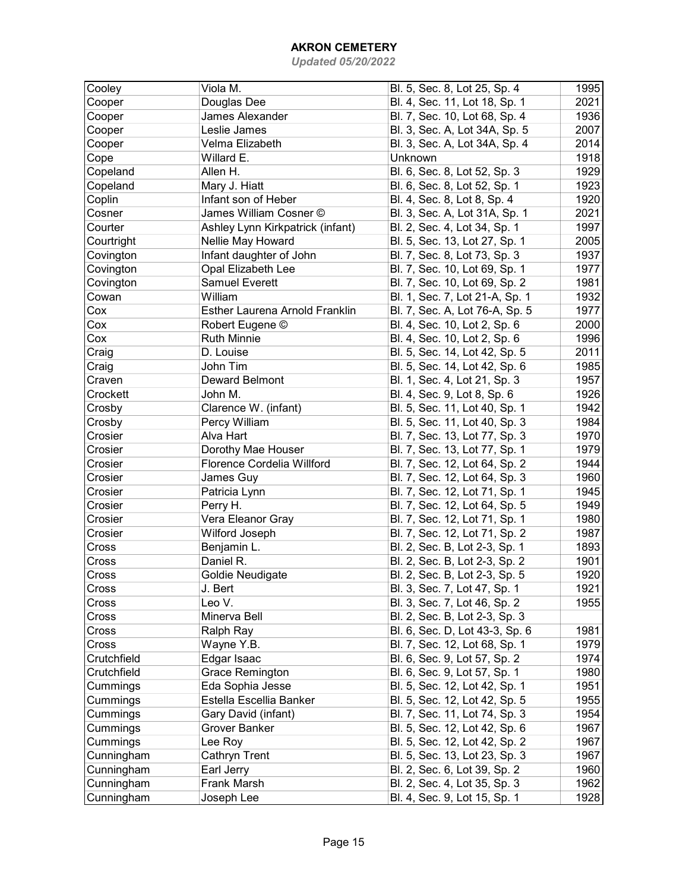## AKRON CEMETERY

*Updated 05/20/2022*

| | | | |
|---|---|---|---|
| Cooley | Viola M. | Bl. 5, Sec. 8, Lot 25, Sp. 4 | 1995 |
| Cooper | Douglas Dee | Bl. 4, Sec. 11, Lot 18, Sp. 1 | 2021 |
| Cooper | James Alexander | Bl. 7, Sec. 10, Lot 68, Sp. 4 | 1936 |
| Cooper | Leslie James | Bl. 3, Sec. A, Lot 34A, Sp. 5 | 2007 |
| Cooper | Velma Elizabeth | Bl. 3, Sec. A, Lot 34A, Sp. 4 | 2014 |
| Cope | Willard E. | Unknown | 1918 |
| Copeland | Allen H. | Bl. 6, Sec. 8, Lot 52, Sp. 3 | 1929 |
| Copeland | Mary J. Hiatt | Bl. 6, Sec. 8, Lot 52, Sp. 1 | 1923 |
| Coplin | Infant son of Heber | Bl. 4, Sec. 8, Lot 8, Sp. 4 | 1920 |
| Cosner | James William Cosner © | Bl. 3, Sec. A, Lot 31A, Sp. 1 | 2021 |
| Courter | Ashley Lynn Kirkpatrick (infant) | Bl. 2, Sec. 4, Lot 34, Sp. 1 | 1997 |
| Courtright | Nellie May Howard | Bl. 5, Sec. 13, Lot 27, Sp. 1 | 2005 |
| Covington | Infant daughter of John | Bl. 7, Sec. 8, Lot 73, Sp. 3 | 1937 |
| Covington | Opal Elizabeth Lee | Bl. 7, Sec. 10, Lot 69, Sp. 1 | 1977 |
| Covington | Samuel Everett | Bl. 7, Sec. 10, Lot 69, Sp. 2 | 1981 |
| Cowan | William | Bl. 1, Sec. 7, Lot 21-A, Sp. 1 | 1932 |
| Cox | Esther Laurena Arnold Franklin | Bl. 7, Sec. A, Lot 76-A, Sp. 5 | 1977 |
| Cox | Robert Eugene © | Bl. 4, Sec. 10, Lot 2, Sp. 6 | 2000 |
| Cox | Ruth Minnie | Bl. 4, Sec. 10, Lot 2, Sp. 6 | 1996 |
| Craig | D. Louise | Bl. 5, Sec. 14, Lot 42, Sp. 5 | 2011 |
| Craig | John Tim | Bl. 5, Sec. 14, Lot 42, Sp. 6 | 1985 |
| Craven | Deward Belmont | Bl. 1, Sec. 4, Lot 21, Sp. 3 | 1957 |
| Crockett | John M. | Bl. 4, Sec. 9, Lot 8, Sp. 6 | 1926 |
| Crosby | Clarence W. (infant) | Bl. 5, Sec. 11, Lot 40, Sp. 1 | 1942 |
| Crosby | Percy William | Bl. 5, Sec. 11, Lot 40, Sp. 3 | 1984 |
| Crosier | Alva Hart | Bl. 7, Sec. 13, Lot 77, Sp. 3 | 1970 |
| Crosier | Dorothy Mae Houser | Bl. 7, Sec. 13, Lot 77, Sp. 1 | 1979 |
| Crosier | Florence Cordelia Willford | Bl. 7, Sec. 12, Lot 64, Sp. 2 | 1944 |
| Crosier | James Guy | Bl. 7, Sec. 12, Lot 64, Sp. 3 | 1960 |
| Crosier | Patricia Lynn | Bl. 7, Sec. 12, Lot 71, Sp. 1 | 1945 |
| Crosier | Perry H. | Bl. 7, Sec. 12, Lot 64, Sp. 5 | 1949 |
| Crosier | Vera Eleanor Gray | Bl. 7, Sec. 12, Lot 71, Sp. 1 | 1980 |
| Crosier | Wilford Joseph | Bl. 7, Sec. 12, Lot 71, Sp. 2 | 1987 |
| Cross | Benjamin L. | Bl. 2, Sec. B, Lot 2-3, Sp. 1 | 1893 |
| Cross | Daniel R. | Bl. 2, Sec. B, Lot 2-3, Sp. 2 | 1901 |
| Cross | Goldie Neudigate | Bl. 2, Sec. B, Lot 2-3, Sp. 5 | 1920 |
| Cross | J. Bert | Bl. 3, Sec. 7, Lot 47, Sp. 1 | 1921 |
| Cross | Leo V. | Bl. 3, Sec. 7, Lot 46, Sp. 2 | 1955 |
| Cross | Minerva Bell | Bl. 2, Sec. B, Lot 2-3, Sp. 3 | |
| Cross | Ralph Ray | Bl. 6, Sec. D, Lot 43-3, Sp. 6 | 1981 |
| Cross | Wayne Y.B. | Bl. 7, Sec. 12, Lot 68, Sp. 1 | 1979 |
| Crutchfield | Edgar Isaac | Bl. 6, Sec. 9, Lot 57, Sp. 2 | 1974 |
| Crutchfield | Grace Remington | Bl. 6, Sec. 9, Lot 57, Sp. 1 | 1980 |
| Cummings | Eda Sophia Jesse | Bl. 5, Sec. 12, Lot 42, Sp. 1 | 1951 |
| Cummings | Estella Escellia Banker | Bl. 5, Sec. 12, Lot 42, Sp. 5 | 1955 |
| Cummings | Gary David (infant) | Bl. 7, Sec. 11, Lot 74, Sp. 3 | 1954 |
| Cummings | Grover Banker | Bl. 5, Sec. 12, Lot 42, Sp. 6 | 1967 |
| Cummings | Lee Roy | Bl. 5, Sec. 12, Lot 42, Sp. 2 | 1967 |
| Cunningham | Cathryn Trent | Bl. 5, Sec. 13, Lot 23, Sp. 3 | 1967 |
| Cunningham | Earl Jerry | Bl. 2, Sec. 6, Lot 39, Sp. 2 | 1960 |
| Cunningham | Frank Marsh | Bl. 2, Sec. 4, Lot 35, Sp. 3 | 1962 |
| Cunningham | Joseph Lee | Bl. 4, Sec. 9, Lot 15, Sp. 1 | 1928 |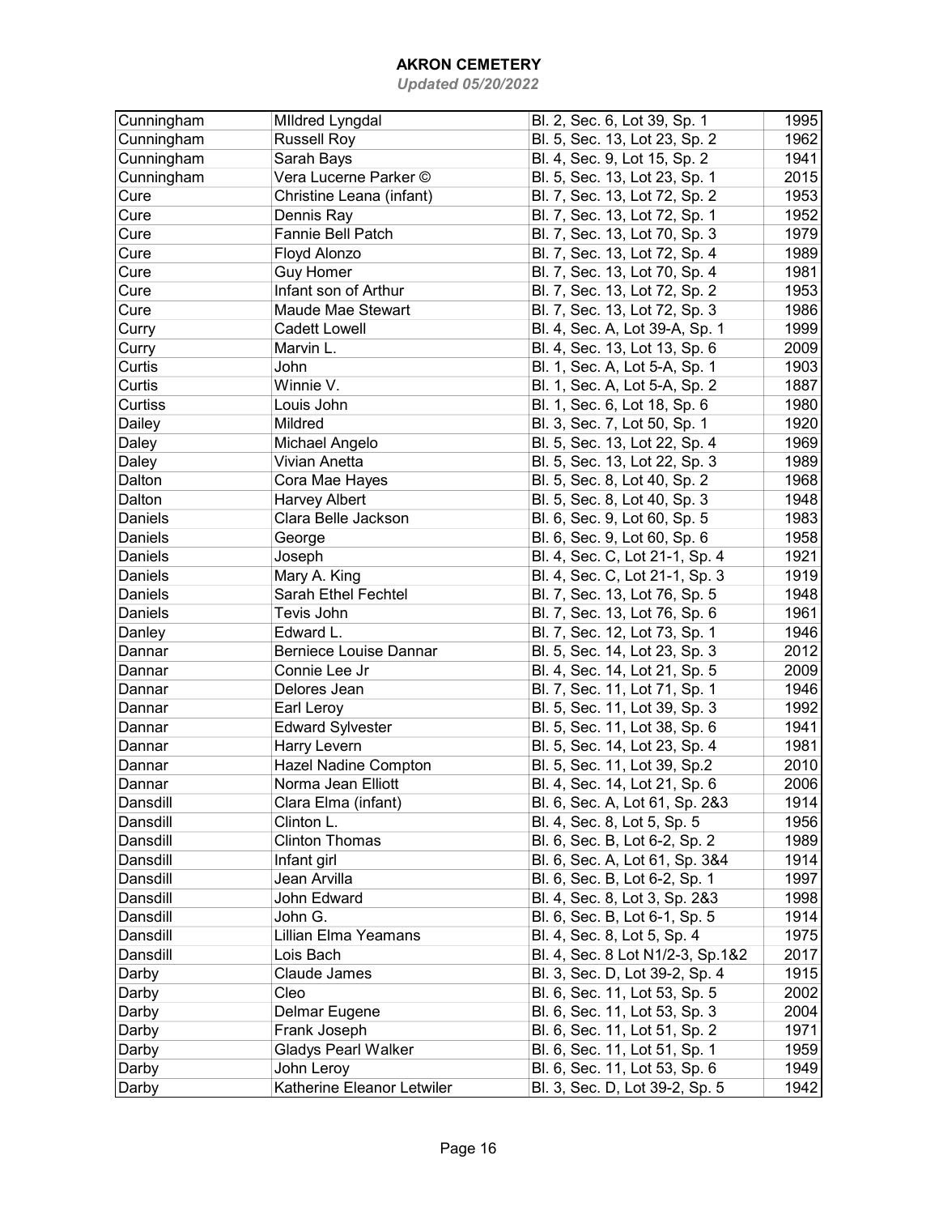# AKRON CEMETERY

*Updated 05/20/2022*

| | | | |
|---|---|---|---|
| Cunningham | MIldred Lyngdal | Bl. 2, Sec. 6, Lot 39, Sp. 1 | 1995 |
| Cunningham | Russell Roy | Bl. 5, Sec. 13, Lot 23, Sp. 2 | 1962 |
| Cunningham | Sarah Bays | Bl. 4, Sec. 9, Lot 15, Sp. 2 | 1941 |
| Cunningham | Vera Lucerne Parker © | Bl. 5, Sec. 13, Lot 23, Sp. 1 | 2015 |
| Cure | Christine Leana (infant) | Bl. 7, Sec. 13, Lot 72, Sp. 2 | 1953 |
| Cure | Dennis Ray | Bl. 7, Sec. 13, Lot 72, Sp. 1 | 1952 |
| Cure | Fannie Bell Patch | Bl. 7, Sec. 13, Lot 70, Sp. 3 | 1979 |
| Cure | Floyd Alonzo | Bl. 7, Sec. 13, Lot 72, Sp. 4 | 1989 |
| Cure | Guy Homer | Bl. 7, Sec. 13, Lot 70, Sp. 4 | 1981 |
| Cure | Infant son of Arthur | Bl. 7, Sec. 13, Lot 72, Sp. 2 | 1953 |
| Cure | Maude Mae Stewart | Bl. 7, Sec. 13, Lot 72, Sp. 3 | 1986 |
| Curry | Cadett Lowell | Bl. 4, Sec. A, Lot 39-A, Sp. 1 | 1999 |
| Curry | Marvin L. | Bl. 4, Sec. 13, Lot 13, Sp. 6 | 2009 |
| Curtis | John | Bl. 1, Sec. A, Lot 5-A, Sp. 1 | 1903 |
| Curtis | Winnie V. | Bl. 1, Sec. A, Lot 5-A, Sp. 2 | 1887 |
| Curtiss | Louis John | Bl. 1, Sec. 6, Lot 18, Sp. 6 | 1980 |
| Dailey | Mildred | Bl. 3, Sec. 7, Lot 50, Sp. 1 | 1920 |
| Daley | Michael Angelo | Bl. 5, Sec. 13, Lot 22, Sp. 4 | 1969 |
| Daley | Vivian Anetta | Bl. 5, Sec. 13, Lot 22, Sp. 3 | 1989 |
| Dalton | Cora Mae Hayes | Bl. 5, Sec. 8, Lot 40, Sp. 2 | 1968 |
| Dalton | Harvey Albert | Bl. 5, Sec. 8, Lot 40, Sp. 3 | 1948 |
| Daniels | Clara Belle Jackson | Bl. 6, Sec. 9, Lot 60, Sp. 5 | 1983 |
| Daniels | George | Bl. 6, Sec. 9, Lot 60, Sp. 6 | 1958 |
| Daniels | Joseph | Bl. 4, Sec. C, Lot 21-1, Sp. 4 | 1921 |
| Daniels | Mary A. King | Bl. 4, Sec. C, Lot 21-1, Sp. 3 | 1919 |
| Daniels | Sarah Ethel Fechtel | Bl. 7, Sec. 13, Lot 76, Sp. 5 | 1948 |
| Daniels | Tevis John | Bl. 7, Sec. 13, Lot 76, Sp. 6 | 1961 |
| Danley | Edward L. | Bl. 7, Sec. 12, Lot 73, Sp. 1 | 1946 |
| Dannar | Berniece Louise Dannar | Bl. 5, Sec. 14, Lot 23, Sp. 3 | 2012 |
| Dannar | Connie Lee Jr | Bl. 4, Sec. 14, Lot 21, Sp. 5 | 2009 |
| Dannar | Delores Jean | Bl. 7, Sec. 11, Lot 71, Sp. 1 | 1946 |
| Dannar | Earl Leroy | Bl. 5, Sec. 11, Lot 39, Sp. 3 | 1992 |
| Dannar | Edward Sylvester | Bl. 5, Sec. 11, Lot 38, Sp. 6 | 1941 |
| Dannar | Harry Levern | Bl. 5, Sec. 14, Lot 23, Sp. 4 | 1981 |
| Dannar | Hazel Nadine Compton | Bl. 5, Sec. 11, Lot 39, Sp.2 | 2010 |
| Dannar | Norma Jean Elliott | Bl. 4, Sec. 14, Lot 21, Sp. 6 | 2006 |
| Dansdill | Clara Elma (infant) | Bl. 6, Sec. A, Lot 61, Sp. 2&3 | 1914 |
| Dansdill | Clinton L. | Bl. 4, Sec. 8, Lot 5, Sp. 5 | 1956 |
| Dansdill | Clinton Thomas | Bl. 6, Sec. B, Lot 6-2, Sp. 2 | 1989 |
| Dansdill | Infant girl | Bl. 6, Sec. A, Lot 61, Sp. 3&4 | 1914 |
| Dansdill | Jean Arvilla | Bl. 6, Sec. B, Lot 6-2, Sp. 1 | 1997 |
| Dansdill | John Edward | Bl. 4, Sec. 8, Lot 3, Sp. 2&3 | 1998 |
| Dansdill | John G. | Bl. 6, Sec. B, Lot 6-1, Sp. 5 | 1914 |
| Dansdill | Lillian Elma Yeamans | Bl. 4, Sec. 8, Lot 5, Sp. 4 | 1975 |
| Dansdill | Lois Bach | Bl. 4, Sec. 8 Lot N1/2-3, Sp.1&2 | 2017 |
| Darby | Claude James | Bl. 3, Sec. D, Lot 39-2, Sp. 4 | 1915 |
| Darby | Cleo | Bl. 6, Sec. 11, Lot 53, Sp. 5 | 2002 |
| Darby | Delmar Eugene | Bl. 6, Sec. 11, Lot 53, Sp. 3 | 2004 |
| Darby | Frank Joseph | Bl. 6, Sec. 11, Lot 51, Sp. 2 | 1971 |
| Darby | Gladys Pearl Walker | Bl. 6, Sec. 11, Lot 51, Sp. 1 | 1959 |
| Darby | John Leroy | Bl. 6, Sec. 11, Lot 53, Sp. 6 | 1949 |
| Darby | Katherine Eleanor Letwiler | Bl. 3, Sec. D, Lot 39-2, Sp. 5 | 1942 |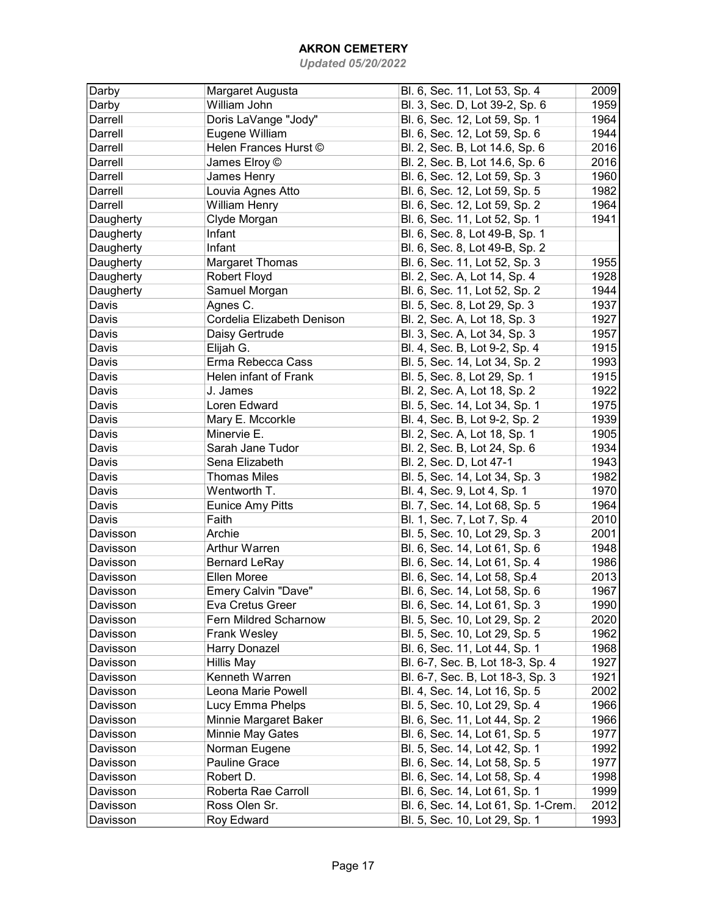# AKRON CEMETERY

*Updated 05/20/2022*

| Darby | Margaret Augusta | Bl. 6, Sec. 11, Lot 53, Sp. 4 | 2009 |
|---|---|---|---|
| Darby | William John | Bl. 3, Sec. D, Lot 39-2, Sp. 6 | 1959 |
| Darrell | Doris LaVange "Jody" | Bl. 6, Sec. 12, Lot 59, Sp. 1 | 1964 |
| Darrell | Eugene William | Bl. 6, Sec. 12, Lot 59, Sp. 6 | 1944 |
| Darrell | Helen Frances Hurst © | Bl. 2, Sec. B, Lot 14.6, Sp. 6 | 2016 |
| Darrell | James Elroy © | Bl. 2, Sec. B, Lot 14.6, Sp. 6 | 2016 |
| Darrell | James Henry | Bl. 6, Sec. 12, Lot 59, Sp. 3 | 1960 |
| Darrell | Louvia Agnes Atto | Bl. 6, Sec. 12, Lot 59, Sp. 5 | 1982 |
| Darrell | William Henry | Bl. 6, Sec. 12, Lot 59, Sp. 2 | 1964 |
| Daugherty | Clyde Morgan | Bl. 6, Sec. 11, Lot 52, Sp. 1 | 1941 |
| Daugherty | Infant | Bl. 6, Sec. 8, Lot 49-B, Sp. 1 | |
| Daugherty | Infant | Bl. 6, Sec. 8, Lot 49-B, Sp. 2 | |
| Daugherty | Margaret Thomas | Bl. 6, Sec. 11, Lot 52, Sp. 3 | 1955 |
| Daugherty | Robert Floyd | Bl. 2, Sec. A, Lot 14, Sp. 4 | 1928 |
| Daugherty | Samuel Morgan | Bl. 6, Sec. 11, Lot 52, Sp. 2 | 1944 |
| Davis | Agnes C. | Bl. 5, Sec. 8, Lot 29, Sp. 3 | 1937 |
| Davis | Cordelia Elizabeth Denison | Bl. 2, Sec. A, Lot 18, Sp. 3 | 1927 |
| Davis | Daisy Gertrude | Bl. 3, Sec. A, Lot 34, Sp. 3 | 1957 |
| Davis | Elijah G. | Bl. 4, Sec. B, Lot 9-2, Sp. 4 | 1915 |
| Davis | Erma Rebecca Cass | Bl. 5, Sec. 14, Lot 34, Sp. 2 | 1993 |
| Davis | Helen infant of Frank | Bl. 5, Sec. 8, Lot 29, Sp. 1 | 1915 |
| Davis | J. James | Bl. 2, Sec. A, Lot 18, Sp. 2 | 1922 |
| Davis | Loren Edward | Bl. 5, Sec. 14, Lot 34, Sp. 1 | 1975 |
| Davis | Mary E. Mccorkle | Bl. 4, Sec. B, Lot 9-2, Sp. 2 | 1939 |
| Davis | Minervie E. | Bl. 2, Sec. A, Lot 18, Sp. 1 | 1905 |
| Davis | Sarah Jane Tudor | Bl. 2, Sec. B, Lot 24, Sp. 6 | 1934 |
| Davis | Sena Elizabeth | Bl. 2, Sec. D, Lot 47-1 | 1943 |
| Davis | Thomas Miles | Bl. 5, Sec. 14, Lot 34, Sp. 3 | 1982 |
| Davis | Wentworth T. | Bl. 4, Sec. 9, Lot 4, Sp. 1 | 1970 |
| Davis | Eunice Amy Pitts | Bl. 7, Sec. 14, Lot 68, Sp. 5 | 1964 |
| Davis | Faith | Bl. 1, Sec. 7, Lot 7, Sp. 4 | 2010 |
| Davisson | Archie | Bl. 5, Sec. 10, Lot 29, Sp. 3 | 2001 |
| Davisson | Arthur Warren | Bl. 6, Sec. 14, Lot 61, Sp. 6 | 1948 |
| Davisson | Bernard LeRay | Bl. 6, Sec. 14, Lot 61, Sp. 4 | 1986 |
| Davisson | Ellen Moree | Bl. 6, Sec. 14, Lot 58, Sp.4 | 2013 |
| Davisson | Emery Calvin "Dave" | Bl. 6, Sec. 14, Lot 58, Sp. 6 | 1967 |
| Davisson | Eva Cretus Greer | Bl. 6, Sec. 14, Lot 61, Sp. 3 | 1990 |
| Davisson | Fern Mildred Scharnow | Bl. 5, Sec. 10, Lot 29, Sp. 2 | 2020 |
| Davisson | Frank Wesley | Bl. 5, Sec. 10, Lot 29, Sp. 5 | 1962 |
| Davisson | Harry Donazel | Bl. 6, Sec. 11, Lot 44, Sp. 1 | 1968 |
| Davisson | Hillis May | Bl. 6-7, Sec. B, Lot 18-3, Sp. 4 | 1927 |
| Davisson | Kenneth Warren | Bl. 6-7, Sec. B, Lot 18-3, Sp. 3 | 1921 |
| Davisson | Leona Marie Powell | Bl. 4, Sec. 14, Lot 16, Sp. 5 | 2002 |
| Davisson | Lucy Emma Phelps | Bl. 5, Sec. 10, Lot 29, Sp. 4 | 1966 |
| Davisson | Minnie Margaret Baker | Bl. 6, Sec. 11, Lot 44, Sp. 2 | 1966 |
| Davisson | Minnie May Gates | Bl. 6, Sec. 14, Lot 61, Sp. 5 | 1977 |
| Davisson | Norman Eugene | Bl. 5, Sec. 14, Lot 42, Sp. 1 | 1992 |
| Davisson | Pauline Grace | Bl. 6, Sec. 14, Lot 58, Sp. 5 | 1977 |
| Davisson | Robert D. | Bl. 6, Sec. 14, Lot 58, Sp. 4 | 1998 |
| Davisson | Roberta Rae Carroll | Bl. 6, Sec. 14, Lot 61, Sp. 1 | 1999 |
| Davisson | Ross Olen Sr. | Bl. 6, Sec. 14, Lot 61, Sp. 1-Crem. | 2012 |
| Davisson | Roy Edward | Bl. 5, Sec. 10, Lot 29, Sp. 1 | 1993 |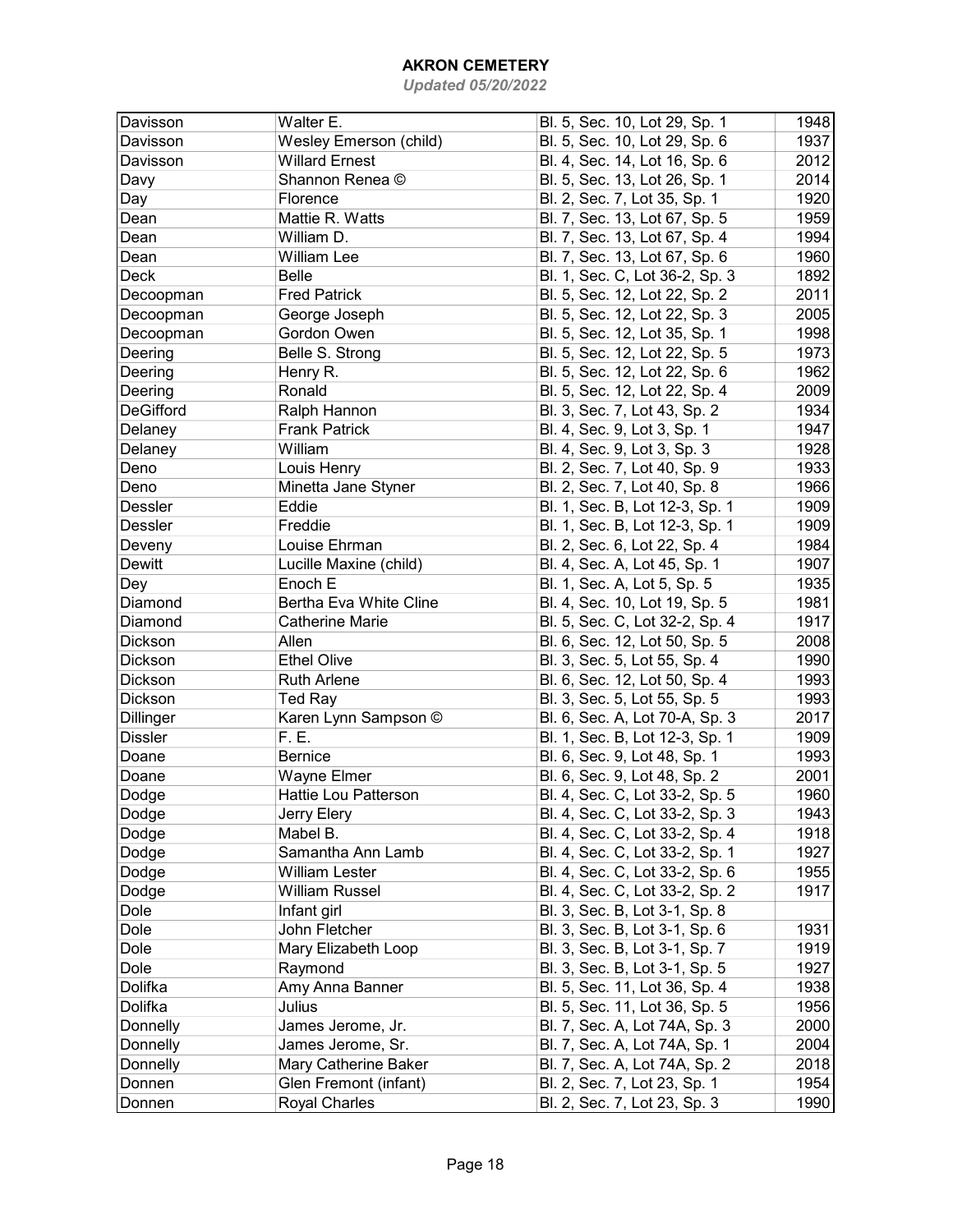# AKRON CEMETERY

*Updated 05/20/2022*

| | | | |
|---|---|---|---|
| Davisson | Walter E. | Bl. 5, Sec. 10, Lot 29, Sp. 1 | 1948 |
| Davisson | Wesley Emerson (child) | Bl. 5, Sec. 10, Lot 29, Sp. 6 | 1937 |
| Davisson | Willard Ernest | Bl. 4, Sec. 14, Lot 16, Sp. 6 | 2012 |
| Davy | Shannon Renea © | Bl. 5, Sec. 13, Lot 26, Sp. 1 | 2014 |
| Day | Florence | Bl. 2, Sec. 7, Lot 35, Sp. 1 | 1920 |
| Dean | Mattie R. Watts | Bl. 7, Sec. 13, Lot 67, Sp. 5 | 1959 |
| Dean | William D. | Bl. 7, Sec. 13, Lot 67, Sp. 4 | 1994 |
| Dean | William Lee | Bl. 7, Sec. 13, Lot 67, Sp. 6 | 1960 |
| Deck | Belle | Bl. 1, Sec. C, Lot 36-2, Sp. 3 | 1892 |
| Decoopman | Fred Patrick | Bl. 5, Sec. 12, Lot 22, Sp. 2 | 2011 |
| Decoopman | George Joseph | Bl. 5, Sec. 12, Lot 22, Sp. 3 | 2005 |
| Decoopman | Gordon Owen | Bl. 5, Sec. 12, Lot 35, Sp. 1 | 1998 |
| Deering | Belle S. Strong | Bl. 5, Sec. 12, Lot 22, Sp. 5 | 1973 |
| Deering | Henry R. | Bl. 5, Sec. 12, Lot 22, Sp. 6 | 1962 |
| Deering | Ronald | Bl. 5, Sec. 12, Lot 22, Sp. 4 | 2009 |
| DeGifford | Ralph Hannon | Bl. 3, Sec. 7, Lot 43, Sp. 2 | 1934 |
| Delaney | Frank Patrick | Bl. 4, Sec. 9, Lot 3, Sp. 1 | 1947 |
| Delaney | William | Bl. 4, Sec. 9, Lot 3, Sp. 3 | 1928 |
| Deno | Louis Henry | Bl. 2, Sec. 7, Lot 40, Sp. 9 | 1933 |
| Deno | Minetta Jane Styner | Bl. 2, Sec. 7, Lot 40, Sp. 8 | 1966 |
| Dessler | Eddie | Bl. 1, Sec. B, Lot 12-3, Sp. 1 | 1909 |
| Dessler | Freddie | Bl. 1, Sec. B, Lot 12-3, Sp. 1 | 1909 |
| Deveny | Louise Ehrman | Bl. 2, Sec. 6, Lot 22, Sp. 4 | 1984 |
| Dewitt | Lucille Maxine (child) | Bl. 4, Sec. A, Lot 45, Sp. 1 | 1907 |
| Dey | Enoch E | Bl. 1, Sec. A, Lot 5, Sp. 5 | 1935 |
| Diamond | Bertha Eva White Cline | Bl. 4, Sec. 10, Lot 19, Sp. 5 | 1981 |
| Diamond | Catherine Marie | Bl. 5, Sec. C, Lot 32-2, Sp. 4 | 1917 |
| Dickson | Allen | Bl. 6, Sec. 12, Lot 50, Sp. 5 | 2008 |
| Dickson | Ethel Olive | Bl. 3, Sec. 5, Lot 55, Sp. 4 | 1990 |
| Dickson | Ruth Arlene | Bl. 6, Sec. 12, Lot 50, Sp. 4 | 1993 |
| Dickson | Ted Ray | Bl. 3, Sec. 5, Lot 55, Sp. 5 | 1993 |
| Dillinger | Karen Lynn Sampson © | Bl. 6, Sec. A, Lot 70-A, Sp. 3 | 2017 |
| Dissler | F. E. | Bl. 1, Sec. B, Lot 12-3, Sp. 1 | 1909 |
| Doane | Bernice | Bl. 6, Sec. 9, Lot 48, Sp. 1 | 1993 |
| Doane | Wayne Elmer | Bl. 6, Sec. 9, Lot 48, Sp. 2 | 2001 |
| Dodge | Hattie Lou Patterson | Bl. 4, Sec. C, Lot 33-2, Sp. 5 | 1960 |
| Dodge | Jerry Elery | Bl. 4, Sec. C, Lot 33-2, Sp. 3 | 1943 |
| Dodge | Mabel B. | Bl. 4, Sec. C, Lot 33-2, Sp. 4 | 1918 |
| Dodge | Samantha Ann Lamb | Bl. 4, Sec. C, Lot 33-2, Sp. 1 | 1927 |
| Dodge | William Lester | Bl. 4, Sec. C, Lot 33-2, Sp. 6 | 1955 |
| Dodge | William Russel | Bl. 4, Sec. C, Lot 33-2, Sp. 2 | 1917 |
| Dole | Infant girl | Bl. 3, Sec. B, Lot 3-1, Sp. 8 | |
| Dole | John Fletcher | Bl. 3, Sec. B, Lot 3-1, Sp. 6 | 1931 |
| Dole | Mary Elizabeth Loop | Bl. 3, Sec. B, Lot 3-1, Sp. 7 | 1919 |
| Dole | Raymond | Bl. 3, Sec. B, Lot 3-1, Sp. 5 | 1927 |
| Dolifka | Amy Anna Banner | Bl. 5, Sec. 11, Lot 36, Sp. 4 | 1938 |
| Dolifka | Julius | Bl. 5, Sec. 11, Lot 36, Sp. 5 | 1956 |
| Donnelly | James Jerome, Jr. | Bl. 7, Sec. A, Lot 74A, Sp. 3 | 2000 |
| Donnelly | James Jerome, Sr. | Bl. 7, Sec. A, Lot 74A, Sp. 1 | 2004 |
| Donnelly | Mary Catherine Baker | Bl. 7, Sec. A, Lot 74A, Sp. 2 | 2018 |
| Donnen | Glen Fremont (infant) | Bl. 2, Sec. 7, Lot 23, Sp. 1 | 1954 |
| Donnen | Royal Charles | Bl. 2, Sec. 7, Lot 23, Sp. 3 | 1990 |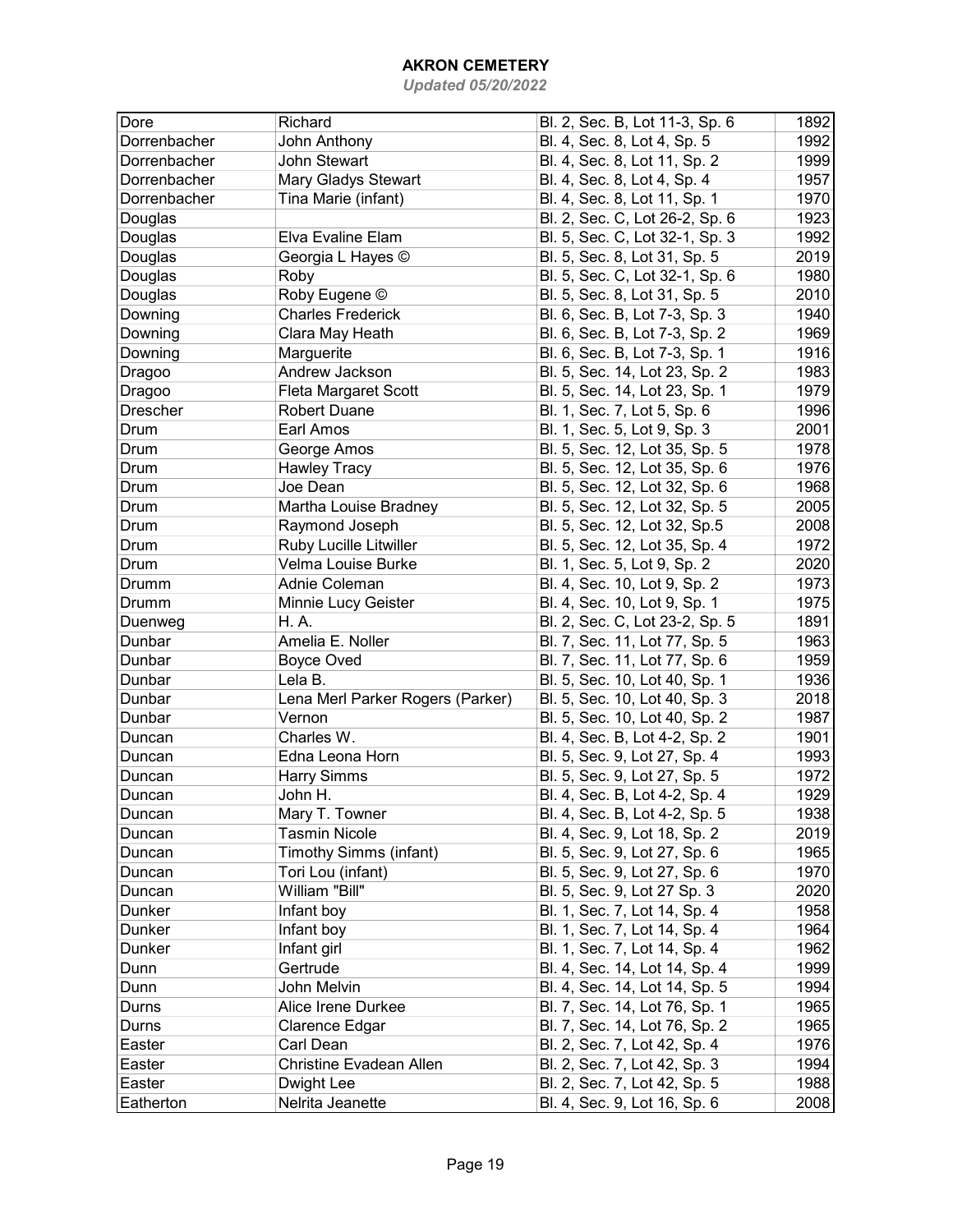# AKRON CEMETERY

*Updated 05/20/2022*

| | | | |
|---|---|---|---|
| Dore | Richard | Bl. 2, Sec. B, Lot 11-3, Sp. 6 | 1892 |
| Dorrenbacher | John Anthony | Bl. 4, Sec. 8, Lot 4, Sp. 5 | 1992 |
| Dorrenbacher | John Stewart | Bl. 4, Sec. 8, Lot 11, Sp. 2 | 1999 |
| Dorrenbacher | Mary Gladys Stewart | Bl. 4, Sec. 8, Lot 4, Sp. 4 | 1957 |
| Dorrenbacher | Tina Marie (infant) | Bl. 4, Sec. 8, Lot 11, Sp. 1 | 1970 |
| Douglas | | Bl. 2, Sec. C, Lot 26-2, Sp. 6 | 1923 |
| Douglas | Elva Evaline Elam | Bl. 5, Sec. C, Lot 32-1, Sp. 3 | 1992 |
| Douglas | Georgia L Hayes © | Bl. 5, Sec. 8, Lot 31, Sp. 5 | 2019 |
| Douglas | Roby | Bl. 5, Sec. C, Lot 32-1, Sp. 6 | 1980 |
| Douglas | Roby Eugene © | Bl. 5, Sec. 8, Lot 31, Sp. 5 | 2010 |
| Downing | Charles Frederick | Bl. 6, Sec. B, Lot 7-3, Sp. 3 | 1940 |
| Downing | Clara May Heath | Bl. 6, Sec. B, Lot 7-3, Sp. 2 | 1969 |
| Downing | Marguerite | Bl. 6, Sec. B, Lot 7-3, Sp. 1 | 1916 |
| Dragoo | Andrew Jackson | Bl. 5, Sec. 14, Lot 23, Sp. 2 | 1983 |
| Dragoo | Fleta Margaret Scott | Bl. 5, Sec. 14, Lot 23, Sp. 1 | 1979 |
| Drescher | Robert Duane | Bl. 1, Sec. 7, Lot 5, Sp. 6 | 1996 |
| Drum | Earl Amos | Bl. 1, Sec. 5, Lot 9, Sp. 3 | 2001 |
| Drum | George Amos | Bl. 5, Sec. 12, Lot 35, Sp. 5 | 1978 |
| Drum | Hawley Tracy | Bl. 5, Sec. 12, Lot 35, Sp. 6 | 1976 |
| Drum | Joe Dean | Bl. 5, Sec. 12, Lot 32, Sp. 6 | 1968 |
| Drum | Martha Louise Bradney | Bl. 5, Sec. 12, Lot 32, Sp. 5 | 2005 |
| Drum | Raymond Joseph | Bl. 5, Sec. 12, Lot 32, Sp.5 | 2008 |
| Drum | Ruby Lucille Litwiller | Bl. 5, Sec. 12, Lot 35, Sp. 4 | 1972 |
| Drum | Velma Louise Burke | Bl. 1, Sec. 5, Lot 9, Sp. 2 | 2020 |
| Drumm | Adnie Coleman | Bl. 4, Sec. 10, Lot 9, Sp. 2 | 1973 |
| Drumm | Minnie Lucy Geister | Bl. 4, Sec. 10, Lot 9, Sp. 1 | 1975 |
| Duenweg | H. A. | Bl. 2, Sec. C, Lot 23-2, Sp. 5 | 1891 |
| Dunbar | Amelia E. Noller | Bl. 7, Sec. 11, Lot 77, Sp. 5 | 1963 |
| Dunbar | Boyce Oved | Bl. 7, Sec. 11, Lot 77, Sp. 6 | 1959 |
| Dunbar | Lela B. | Bl. 5, Sec. 10, Lot 40, Sp. 1 | 1936 |
| Dunbar | Lena Merl Parker Rogers (Parker) | Bl. 5, Sec. 10, Lot 40, Sp. 3 | 2018 |
| Dunbar | Vernon | Bl. 5, Sec. 10, Lot 40, Sp. 2 | 1987 |
| Duncan | Charles W. | Bl. 4, Sec. B, Lot 4-2, Sp. 2 | 1901 |
| Duncan | Edna Leona Horn | Bl. 5, Sec. 9, Lot 27, Sp. 4 | 1993 |
| Duncan | Harry Simms | Bl. 5, Sec. 9, Lot 27, Sp. 5 | 1972 |
| Duncan | John H. | Bl. 4, Sec. B, Lot 4-2, Sp. 4 | 1929 |
| Duncan | Mary T. Towner | Bl. 4, Sec. B, Lot 4-2, Sp. 5 | 1938 |
| Duncan | Tasmin Nicole | Bl. 4, Sec. 9, Lot 18, Sp. 2 | 2019 |
| Duncan | Timothy Simms (infant) | Bl. 5, Sec. 9, Lot 27, Sp. 6 | 1965 |
| Duncan | Tori Lou (infant) | Bl. 5, Sec. 9, Lot 27, Sp. 6 | 1970 |
| Duncan | William "Bill" | Bl. 5, Sec. 9, Lot 27 Sp. 3 | 2020 |
| Dunker | Infant boy | Bl. 1, Sec. 7, Lot 14, Sp. 4 | 1958 |
| Dunker | Infant boy | Bl. 1, Sec. 7, Lot 14, Sp. 4 | 1964 |
| Dunker | Infant girl | Bl. 1, Sec. 7, Lot 14, Sp. 4 | 1962 |
| Dunn | Gertrude | Bl. 4, Sec. 14, Lot 14, Sp. 4 | 1999 |
| Dunn | John Melvin | Bl. 4, Sec. 14, Lot 14, Sp. 5 | 1994 |
| Durns | Alice Irene Durkee | Bl. 7, Sec. 14, Lot 76, Sp. 1 | 1965 |
| Durns | Clarence Edgar | Bl. 7, Sec. 14, Lot 76, Sp. 2 | 1965 |
| Easter | Carl Dean | Bl. 2, Sec. 7, Lot 42, Sp. 4 | 1976 |
| Easter | Christine Evadean Allen | Bl. 2, Sec. 7, Lot 42, Sp. 3 | 1994 |
| Easter | Dwight Lee | Bl. 2, Sec. 7, Lot 42, Sp. 5 | 1988 |
| Eatherton | Nelrita Jeanette | Bl. 4, Sec. 9, Lot 16, Sp. 6 | 2008 |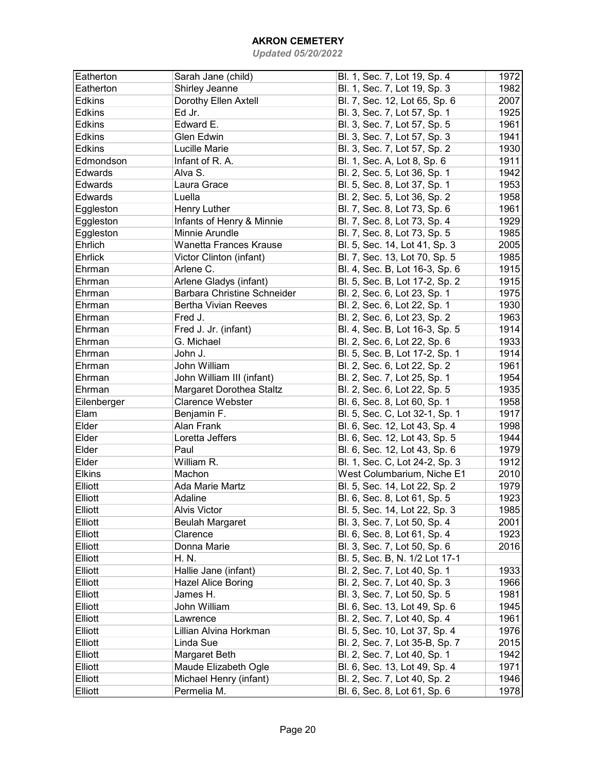# AKRON CEMETERY

*Updated 05/20/2022*

| | | | |
|---|---|---|---|
| Eatherton | Sarah Jane (child) | Bl. 1, Sec. 7, Lot 19, Sp. 4 | 1972 |
| Eatherton | Shirley Jeanne | Bl. 1, Sec. 7, Lot 19, Sp. 3 | 1982 |
| Edkins | Dorothy Ellen Axtell | Bl. 7, Sec. 12, Lot 65, Sp. 6 | 2007 |
| Edkins | Ed Jr. | Bl. 3, Sec. 7, Lot 57, Sp. 1 | 1925 |
| Edkins | Edward E. | Bl. 3, Sec. 7, Lot 57, Sp. 5 | 1961 |
| Edkins | Glen Edwin | Bl. 3, Sec. 7, Lot 57, Sp. 3 | 1941 |
| Edkins | Lucille Marie | Bl. 3, Sec. 7, Lot 57, Sp. 2 | 1930 |
| Edmondson | Infant of R. A. | Bl. 1, Sec. A, Lot 8, Sp. 6 | 1911 |
| Edwards | Alva S. | Bl. 2, Sec. 5, Lot 36, Sp. 1 | 1942 |
| Edwards | Laura Grace | Bl. 5, Sec. 8, Lot 37, Sp. 1 | 1953 |
| Edwards | Luella | Bl. 2, Sec. 5, Lot 36, Sp. 2 | 1958 |
| Eggleston | Henry Luther | Bl. 7, Sec. 8, Lot 73, Sp. 6 | 1961 |
| Eggleston | Infants of Henry & Minnie | Bl. 7, Sec. 8, Lot 73, Sp. 4 | 1929 |
| Eggleston | Minnie Arundle | Bl. 7, Sec. 8, Lot 73, Sp. 5 | 1985 |
| Ehrlich | Wanetta Frances Krause | Bl. 5, Sec. 14, Lot 41, Sp. 3 | 2005 |
| Ehrlick | Victor Clinton (infant) | Bl. 7, Sec. 13, Lot 70, Sp. 5 | 1985 |
| Ehrman | Arlene C. | Bl. 4, Sec. B, Lot 16-3, Sp. 6 | 1915 |
| Ehrman | Arlene Gladys (infant) | Bl. 5, Sec. B, Lot 17-2, Sp. 2 | 1915 |
| Ehrman | Barbara Christine Schneider | Bl. 2, Sec. 6, Lot 23, Sp. 1 | 1975 |
| Ehrman | Bertha Vivian Reeves | Bl. 2, Sec. 6, Lot 22, Sp. 1 | 1930 |
| Ehrman | Fred J. | Bl. 2, Sec. 6, Lot 23, Sp. 2 | 1963 |
| Ehrman | Fred J. Jr. (infant) | Bl. 4, Sec. B, Lot 16-3, Sp. 5 | 1914 |
| Ehrman | G. Michael | Bl. 2, Sec. 6, Lot 22, Sp. 6 | 1933 |
| Ehrman | John J. | Bl. 5, Sec. B, Lot 17-2, Sp. 1 | 1914 |
| Ehrman | John William | Bl. 2, Sec. 6, Lot 22, Sp. 2 | 1961 |
| Ehrman | John William III (infant) | Bl. 2, Sec. 7, Lot 25, Sp. 1 | 1954 |
| Ehrman | Margaret Dorothea Staltz | Bl. 2, Sec. 6, Lot 22, Sp. 5 | 1935 |
| Eilenberger | Clarence Webster | Bl. 6, Sec. 8, Lot 60, Sp. 1 | 1958 |
| Elam | Benjamin F. | Bl. 5, Sec. C, Lot 32-1, Sp. 1 | 1917 |
| Elder | Alan Frank | Bl. 6, Sec. 12, Lot 43, Sp. 4 | 1998 |
| Elder | Loretta Jeffers | Bl. 6, Sec. 12, Lot 43, Sp. 5 | 1944 |
| Elder | Paul | Bl. 6, Sec. 12, Lot 43, Sp. 6 | 1979 |
| Elder | William R. | Bl. 1, Sec. C, Lot 24-2, Sp. 3 | 1912 |
| Elkins | Machon | West Columbarium, Niche E1 | 2010 |
| Elliott | Ada Marie Martz | Bl. 5, Sec. 14, Lot 22, Sp. 2 | 1979 |
| Elliott | Adaline | Bl. 6, Sec. 8, Lot 61, Sp. 5 | 1923 |
| Elliott | Alvis Victor | Bl. 5, Sec. 14, Lot 22, Sp. 3 | 1985 |
| Elliott | Beulah Margaret | Bl. 3, Sec. 7, Lot 50, Sp. 4 | 2001 |
| Elliott | Clarence | Bl. 6, Sec. 8, Lot 61, Sp. 4 | 1923 |
| Elliott | Donna Marie | Bl. 3, Sec. 7, Lot 50, Sp. 6 | 2016 |
| Elliott | H. N. | Bl. 5, Sec. B, N. 1/2 Lot 17-1 | |
| Elliott | Hallie Jane (infant) | Bl. 2, Sec. 7, Lot 40, Sp. 1 | 1933 |
| Elliott | Hazel Alice Boring | Bl. 2, Sec. 7, Lot 40, Sp. 3 | 1966 |
| Elliott | James H. | Bl. 3, Sec. 7, Lot 50, Sp. 5 | 1981 |
| Elliott | John William | Bl. 6, Sec. 13, Lot 49, Sp. 6 | 1945 |
| Elliott | Lawrence | Bl. 2, Sec. 7, Lot 40, Sp. 4 | 1961 |
| Elliott | Lillian Alvina Horkman | Bl. 5, Sec. 10, Lot 37, Sp. 4 | 1976 |
| Elliott | Linda Sue | Bl. 2, Sec. 7, Lot 35-B, Sp. 7 | 2015 |
| Elliott | Margaret Beth | Bl. 2, Sec. 7, Lot 40, Sp. 1 | 1942 |
| Elliott | Maude Elizabeth Ogle | Bl. 6, Sec. 13, Lot 49, Sp. 4 | 1971 |
| Elliott | Michael Henry (infant) | Bl. 2, Sec. 7, Lot 40, Sp. 2 | 1946 |
| Elliott | Permelia M. | Bl. 6, Sec. 8, Lot 61, Sp. 6 | 1978 |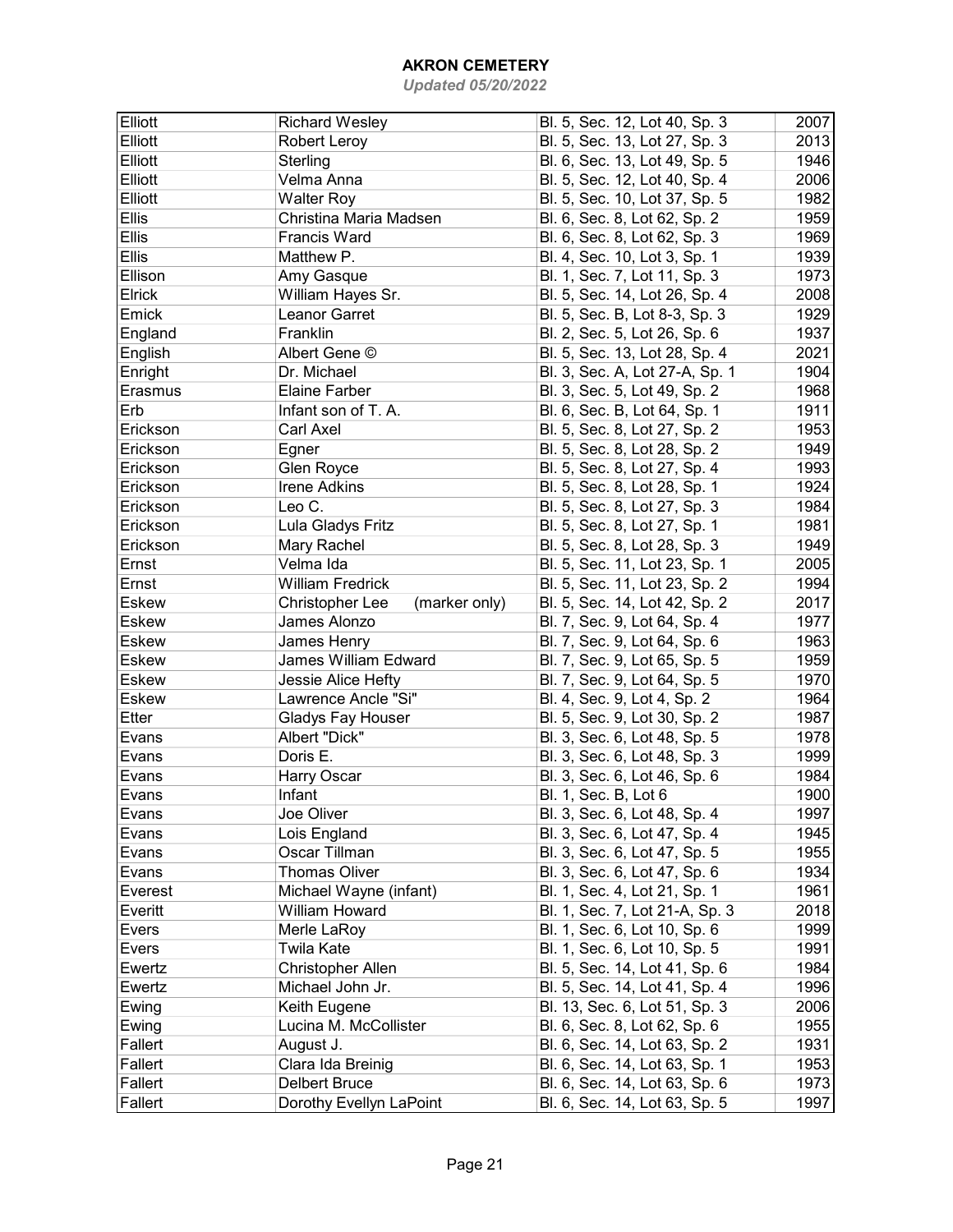# AKRON CEMETERY

*Updated 05/20/2022*

| | | | |
|---|---|---|---|
| Elliott | Richard Wesley | Bl. 5, Sec. 12, Lot 40, Sp. 3 | 2007 |
| Elliott | Robert Leroy | Bl. 5, Sec. 13, Lot 27, Sp. 3 | 2013 |
| Elliott | Sterling | Bl. 6, Sec. 13, Lot 49, Sp. 5 | 1946 |
| Elliott | Velma Anna | Bl. 5, Sec. 12, Lot 40, Sp. 4 | 2006 |
| Elliott | Walter Roy | Bl. 5, Sec. 10, Lot 37, Sp. 5 | 1982 |
| Ellis | Christina Maria Madsen | Bl. 6, Sec. 8, Lot 62, Sp. 2 | 1959 |
| Ellis | Francis Ward | Bl. 6, Sec. 8, Lot 62, Sp. 3 | 1969 |
| Ellis | Matthew P. | Bl. 4, Sec. 10, Lot 3, Sp. 1 | 1939 |
| Ellison | Amy Gasque | Bl. 1, Sec. 7, Lot 11, Sp. 3 | 1973 |
| Elrick | William Hayes Sr. | Bl. 5, Sec. 14, Lot 26, Sp. 4 | 2008 |
| Emick | Leanor Garret | Bl. 5, Sec. B, Lot 8-3, Sp. 3 | 1929 |
| England | Franklin | Bl. 2, Sec. 5, Lot 26, Sp. 6 | 1937 |
| English | Albert Gene © | Bl. 5, Sec. 13, Lot 28, Sp. 4 | 2021 |
| Enright | Dr. Michael | Bl. 3, Sec. A, Lot 27-A, Sp. 1 | 1904 |
| Erasmus | Elaine Farber | Bl. 3, Sec. 5, Lot 49, Sp. 2 | 1968 |
| Erb | Infant son of T. A. | Bl. 6, Sec. B, Lot 64, Sp. 1 | 1911 |
| Erickson | Carl Axel | Bl. 5, Sec. 8, Lot 27, Sp. 2 | 1953 |
| Erickson | Egner | Bl. 5, Sec. 8, Lot 28, Sp. 2 | 1949 |
| Erickson | Glen Royce | Bl. 5, Sec. 8, Lot 27, Sp. 4 | 1993 |
| Erickson | Irene Adkins | Bl. 5, Sec. 8, Lot 28, Sp. 1 | 1924 |
| Erickson | Leo C. | Bl. 5, Sec. 8, Lot 27, Sp. 3 | 1984 |
| Erickson | Lula Gladys Fritz | Bl. 5, Sec. 8, Lot 27, Sp. 1 | 1981 |
| Erickson | Mary Rachel | Bl. 5, Sec. 8, Lot 28, Sp. 3 | 1949 |
| Ernst | Velma Ida | Bl. 5, Sec. 11, Lot 23, Sp. 1 | 2005 |
| Ernst | William Fredrick | Bl. 5, Sec. 11, Lot 23, Sp. 2 | 1994 |
| Eskew | Christopher Lee (marker only) | Bl. 5, Sec. 14, Lot 42, Sp. 2 | 2017 |
| Eskew | James Alonzo | Bl. 7, Sec. 9, Lot 64, Sp. 4 | 1977 |
| Eskew | James Henry | Bl. 7, Sec. 9, Lot 64, Sp. 6 | 1963 |
| Eskew | James William Edward | Bl. 7, Sec. 9, Lot 65, Sp. 5 | 1959 |
| Eskew | Jessie Alice Hefty | Bl. 7, Sec. 9, Lot 64, Sp. 5 | 1970 |
| Eskew | Lawrence Ancle "Si" | Bl. 4, Sec. 9, Lot 4, Sp. 2 | 1964 |
| Etter | Gladys Fay Houser | Bl. 5, Sec. 9, Lot 30, Sp. 2 | 1987 |
| Evans | Albert "Dick" | Bl. 3, Sec. 6, Lot 48, Sp. 5 | 1978 |
| Evans | Doris E. | Bl. 3, Sec. 6, Lot 48, Sp. 3 | 1999 |
| Evans | Harry Oscar | Bl. 3, Sec. 6, Lot 46, Sp. 6 | 1984 |
| Evans | Infant | Bl. 1, Sec. B, Lot 6 | 1900 |
| Evans | Joe Oliver | Bl. 3, Sec. 6, Lot 48, Sp. 4 | 1997 |
| Evans | Lois England | Bl. 3, Sec. 6, Lot 47, Sp. 4 | 1945 |
| Evans | Oscar Tillman | Bl. 3, Sec. 6, Lot 47, Sp. 5 | 1955 |
| Evans | Thomas Oliver | Bl. 3, Sec. 6, Lot 47, Sp. 6 | 1934 |
| Everest | Michael Wayne (infant) | Bl. 1, Sec. 4, Lot 21, Sp. 1 | 1961 |
| Everitt | William Howard | Bl. 1, Sec. 7, Lot 21-A, Sp. 3 | 2018 |
| Evers | Merle LaRoy | Bl. 1, Sec. 6, Lot 10, Sp. 6 | 1999 |
| Evers | Twila Kate | Bl. 1, Sec. 6, Lot 10, Sp. 5 | 1991 |
| Ewertz | Christopher Allen | Bl. 5, Sec. 14, Lot 41, Sp. 6 | 1984 |
| Ewertz | Michael John Jr. | Bl. 5, Sec. 14, Lot 41, Sp. 4 | 1996 |
| Ewing | Keith Eugene | Bl. 13, Sec. 6, Lot 51, Sp. 3 | 2006 |
| Ewing | Lucina M. McCollister | Bl. 6, Sec. 8, Lot 62, Sp. 6 | 1955 |
| Fallert | August J. | Bl. 6, Sec. 14, Lot 63, Sp. 2 | 1931 |
| Fallert | Clara Ida Breinig | Bl. 6, Sec. 14, Lot 63, Sp. 1 | 1953 |
| Fallert | Delbert Bruce | Bl. 6, Sec. 14, Lot 63, Sp. 6 | 1973 |
| Fallert | Dorothy Evellyn LaPoint | Bl. 6, Sec. 14, Lot 63, Sp. 5 | 1997 |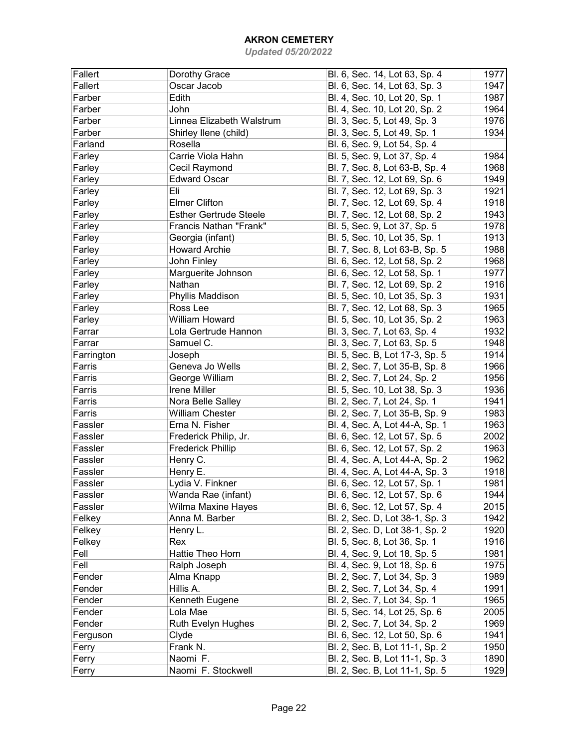# AKRON CEMETERY

*Updated 05/20/2022*

| | | | |
|---|---|---|---|
| Fallert | Dorothy Grace | Bl. 6, Sec. 14, Lot 63, Sp. 4 | 1977 |
| Fallert | Oscar Jacob | Bl. 6, Sec. 14, Lot 63, Sp. 3 | 1947 |
| Farber | Edith | Bl. 4, Sec. 10, Lot 20, Sp. 1 | 1987 |
| Farber | John | Bl. 4, Sec. 10, Lot 20, Sp. 2 | 1964 |
| Farber | Linnea Elizabeth Walstrum | Bl. 3, Sec. 5, Lot 49, Sp. 3 | 1976 |
| Farber | Shirley Ilene (child) | Bl. 3, Sec. 5, Lot 49, Sp. 1 | 1934 |
| Farland | Rosella | Bl. 6, Sec. 9, Lot 54, Sp. 4 | |
| Farley | Carrie Viola Hahn | Bl. 5, Sec. 9, Lot 37, Sp. 4 | 1984 |
| Farley | Cecil Raymond | Bl. 7, Sec. 8, Lot 63-B, Sp. 4 | 1968 |
| Farley | Edward Oscar | Bl. 7, Sec. 12, Lot 69, Sp. 6 | 1949 |
| Farley | Eli | Bl. 7, Sec. 12, Lot 69, Sp. 3 | 1921 |
| Farley | Elmer Clifton | Bl. 7, Sec. 12, Lot 69, Sp. 4 | 1918 |
| Farley | Esther Gertrude Steele | Bl. 7, Sec. 12, Lot 68, Sp. 2 | 1943 |
| Farley | Francis Nathan "Frank" | Bl. 5, Sec. 9, Lot 37, Sp. 5 | 1978 |
| Farley | Georgia (infant) | Bl. 5, Sec. 10, Lot 35, Sp. 1 | 1913 |
| Farley | Howard Archie | Bl. 7, Sec. 8, Lot 63-B, Sp. 5 | 1988 |
| Farley | John Finley | Bl. 6, Sec. 12, Lot 58, Sp. 2 | 1968 |
| Farley | Marguerite Johnson | Bl. 6, Sec. 12, Lot 58, Sp. 1 | 1977 |
| Farley | Nathan | Bl. 7, Sec. 12, Lot 69, Sp. 2 | 1916 |
| Farley | Phyllis Maddison | Bl. 5, Sec. 10, Lot 35, Sp. 3 | 1931 |
| Farley | Ross Lee | Bl. 7, Sec. 12, Lot 68, Sp. 3 | 1965 |
| Farley | William Howard | Bl. 5, Sec. 10, Lot 35, Sp. 2 | 1963 |
| Farrar | Lola Gertrude Hannon | Bl. 3, Sec. 7, Lot 63, Sp. 4 | 1932 |
| Farrar | Samuel C. | Bl. 3, Sec. 7, Lot 63, Sp. 5 | 1948 |
| Farrington | Joseph | Bl. 5, Sec. B, Lot 17-3, Sp. 5 | 1914 |
| Farris | Geneva Jo Wells | Bl. 2, Sec. 7, Lot 35-B, Sp. 8 | 1966 |
| Farris | George William | Bl. 2, Sec. 7, Lot 24, Sp. 2 | 1956 |
| Farris | Irene Miller | Bl. 5, Sec. 10, Lot 38, Sp. 3 | 1936 |
| Farris | Nora Belle Salley | Bl. 2, Sec. 7, Lot 24, Sp. 1 | 1941 |
| Farris | William Chester | Bl. 2, Sec. 7, Lot 35-B, Sp. 9 | 1983 |
| Fassler | Erna N. Fisher | Bl. 4, Sec. A, Lot 44-A, Sp. 1 | 1963 |
| Fassler | Frederick Philip, Jr. | Bl. 6, Sec. 12, Lot 57, Sp. 5 | 2002 |
| Fassler | Frederick Phillip | Bl. 6, Sec. 12, Lot 57, Sp. 2 | 1963 |
| Fassler | Henry C. | Bl. 4, Sec. A, Lot 44-A, Sp. 2 | 1962 |
| Fassler | Henry E. | Bl. 4, Sec. A, Lot 44-A, Sp. 3 | 1918 |
| Fassler | Lydia V. Finkner | Bl. 6, Sec. 12, Lot 57, Sp. 1 | 1981 |
| Fassler | Wanda Rae (infant) | Bl. 6, Sec. 12, Lot 57, Sp. 6 | 1944 |
| Fassler | Wilma Maxine Hayes | Bl. 6, Sec. 12, Lot 57, Sp. 4 | 2015 |
| Felkey | Anna M. Barber | Bl. 2, Sec. D, Lot 38-1, Sp. 3 | 1942 |
| Felkey | Henry L. | Bl. 2, Sec. D, Lot 38-1, Sp. 2 | 1920 |
| Felkey | Rex | Bl. 5, Sec. 8, Lot 36, Sp. 1 | 1916 |
| Fell | Hattie Theo Horn | Bl. 4, Sec. 9, Lot 18, Sp. 5 | 1981 |
| Fell | Ralph Joseph | Bl. 4, Sec. 9, Lot 18, Sp. 6 | 1975 |
| Fender | Alma Knapp | Bl. 2, Sec. 7, Lot 34, Sp. 3 | 1989 |
| Fender | Hillis A. | Bl. 2, Sec. 7, Lot 34, Sp. 4 | 1991 |
| Fender | Kenneth Eugene | Bl. 2, Sec. 7, Lot 34, Sp. 1 | 1965 |
| Fender | Lola Mae | Bl. 5, Sec. 14, Lot 25, Sp. 6 | 2005 |
| Fender | Ruth Evelyn Hughes | Bl. 2, Sec. 7, Lot 34, Sp. 2 | 1969 |
| Ferguson | Clyde | Bl. 6, Sec. 12, Lot 50, Sp. 6 | 1941 |
| Ferry | Frank N. | Bl. 2, Sec. B, Lot 11-1, Sp. 2 | 1950 |
| Ferry | Naomi F. | Bl. 2, Sec. B, Lot 11-1, Sp. 3 | 1890 |
| Ferry | Naomi F. Stockwell | Bl. 2, Sec. B, Lot 11-1, Sp. 5 | 1929 |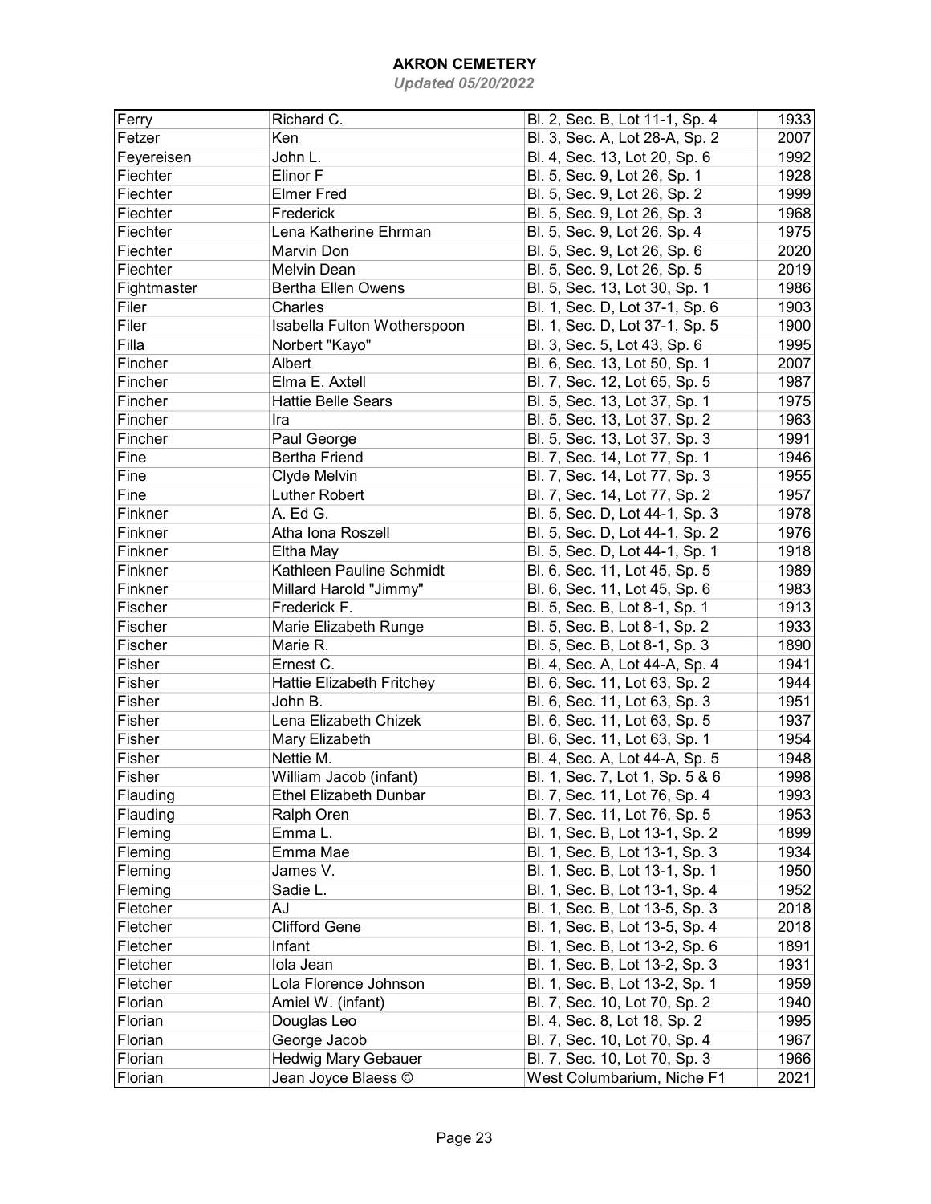# AKRON CEMETERY

*Updated 05/20/2022*

| | | | |
|---|---|---|---|
| Ferry | Richard C. | Bl. 2, Sec. B, Lot 11-1, Sp. 4 | 1933 |
| Fetzer | Ken | Bl. 3, Sec. A, Lot 28-A, Sp. 2 | 2007 |
| Feyereisen | John L. | Bl. 4, Sec. 13, Lot 20, Sp. 6 | 1992 |
| Fiechter | Elinor F | Bl. 5, Sec. 9, Lot 26, Sp. 1 | 1928 |
| Fiechter | Elmer Fred | Bl. 5, Sec. 9, Lot 26, Sp. 2 | 1999 |
| Fiechter | Frederick | Bl. 5, Sec. 9, Lot 26, Sp. 3 | 1968 |
| Fiechter | Lena Katherine Ehrman | Bl. 5, Sec. 9, Lot 26, Sp. 4 | 1975 |
| Fiechter | Marvin Don | Bl. 5, Sec. 9, Lot 26, Sp. 6 | 2020 |
| Fiechter | Melvin Dean | Bl. 5, Sec. 9, Lot 26, Sp. 5 | 2019 |
| Fightmaster | Bertha Ellen Owens | Bl. 5, Sec. 13, Lot 30, Sp. 1 | 1986 |
| Filer | Charles | Bl. 1, Sec. D, Lot 37-1, Sp. 6 | 1903 |
| Filer | Isabella Fulton Wotherspoon | Bl. 1, Sec. D, Lot 37-1, Sp. 5 | 1900 |
| Filla | Norbert "Kayo" | Bl. 3, Sec. 5, Lot 43, Sp. 6 | 1995 |
| Fincher | Albert | Bl. 6, Sec. 13, Lot 50, Sp. 1 | 2007 |
| Fincher | Elma E. Axtell | Bl. 7, Sec. 12, Lot 65, Sp. 5 | 1987 |
| Fincher | Hattie Belle Sears | Bl. 5, Sec. 13, Lot 37, Sp. 1 | 1975 |
| Fincher | Ira | Bl. 5, Sec. 13, Lot 37, Sp. 2 | 1963 |
| Fincher | Paul George | Bl. 5, Sec. 13, Lot 37, Sp. 3 | 1991 |
| Fine | Bertha Friend | Bl. 7, Sec. 14, Lot 77, Sp. 1 | 1946 |
| Fine | Clyde Melvin | Bl. 7, Sec. 14, Lot 77, Sp. 3 | 1955 |
| Fine | Luther Robert | Bl. 7, Sec. 14, Lot 77, Sp. 2 | 1957 |
| Finkner | A. Ed G. | Bl. 5, Sec. D, Lot 44-1, Sp. 3 | 1978 |
| Finkner | Atha Iona Roszell | Bl. 5, Sec. D, Lot 44-1, Sp. 2 | 1976 |
| Finkner | Eltha May | Bl. 5, Sec. D, Lot 44-1, Sp. 1 | 1918 |
| Finkner | Kathleen Pauline Schmidt | Bl. 6, Sec. 11, Lot 45, Sp. 5 | 1989 |
| Finkner | Millard Harold "Jimmy" | Bl. 6, Sec. 11, Lot 45, Sp. 6 | 1983 |
| Fischer | Frederick F. | Bl. 5, Sec. B, Lot 8-1, Sp. 1 | 1913 |
| Fischer | Marie Elizabeth Runge | Bl. 5, Sec. B, Lot 8-1, Sp. 2 | 1933 |
| Fischer | Marie R. | Bl. 5, Sec. B, Lot 8-1, Sp. 3 | 1890 |
| Fisher | Ernest C. | Bl. 4, Sec. A, Lot 44-A, Sp. 4 | 1941 |
| Fisher | Hattie Elizabeth Fritchey | Bl. 6, Sec. 11, Lot 63, Sp. 2 | 1944 |
| Fisher | John B. | Bl. 6, Sec. 11, Lot 63, Sp. 3 | 1951 |
| Fisher | Lena Elizabeth Chizek | Bl. 6, Sec. 11, Lot 63, Sp. 5 | 1937 |
| Fisher | Mary Elizabeth | Bl. 6, Sec. 11, Lot 63, Sp. 1 | 1954 |
| Fisher | Nettie M. | Bl. 4, Sec. A, Lot 44-A, Sp. 5 | 1948 |
| Fisher | William Jacob (infant) | Bl. 1, Sec. 7, Lot 1, Sp. 5 & 6 | 1998 |
| Flauding | Ethel Elizabeth Dunbar | Bl. 7, Sec. 11, Lot 76, Sp. 4 | 1993 |
| Flauding | Ralph Oren | Bl. 7, Sec. 11, Lot 76, Sp. 5 | 1953 |
| Fleming | Emma L. | Bl. 1, Sec. B, Lot 13-1, Sp. 2 | 1899 |
| Fleming | Emma Mae | Bl. 1, Sec. B, Lot 13-1, Sp. 3 | 1934 |
| Fleming | James V. | Bl. 1, Sec. B, Lot 13-1, Sp. 1 | 1950 |
| Fleming | Sadie L. | Bl. 1, Sec. B, Lot 13-1, Sp. 4 | 1952 |
| Fletcher | AJ | Bl. 1, Sec. B, Lot 13-5, Sp. 3 | 2018 |
| Fletcher | Clifford Gene | Bl. 1, Sec. B, Lot 13-5, Sp. 4 | 2018 |
| Fletcher | Infant | Bl. 1, Sec. B, Lot 13-2, Sp. 6 | 1891 |
| Fletcher | Iola Jean | Bl. 1, Sec. B, Lot 13-2, Sp. 3 | 1931 |
| Fletcher | Lola Florence Johnson | Bl. 1, Sec. B, Lot 13-2, Sp. 1 | 1959 |
| Florian | Amiel W. (infant) | Bl. 7, Sec. 10, Lot 70, Sp. 2 | 1940 |
| Florian | Douglas Leo | Bl. 4, Sec. 8, Lot 18, Sp. 2 | 1995 |
| Florian | George Jacob | Bl. 7, Sec. 10, Lot 70, Sp. 4 | 1967 |
| Florian | Hedwig Mary Gebauer | Bl. 7, Sec. 10, Lot 70, Sp. 3 | 1966 |
| Florian | Jean Joyce Blaess © | West Columbarium, Niche F1 | 2021 |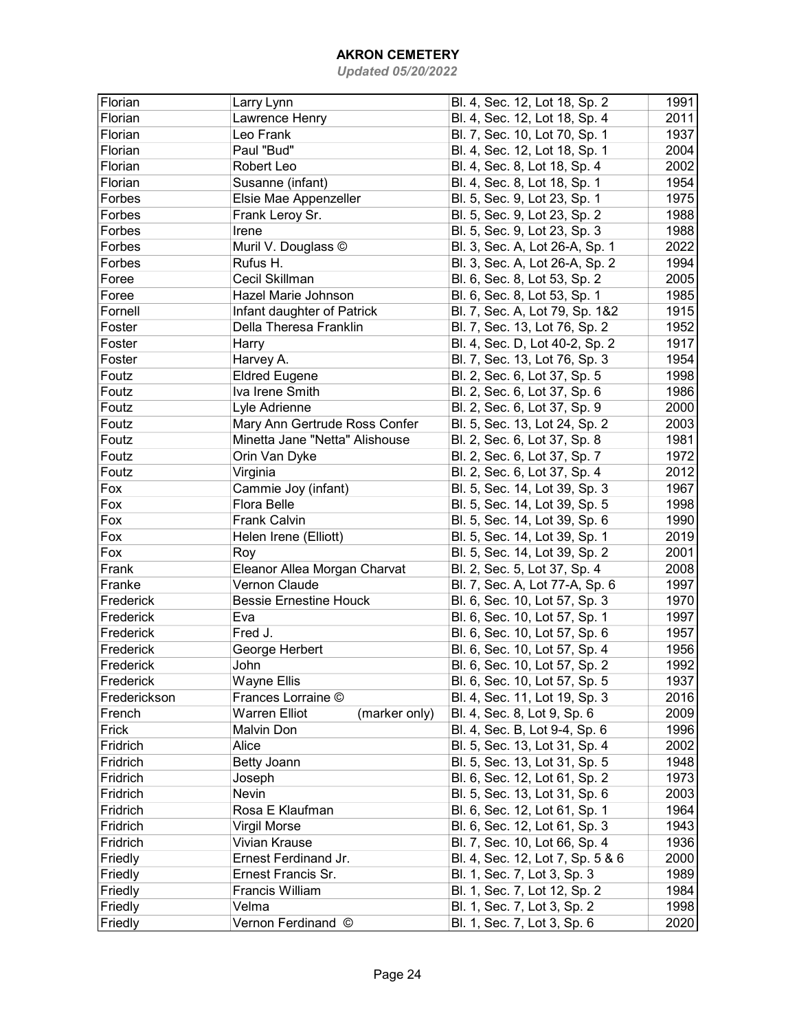## AKRON CEMETERY

*Updated 05/20/2022*

| | | | |
|---|---|---|---|
| Florian | Larry Lynn | Bl. 4, Sec. 12, Lot 18, Sp. 2 | 1991 |
| Florian | Lawrence Henry | Bl. 4, Sec. 12, Lot 18, Sp. 4 | 2011 |
| Florian | Leo Frank | Bl. 7, Sec. 10, Lot 70, Sp. 1 | 1937 |
| Florian | Paul "Bud" | Bl. 4, Sec. 12, Lot 18, Sp. 1 | 2004 |
| Florian | Robert Leo | Bl. 4, Sec. 8, Lot 18, Sp. 4 | 2002 |
| Florian | Susanne (infant) | Bl. 4, Sec. 8, Lot 18, Sp. 1 | 1954 |
| Forbes | Elsie Mae Appenzeller | Bl. 5, Sec. 9, Lot 23, Sp. 1 | 1975 |
| Forbes | Frank Leroy Sr. | Bl. 5, Sec. 9, Lot 23, Sp. 2 | 1988 |
| Forbes | Irene | Bl. 5, Sec. 9, Lot 23, Sp. 3 | 1988 |
| Forbes | Muril V. Douglass © | Bl. 3, Sec. A, Lot 26-A, Sp. 1 | 2022 |
| Forbes | Rufus H. | Bl. 3, Sec. A, Lot 26-A, Sp. 2 | 1994 |
| Foree | Cecil Skillman | Bl. 6, Sec. 8, Lot 53, Sp. 2 | 2005 |
| Foree | Hazel Marie Johnson | Bl. 6, Sec. 8, Lot 53, Sp. 1 | 1985 |
| Fornell | Infant daughter of Patrick | Bl. 7, Sec. A, Lot 79, Sp. 1&2 | 1915 |
| Foster | Della Theresa Franklin | Bl. 7, Sec. 13, Lot 76, Sp. 2 | 1952 |
| Foster | Harry | Bl. 4, Sec. D, Lot 40-2, Sp. 2 | 1917 |
| Foster | Harvey A. | Bl. 7, Sec. 13, Lot 76, Sp. 3 | 1954 |
| Foutz | Eldred Eugene | Bl. 2, Sec. 6, Lot 37, Sp. 5 | 1998 |
| Foutz | Iva Irene Smith | Bl. 2, Sec. 6, Lot 37, Sp. 6 | 1986 |
| Foutz | Lyle Adrienne | Bl. 2, Sec. 6, Lot 37, Sp. 9 | 2000 |
| Foutz | Mary Ann Gertrude Ross Confer | Bl. 5, Sec. 13, Lot 24, Sp. 2 | 2003 |
| Foutz | Minetta Jane "Netta" Alishouse | Bl. 2, Sec. 6, Lot 37, Sp. 8 | 1981 |
| Foutz | Orin Van Dyke | Bl. 2, Sec. 6, Lot 37, Sp. 7 | 1972 |
| Foutz | Virginia | Bl. 2, Sec. 6, Lot 37, Sp. 4 | 2012 |
| Fox | Cammie Joy (infant) | Bl. 5, Sec. 14, Lot 39, Sp. 3 | 1967 |
| Fox | Flora Belle | Bl. 5, Sec. 14, Lot 39, Sp. 5 | 1998 |
| Fox | Frank Calvin | Bl. 5, Sec. 14, Lot 39, Sp. 6 | 1990 |
| Fox | Helen Irene (Elliott) | Bl. 5, Sec. 14, Lot 39, Sp. 1 | 2019 |
| Fox | Roy | Bl. 5, Sec. 14, Lot 39, Sp. 2 | 2001 |
| Frank | Eleanor Allea Morgan Charvat | Bl. 2, Sec. 5, Lot 37, Sp. 4 | 2008 |
| Franke | Vernon Claude | Bl. 7, Sec. A, Lot 77-A, Sp. 6 | 1997 |
| Frederick | Bessie Ernestine Houck | Bl. 6, Sec. 10, Lot 57, Sp. 3 | 1970 |
| Frederick | Eva | Bl. 6, Sec. 10, Lot 57, Sp. 1 | 1997 |
| Frederick | Fred J. | Bl. 6, Sec. 10, Lot 57, Sp. 6 | 1957 |
| Frederick | George Herbert | Bl. 6, Sec. 10, Lot 57, Sp. 4 | 1956 |
| Frederick | John | Bl. 6, Sec. 10, Lot 57, Sp. 2 | 1992 |
| Frederick | Wayne Ellis | Bl. 6, Sec. 10, Lot 57, Sp. 5 | 1937 |
| Frederickson | Frances Lorraine © | Bl. 4, Sec. 11, Lot 19, Sp. 3 | 2016 |
| French | Warren Elliot (marker only) | Bl. 4, Sec. 8, Lot 9, Sp. 6 | 2009 |
| Frick | Malvin Don | Bl. 4, Sec. B, Lot 9-4, Sp. 6 | 1996 |
| Fridrich | Alice | Bl. 5, Sec. 13, Lot 31, Sp. 4 | 2002 |
| Fridrich | Betty Joann | Bl. 5, Sec. 13, Lot 31, Sp. 5 | 1948 |
| Fridrich | Joseph | Bl. 6, Sec. 12, Lot 61, Sp. 2 | 1973 |
| Fridrich | Nevin | Bl. 5, Sec. 13, Lot 31, Sp. 6 | 2003 |
| Fridrich | Rosa E Klaufman | Bl. 6, Sec. 12, Lot 61, Sp. 1 | 1964 |
| Fridrich | Virgil Morse | Bl. 6, Sec. 12, Lot 61, Sp. 3 | 1943 |
| Fridrich | Vivian Krause | Bl. 7, Sec. 10, Lot 66, Sp. 4 | 1936 |
| Friedly | Ernest Ferdinand Jr. | Bl. 4, Sec. 12, Lot 7, Sp. 5 & 6 | 2000 |
| Friedly | Ernest Francis Sr. | Bl. 1, Sec. 7, Lot 3, Sp. 3 | 1989 |
| Friedly | Francis William | Bl. 1, Sec. 7, Lot 12, Sp. 2 | 1984 |
| Friedly | Velma | Bl. 1, Sec. 7, Lot 3, Sp. 2 | 1998 |
| Friedly | Vernon Ferdinand © | Bl. 1, Sec. 7, Lot 3, Sp. 6 | 2020 |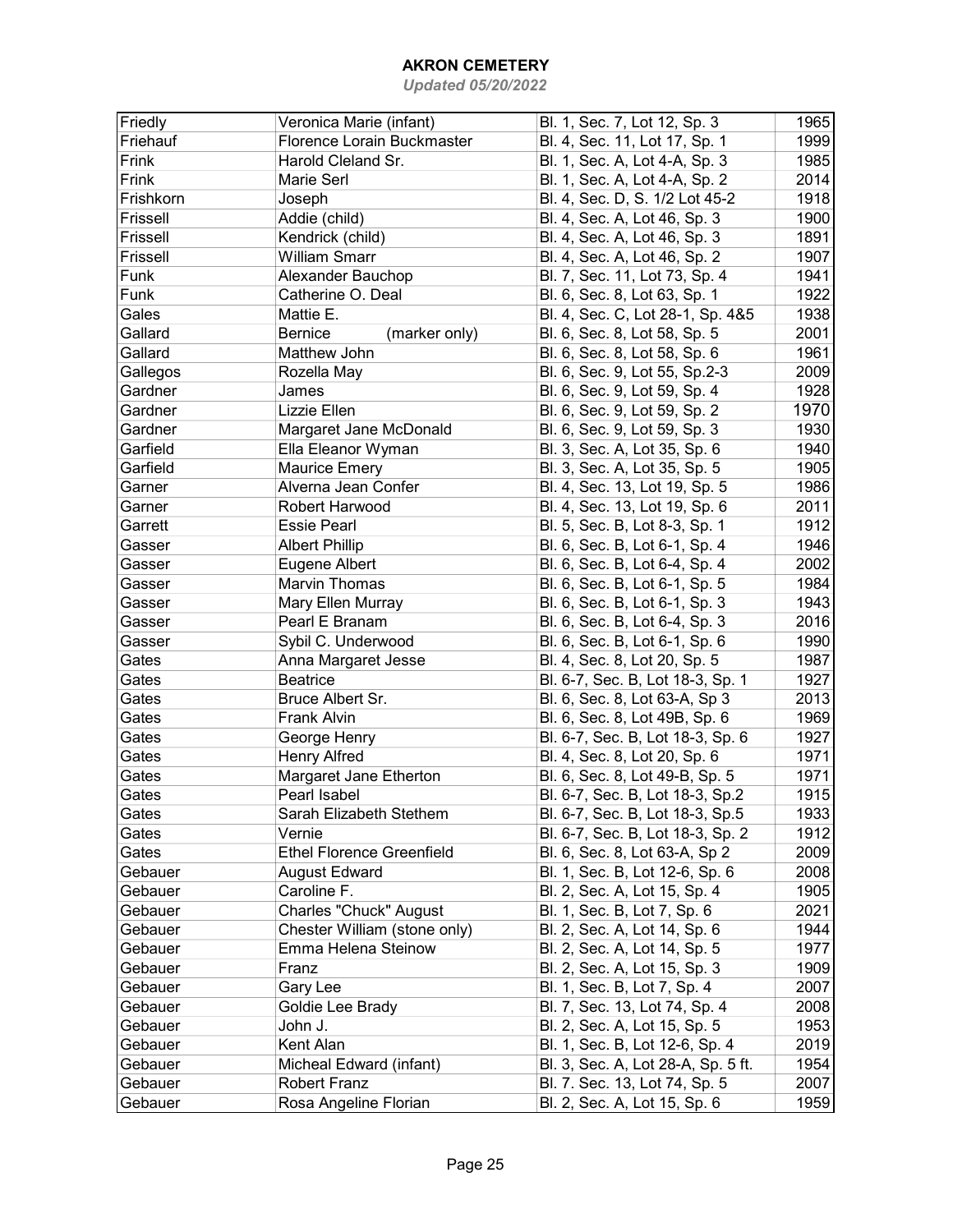# AKRON CEMETERY

*Updated 05/20/2022*

| | | | |
|---|---|---|---|
| Friedly | Veronica Marie (infant) | Bl. 1, Sec. 7, Lot 12, Sp. 3 | 1965 |
| Friehauf | Florence Lorain Buckmaster | Bl. 4, Sec. 11, Lot 17, Sp. 1 | 1999 |
| Frink | Harold Cleland Sr. | Bl. 1, Sec. A, Lot 4-A, Sp. 3 | 1985 |
| Frink | Marie Serl | Bl. 1, Sec. A, Lot 4-A, Sp. 2 | 2014 |
| Frishkorn | Joseph | Bl. 4, Sec. D, S. 1/2 Lot 45-2 | 1918 |
| Frissell | Addie (child) | Bl. 4, Sec. A, Lot 46, Sp. 3 | 1900 |
| Frissell | Kendrick (child) | Bl. 4, Sec. A, Lot 46, Sp. 3 | 1891 |
| Frissell | William Smarr | Bl. 4, Sec. A, Lot 46, Sp. 2 | 1907 |
| Funk | Alexander Bauchop | Bl. 7, Sec. 11, Lot 73, Sp. 4 | 1941 |
| Funk | Catherine O. Deal | Bl. 6, Sec. 8, Lot 63, Sp. 1 | 1922 |
| Gales | Mattie E. | Bl. 4, Sec. C, Lot 28-1, Sp. 4&5 | 1938 |
| Gallard | Bernice (marker only) | Bl. 6, Sec. 8, Lot 58, Sp. 5 | 2001 |
| Gallard | Matthew John | Bl. 6, Sec. 8, Lot 58, Sp. 6 | 1961 |
| Gallegos | Rozella May | Bl. 6, Sec. 9, Lot 55, Sp.2-3 | 2009 |
| Gardner | James | Bl. 6, Sec. 9, Lot 59, Sp. 4 | 1928 |
| Gardner | Lizzie Ellen | Bl. 6, Sec. 9, Lot 59, Sp. 2 | 1970 |
| Gardner | Margaret Jane McDonald | Bl. 6, Sec. 9, Lot 59, Sp. 3 | 1930 |
| Garfield | Ella Eleanor Wyman | Bl. 3, Sec. A, Lot 35, Sp. 6 | 1940 |
| Garfield | Maurice Emery | Bl. 3, Sec. A, Lot 35, Sp. 5 | 1905 |
| Garner | Alverna Jean Confer | Bl. 4, Sec. 13, Lot 19, Sp. 5 | 1986 |
| Garner | Robert Harwood | Bl. 4, Sec. 13, Lot 19, Sp. 6 | 2011 |
| Garrett | Essie Pearl | Bl. 5, Sec. B, Lot 8-3, Sp. 1 | 1912 |
| Gasser | Albert Phillip | Bl. 6, Sec. B, Lot 6-1, Sp. 4 | 1946 |
| Gasser | Eugene Albert | Bl. 6, Sec. B, Lot 6-4, Sp. 4 | 2002 |
| Gasser | Marvin Thomas | Bl. 6, Sec. B, Lot 6-1, Sp. 5 | 1984 |
| Gasser | Mary Ellen Murray | Bl. 6, Sec. B, Lot 6-1, Sp. 3 | 1943 |
| Gasser | Pearl E Branam | Bl. 6, Sec. B, Lot 6-4, Sp. 3 | 2016 |
| Gasser | Sybil C. Underwood | Bl. 6, Sec. B, Lot 6-1, Sp. 6 | 1990 |
| Gates | Anna Margaret Jesse | Bl. 4, Sec. 8, Lot 20, Sp. 5 | 1987 |
| Gates | Beatrice | Bl. 6-7, Sec. B, Lot 18-3, Sp. 1 | 1927 |
| Gates | Bruce Albert Sr. | Bl. 6, Sec. 8, Lot 63-A, Sp 3 | 2013 |
| Gates | Frank Alvin | Bl. 6, Sec. 8, Lot 49B, Sp. 6 | 1969 |
| Gates | George Henry | Bl. 6-7, Sec. B, Lot 18-3, Sp. 6 | 1927 |
| Gates | Henry Alfred | Bl. 4, Sec. 8, Lot 20, Sp. 6 | 1971 |
| Gates | Margaret Jane Etherton | Bl. 6, Sec. 8, Lot 49-B, Sp. 5 | 1971 |
| Gates | Pearl Isabel | Bl. 6-7, Sec. B, Lot 18-3, Sp.2 | 1915 |
| Gates | Sarah Elizabeth Stethem | Bl. 6-7, Sec. B, Lot 18-3, Sp.5 | 1933 |
| Gates | Vernie | Bl. 6-7, Sec. B, Lot 18-3, Sp. 2 | 1912 |
| Gates | Ethel Florence Greenfield | Bl. 6, Sec. 8, Lot 63-A, Sp 2 | 2009 |
| Gebauer | August Edward | Bl. 1, Sec. B, Lot 12-6, Sp. 6 | 2008 |
| Gebauer | Caroline F. | Bl. 2, Sec. A, Lot 15, Sp. 4 | 1905 |
| Gebauer | Charles "Chuck" August | Bl. 1, Sec. B, Lot 7, Sp. 6 | 2021 |
| Gebauer | Chester William (stone only) | Bl. 2, Sec. A, Lot 14, Sp. 6 | 1944 |
| Gebauer | Emma Helena Steinow | Bl. 2, Sec. A, Lot 14, Sp. 5 | 1977 |
| Gebauer | Franz | Bl. 2, Sec. A, Lot 15, Sp. 3 | 1909 |
| Gebauer | Gary Lee | Bl. 1, Sec. B, Lot 7, Sp. 4 | 2007 |
| Gebauer | Goldie Lee Brady | Bl. 7, Sec. 13, Lot 74, Sp. 4 | 2008 |
| Gebauer | John J. | Bl. 2, Sec. A, Lot 15, Sp. 5 | 1953 |
| Gebauer | Kent Alan | Bl. 1, Sec. B, Lot 12-6, Sp. 4 | 2019 |
| Gebauer | Micheal Edward (infant) | Bl. 3, Sec. A, Lot 28-A, Sp. 5 ft. | 1954 |
| Gebauer | Robert Franz | Bl. 7. Sec. 13, Lot 74, Sp. 5 | 2007 |
| Gebauer | Rosa Angeline Florian | Bl. 2, Sec. A, Lot 15, Sp. 6 | 1959 |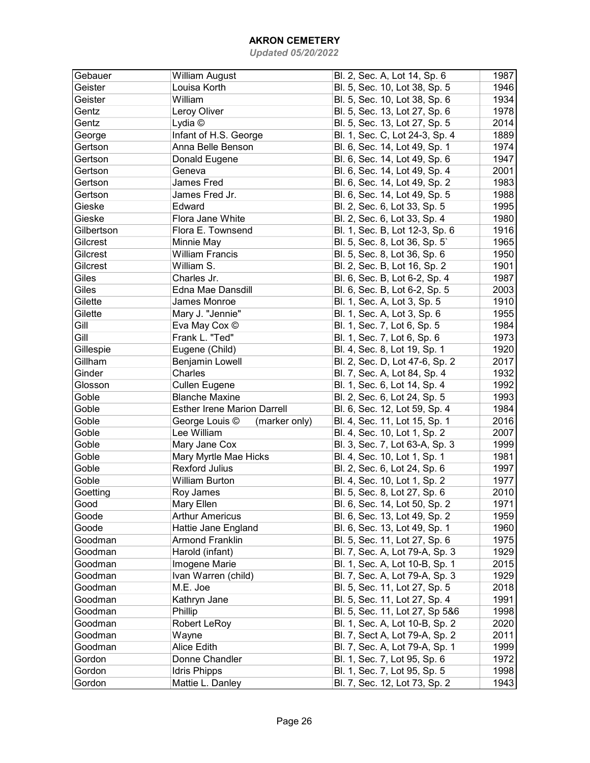# AKRON CEMETERY

*Updated 05/20/2022*

| | | | |
|---|---|---|---|
| Gebauer | William August | Bl. 2, Sec. A, Lot 14, Sp. 6 | 1987 |
| Geister | Louisa Korth | Bl. 5, Sec. 10, Lot 38, Sp. 5 | 1946 |
| Geister | William | Bl. 5, Sec. 10, Lot 38, Sp. 6 | 1934 |
| Gentz | Leroy Oliver | Bl. 5, Sec. 13, Lot 27, Sp. 6 | 1978 |
| Gentz | Lydia © | Bl. 5, Sec. 13, Lot 27, Sp. 5 | 2014 |
| George | Infant of H.S. George | Bl. 1, Sec. C, Lot 24-3, Sp. 4 | 1889 |
| Gertson | Anna Belle Benson | Bl. 6, Sec. 14, Lot 49, Sp. 1 | 1974 |
| Gertson | Donald Eugene | Bl. 6, Sec. 14, Lot 49, Sp. 6 | 1947 |
| Gertson | Geneva | Bl. 6, Sec. 14, Lot 49, Sp. 4 | 2001 |
| Gertson | James Fred | Bl. 6, Sec. 14, Lot 49, Sp. 2 | 1983 |
| Gertson | James Fred Jr. | Bl. 6, Sec. 14, Lot 49, Sp. 5 | 1988 |
| Gieske | Edward | Bl. 2, Sec. 6, Lot 33, Sp. 5 | 1995 |
| Gieske | Flora Jane White | Bl. 2, Sec. 6, Lot 33, Sp. 4 | 1980 |
| Gilbertson | Flora E. Townsend | Bl. 1, Sec. B, Lot 12-3, Sp. 6 | 1916 |
| Gilcrest | Minnie May | Bl. 5, Sec. 8, Lot 36, Sp. 5` | 1965 |
| Gilcrest | William Francis | Bl. 5, Sec. 8, Lot 36, Sp. 6 | 1950 |
| Gilcrest | William S. | Bl. 2, Sec. B, Lot 16, Sp. 2 | 1901 |
| Giles | Charles Jr. | Bl. 6, Sec. B, Lot 6-2, Sp. 4 | 1987 |
| Giles | Edna Mae Dansdill | Bl. 6, Sec. B, Lot 6-2, Sp. 5 | 2003 |
| Gilette | James Monroe | Bl. 1, Sec. A, Lot 3, Sp. 5 | 1910 |
| Gilette | Mary J. "Jennie" | Bl. 1, Sec. A, Lot 3, Sp. 6 | 1955 |
| Gill | Eva May Cox © | Bl. 1, Sec. 7, Lot 6, Sp. 5 | 1984 |
| Gill | Frank L. "Ted" | Bl. 1, Sec. 7, Lot 6, Sp. 6 | 1973 |
| Gillespie | Eugene (Child) | Bl. 4, Sec. 8, Lot 19, Sp. 1 | 1920 |
| Gillham | Benjamin Lowell | Bl. 2, Sec. D, Lot 47-6, Sp. 2 | 2017 |
| Ginder | Charles | Bl. 7, Sec. A, Lot 84, Sp. 4 | 1932 |
| Glosson | Cullen Eugene | Bl. 1, Sec. 6, Lot 14, Sp. 4 | 1992 |
| Goble | Blanche Maxine | Bl. 2, Sec. 6, Lot 24, Sp. 5 | 1993 |
| Goble | Esther Irene Marion Darrell | Bl. 6, Sec. 12, Lot 59, Sp. 4 | 1984 |
| Goble | George Louis © (marker only) | Bl. 4, Sec. 11, Lot 15, Sp. 1 | 2016 |
| Goble | Lee William | Bl. 4, Sec. 10, Lot 1, Sp. 2 | 2007 |
| Goble | Mary Jane Cox | Bl. 3, Sec. 7, Lot 63-A, Sp. 3 | 1999 |
| Goble | Mary Myrtle Mae Hicks | Bl. 4, Sec. 10, Lot 1, Sp. 1 | 1981 |
| Goble | Rexford Julius | Bl. 2, Sec. 6, Lot 24, Sp. 6 | 1997 |
| Goble | William Burton | Bl. 4, Sec. 10, Lot 1, Sp. 2 | 1977 |
| Goetting | Roy James | Bl. 5, Sec. 8, Lot 27, Sp. 6 | 2010 |
| Good | Mary Ellen | Bl. 6, Sec. 14, Lot 50, Sp. 2 | 1971 |
| Goode | Arthur Americus | Bl. 6, Sec. 13, Lot 49, Sp. 2 | 1959 |
| Goode | Hattie Jane England | Bl. 6, Sec. 13, Lot 49, Sp. 1 | 1960 |
| Goodman | Armond Franklin | Bl. 5, Sec. 11, Lot 27, Sp. 6 | 1975 |
| Goodman | Harold (infant) | Bl. 7, Sec. A, Lot 79-A, Sp. 3 | 1929 |
| Goodman | Imogene Marie | Bl. 1, Sec. A, Lot 10-B, Sp. 1 | 2015 |
| Goodman | Ivan Warren (child) | Bl. 7, Sec. A, Lot 79-A, Sp. 3 | 1929 |
| Goodman | M.E. Joe | Bl. 5, Sec. 11, Lot 27, Sp. 5 | 2018 |
| Goodman | Kathryn Jane | Bl. 5, Sec. 11, Lot 27, Sp. 4 | 1991 |
| Goodman | Phillip | Bl. 5, Sec. 11, Lot 27, Sp 5&6 | 1998 |
| Goodman | Robert LeRoy | Bl. 1, Sec. A, Lot 10-B, Sp. 2 | 2020 |
| Goodman | Wayne | Bl. 7, Sect A, Lot 79-A, Sp. 2 | 2011 |
| Goodman | Alice Edith | Bl. 7, Sec. A, Lot 79-A, Sp. 1 | 1999 |
| Gordon | Donne Chandler | Bl. 1, Sec. 7, Lot 95, Sp. 6 | 1972 |
| Gordon | Idris Phipps | Bl. 1, Sec. 7, Lot 95, Sp. 5 | 1998 |
| Gordon | Mattie L. Danley | Bl. 7, Sec. 12, Lot 73, Sp. 2 | 1943 |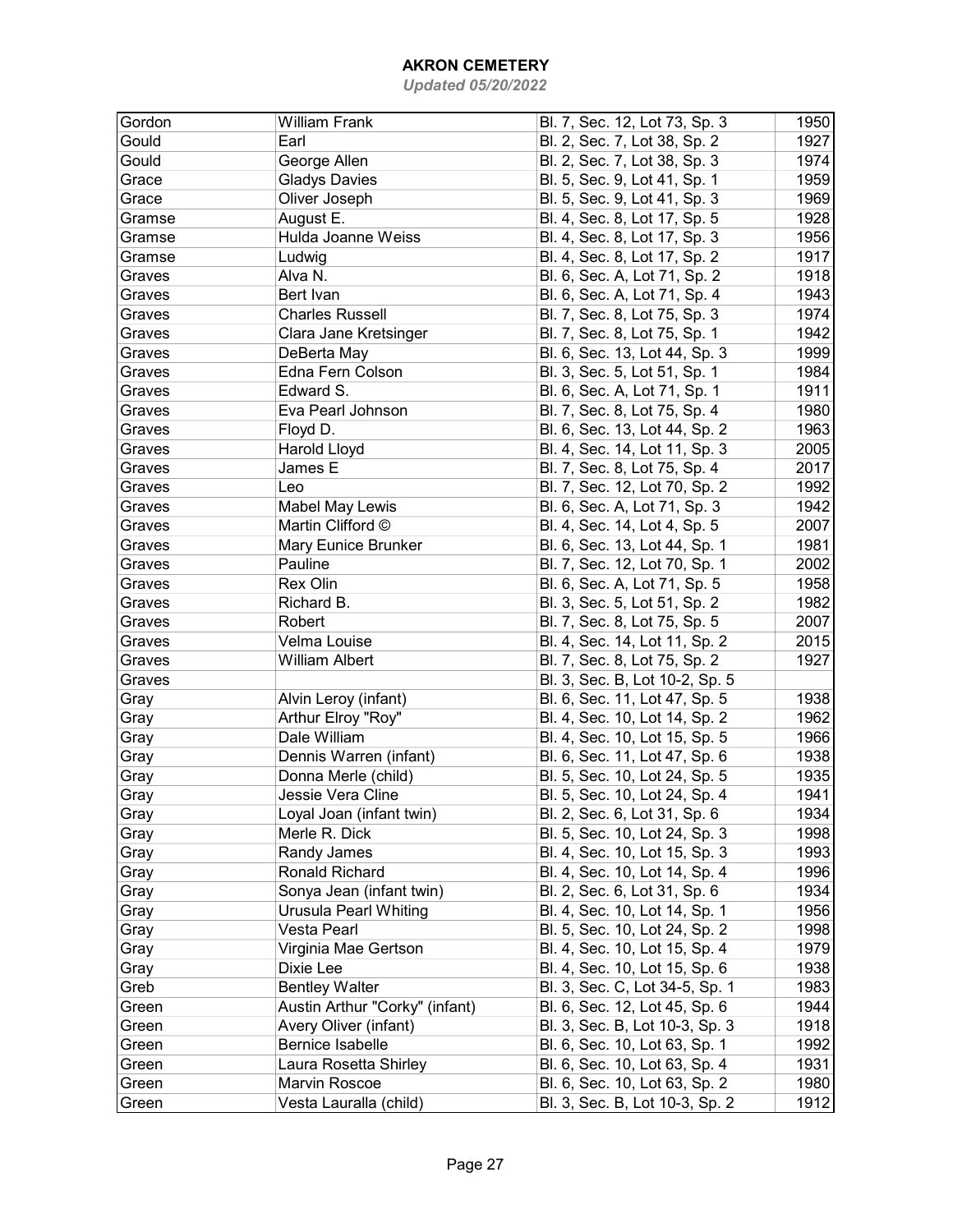## AKRON CEMETERY

*Updated 05/20/2022*

| | | | |
|---|---|---|---|
| Gordon | William Frank | Bl. 7, Sec. 12, Lot 73, Sp. 3 | 1950 |
| Gould | Earl | Bl. 2, Sec. 7, Lot 38, Sp. 2 | 1927 |
| Gould | George Allen | Bl. 2, Sec. 7, Lot 38, Sp. 3 | 1974 |
| Grace | Gladys Davies | Bl. 5, Sec. 9, Lot 41, Sp. 1 | 1959 |
| Grace | Oliver Joseph | Bl. 5, Sec. 9, Lot 41, Sp. 3 | 1969 |
| Gramse | August E. | Bl. 4, Sec. 8, Lot 17, Sp. 5 | 1928 |
| Gramse | Hulda Joanne Weiss | Bl. 4, Sec. 8, Lot 17, Sp. 3 | 1956 |
| Gramse | Ludwig | Bl. 4, Sec. 8, Lot 17, Sp. 2 | 1917 |
| Graves | Alva N. | Bl. 6, Sec. A, Lot 71, Sp. 2 | 1918 |
| Graves | Bert Ivan | Bl. 6, Sec. A, Lot 71, Sp. 4 | 1943 |
| Graves | Charles Russell | Bl. 7, Sec. 8, Lot 75, Sp. 3 | 1974 |
| Graves | Clara Jane Kretsinger | Bl. 7, Sec. 8, Lot 75, Sp. 1 | 1942 |
| Graves | DeBerta May | Bl. 6, Sec. 13, Lot 44, Sp. 3 | 1999 |
| Graves | Edna Fern Colson | Bl. 3, Sec. 5, Lot 51, Sp. 1 | 1984 |
| Graves | Edward S. | Bl. 6, Sec. A, Lot 71, Sp. 1 | 1911 |
| Graves | Eva Pearl Johnson | Bl. 7, Sec. 8, Lot 75, Sp. 4 | 1980 |
| Graves | Floyd D. | Bl. 6, Sec. 13, Lot 44, Sp. 2 | 1963 |
| Graves | Harold Lloyd | Bl. 4, Sec. 14, Lot 11, Sp. 3 | 2005 |
| Graves | James E | Bl. 7, Sec. 8, Lot 75, Sp. 4 | 2017 |
| Graves | Leo | Bl. 7, Sec. 12, Lot 70, Sp. 2 | 1992 |
| Graves | Mabel May Lewis | Bl. 6, Sec. A, Lot 71, Sp. 3 | 1942 |
| Graves | Martin Clifford © | Bl. 4, Sec. 14, Lot 4, Sp. 5 | 2007 |
| Graves | Mary Eunice Brunker | Bl. 6, Sec. 13, Lot 44, Sp. 1 | 1981 |
| Graves | Pauline | Bl. 7, Sec. 12, Lot 70, Sp. 1 | 2002 |
| Graves | Rex Olin | Bl. 6, Sec. A, Lot 71, Sp. 5 | 1958 |
| Graves | Richard B. | Bl. 3, Sec. 5, Lot 51, Sp. 2 | 1982 |
| Graves | Robert | Bl. 7, Sec. 8, Lot 75, Sp. 5 | 2007 |
| Graves | Velma Louise | Bl. 4, Sec. 14, Lot 11, Sp. 2 | 2015 |
| Graves | William Albert | Bl. 7, Sec. 8, Lot 75, Sp. 2 | 1927 |
| Graves | | Bl. 3, Sec. B, Lot 10-2, Sp. 5 | |
| Gray | Alvin Leroy (infant) | Bl. 6, Sec. 11, Lot 47, Sp. 5 | 1938 |
| Gray | Arthur Elroy "Roy" | Bl. 4, Sec. 10, Lot 14, Sp. 2 | 1962 |
| Gray | Dale William | Bl. 4, Sec. 10, Lot 15, Sp. 5 | 1966 |
| Gray | Dennis Warren (infant) | Bl. 6, Sec. 11, Lot 47, Sp. 6 | 1938 |
| Gray | Donna Merle (child) | Bl. 5, Sec. 10, Lot 24, Sp. 5 | 1935 |
| Gray | Jessie Vera Cline | Bl. 5, Sec. 10, Lot 24, Sp. 4 | 1941 |
| Gray | Loyal Joan (infant twin) | Bl. 2, Sec. 6, Lot 31, Sp. 6 | 1934 |
| Gray | Merle R. Dick | Bl. 5, Sec. 10, Lot 24, Sp. 3 | 1998 |
| Gray | Randy James | Bl. 4, Sec. 10, Lot 15, Sp. 3 | 1993 |
| Gray | Ronald Richard | Bl. 4, Sec. 10, Lot 14, Sp. 4 | 1996 |
| Gray | Sonya Jean (infant twin) | Bl. 2, Sec. 6, Lot 31, Sp. 6 | 1934 |
| Gray | Urusula Pearl Whiting | Bl. 4, Sec. 10, Lot 14, Sp. 1 | 1956 |
| Gray | Vesta Pearl | Bl. 5, Sec. 10, Lot 24, Sp. 2 | 1998 |
| Gray | Virginia Mae Gertson | Bl. 4, Sec. 10, Lot 15, Sp. 4 | 1979 |
| Gray | Dixie Lee | Bl. 4, Sec. 10, Lot 15, Sp. 6 | 1938 |
| Greb | Bentley Walter | Bl. 3, Sec. C, Lot 34-5, Sp. 1 | 1983 |
| Green | Austin Arthur "Corky" (infant) | Bl. 6, Sec. 12, Lot 45, Sp. 6 | 1944 |
| Green | Avery Oliver (infant) | Bl. 3, Sec. B, Lot 10-3, Sp. 3 | 1918 |
| Green | Bernice Isabelle | Bl. 6, Sec. 10, Lot 63, Sp. 1 | 1992 |
| Green | Laura Rosetta Shirley | Bl. 6, Sec. 10, Lot 63, Sp. 4 | 1931 |
| Green | Marvin Roscoe | Bl. 6, Sec. 10, Lot 63, Sp. 2 | 1980 |
| Green | Vesta Lauralla (child) | Bl. 3, Sec. B, Lot 10-3, Sp. 2 | 1912 |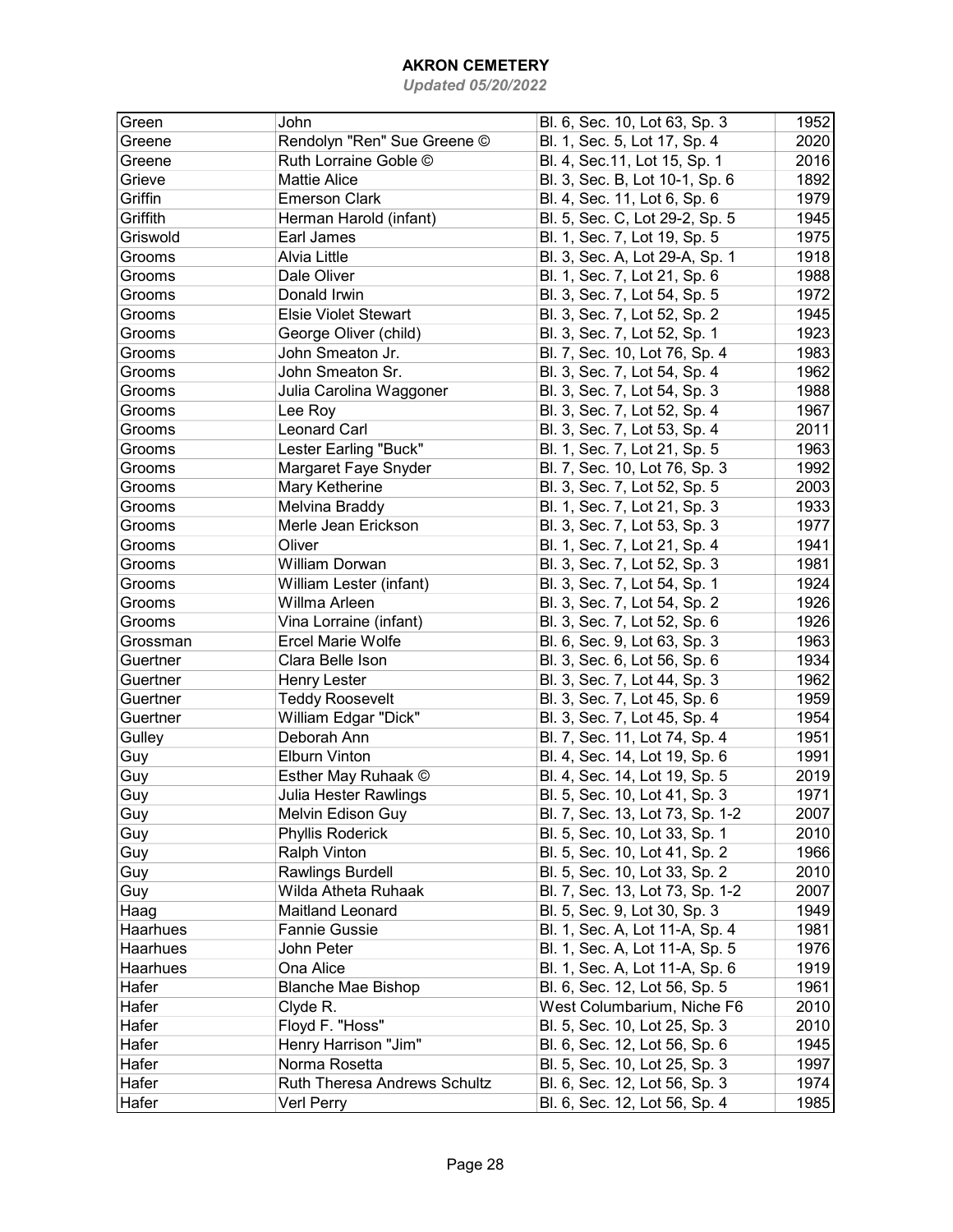# AKRON CEMETERY

*Updated 05/20/2022*

| | | | |
|---|---|---|---|
| Green | John | Bl. 6, Sec. 10, Lot 63, Sp. 3 | 1952 |
| Greene | Rendolyn "Ren" Sue Greene © | Bl. 1, Sec. 5, Lot 17, Sp. 4 | 2020 |
| Greene | Ruth Lorraine Goble © | Bl. 4, Sec.11, Lot 15, Sp. 1 | 2016 |
| Grieve | Mattie Alice | Bl. 3, Sec. B, Lot 10-1, Sp. 6 | 1892 |
| Griffin | Emerson Clark | Bl. 4, Sec. 11, Lot 6, Sp. 6 | 1979 |
| Griffith | Herman Harold (infant) | Bl. 5, Sec. C, Lot 29-2, Sp. 5 | 1945 |
| Griswold | Earl James | Bl. 1, Sec. 7, Lot 19, Sp. 5 | 1975 |
| Grooms | Alvia Little | Bl. 3, Sec. A, Lot 29-A, Sp. 1 | 1918 |
| Grooms | Dale Oliver | Bl. 1, Sec. 7, Lot 21, Sp. 6 | 1988 |
| Grooms | Donald Irwin | Bl. 3, Sec. 7, Lot 54, Sp. 5 | 1972 |
| Grooms | Elsie Violet Stewart | Bl. 3, Sec. 7, Lot 52, Sp. 2 | 1945 |
| Grooms | George Oliver (child) | Bl. 3, Sec. 7, Lot 52, Sp. 1 | 1923 |
| Grooms | John Smeaton Jr. | Bl. 7, Sec. 10, Lot 76, Sp. 4 | 1983 |
| Grooms | John Smeaton Sr. | Bl. 3, Sec. 7, Lot 54, Sp. 4 | 1962 |
| Grooms | Julia Carolina Waggoner | Bl. 3, Sec. 7, Lot 54, Sp. 3 | 1988 |
| Grooms | Lee Roy | Bl. 3, Sec. 7, Lot 52, Sp. 4 | 1967 |
| Grooms | Leonard Carl | Bl. 3, Sec. 7, Lot 53, Sp. 4 | 2011 |
| Grooms | Lester Earling "Buck" | Bl. 1, Sec. 7, Lot 21, Sp. 5 | 1963 |
| Grooms | Margaret Faye Snyder | Bl. 7, Sec. 10, Lot 76, Sp. 3 | 1992 |
| Grooms | Mary Ketherine | Bl. 3, Sec. 7, Lot 52, Sp. 5 | 2003 |
| Grooms | Melvina Braddy | Bl. 1, Sec. 7, Lot 21, Sp. 3 | 1933 |
| Grooms | Merle Jean Erickson | Bl. 3, Sec. 7, Lot 53, Sp. 3 | 1977 |
| Grooms | Oliver | Bl. 1, Sec. 7, Lot 21, Sp. 4 | 1941 |
| Grooms | William Dorwan | Bl. 3, Sec. 7, Lot 52, Sp. 3 | 1981 |
| Grooms | William Lester (infant) | Bl. 3, Sec. 7, Lot 54, Sp. 1 | 1924 |
| Grooms | Willma Arleen | Bl. 3, Sec. 7, Lot 54, Sp. 2 | 1926 |
| Grooms | Vina Lorraine (infant) | Bl. 3, Sec. 7, Lot 52, Sp. 6 | 1926 |
| Grossman | Ercel Marie Wolfe | Bl. 6, Sec. 9, Lot 63, Sp. 3 | 1963 |
| Guertner | Clara Belle Ison | Bl. 3, Sec. 6, Lot 56, Sp. 6 | 1934 |
| Guertner | Henry Lester | Bl. 3, Sec. 7, Lot 44, Sp. 3 | 1962 |
| Guertner | Teddy Roosevelt | Bl. 3, Sec. 7, Lot 45, Sp. 6 | 1959 |
| Guertner | William Edgar "Dick" | Bl. 3, Sec. 7, Lot 45, Sp. 4 | 1954 |
| Gulley | Deborah Ann | Bl. 7, Sec. 11, Lot 74, Sp. 4 | 1951 |
| Guy | Elburn Vinton | Bl. 4, Sec. 14, Lot 19, Sp. 6 | 1991 |
| Guy | Esther May Ruhaak © | Bl. 4, Sec. 14, Lot 19, Sp. 5 | 2019 |
| Guy | Julia Hester Rawlings | Bl. 5, Sec. 10, Lot 41, Sp. 3 | 1971 |
| Guy | Melvin Edison Guy | Bl. 7, Sec. 13, Lot 73, Sp. 1-2 | 2007 |
| Guy | Phyllis Roderick | Bl. 5, Sec. 10, Lot 33, Sp. 1 | 2010 |
| Guy | Ralph Vinton | Bl. 5, Sec. 10, Lot 41, Sp. 2 | 1966 |
| Guy | Rawlings Burdell | Bl. 5, Sec. 10, Lot 33, Sp. 2 | 2010 |
| Guy | Wilda Atheta Ruhaak | Bl. 7, Sec. 13, Lot 73, Sp. 1-2 | 2007 |
| Haag | Maitland Leonard | Bl. 5, Sec. 9, Lot 30, Sp. 3 | 1949 |
| Haarhues | Fannie Gussie | Bl. 1, Sec. A, Lot 11-A, Sp. 4 | 1981 |
| Haarhues | John Peter | Bl. 1, Sec. A, Lot 11-A, Sp. 5 | 1976 |
| Haarhues | Ona Alice | Bl. 1, Sec. A, Lot 11-A, Sp. 6 | 1919 |
| Hafer | Blanche Mae Bishop | Bl. 6, Sec. 12, Lot 56, Sp. 5 | 1961 |
| Hafer | Clyde R. | West Columbarium, Niche F6 | 2010 |
| Hafer | Floyd F. "Hoss" | Bl. 5, Sec. 10, Lot 25, Sp. 3 | 2010 |
| Hafer | Henry Harrison "Jim" | Bl. 6, Sec. 12, Lot 56, Sp. 6 | 1945 |
| Hafer | Norma Rosetta | Bl. 5, Sec. 10, Lot 25, Sp. 3 | 1997 |
| Hafer | Ruth Theresa Andrews Schultz | Bl. 6, Sec. 12, Lot 56, Sp. 3 | 1974 |
| Hafer | Verl Perry | Bl. 6, Sec. 12, Lot 56, Sp. 4 | 1985 |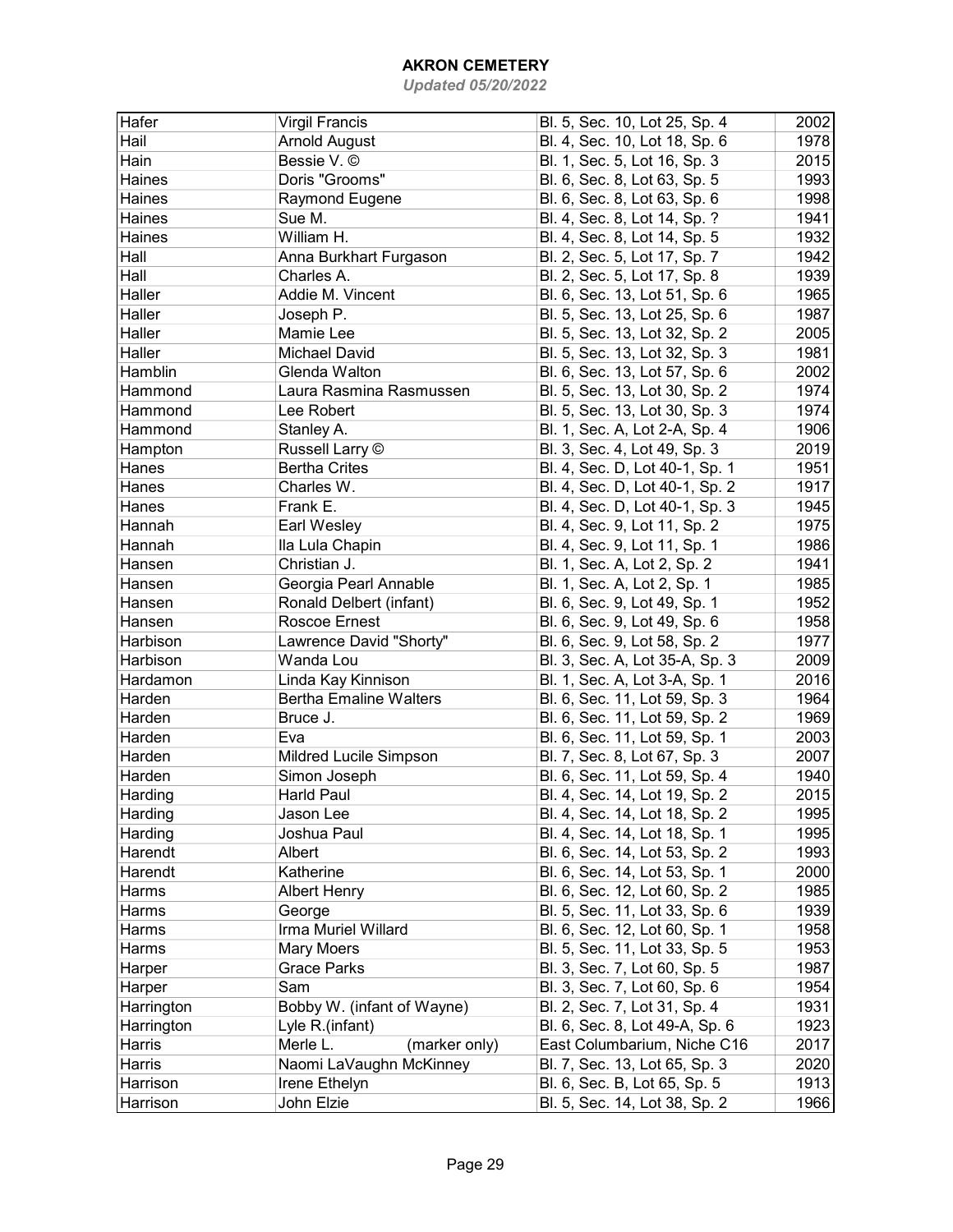# AKRON CEMETERY

*Updated 05/20/2022*

| | | | |
|---|---|---|---|
| Hafer | Virgil Francis | Bl. 5, Sec. 10, Lot 25, Sp. 4 | 2002 |
| Hail | Arnold August | Bl. 4, Sec. 10, Lot 18, Sp. 6 | 1978 |
| Hain | Bessie V. © | Bl. 1, Sec. 5, Lot 16, Sp. 3 | 2015 |
| Haines | Doris "Grooms" | Bl. 6, Sec. 8, Lot 63, Sp. 5 | 1993 |
| Haines | Raymond Eugene | Bl. 6, Sec. 8, Lot 63, Sp. 6 | 1998 |
| Haines | Sue M. | Bl. 4, Sec. 8, Lot 14, Sp. ? | 1941 |
| Haines | William H. | Bl. 4, Sec. 8, Lot 14, Sp. 5 | 1932 |
| Hall | Anna Burkhart Furgason | Bl. 2, Sec. 5, Lot 17, Sp. 7 | 1942 |
| Hall | Charles A. | Bl. 2, Sec. 5, Lot 17, Sp. 8 | 1939 |
| Haller | Addie M. Vincent | Bl. 6, Sec. 13, Lot 51, Sp. 6 | 1965 |
| Haller | Joseph P. | Bl. 5, Sec. 13, Lot 25, Sp. 6 | 1987 |
| Haller | Mamie Lee | Bl. 5, Sec. 13, Lot 32, Sp. 2 | 2005 |
| Haller | Michael David | Bl. 5, Sec. 13, Lot 32, Sp. 3 | 1981 |
| Hamblin | Glenda Walton | Bl. 6, Sec. 13, Lot 57, Sp. 6 | 2002 |
| Hammond | Laura Rasmina Rasmussen | Bl. 5, Sec. 13, Lot 30, Sp. 2 | 1974 |
| Hammond | Lee Robert | Bl. 5, Sec. 13, Lot 30, Sp. 3 | 1974 |
| Hammond | Stanley A. | Bl. 1, Sec. A, Lot 2-A, Sp. 4 | 1906 |
| Hampton | Russell Larry © | Bl. 3, Sec. 4, Lot 49, Sp. 3 | 2019 |
| Hanes | Bertha Crites | Bl. 4, Sec. D, Lot 40-1, Sp. 1 | 1951 |
| Hanes | Charles W. | Bl. 4, Sec. D, Lot 40-1, Sp. 2 | 1917 |
| Hanes | Frank E. | Bl. 4, Sec. D, Lot 40-1, Sp. 3 | 1945 |
| Hannah | Earl Wesley | Bl. 4, Sec. 9, Lot 11, Sp. 2 | 1975 |
| Hannah | Ila Lula Chapin | Bl. 4, Sec. 9, Lot 11, Sp. 1 | 1986 |
| Hansen | Christian J. | Bl. 1, Sec. A, Lot 2, Sp. 2 | 1941 |
| Hansen | Georgia Pearl Annable | Bl. 1, Sec. A, Lot 2, Sp. 1 | 1985 |
| Hansen | Ronald Delbert (infant) | Bl. 6, Sec. 9, Lot 49, Sp. 1 | 1952 |
| Hansen | Roscoe Ernest | Bl. 6, Sec. 9, Lot 49, Sp. 6 | 1958 |
| Harbison | Lawrence David "Shorty" | Bl. 6, Sec. 9, Lot 58, Sp. 2 | 1977 |
| Harbison | Wanda Lou | Bl. 3, Sec. A, Lot 35-A, Sp. 3 | 2009 |
| Hardamon | Linda Kay Kinnison | Bl. 1, Sec. A, Lot 3-A, Sp. 1 | 2016 |
| Harden | Bertha Emaline Walters | Bl. 6, Sec. 11, Lot 59, Sp. 3 | 1964 |
| Harden | Bruce J. | Bl. 6, Sec. 11, Lot 59, Sp. 2 | 1969 |
| Harden | Eva | Bl. 6, Sec. 11, Lot 59, Sp. 1 | 2003 |
| Harden | Mildred Lucile Simpson | Bl. 7, Sec. 8, Lot 67, Sp. 3 | 2007 |
| Harden | Simon Joseph | Bl. 6, Sec. 11, Lot 59, Sp. 4 | 1940 |
| Harding | Harld Paul | Bl. 4, Sec. 14, Lot 19, Sp. 2 | 2015 |
| Harding | Jason Lee | Bl. 4, Sec. 14, Lot 18, Sp. 2 | 1995 |
| Harding | Joshua Paul | Bl. 4, Sec. 14, Lot 18, Sp. 1 | 1995 |
| Harendt | Albert | Bl. 6, Sec. 14, Lot 53, Sp. 2 | 1993 |
| Harendt | Katherine | Bl. 6, Sec. 14, Lot 53, Sp. 1 | 2000 |
| Harms | Albert Henry | Bl. 6, Sec. 12, Lot 60, Sp. 2 | 1985 |
| Harms | George | Bl. 5, Sec. 11, Lot 33, Sp. 6 | 1939 |
| Harms | Irma Muriel Willard | Bl. 6, Sec. 12, Lot 60, Sp. 1 | 1958 |
| Harms | Mary Moers | Bl. 5, Sec. 11, Lot 33, Sp. 5 | 1953 |
| Harper | Grace Parks | Bl. 3, Sec. 7, Lot 60, Sp. 5 | 1987 |
| Harper | Sam | Bl. 3, Sec. 7, Lot 60, Sp. 6 | 1954 |
| Harrington | Bobby W. (infant of Wayne) | Bl. 2, Sec. 7, Lot 31, Sp. 4 | 1931 |
| Harrington | Lyle R.(infant) | Bl. 6, Sec. 8, Lot 49-A, Sp. 6 | 1923 |
| Harris | Merle L. (marker only) | East Columbarium, Niche C16 | 2017 |
| Harris | Naomi LaVaughn McKinney | Bl. 7, Sec. 13, Lot 65, Sp. 3 | 2020 |
| Harrison | Irene Ethelyn | Bl. 6, Sec. B, Lot 65, Sp. 5 | 1913 |
| Harrison | John Elzie | Bl. 5, Sec. 14, Lot 38, Sp. 2 | 1966 |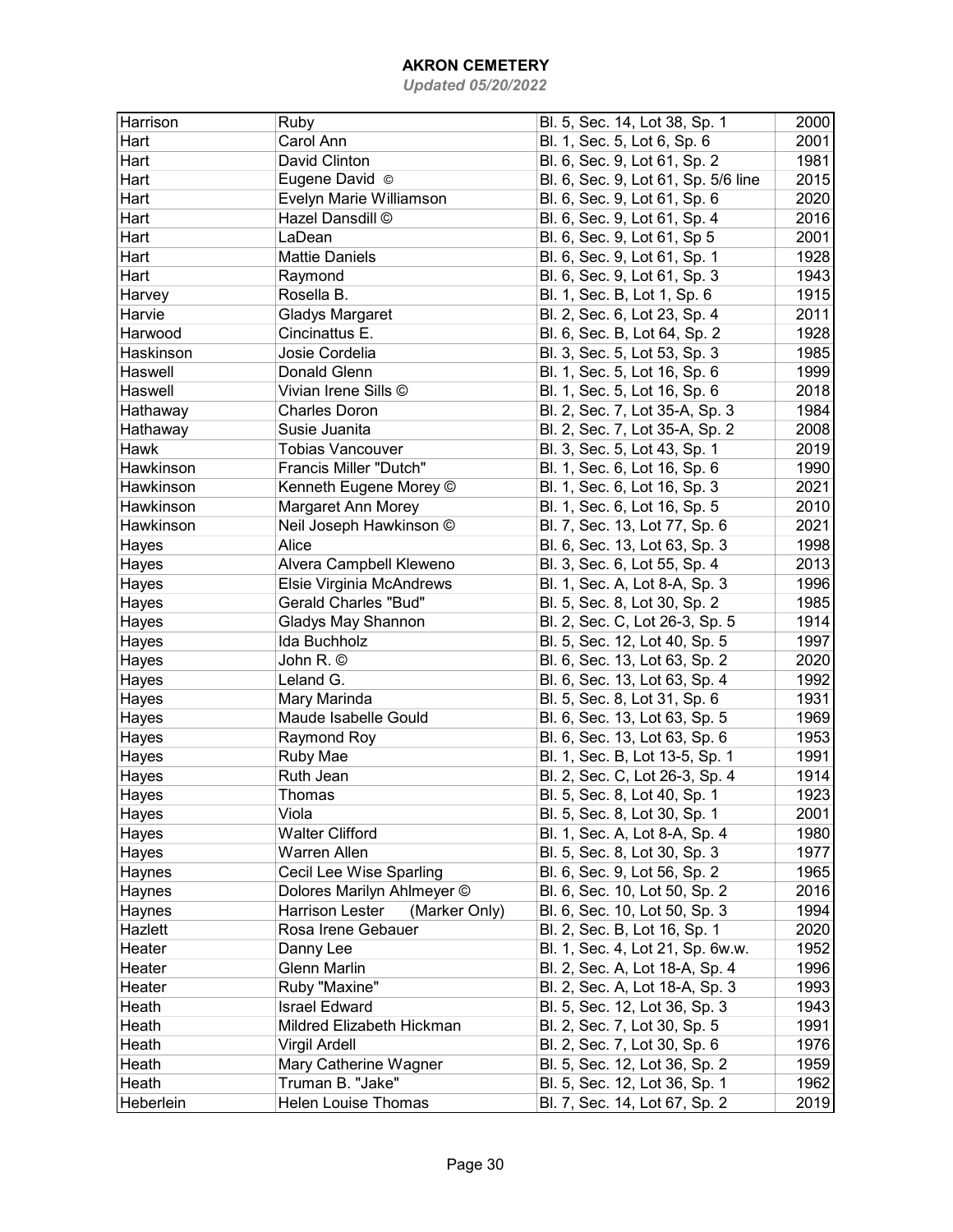# AKRON CEMETERY

*Updated 05/20/2022*

| | | | |
|---|---|---|---|
| Harrison | Ruby | Bl. 5, Sec. 14, Lot 38, Sp. 1 | 2000 |
| Hart | Carol Ann | Bl. 1, Sec. 5, Lot 6, Sp. 6 | 2001 |
| Hart | David Clinton | Bl. 6, Sec. 9, Lot 61, Sp. 2 | 1981 |
| Hart | Eugene David © | Bl. 6, Sec. 9, Lot 61, Sp. 5/6 line | 2015 |
| Hart | Evelyn Marie Williamson | Bl. 6, Sec. 9, Lot 61, Sp. 6 | 2020 |
| Hart | Hazel Dansdill © | Bl. 6, Sec. 9, Lot 61, Sp. 4 | 2016 |
| Hart | LaDean | Bl. 6, Sec. 9, Lot 61, Sp 5 | 2001 |
| Hart | Mattie Daniels | Bl. 6, Sec. 9, Lot 61, Sp. 1 | 1928 |
| Hart | Raymond | Bl. 6, Sec. 9, Lot 61, Sp. 3 | 1943 |
| Harvey | Rosella B. | Bl. 1, Sec. B, Lot 1, Sp. 6 | 1915 |
| Harvie | Gladys Margaret | Bl. 2, Sec. 6, Lot 23, Sp. 4 | 2011 |
| Harwood | Cincinattus E. | Bl. 6, Sec. B, Lot 64, Sp. 2 | 1928 |
| Haskinson | Josie Cordelia | Bl. 3, Sec. 5, Lot 53, Sp. 3 | 1985 |
| Haswell | Donald Glenn | Bl. 1, Sec. 5, Lot 16, Sp. 6 | 1999 |
| Haswell | Vivian Irene Sills © | Bl. 1, Sec. 5, Lot 16, Sp. 6 | 2018 |
| Hathaway | Charles Doron | Bl. 2, Sec. 7, Lot 35-A, Sp. 3 | 1984 |
| Hathaway | Susie Juanita | Bl. 2, Sec. 7, Lot 35-A, Sp. 2 | 2008 |
| Hawk | Tobias Vancouver | Bl. 3, Sec. 5, Lot 43, Sp. 1 | 2019 |
| Hawkinson | Francis Miller "Dutch" | Bl. 1, Sec. 6, Lot 16, Sp. 6 | 1990 |
| Hawkinson | Kenneth Eugene Morey © | Bl. 1, Sec. 6, Lot 16, Sp. 3 | 2021 |
| Hawkinson | Margaret Ann Morey | Bl. 1, Sec. 6, Lot 16, Sp. 5 | 2010 |
| Hawkinson | Neil Joseph Hawkinson © | Bl. 7, Sec. 13, Lot 77, Sp. 6 | 2021 |
| Hayes | Alice | Bl. 6, Sec. 13, Lot 63, Sp. 3 | 1998 |
| Hayes | Alvera Campbell Kleweno | Bl. 3, Sec. 6, Lot 55, Sp. 4 | 2013 |
| Hayes | Elsie Virginia McAndrews | Bl. 1, Sec. A, Lot 8-A, Sp. 3 | 1996 |
| Hayes | Gerald Charles "Bud" | Bl. 5, Sec. 8, Lot 30, Sp. 2 | 1985 |
| Hayes | Gladys May Shannon | Bl. 2, Sec. C, Lot 26-3, Sp. 5 | 1914 |
| Hayes | Ida Buchholz | Bl. 5, Sec. 12, Lot 40, Sp. 5 | 1997 |
| Hayes | John R. © | Bl. 6, Sec. 13, Lot 63, Sp. 2 | 2020 |
| Hayes | Leland G. | Bl. 6, Sec. 13, Lot 63, Sp. 4 | 1992 |
| Hayes | Mary Marinda | Bl. 5, Sec. 8, Lot 31, Sp. 6 | 1931 |
| Hayes | Maude Isabelle Gould | Bl. 6, Sec. 13, Lot 63, Sp. 5 | 1969 |
| Hayes | Raymond Roy | Bl. 6, Sec. 13, Lot 63, Sp. 6 | 1953 |
| Hayes | Ruby Mae | Bl. 1, Sec. B, Lot 13-5, Sp. 1 | 1991 |
| Hayes | Ruth Jean | Bl. 2, Sec. C, Lot 26-3, Sp. 4 | 1914 |
| Hayes | Thomas | Bl. 5, Sec. 8, Lot 40, Sp. 1 | 1923 |
| Hayes | Viola | Bl. 5, Sec. 8, Lot 30, Sp. 1 | 2001 |
| Hayes | Walter Clifford | Bl. 1, Sec. A, Lot 8-A, Sp. 4 | 1980 |
| Hayes | Warren Allen | Bl. 5, Sec. 8, Lot 30, Sp. 3 | 1977 |
| Haynes | Cecil Lee Wise Sparling | Bl. 6, Sec. 9, Lot 56, Sp. 2 | 1965 |
| Haynes | Dolores Marilyn Ahlmeyer © | Bl. 6, Sec. 10, Lot 50, Sp. 2 | 2016 |
| Haynes | Harrison Lester (Marker Only) | Bl. 6, Sec. 10, Lot 50, Sp. 3 | 1994 |
| Hazlett | Rosa Irene Gebauer | Bl. 2, Sec. B, Lot 16, Sp. 1 | 2020 |
| Heater | Danny Lee | Bl. 1, Sec. 4, Lot 21, Sp. 6w.w. | 1952 |
| Heater | Glenn Marlin | Bl. 2, Sec. A, Lot 18-A, Sp. 4 | 1996 |
| Heater | Ruby "Maxine" | Bl. 2, Sec. A, Lot 18-A, Sp. 3 | 1993 |
| Heath | Israel Edward | Bl. 5, Sec. 12, Lot 36, Sp. 3 | 1943 |
| Heath | Mildred Elizabeth Hickman | Bl. 2, Sec. 7, Lot 30, Sp. 5 | 1991 |
| Heath | Virgil Ardell | Bl. 2, Sec. 7, Lot 30, Sp. 6 | 1976 |
| Heath | Mary Catherine Wagner | Bl. 5, Sec. 12, Lot 36, Sp. 2 | 1959 |
| Heath | Truman B. "Jake" | Bl. 5, Sec. 12, Lot 36, Sp. 1 | 1962 |
| Heberlein | Helen Louise Thomas | Bl. 7, Sec. 14, Lot 67, Sp. 2 | 2019 |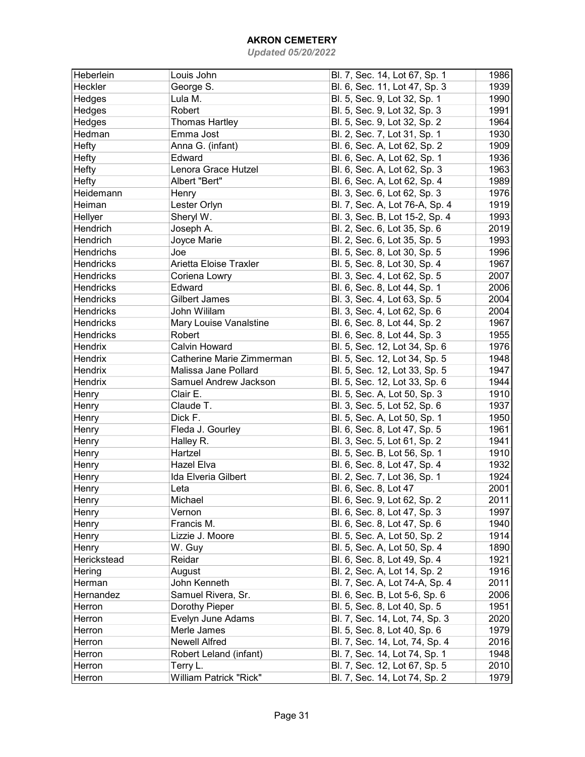# AKRON CEMETERY

*Updated 05/20/2022*

| | | | |
|---|---|---|---|
| Heberlein | Louis John | Bl. 7, Sec. 14, Lot 67, Sp. 1 | 1986 |
| Heckler | George S. | Bl. 6, Sec. 11, Lot 47, Sp. 3 | 1939 |
| Hedges | Lula M. | Bl. 5, Sec. 9, Lot 32, Sp. 1 | 1990 |
| Hedges | Robert | Bl. 5, Sec. 9, Lot 32, Sp. 3 | 1991 |
| Hedges | Thomas Hartley | Bl. 5, Sec. 9, Lot 32, Sp. 2 | 1964 |
| Hedman | Emma Jost | Bl. 2, Sec. 7, Lot 31, Sp. 1 | 1930 |
| Hefty | Anna G. (infant) | Bl. 6, Sec. A, Lot 62, Sp. 2 | 1909 |
| Hefty | Edward | Bl. 6, Sec. A, Lot 62, Sp. 1 | 1936 |
| Hefty | Lenora Grace Hutzel | Bl. 6, Sec. A, Lot 62, Sp. 3 | 1963 |
| Hefty | Albert "Bert" | Bl. 6, Sec. A, Lot 62, Sp. 4 | 1989 |
| Heidemann | Henry | Bl. 3, Sec. 6, Lot 62, Sp. 3 | 1976 |
| Heiman | Lester Orlyn | Bl. 7, Sec. A, Lot 76-A, Sp. 4 | 1919 |
| Hellyer | Sheryl W. | Bl. 3, Sec. B, Lot 15-2, Sp. 4 | 1993 |
| Hendrich | Joseph A. | Bl. 2, Sec. 6, Lot 35, Sp. 6 | 2019 |
| Hendrich | Joyce Marie | Bl. 2, Sec. 6, Lot 35, Sp. 5 | 1993 |
| Hendrichs | Joe | Bl. 5, Sec. 8, Lot 30, Sp. 5 | 1996 |
| Hendricks | Arietta Eloise Traxler | Bl. 5, Sec. 8, Lot 30, Sp. 4 | 1967 |
| Hendricks | Coriena Lowry | Bl. 3, Sec. 4, Lot 62, Sp. 5 | 2007 |
| Hendricks | Edward | Bl. 6, Sec. 8, Lot 44, Sp. 1 | 2006 |
| Hendricks | Gilbert James | Bl. 3, Sec. 4, Lot 63, Sp. 5 | 2004 |
| Hendricks | John Wililam | Bl. 3, Sec. 4, Lot 62, Sp. 6 | 2004 |
| Hendricks | Mary Louise Vanalstine | Bl. 6, Sec. 8, Lot 44, Sp. 2 | 1967 |
| Hendricks | Robert | Bl. 6, Sec. 8, Lot 44, Sp. 3 | 1955 |
| Hendrix | Calvin Howard | Bl. 5, Sec. 12, Lot 34, Sp. 6 | 1976 |
| Hendrix | Catherine Marie Zimmerman | Bl. 5, Sec. 12, Lot 34, Sp. 5 | 1948 |
| Hendrix | Malissa Jane Pollard | Bl. 5, Sec. 12, Lot 33, Sp. 5 | 1947 |
| Hendrix | Samuel Andrew Jackson | Bl. 5, Sec. 12, Lot 33, Sp. 6 | 1944 |
| Henry | Clair E. | Bl. 5, Sec. A, Lot 50, Sp. 3 | 1910 |
| Henry | Claude T. | Bl. 3, Sec. 5, Lot 52, Sp. 6 | 1937 |
| Henry | Dick F. | Bl. 5, Sec. A, Lot 50, Sp. 1 | 1950 |
| Henry | Fleda J. Gourley | Bl. 6, Sec. 8, Lot 47, Sp. 5 | 1961 |
| Henry | Halley R. | Bl. 3, Sec. 5, Lot 61, Sp. 2 | 1941 |
| Henry | Hartzel | Bl. 5, Sec. B, Lot 56, Sp. 1 | 1910 |
| Henry | Hazel Elva | Bl. 6, Sec. 8, Lot 47, Sp. 4 | 1932 |
| Henry | Ida Elveria Gilbert | Bl. 2, Sec. 7, Lot 36, Sp. 1 | 1924 |
| Henry | Leta | Bl. 6, Sec. 8, Lot 47 | 2001 |
| Henry | Michael | Bl. 6, Sec. 9, Lot 62, Sp. 2 | 2011 |
| Henry | Vernon | Bl. 6, Sec. 8, Lot 47, Sp. 3 | 1997 |
| Henry | Francis M. | Bl. 6, Sec. 8, Lot 47, Sp. 6 | 1940 |
| Henry | Lizzie J. Moore | Bl. 5, Sec. A, Lot 50, Sp. 2 | 1914 |
| Henry | W. Guy | Bl. 5, Sec. A, Lot 50, Sp. 4 | 1890 |
| Herickstead | Reidar | Bl. 6, Sec. 8, Lot 49, Sp. 4 | 1921 |
| Hering | August | Bl. 2, Sec. A, Lot 14, Sp. 2 | 1916 |
| Herman | John Kenneth | Bl. 7, Sec. A, Lot 74-A, Sp. 4 | 2011 |
| Hernandez | Samuel Rivera, Sr. | Bl. 6, Sec. B, Lot 5-6, Sp. 6 | 2006 |
| Herron | Dorothy Pieper | Bl. 5, Sec. 8, Lot 40, Sp. 5 | 1951 |
| Herron | Evelyn June Adams | Bl. 7, Sec. 14, Lot, 74, Sp. 3 | 2020 |
| Herron | Merle James | Bl. 5, Sec. 8, Lot 40, Sp. 6 | 1979 |
| Herron | Newell Alfred | Bl. 7, Sec. 14, Lot, 74, Sp. 4 | 2016 |
| Herron | Robert Leland (infant) | Bl. 7, Sec. 14, Lot 74, Sp. 1 | 1948 |
| Herron | Terry L. | Bl. 7, Sec. 12, Lot 67, Sp. 5 | 2010 |
| Herron | William Patrick "Rick" | Bl. 7, Sec. 14, Lot 74, Sp. 2 | 1979 |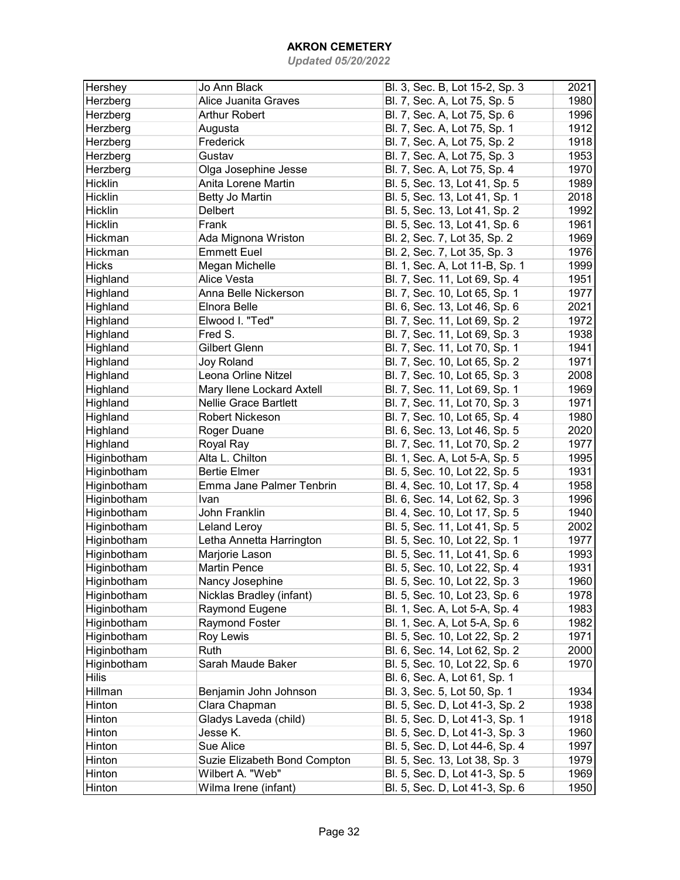# AKRON CEMETERY

*Updated 05/20/2022*

| | | | |
|---|---|---|---|
| Hershey | Jo Ann Black | Bl. 3, Sec. B, Lot 15-2, Sp. 3 | 2021 |
| Herzberg | Alice Juanita Graves | Bl. 7, Sec. A, Lot 75, Sp. 5 | 1980 |
| Herzberg | Arthur Robert | Bl. 7, Sec. A, Lot 75, Sp. 6 | 1996 |
| Herzberg | Augusta | Bl. 7, Sec. A, Lot 75, Sp. 1 | 1912 |
| Herzberg | Frederick | Bl. 7, Sec. A, Lot 75, Sp. 2 | 1918 |
| Herzberg | Gustav | Bl. 7, Sec. A, Lot 75, Sp. 3 | 1953 |
| Herzberg | Olga Josephine Jesse | Bl. 7, Sec. A, Lot 75, Sp. 4 | 1970 |
| Hicklin | Anita Lorene Martin | Bl. 5, Sec. 13, Lot 41, Sp. 5 | 1989 |
| Hicklin | Betty Jo Martin | Bl. 5, Sec. 13, Lot 41, Sp. 1 | 2018 |
| Hicklin | Delbert | Bl. 5, Sec. 13, Lot 41, Sp. 2 | 1992 |
| Hicklin | Frank | Bl. 5, Sec. 13, Lot 41, Sp. 6 | 1961 |
| Hickman | Ada Mignona Wriston | Bl. 2, Sec. 7, Lot 35, Sp. 2 | 1969 |
| Hickman | Emmett Euel | Bl. 2, Sec. 7, Lot 35, Sp. 3 | 1976 |
| Hicks | Megan Michelle | Bl. 1, Sec. A, Lot 11-B, Sp. 1 | 1999 |
| Highland | Alice Vesta | Bl. 7, Sec. 11, Lot 69, Sp. 4 | 1951 |
| Highland | Anna Belle Nickerson | Bl. 7, Sec. 10, Lot 65, Sp. 1 | 1977 |
| Highland | Elnora Belle | Bl. 6, Sec. 13, Lot 46, Sp. 6 | 2021 |
| Highland | Elwood I. "Ted" | Bl. 7, Sec. 11, Lot 69, Sp. 2 | 1972 |
| Highland | Fred S. | Bl. 7, Sec. 11, Lot 69, Sp. 3 | 1938 |
| Highland | Gilbert Glenn | Bl. 7, Sec. 11, Lot 70, Sp. 1 | 1941 |
| Highland | Joy Roland | Bl. 7, Sec. 10, Lot 65, Sp. 2 | 1971 |
| Highland | Leona Orline Nitzel | Bl. 7, Sec. 10, Lot 65, Sp. 3 | 2008 |
| Highland | Mary Ilene Lockard Axtell | Bl. 7, Sec. 11, Lot 69, Sp. 1 | 1969 |
| Highland | Nellie Grace Bartlett | Bl. 7, Sec. 11, Lot 70, Sp. 3 | 1971 |
| Highland | Robert Nickeson | Bl. 7, Sec. 10, Lot 65, Sp. 4 | 1980 |
| Highland | Roger Duane | Bl. 6, Sec. 13, Lot 46, Sp. 5 | 2020 |
| Highland | Royal Ray | Bl. 7, Sec. 11, Lot 70, Sp. 2 | 1977 |
| Higinbotham | Alta L. Chilton | Bl. 1, Sec. A, Lot 5-A, Sp. 5 | 1995 |
| Higinbotham | Bertie Elmer | Bl. 5, Sec. 10, Lot 22, Sp. 5 | 1931 |
| Higinbotham | Emma Jane Palmer Tenbrin | Bl. 4, Sec. 10, Lot 17, Sp. 4 | 1958 |
| Higinbotham | Ivan | Bl. 6, Sec. 14, Lot 62, Sp. 3 | 1996 |
| Higinbotham | John Franklin | Bl. 4, Sec. 10, Lot 17, Sp. 5 | 1940 |
| Higinbotham | Leland Leroy | Bl. 5, Sec. 11, Lot 41, Sp. 5 | 2002 |
| Higinbotham | Letha Annetta Harrington | Bl. 5, Sec. 10, Lot 22, Sp. 1 | 1977 |
| Higinbotham | Marjorie Lason | Bl. 5, Sec. 11, Lot 41, Sp. 6 | 1993 |
| Higinbotham | Martin Pence | Bl. 5, Sec. 10, Lot 22, Sp. 4 | 1931 |
| Higinbotham | Nancy Josephine | Bl. 5, Sec. 10, Lot 22, Sp. 3 | 1960 |
| Higinbotham | Nicklas Bradley (infant) | Bl. 5, Sec. 10, Lot 23, Sp. 6 | 1978 |
| Higinbotham | Raymond Eugene | Bl. 1, Sec. A, Lot 5-A, Sp. 4 | 1983 |
| Higinbotham | Raymond Foster | Bl. 1, Sec. A, Lot 5-A, Sp. 6 | 1982 |
| Higinbotham | Roy Lewis | Bl. 5, Sec. 10, Lot 22, Sp. 2 | 1971 |
| Higinbotham | Ruth | Bl. 6, Sec. 14, Lot 62, Sp. 2 | 2000 |
| Higinbotham | Sarah Maude Baker | Bl. 5, Sec. 10, Lot 22, Sp. 6 | 1970 |
| Hilis | | Bl. 6, Sec. A, Lot 61, Sp. 1 | |
| Hillman | Benjamin John Johnson | Bl. 3, Sec. 5, Lot 50, Sp. 1 | 1934 |
| Hinton | Clara Chapman | Bl. 5, Sec. D, Lot 41-3, Sp. 2 | 1938 |
| Hinton | Gladys Laveda (child) | Bl. 5, Sec. D, Lot 41-3, Sp. 1 | 1918 |
| Hinton | Jesse K. | Bl. 5, Sec. D, Lot 41-3, Sp. 3 | 1960 |
| Hinton | Sue Alice | Bl. 5, Sec. D, Lot 44-6, Sp. 4 | 1997 |
| Hinton | Suzie Elizabeth Bond Compton | Bl. 5, Sec. 13, Lot 38, Sp. 3 | 1979 |
| Hinton | Wilbert A. "Web" | Bl. 5, Sec. D, Lot 41-3, Sp. 5 | 1969 |
| Hinton | Wilma Irene (infant) | Bl. 5, Sec. D, Lot 41-3, Sp. 6 | 1950 |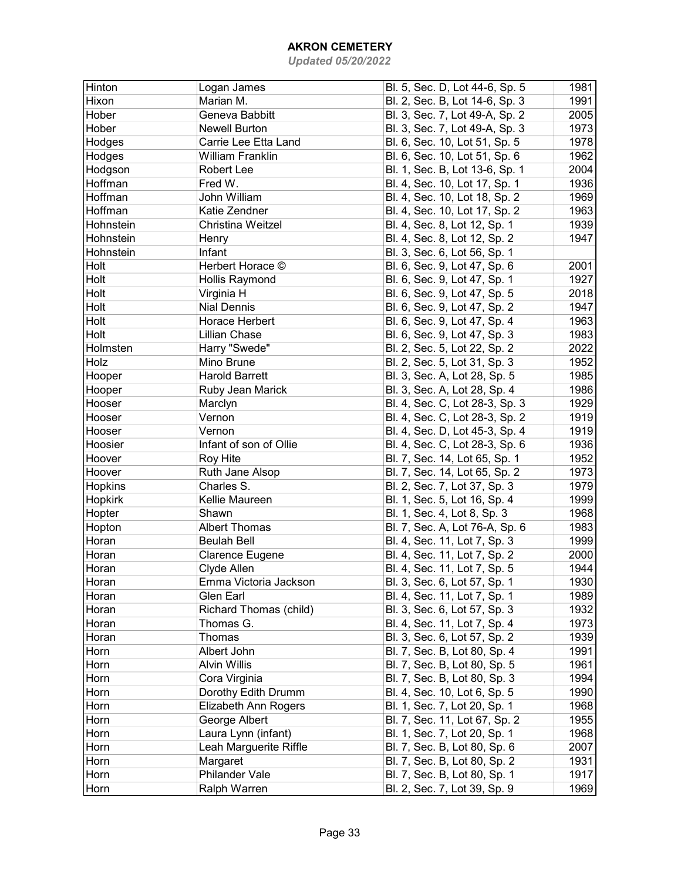# AKRON CEMETERY

*Updated 05/20/2022*

| | | | |
|---|---|---|---|
| Hinton | Logan James | Bl. 5, Sec. D, Lot 44-6, Sp. 5 | 1981 |
| Hixon | Marian M. | Bl. 2, Sec. B, Lot 14-6, Sp. 3 | 1991 |
| Hober | Geneva Babbitt | Bl. 3, Sec. 7, Lot 49-A, Sp. 2 | 2005 |
| Hober | Newell Burton | Bl. 3, Sec. 7, Lot 49-A, Sp. 3 | 1973 |
| Hodges | Carrie Lee Etta Land | Bl. 6, Sec. 10, Lot 51, Sp. 5 | 1978 |
| Hodges | William Franklin | Bl. 6, Sec. 10, Lot 51, Sp. 6 | 1962 |
| Hodgson | Robert Lee | Bl. 1, Sec. B, Lot 13-6, Sp. 1 | 2004 |
| Hoffman | Fred W. | Bl. 4, Sec. 10, Lot 17, Sp. 1 | 1936 |
| Hoffman | John William | Bl. 4, Sec. 10, Lot 18, Sp. 2 | 1969 |
| Hoffman | Katie Zendner | Bl. 4, Sec. 10, Lot 17, Sp. 2 | 1963 |
| Hohnstein | Christina Weitzel | Bl. 4, Sec. 8, Lot 12, Sp. 1 | 1939 |
| Hohnstein | Henry | Bl. 4, Sec. 8, Lot 12, Sp. 2 | 1947 |
| Hohnstein | Infant | Bl. 3, Sec. 6, Lot 56, Sp. 1 | |
| Holt | Herbert Horace © | Bl. 6, Sec. 9, Lot 47, Sp. 6 | 2001 |
| Holt | Hollis Raymond | Bl. 6, Sec. 9, Lot 47, Sp. 1 | 1927 |
| Holt | Virginia H | Bl. 6, Sec. 9, Lot 47, Sp. 5 | 2018 |
| Holt | Nial Dennis | Bl. 6, Sec. 9, Lot 47, Sp. 2 | 1947 |
| Holt | Horace Herbert | Bl. 6, Sec. 9, Lot 47, Sp. 4 | 1963 |
| Holt | Lillian Chase | Bl. 6, Sec. 9, Lot 47, Sp. 3 | 1983 |
| Holmsten | Harry "Swede" | Bl. 2, Sec. 5, Lot 22, Sp. 2 | 2022 |
| Holz | Mino Brune | Bl. 2, Sec. 5, Lot 31, Sp. 3 | 1952 |
| Hooper | Harold Barrett | Bl. 3, Sec. A, Lot 28, Sp. 5 | 1985 |
| Hooper | Ruby Jean Marick | Bl. 3, Sec. A, Lot 28, Sp. 4 | 1986 |
| Hooser | Marclyn | Bl. 4, Sec. C, Lot 28-3, Sp. 3 | 1929 |
| Hooser | Vernon | Bl. 4, Sec. C, Lot 28-3, Sp. 2 | 1919 |
| Hooser | Vernon | Bl. 4, Sec. D, Lot 45-3, Sp. 4 | 1919 |
| Hoosier | Infant of son of Ollie | Bl. 4, Sec. C, Lot 28-3, Sp. 6 | 1936 |
| Hoover | Roy Hite | Bl. 7, Sec. 14, Lot 65, Sp. 1 | 1952 |
| Hoover | Ruth Jane Alsop | Bl. 7, Sec. 14, Lot 65, Sp. 2 | 1973 |
| Hopkins | Charles S. | Bl. 2, Sec. 7, Lot 37, Sp. 3 | 1979 |
| Hopkirk | Kellie Maureen | Bl. 1, Sec. 5, Lot 16, Sp. 4 | 1999 |
| Hopter | Shawn | Bl. 1, Sec. 4, Lot 8, Sp. 3 | 1968 |
| Hopton | Albert Thomas | Bl. 7, Sec. A, Lot 76-A, Sp. 6 | 1983 |
| Horan | Beulah Bell | Bl. 4, Sec. 11, Lot 7, Sp. 3 | 1999 |
| Horan | Clarence Eugene | Bl. 4, Sec. 11, Lot 7, Sp. 2 | 2000 |
| Horan | Clyde Allen | Bl. 4, Sec. 11, Lot 7, Sp. 5 | 1944 |
| Horan | Emma Victoria Jackson | Bl. 3, Sec. 6, Lot 57, Sp. 1 | 1930 |
| Horan | Glen Earl | Bl. 4, Sec. 11, Lot 7, Sp. 1 | 1989 |
| Horan | Richard Thomas (child) | Bl. 3, Sec. 6, Lot 57, Sp. 3 | 1932 |
| Horan | Thomas G. | Bl. 4, Sec. 11, Lot 7, Sp. 4 | 1973 |
| Horan | Thomas | Bl. 3, Sec. 6, Lot 57, Sp. 2 | 1939 |
| Horn | Albert John | Bl. 7, Sec. B, Lot 80, Sp. 4 | 1991 |
| Horn | Alvin Willis | Bl. 7, Sec. B, Lot 80, Sp. 5 | 1961 |
| Horn | Cora Virginia | Bl. 7, Sec. B, Lot 80, Sp. 3 | 1994 |
| Horn | Dorothy Edith Drumm | Bl. 4, Sec. 10, Lot 6, Sp. 5 | 1990 |
| Horn | Elizabeth Ann Rogers | Bl. 1, Sec. 7, Lot 20, Sp. 1 | 1968 |
| Horn | George Albert | Bl. 7, Sec. 11, Lot 67, Sp. 2 | 1955 |
| Horn | Laura Lynn (infant) | Bl. 1, Sec. 7, Lot 20, Sp. 1 | 1968 |
| Horn | Leah Marguerite Riffle | Bl. 7, Sec. B, Lot 80, Sp. 6 | 2007 |
| Horn | Margaret | Bl. 7, Sec. B, Lot 80, Sp. 2 | 1931 |
| Horn | Philander Vale | Bl. 7, Sec. B, Lot 80, Sp. 1 | 1917 |
| Horn | Ralph Warren | Bl. 2, Sec. 7, Lot 39, Sp. 9 | 1969 |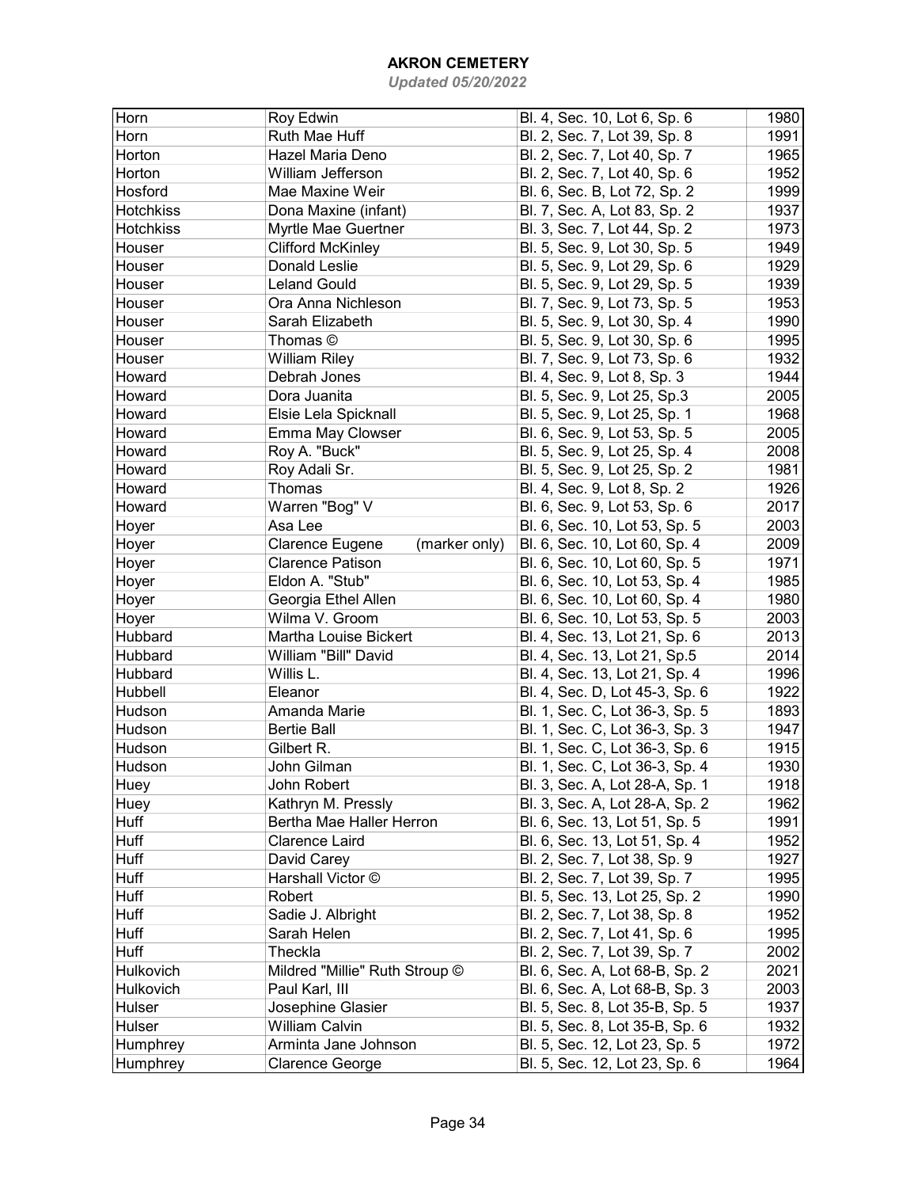# AKRON CEMETERY

*Updated 05/20/2022*

| | | | |
|---|---|---|---|
| Horn | Roy Edwin | Bl. 4, Sec. 10, Lot 6, Sp. 6 | 1980 |
| Horn | Ruth Mae Huff | Bl. 2, Sec. 7, Lot 39, Sp. 8 | 1991 |
| Horton | Hazel Maria Deno | Bl. 2, Sec. 7, Lot 40, Sp. 7 | 1965 |
| Horton | William Jefferson | Bl. 2, Sec. 7, Lot 40, Sp. 6 | 1952 |
| Hosford | Mae Maxine Weir | Bl. 6, Sec. B, Lot 72, Sp. 2 | 1999 |
| Hotchkiss | Dona Maxine (infant) | Bl. 7, Sec. A, Lot 83, Sp. 2 | 1937 |
| Hotchkiss | Myrtle Mae Guertner | Bl. 3, Sec. 7, Lot 44, Sp. 2 | 1973 |
| Houser | Clifford McKinley | Bl. 5, Sec. 9, Lot 30, Sp. 5 | 1949 |
| Houser | Donald Leslie | Bl. 5, Sec. 9, Lot 29, Sp. 6 | 1929 |
| Houser | Leland Gould | Bl. 5, Sec. 9, Lot 29, Sp. 5 | 1939 |
| Houser | Ora Anna Nichleson | Bl. 7, Sec. 9, Lot 73, Sp. 5 | 1953 |
| Houser | Sarah Elizabeth | Bl. 5, Sec. 9, Lot 30, Sp. 4 | 1990 |
| Houser | Thomas © | Bl. 5, Sec. 9, Lot 30, Sp. 6 | 1995 |
| Houser | William Riley | Bl. 7, Sec. 9, Lot 73, Sp. 6 | 1932 |
| Howard | Debrah Jones | Bl. 4, Sec. 9, Lot 8, Sp. 3 | 1944 |
| Howard | Dora Juanita | Bl. 5, Sec. 9, Lot 25, Sp.3 | 2005 |
| Howard | Elsie Lela Spicknall | Bl. 5, Sec. 9, Lot 25, Sp. 1 | 1968 |
| Howard | Emma May Clowser | Bl. 6, Sec. 9, Lot 53, Sp. 5 | 2005 |
| Howard | Roy A. "Buck" | Bl. 5, Sec. 9, Lot 25, Sp. 4 | 2008 |
| Howard | Roy Adali Sr. | Bl. 5, Sec. 9, Lot 25, Sp. 2 | 1981 |
| Howard | Thomas | Bl. 4, Sec. 9, Lot 8, Sp. 2 | 1926 |
| Howard | Warren "Bog" V | Bl. 6, Sec. 9, Lot 53, Sp. 6 | 2017 |
| Hoyer | Asa Lee | Bl. 6, Sec. 10, Lot 53, Sp. 5 | 2003 |
| Hoyer | Clarence Eugene (marker only) | Bl. 6, Sec. 10, Lot 60, Sp. 4 | 2009 |
| Hoyer | Clarence Patison | Bl. 6, Sec. 10, Lot 60, Sp. 5 | 1971 |
| Hoyer | Eldon A. "Stub" | Bl. 6, Sec. 10, Lot 53, Sp. 4 | 1985 |
| Hoyer | Georgia Ethel Allen | Bl. 6, Sec. 10, Lot 60, Sp. 4 | 1980 |
| Hoyer | Wilma V. Groom | Bl. 6, Sec. 10, Lot 53, Sp. 5 | 2003 |
| Hubbard | Martha Louise Bickert | Bl. 4, Sec. 13, Lot 21, Sp. 6 | 2013 |
| Hubbard | William "Bill" David | Bl. 4, Sec. 13, Lot 21, Sp.5 | 2014 |
| Hubbard | Willis L. | Bl. 4, Sec. 13, Lot 21, Sp. 4 | 1996 |
| Hubbell | Eleanor | Bl. 4, Sec. D, Lot 45-3, Sp. 6 | 1922 |
| Hudson | Amanda Marie | Bl. 1, Sec. C, Lot 36-3, Sp. 5 | 1893 |
| Hudson | Bertie Ball | Bl. 1, Sec. C, Lot 36-3, Sp. 3 | 1947 |
| Hudson | Gilbert R. | Bl. 1, Sec. C, Lot 36-3, Sp. 6 | 1915 |
| Hudson | John Gilman | Bl. 1, Sec. C, Lot 36-3, Sp. 4 | 1930 |
| Huey | John Robert | Bl. 3, Sec. A, Lot 28-A, Sp. 1 | 1918 |
| Huey | Kathryn M. Pressly | Bl. 3, Sec. A, Lot 28-A, Sp. 2 | 1962 |
| Huff | Bertha Mae Haller Herron | Bl. 6, Sec. 13, Lot 51, Sp. 5 | 1991 |
| Huff | Clarence Laird | Bl. 6, Sec. 13, Lot 51, Sp. 4 | 1952 |
| Huff | David Carey | Bl. 2, Sec. 7, Lot 38, Sp. 9 | 1927 |
| Huff | Harshall Victor © | Bl. 2, Sec. 7, Lot 39, Sp. 7 | 1995 |
| Huff | Robert | Bl. 5, Sec. 13, Lot 25, Sp. 2 | 1990 |
| Huff | Sadie J. Albright | Bl. 2, Sec. 7, Lot 38, Sp. 8 | 1952 |
| Huff | Sarah Helen | Bl. 2, Sec. 7, Lot 41, Sp. 6 | 1995 |
| Huff | Theckla | Bl. 2, Sec. 7, Lot 39, Sp. 7 | 2002 |
| Hulkovich | Mildred "Millie" Ruth Stroup © | Bl. 6, Sec. A, Lot 68-B, Sp. 2 | 2021 |
| Hulkovich | Paul Karl, III | Bl. 6, Sec. A, Lot 68-B, Sp. 3 | 2003 |
| Hulser | Josephine Glasier | Bl. 5, Sec. 8, Lot 35-B, Sp. 5 | 1937 |
| Hulser | William Calvin | Bl. 5, Sec. 8, Lot 35-B, Sp. 6 | 1932 |
| Humphrey | Arminta Jane Johnson | Bl. 5, Sec. 12, Lot 23, Sp. 5 | 1972 |
| Humphrey | Clarence George | Bl. 5, Sec. 12, Lot 23, Sp. 6 | 1964 |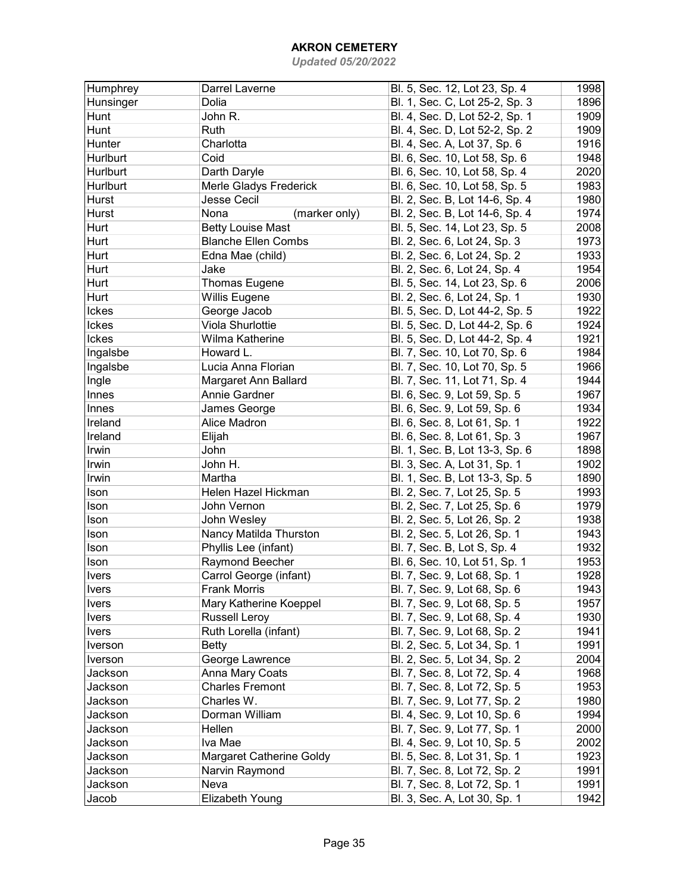# AKRON CEMETERY

*Updated 05/20/2022*

| | | | |
|---|---|---|---|
| Humphrey | Darrel Laverne | Bl. 5, Sec. 12, Lot 23, Sp. 4 | 1998 |
| Hunsinger | Dolia | Bl. 1, Sec. C, Lot 25-2, Sp. 3 | 1896 |
| Hunt | John R. | Bl. 4, Sec. D, Lot 52-2, Sp. 1 | 1909 |
| Hunt | Ruth | Bl. 4, Sec. D, Lot 52-2, Sp. 2 | 1909 |
| Hunter | Charlotta | Bl. 4, Sec. A, Lot 37, Sp. 6 | 1916 |
| Hurlburt | Coid | Bl. 6, Sec. 10, Lot 58, Sp. 6 | 1948 |
| Hurlburt | Darth Daryle | Bl. 6, Sec. 10, Lot 58, Sp. 4 | 2020 |
| Hurlburt | Merle Gladys Frederick | Bl. 6, Sec. 10, Lot 58, Sp. 5 | 1983 |
| Hurst | Jesse Cecil | Bl. 2, Sec. B, Lot 14-6, Sp. 4 | 1980 |
| Hurst | Nona (marker only) | Bl. 2, Sec. B, Lot 14-6, Sp. 4 | 1974 |
| Hurt | Betty Louise Mast | Bl. 5, Sec. 14, Lot 23, Sp. 5 | 2008 |
| Hurt | Blanche Ellen Combs | Bl. 2, Sec. 6, Lot 24, Sp. 3 | 1973 |
| Hurt | Edna Mae (child) | Bl. 2, Sec. 6, Lot 24, Sp. 2 | 1933 |
| Hurt | Jake | Bl. 2, Sec. 6, Lot 24, Sp. 4 | 1954 |
| Hurt | Thomas Eugene | Bl. 5, Sec. 14, Lot 23, Sp. 6 | 2006 |
| Hurt | Willis Eugene | Bl. 2, Sec. 6, Lot 24, Sp. 1 | 1930 |
| Ickes | George Jacob | Bl. 5, Sec. D, Lot 44-2, Sp. 5 | 1922 |
| Ickes | Viola Shurlottie | Bl. 5, Sec. D, Lot 44-2, Sp. 6 | 1924 |
| Ickes | Wilma Katherine | Bl. 5, Sec. D, Lot 44-2, Sp. 4 | 1921 |
| Ingalsbe | Howard L. | Bl. 7, Sec. 10, Lot 70, Sp. 6 | 1984 |
| Ingalsbe | Lucia Anna Florian | Bl. 7, Sec. 10, Lot 70, Sp. 5 | 1966 |
| Ingle | Margaret Ann Ballard | Bl. 7, Sec. 11, Lot 71, Sp. 4 | 1944 |
| Innes | Annie Gardner | Bl. 6, Sec. 9, Lot 59, Sp. 5 | 1967 |
| Innes | James George | Bl. 6, Sec. 9, Lot 59, Sp. 6 | 1934 |
| Ireland | Alice Madron | Bl. 6, Sec. 8, Lot 61, Sp. 1 | 1922 |
| Ireland | Elijah | Bl. 6, Sec. 8, Lot 61, Sp. 3 | 1967 |
| Irwin | John | Bl. 1, Sec. B, Lot 13-3, Sp. 6 | 1898 |
| Irwin | John H. | Bl. 3, Sec. A, Lot 31, Sp. 1 | 1902 |
| Irwin | Martha | Bl. 1, Sec. B, Lot 13-3, Sp. 5 | 1890 |
| Ison | Helen Hazel Hickman | Bl. 2, Sec. 7, Lot 25, Sp. 5 | 1993 |
| Ison | John Vernon | Bl. 2, Sec. 7, Lot 25, Sp. 6 | 1979 |
| Ison | John Wesley | Bl. 2, Sec. 5, Lot 26, Sp. 2 | 1938 |
| Ison | Nancy Matilda Thurston | Bl. 2, Sec. 5, Lot 26, Sp. 1 | 1943 |
| Ison | Phyllis Lee (infant) | Bl. 7, Sec. B, Lot S, Sp. 4 | 1932 |
| Ison | Raymond Beecher | Bl. 6, Sec. 10, Lot 51, Sp. 1 | 1953 |
| Ivers | Carrol George (infant) | Bl. 7, Sec. 9, Lot 68, Sp. 1 | 1928 |
| Ivers | Frank Morris | Bl. 7, Sec. 9, Lot 68, Sp. 6 | 1943 |
| Ivers | Mary Katherine Koeppel | Bl. 7, Sec. 9, Lot 68, Sp. 5 | 1957 |
| Ivers | Russell Leroy | Bl. 7, Sec. 9, Lot 68, Sp. 4 | 1930 |
| Ivers | Ruth Lorella (infant) | Bl. 7, Sec. 9, Lot 68, Sp. 2 | 1941 |
| Iverson | Betty | Bl. 2, Sec. 5, Lot 34, Sp. 1 | 1991 |
| Iverson | George Lawrence | Bl. 2, Sec. 5, Lot 34, Sp. 2 | 2004 |
| Jackson | Anna Mary Coats | Bl. 7, Sec. 8, Lot 72, Sp. 4 | 1968 |
| Jackson | Charles Fremont | Bl. 7, Sec. 8, Lot 72, Sp. 5 | 1953 |
| Jackson | Charles W. | Bl. 7, Sec. 9, Lot 77, Sp. 2 | 1980 |
| Jackson | Dorman William | Bl. 4, Sec. 9, Lot 10, Sp. 6 | 1994 |
| Jackson | Hellen | Bl. 7, Sec. 9, Lot 77, Sp. 1 | 2000 |
| Jackson | Iva Mae | Bl. 4, Sec. 9, Lot 10, Sp. 5 | 2002 |
| Jackson | Margaret Catherine Goldy | Bl. 5, Sec. 8, Lot 31, Sp. 1 | 1923 |
| Jackson | Narvin Raymond | Bl. 7, Sec. 8, Lot 72, Sp. 2 | 1991 |
| Jackson | Neva | Bl. 7, Sec. 8, Lot 72, Sp. 1 | 1991 |
| Jacob | Elizabeth Young | Bl. 3, Sec. A, Lot 30, Sp. 1 | 1942 |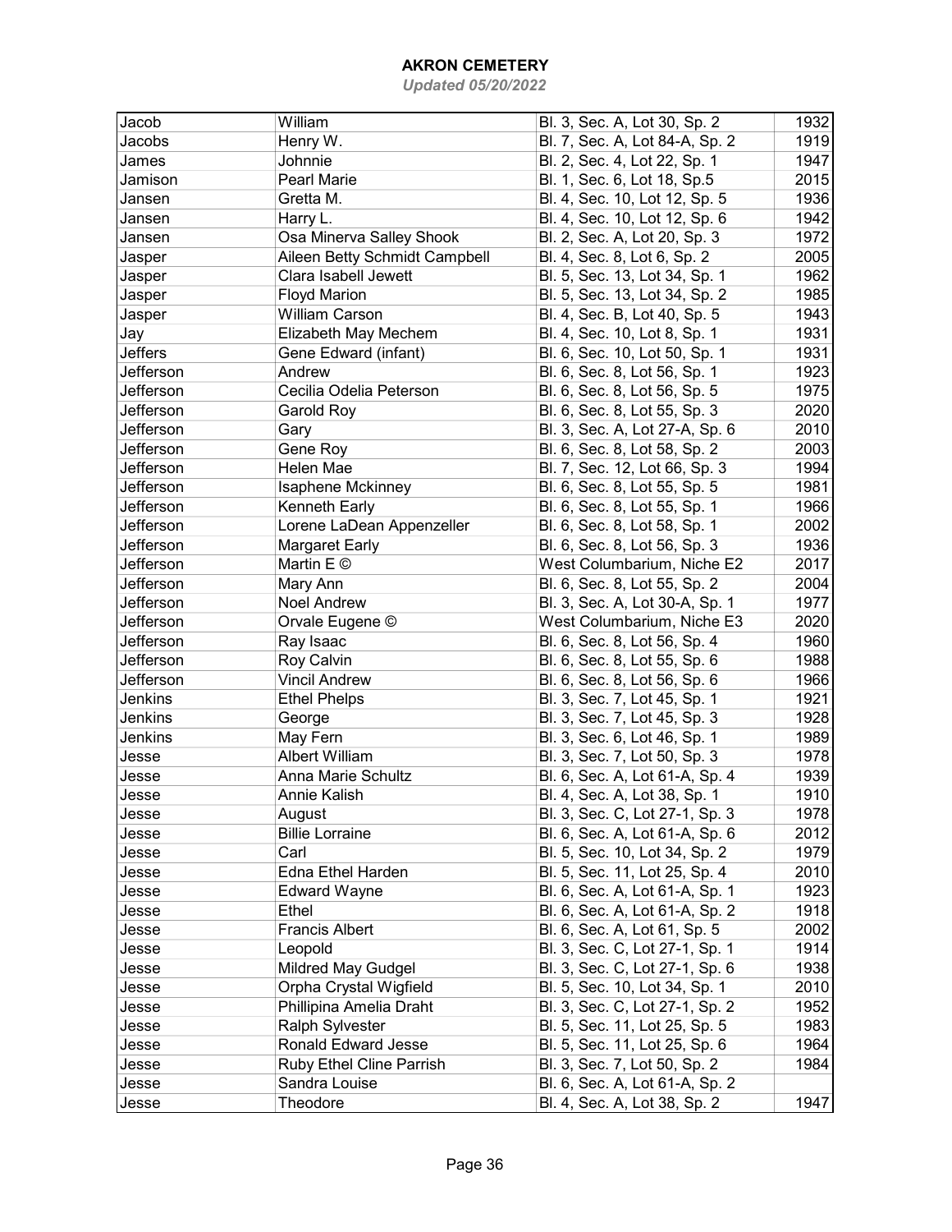# AKRON CEMETERY

*Updated 05/20/2022*

| | | | |
|---|---|---|---|
| Jacob | William | Bl. 3, Sec. A, Lot 30, Sp. 2 | 1932 |
| Jacobs | Henry W. | Bl. 7, Sec. A, Lot 84-A, Sp. 2 | 1919 |
| James | Johnnie | Bl. 2, Sec. 4, Lot 22, Sp. 1 | 1947 |
| Jamison | Pearl Marie | Bl. 1, Sec. 6, Lot 18, Sp.5 | 2015 |
| Jansen | Gretta M. | Bl. 4, Sec. 10, Lot 12, Sp. 5 | 1936 |
| Jansen | Harry L. | Bl. 4, Sec. 10, Lot 12, Sp. 6 | 1942 |
| Jansen | Osa Minerva Salley Shook | Bl. 2, Sec. A, Lot 20, Sp. 3 | 1972 |
| Jasper | Aileen Betty Schmidt Campbell | Bl. 4, Sec. 8, Lot 6, Sp. 2 | 2005 |
| Jasper | Clara Isabell Jewett | Bl. 5, Sec. 13, Lot 34, Sp. 1 | 1962 |
| Jasper | Floyd Marion | Bl. 5, Sec. 13, Lot 34, Sp. 2 | 1985 |
| Jasper | William Carson | Bl. 4, Sec. B, Lot 40, Sp. 5 | 1943 |
| Jay | Elizabeth May Mechem | Bl. 4, Sec. 10, Lot 8, Sp. 1 | 1931 |
| Jeffers | Gene Edward (infant) | Bl. 6, Sec. 10, Lot 50, Sp. 1 | 1931 |
| Jefferson | Andrew | Bl. 6, Sec. 8, Lot 56, Sp. 1 | 1923 |
| Jefferson | Cecilia Odelia Peterson | Bl. 6, Sec. 8, Lot 56, Sp. 5 | 1975 |
| Jefferson | Garold Roy | Bl. 6, Sec. 8, Lot 55, Sp. 3 | 2020 |
| Jefferson | Gary | Bl. 3, Sec. A, Lot 27-A, Sp. 6 | 2010 |
| Jefferson | Gene Roy | Bl. 6, Sec. 8, Lot 58, Sp. 2 | 2003 |
| Jefferson | Helen Mae | Bl. 7, Sec. 12, Lot 66, Sp. 3 | 1994 |
| Jefferson | Isaphene Mckinney | Bl. 6, Sec. 8, Lot 55, Sp. 5 | 1981 |
| Jefferson | Kenneth Early | Bl. 6, Sec. 8, Lot 55, Sp. 1 | 1966 |
| Jefferson | Lorene LaDean Appenzeller | Bl. 6, Sec. 8, Lot 58, Sp. 1 | 2002 |
| Jefferson | Margaret Early | Bl. 6, Sec. 8, Lot 56, Sp. 3 | 1936 |
| Jefferson | Martin E © | West Columbarium, Niche E2 | 2017 |
| Jefferson | Mary Ann | Bl. 6, Sec. 8, Lot 55, Sp. 2 | 2004 |
| Jefferson | Noel Andrew | Bl. 3, Sec. A, Lot 30-A, Sp. 1 | 1977 |
| Jefferson | Orvale Eugene © | West Columbarium, Niche E3 | 2020 |
| Jefferson | Ray Isaac | Bl. 6, Sec. 8, Lot 56, Sp. 4 | 1960 |
| Jefferson | Roy Calvin | Bl. 6, Sec. 8, Lot 55, Sp. 6 | 1988 |
| Jefferson | Vincil Andrew | Bl. 6, Sec. 8, Lot 56, Sp. 6 | 1966 |
| Jenkins | Ethel Phelps | Bl. 3, Sec. 7, Lot 45, Sp. 1 | 1921 |
| Jenkins | George | Bl. 3, Sec. 7, Lot 45, Sp. 3 | 1928 |
| Jenkins | May Fern | Bl. 3, Sec. 6, Lot 46, Sp. 1 | 1989 |
| Jesse | Albert William | Bl. 3, Sec. 7, Lot 50, Sp. 3 | 1978 |
| Jesse | Anna Marie Schultz | Bl. 6, Sec. A, Lot 61-A, Sp. 4 | 1939 |
| Jesse | Annie Kalish | Bl. 4, Sec. A, Lot 38, Sp. 1 | 1910 |
| Jesse | August | Bl. 3, Sec. C, Lot 27-1, Sp. 3 | 1978 |
| Jesse | Billie Lorraine | Bl. 6, Sec. A, Lot 61-A, Sp. 6 | 2012 |
| Jesse | Carl | Bl. 5, Sec. 10, Lot 34, Sp. 2 | 1979 |
| Jesse | Edna Ethel Harden | Bl. 5, Sec. 11, Lot 25, Sp. 4 | 2010 |
| Jesse | Edward Wayne | Bl. 6, Sec. A, Lot 61-A, Sp. 1 | 1923 |
| Jesse | Ethel | Bl. 6, Sec. A, Lot 61-A, Sp. 2 | 1918 |
| Jesse | Francis Albert | Bl. 6, Sec. A, Lot 61, Sp. 5 | 2002 |
| Jesse | Leopold | Bl. 3, Sec. C, Lot 27-1, Sp. 1 | 1914 |
| Jesse | Mildred May Gudgel | Bl. 3, Sec. C, Lot 27-1, Sp. 6 | 1938 |
| Jesse | Orpha Crystal Wigfield | Bl. 5, Sec. 10, Lot 34, Sp. 1 | 2010 |
| Jesse | Phillipina Amelia Draht | Bl. 3, Sec. C, Lot 27-1, Sp. 2 | 1952 |
| Jesse | Ralph Sylvester | Bl. 5, Sec. 11, Lot 25, Sp. 5 | 1983 |
| Jesse | Ronald Edward Jesse | Bl. 5, Sec. 11, Lot 25, Sp. 6 | 1964 |
| Jesse | Ruby Ethel Cline Parrish | Bl. 3, Sec. 7, Lot 50, Sp. 2 | 1984 |
| Jesse | Sandra Louise | Bl. 6, Sec. A, Lot 61-A, Sp. 2 | |
| Jesse | Theodore | Bl. 4, Sec. A, Lot 38, Sp. 2 | 1947 |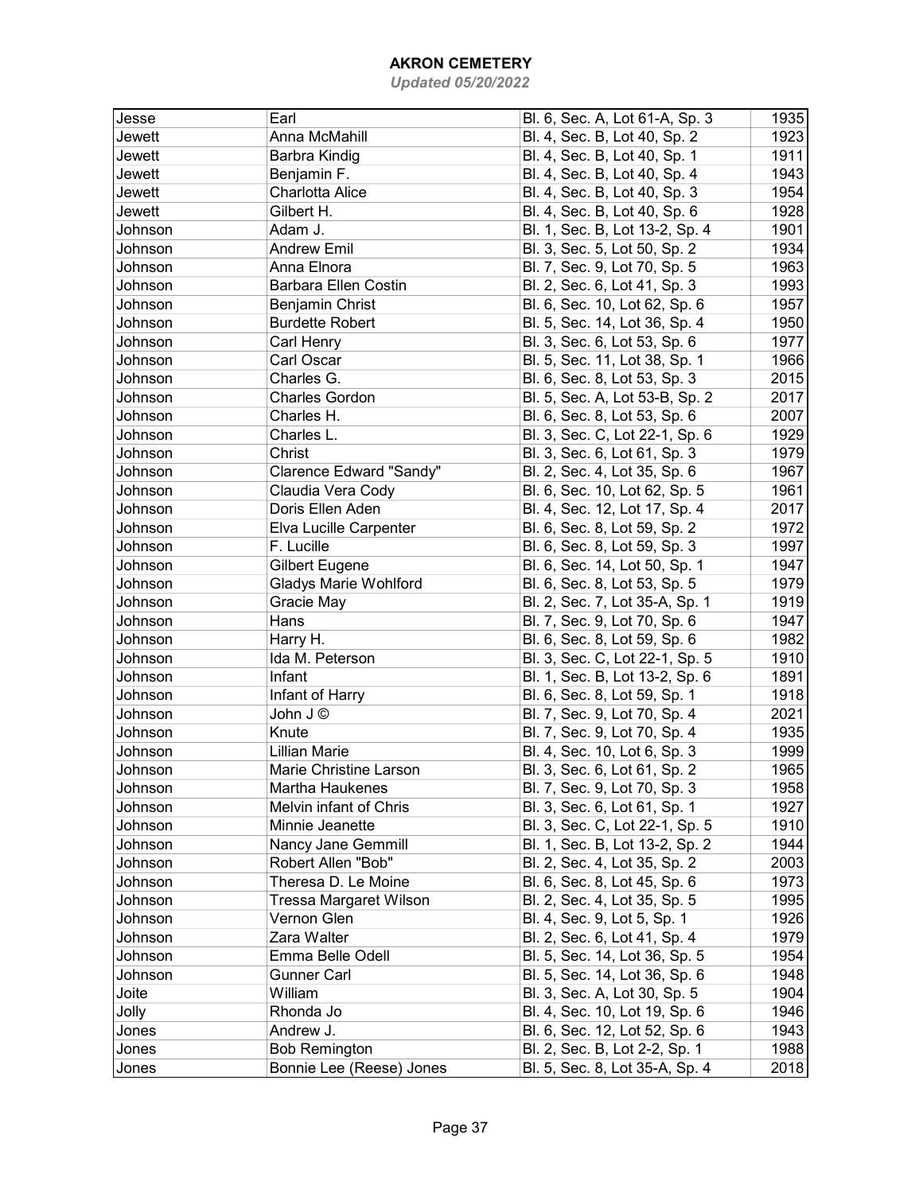# AKRON CEMETERY

*Updated 05/20/2022*

| | | | |
|---|---|---|---|
| Jesse | Earl | Bl. 6, Sec. A, Lot 61-A, Sp. 3 | 1935 |
| Jewett | Anna McMahill | Bl. 4, Sec. B, Lot 40, Sp. 2 | 1923 |
| Jewett | Barbra Kindig | Bl. 4, Sec. B, Lot 40, Sp. 1 | 1911 |
| Jewett | Benjamin F. | Bl. 4, Sec. B, Lot 40, Sp. 4 | 1943 |
| Jewett | Charlotta Alice | Bl. 4, Sec. B, Lot 40, Sp. 3 | 1954 |
| Jewett | Gilbert H. | Bl. 4, Sec. B, Lot 40, Sp. 6 | 1928 |
| Johnson | Adam J. | Bl. 1, Sec. B, Lot 13-2, Sp. 4 | 1901 |
| Johnson | Andrew Emil | Bl. 3, Sec. 5, Lot 50, Sp. 2 | 1934 |
| Johnson | Anna Elnora | Bl. 7, Sec. 9, Lot 70, Sp. 5 | 1963 |
| Johnson | Barbara Ellen Costin | Bl. 2, Sec. 6, Lot 41, Sp. 3 | 1993 |
| Johnson | Benjamin Christ | Bl. 6, Sec. 10, Lot 62, Sp. 6 | 1957 |
| Johnson | Burdette Robert | Bl. 5, Sec. 14, Lot 36, Sp. 4 | 1950 |
| Johnson | Carl Henry | Bl. 3, Sec. 6, Lot 53, Sp. 6 | 1977 |
| Johnson | Carl Oscar | Bl. 5, Sec. 11, Lot 38, Sp. 1 | 1966 |
| Johnson | Charles G. | Bl. 6, Sec. 8, Lot 53, Sp. 3 | 2015 |
| Johnson | Charles Gordon | Bl. 5, Sec. A, Lot 53-B, Sp. 2 | 2017 |
| Johnson | Charles H. | Bl. 6, Sec. 8, Lot 53, Sp. 6 | 2007 |
| Johnson | Charles L. | Bl. 3, Sec. C, Lot 22-1, Sp. 6 | 1929 |
| Johnson | Christ | Bl. 3, Sec. 6, Lot 61, Sp. 3 | 1979 |
| Johnson | Clarence Edward "Sandy" | Bl. 2, Sec. 4, Lot 35, Sp. 6 | 1967 |
| Johnson | Claudia Vera Cody | Bl. 6, Sec. 10, Lot 62, Sp. 5 | 1961 |
| Johnson | Doris Ellen Aden | Bl. 4, Sec. 12, Lot 17, Sp. 4 | 2017 |
| Johnson | Elva Lucille Carpenter | Bl. 6, Sec. 8, Lot 59, Sp. 2 | 1972 |
| Johnson | F. Lucille | Bl. 6, Sec. 8, Lot 59, Sp. 3 | 1997 |
| Johnson | Gilbert Eugene | Bl. 6, Sec. 14, Lot 50, Sp. 1 | 1947 |
| Johnson | Gladys Marie Wohlford | Bl. 6, Sec. 8, Lot 53, Sp. 5 | 1979 |
| Johnson | Gracie May | Bl. 2, Sec. 7, Lot 35-A, Sp. 1 | 1919 |
| Johnson | Hans | Bl. 7, Sec. 9, Lot 70, Sp. 6 | 1947 |
| Johnson | Harry H. | Bl. 6, Sec. 8, Lot 59, Sp. 6 | 1982 |
| Johnson | Ida M. Peterson | Bl. 3, Sec. C, Lot 22-1, Sp. 5 | 1910 |
| Johnson | Infant | Bl. 1, Sec. B, Lot 13-2, Sp. 6 | 1891 |
| Johnson | Infant of Harry | Bl. 6, Sec. 8, Lot 59, Sp. 1 | 1918 |
| Johnson | John J © | Bl. 7, Sec. 9, Lot 70, Sp. 4 | 2021 |
| Johnson | Knute | Bl. 7, Sec. 9, Lot 70, Sp. 4 | 1935 |
| Johnson | Lillian Marie | Bl. 4, Sec. 10, Lot 6, Sp. 3 | 1999 |
| Johnson | Marie Christine Larson | Bl. 3, Sec. 6, Lot 61, Sp. 2 | 1965 |
| Johnson | Martha Haukenes | Bl. 7, Sec. 9, Lot 70, Sp. 3 | 1958 |
| Johnson | Melvin infant of Chris | Bl. 3, Sec. 6, Lot 61, Sp. 1 | 1927 |
| Johnson | Minnie Jeanette | Bl. 3, Sec. C, Lot 22-1, Sp. 5 | 1910 |
| Johnson | Nancy Jane Gemmill | Bl. 1, Sec. B, Lot 13-2, Sp. 2 | 1944 |
| Johnson | Robert Allen "Bob" | Bl. 2, Sec. 4, Lot 35, Sp. 2 | 2003 |
| Johnson | Theresa D. Le Moine | Bl. 6, Sec. 8, Lot 45, Sp. 6 | 1973 |
| Johnson | Tressa Margaret Wilson | Bl. 2, Sec. 4, Lot 35, Sp. 5 | 1995 |
| Johnson | Vernon Glen | Bl. 4, Sec. 9, Lot 5, Sp. 1 | 1926 |
| Johnson | Zara Walter | Bl. 2, Sec. 6, Lot 41, Sp. 4 | 1979 |
| Johnson | Emma Belle Odell | Bl. 5, Sec. 14, Lot 36, Sp. 5 | 1954 |
| Johnson | Gunner Carl | Bl. 5, Sec. 14, Lot 36, Sp. 6 | 1948 |
| Joite | William | Bl. 3, Sec. A, Lot 30, Sp. 5 | 1904 |
| Jolly | Rhonda Jo | Bl. 4, Sec. 10, Lot 19, Sp. 6 | 1946 |
| Jones | Andrew J. | Bl. 6, Sec. 12, Lot 52, Sp. 6 | 1943 |
| Jones | Bob Remington | Bl. 2, Sec. B, Lot 2-2, Sp. 1 | 1988 |
| Jones | Bonnie Lee (Reese) Jones | Bl. 5, Sec. 8, Lot 35-A, Sp. 4 | 2018 |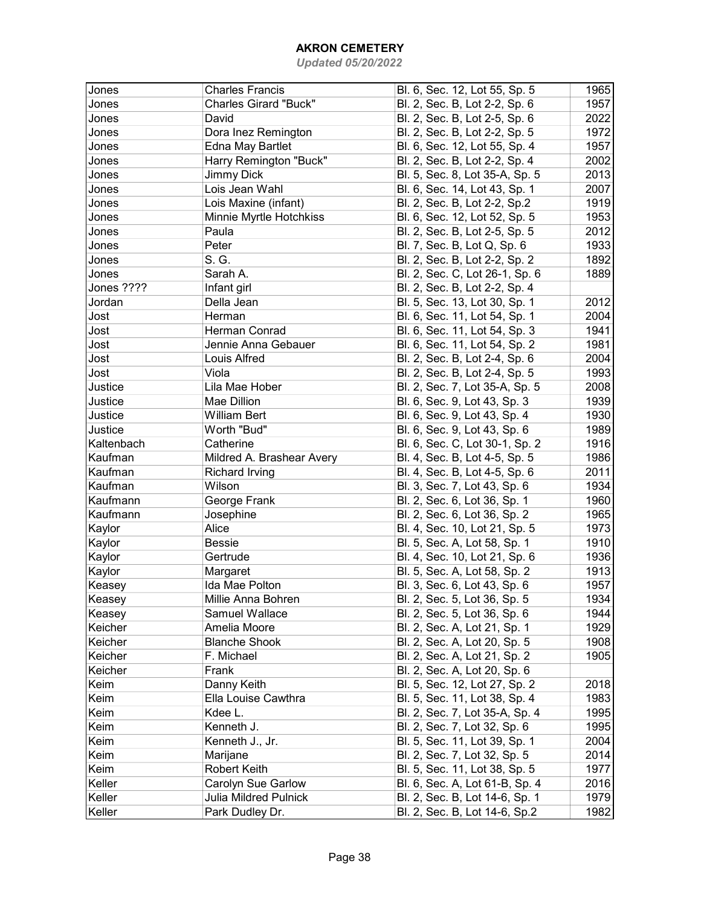# AKRON CEMETERY

*Updated 05/20/2022*

| | | | |
|---|---|---|---|
| Jones | Charles Francis | Bl. 6, Sec. 12, Lot 55, Sp. 5 | 1965 |
| Jones | Charles Girard "Buck" | Bl. 2, Sec. B, Lot 2-2, Sp. 6 | 1957 |
| Jones | David | Bl. 2, Sec. B, Lot 2-5, Sp. 6 | 2022 |
| Jones | Dora Inez Remington | Bl. 2, Sec. B, Lot 2-2, Sp. 5 | 1972 |
| Jones | Edna May Bartlet | Bl. 6, Sec. 12, Lot 55, Sp. 4 | 1957 |
| Jones | Harry Remington "Buck" | Bl. 2, Sec. B, Lot 2-2, Sp. 4 | 2002 |
| Jones | Jimmy Dick | Bl. 5, Sec. 8, Lot 35-A, Sp. 5 | 2013 |
| Jones | Lois Jean Wahl | Bl. 6, Sec. 14, Lot 43, Sp. 1 | 2007 |
| Jones | Lois Maxine (infant) | Bl. 2, Sec. B, Lot 2-2, Sp.2 | 1919 |
| Jones | Minnie Myrtle Hotchkiss | Bl. 6, Sec. 12, Lot 52, Sp. 5 | 1953 |
| Jones | Paula | Bl. 2, Sec. B, Lot 2-5, Sp. 5 | 2012 |
| Jones | Peter | Bl. 7, Sec. B, Lot Q, Sp. 6 | 1933 |
| Jones | S. G. | Bl. 2, Sec. B, Lot 2-2, Sp. 2 | 1892 |
| Jones | Sarah A. | Bl. 2, Sec. C, Lot 26-1, Sp. 6 | 1889 |
| Jones ???? | Infant girl | Bl. 2, Sec. B, Lot 2-2, Sp. 4 | |
| Jordan | Della Jean | Bl. 5, Sec. 13, Lot 30, Sp. 1 | 2012 |
| Jost | Herman | Bl. 6, Sec. 11, Lot 54, Sp. 1 | 2004 |
| Jost | Herman Conrad | Bl. 6, Sec. 11, Lot 54, Sp. 3 | 1941 |
| Jost | Jennie Anna Gebauer | Bl. 6, Sec. 11, Lot 54, Sp. 2 | 1981 |
| Jost | Louis Alfred | Bl. 2, Sec. B, Lot 2-4, Sp. 6 | 2004 |
| Jost | Viola | Bl. 2, Sec. B, Lot 2-4, Sp. 5 | 1993 |
| Justice | Lila Mae Hober | Bl. 2, Sec. 7, Lot 35-A, Sp. 5 | 2008 |
| Justice | Mae Dillion | Bl. 6, Sec. 9, Lot 43, Sp. 3 | 1939 |
| Justice | William Bert | Bl. 6, Sec. 9, Lot 43, Sp. 4 | 1930 |
| Justice | Worth "Bud" | Bl. 6, Sec. 9, Lot 43, Sp. 6 | 1989 |
| Kaltenbach | Catherine | Bl. 6, Sec. C, Lot 30-1, Sp. 2 | 1916 |
| Kaufman | Mildred A. Brashear Avery | Bl. 4, Sec. B, Lot 4-5, Sp. 5 | 1986 |
| Kaufman | Richard Irving | Bl. 4, Sec. B, Lot 4-5, Sp. 6 | 2011 |
| Kaufman | Wilson | Bl. 3, Sec. 7, Lot 43, Sp. 6 | 1934 |
| Kaufmann | George Frank | Bl. 2, Sec. 6, Lot 36, Sp. 1 | 1960 |
| Kaufmann | Josephine | Bl. 2, Sec. 6, Lot 36, Sp. 2 | 1965 |
| Kaylor | Alice | Bl. 4, Sec. 10, Lot 21, Sp. 5 | 1973 |
| Kaylor | Bessie | Bl. 5, Sec. A, Lot 58, Sp. 1 | 1910 |
| Kaylor | Gertrude | Bl. 4, Sec. 10, Lot 21, Sp. 6 | 1936 |
| Kaylor | Margaret | Bl. 5, Sec. A, Lot 58, Sp. 2 | 1913 |
| Keasey | Ida Mae Polton | Bl. 3, Sec. 6, Lot 43, Sp. 6 | 1957 |
| Keasey | Millie Anna Bohren | Bl. 2, Sec. 5, Lot 36, Sp. 5 | 1934 |
| Keasey | Samuel Wallace | Bl. 2, Sec. 5, Lot 36, Sp. 6 | 1944 |
| Keicher | Amelia Moore | Bl. 2, Sec. A, Lot 21, Sp. 1 | 1929 |
| Keicher | Blanche Shook | Bl. 2, Sec. A, Lot 20, Sp. 5 | 1908 |
| Keicher | F. Michael | Bl. 2, Sec. A, Lot 21, Sp. 2 | 1905 |
| Keicher | Frank | Bl. 2, Sec. A, Lot 20, Sp. 6 | |
| Keim | Danny Keith | Bl. 5, Sec. 12, Lot 27, Sp. 2 | 2018 |
| Keim | Ella Louise Cawthra | Bl. 5, Sec. 11, Lot 38, Sp. 4 | 1983 |
| Keim | Kdee L. | Bl. 2, Sec. 7, Lot 35-A, Sp. 4 | 1995 |
| Keim | Kenneth J. | Bl. 2, Sec. 7, Lot 32, Sp. 6 | 1995 |
| Keim | Kenneth J., Jr. | Bl. 5, Sec. 11, Lot 39, Sp. 1 | 2004 |
| Keim | Marijane | Bl. 2, Sec. 7, Lot 32, Sp. 5 | 2014 |
| Keim | Robert Keith | Bl. 5, Sec. 11, Lot 38, Sp. 5 | 1977 |
| Keller | Carolyn Sue Garlow | Bl. 6, Sec. A, Lot 61-B, Sp. 4 | 2016 |
| Keller | Julia Mildred Pulnick | Bl. 2, Sec. B, Lot 14-6, Sp. 1 | 1979 |
| Keller | Park Dudley Dr. | Bl. 2, Sec. B, Lot 14-6, Sp.2 | 1982 |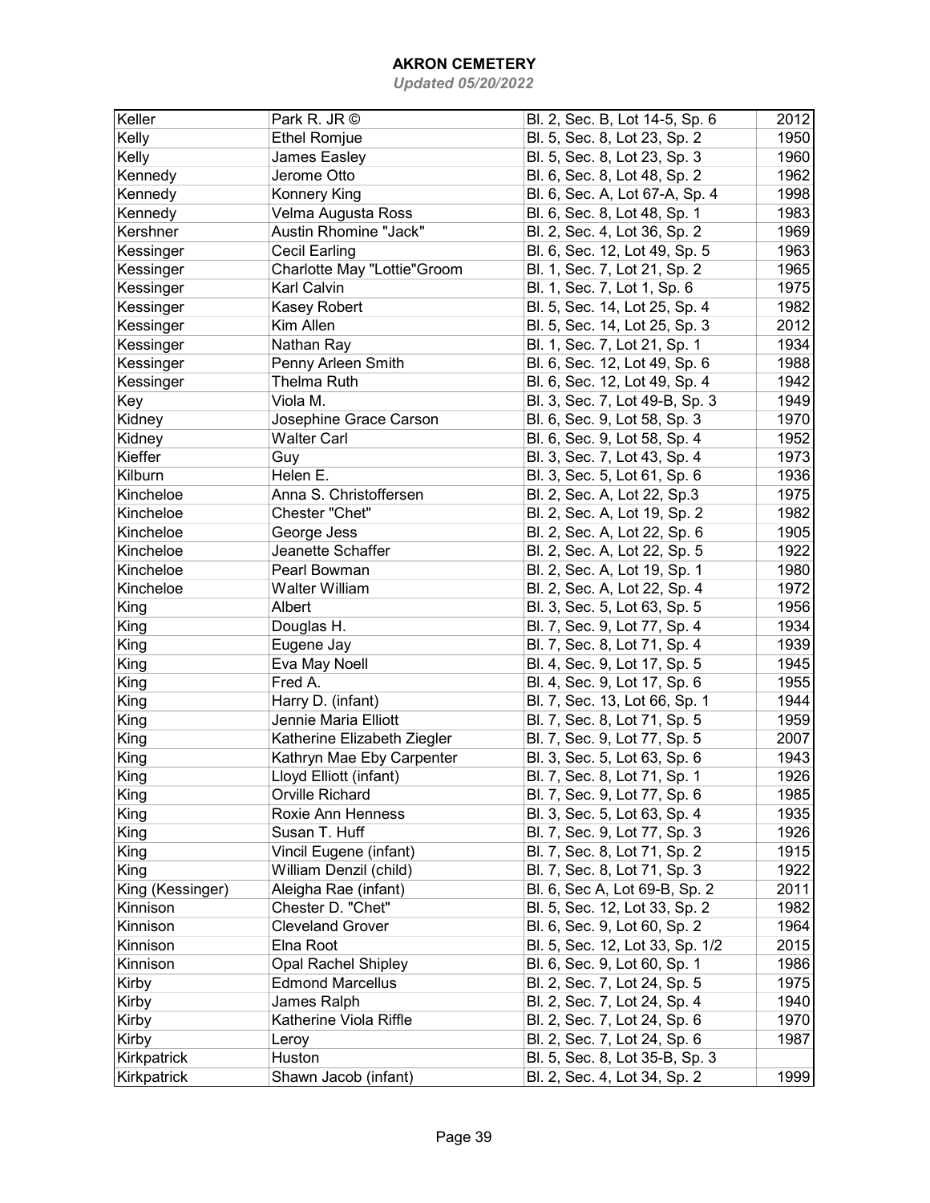# AKRON CEMETERY

*Updated 05/20/2022*

| | | | |
|---|---|---|---|
| Keller | Park R. JR © | Bl. 2, Sec. B, Lot 14-5, Sp. 6 | 2012 |
| Kelly | Ethel Romjue | Bl. 5, Sec. 8, Lot 23, Sp. 2 | 1950 |
| Kelly | James Easley | Bl. 5, Sec. 8, Lot 23, Sp. 3 | 1960 |
| Kennedy | Jerome Otto | Bl. 6, Sec. 8, Lot 48, Sp. 2 | 1962 |
| Kennedy | Konnery King | Bl. 6, Sec. A, Lot 67-A, Sp. 4 | 1998 |
| Kennedy | Velma Augusta Ross | Bl. 6, Sec. 8, Lot 48, Sp. 1 | 1983 |
| Kershner | Austin Rhomine "Jack" | Bl. 2, Sec. 4, Lot 36, Sp. 2 | 1969 |
| Kessinger | Cecil Earling | Bl. 6, Sec. 12, Lot 49, Sp. 5 | 1963 |
| Kessinger | Charlotte May "Lottie"Groom | Bl. 1, Sec. 7, Lot 21, Sp. 2 | 1965 |
| Kessinger | Karl Calvin | Bl. 1, Sec. 7, Lot 1, Sp. 6 | 1975 |
| Kessinger | Kasey Robert | Bl. 5, Sec. 14, Lot 25, Sp. 4 | 1982 |
| Kessinger | Kim Allen | Bl. 5, Sec. 14, Lot 25, Sp. 3 | 2012 |
| Kessinger | Nathan Ray | Bl. 1, Sec. 7, Lot 21, Sp. 1 | 1934 |
| Kessinger | Penny Arleen Smith | Bl. 6, Sec. 12, Lot 49, Sp. 6 | 1988 |
| Kessinger | Thelma Ruth | Bl. 6, Sec. 12, Lot 49, Sp. 4 | 1942 |
| Key | Viola M. | Bl. 3, Sec. 7, Lot 49-B, Sp. 3 | 1949 |
| Kidney | Josephine Grace Carson | Bl. 6, Sec. 9, Lot 58, Sp. 3 | 1970 |
| Kidney | Walter Carl | Bl. 6, Sec. 9, Lot 58, Sp. 4 | 1952 |
| Kieffer | Guy | Bl. 3, Sec. 7, Lot 43, Sp. 4 | 1973 |
| Kilburn | Helen E. | Bl. 3, Sec. 5, Lot 61, Sp. 6 | 1936 |
| Kincheloe | Anna S. Christoffersen | Bl. 2, Sec. A, Lot 22, Sp.3 | 1975 |
| Kincheloe | Chester "Chet" | Bl. 2, Sec. A, Lot 19, Sp. 2 | 1982 |
| Kincheloe | George Jess | Bl. 2, Sec. A, Lot 22, Sp. 6 | 1905 |
| Kincheloe | Jeanette Schaffer | Bl. 2, Sec. A, Lot 22, Sp. 5 | 1922 |
| Kincheloe | Pearl Bowman | Bl. 2, Sec. A, Lot 19, Sp. 1 | 1980 |
| Kincheloe | Walter William | Bl. 2, Sec. A, Lot 22, Sp. 4 | 1972 |
| King | Albert | Bl. 3, Sec. 5, Lot 63, Sp. 5 | 1956 |
| King | Douglas H. | Bl. 7, Sec. 9, Lot 77, Sp. 4 | 1934 |
| King | Eugene Jay | Bl. 7, Sec. 8, Lot 71, Sp. 4 | 1939 |
| King | Eva May Noell | Bl. 4, Sec. 9, Lot 17, Sp. 5 | 1945 |
| King | Fred A. | Bl. 4, Sec. 9, Lot 17, Sp. 6 | 1955 |
| King | Harry D. (infant) | Bl. 7, Sec. 13, Lot 66, Sp. 1 | 1944 |
| King | Jennie Maria Elliott | Bl. 7, Sec. 8, Lot 71, Sp. 5 | 1959 |
| King | Katherine Elizabeth Ziegler | Bl. 7, Sec. 9, Lot 77, Sp. 5 | 2007 |
| King | Kathryn Mae Eby Carpenter | Bl. 3, Sec. 5, Lot 63, Sp. 6 | 1943 |
| King | Lloyd Elliott (infant) | Bl. 7, Sec. 8, Lot 71, Sp. 1 | 1926 |
| King | Orville Richard | Bl. 7, Sec. 9, Lot 77, Sp. 6 | 1985 |
| King | Roxie Ann Henness | Bl. 3, Sec. 5, Lot 63, Sp. 4 | 1935 |
| King | Susan T. Huff | Bl. 7, Sec. 9, Lot 77, Sp. 3 | 1926 |
| King | Vincil Eugene (infant) | Bl. 7, Sec. 8, Lot 71, Sp. 2 | 1915 |
| King | William Denzil (child) | Bl. 7, Sec. 8, Lot 71, Sp. 3 | 1922 |
| King (Kessinger) | Aleigha Rae (infant) | Bl. 6, Sec A, Lot 69-B, Sp. 2 | 2011 |
| Kinnison | Chester D. "Chet" | Bl. 5, Sec. 12, Lot 33, Sp. 2 | 1982 |
| Kinnison | Cleveland Grover | Bl. 6, Sec. 9, Lot 60, Sp. 2 | 1964 |
| Kinnison | Elna Root | Bl. 5, Sec. 12, Lot 33, Sp. 1/2 | 2015 |
| Kinnison | Opal Rachel Shipley | Bl. 6, Sec. 9, Lot 60, Sp. 1 | 1986 |
| Kirby | Edmond Marcellus | Bl. 2, Sec. 7, Lot 24, Sp. 5 | 1975 |
| Kirby | James Ralph | Bl. 2, Sec. 7, Lot 24, Sp. 4 | 1940 |
| Kirby | Katherine Viola Riffle | Bl. 2, Sec. 7, Lot 24, Sp. 6 | 1970 |
| Kirby | Leroy | Bl. 2, Sec. 7, Lot 24, Sp. 6 | 1987 |
| Kirkpatrick | Huston | Bl. 5, Sec. 8, Lot 35-B, Sp. 3 | |
| Kirkpatrick | Shawn Jacob (infant) | Bl. 2, Sec. 4, Lot 34, Sp. 2 | 1999 |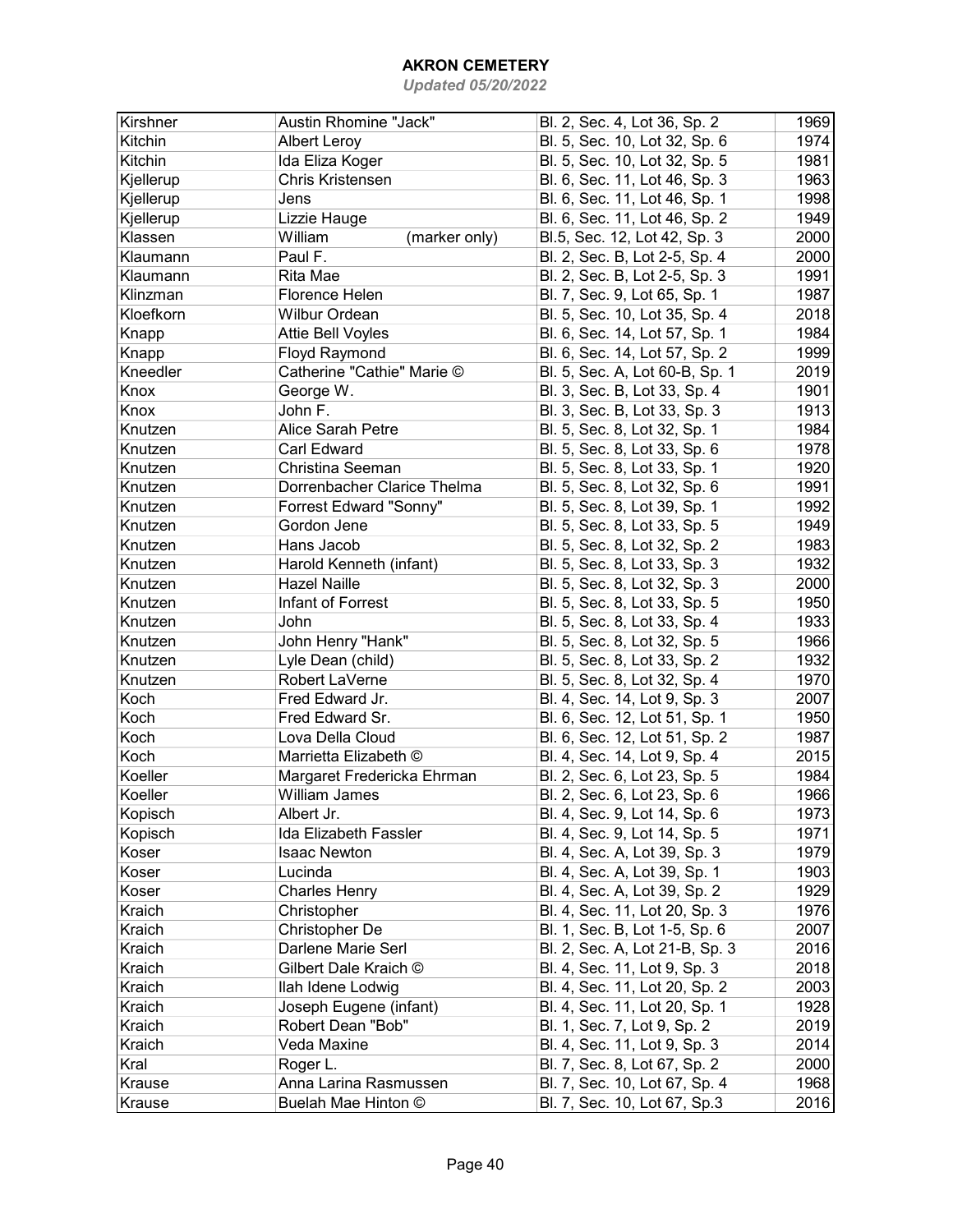# AKRON CEMETERY

*Updated 05/20/2022*

| | | | |
|---|---|---|---|
| Kirshner | Austin Rhomine "Jack" | Bl. 2, Sec. 4, Lot 36, Sp. 2 | 1969 |
| Kitchin | Albert Leroy | Bl. 5, Sec. 10, Lot 32, Sp. 6 | 1974 |
| Kitchin | Ida Eliza Koger | Bl. 5, Sec. 10, Lot 32, Sp. 5 | 1981 |
| Kjellerup | Chris Kristensen | Bl. 6, Sec. 11, Lot 46, Sp. 3 | 1963 |
| Kjellerup | Jens | Bl. 6, Sec. 11, Lot 46, Sp. 1 | 1998 |
| Kjellerup | Lizzie Hauge | Bl. 6, Sec. 11, Lot 46, Sp. 2 | 1949 |
| Klassen | William (marker only) | Bl.5, Sec. 12, Lot 42, Sp. 3 | 2000 |
| Klaumann | Paul F. | Bl. 2, Sec. B, Lot 2-5, Sp. 4 | 2000 |
| Klaumann | Rita Mae | Bl. 2, Sec. B, Lot 2-5, Sp. 3 | 1991 |
| Klinzman | Florence Helen | Bl. 7, Sec. 9, Lot 65, Sp. 1 | 1987 |
| Kloefkorn | Wilbur Ordean | Bl. 5, Sec. 10, Lot 35, Sp. 4 | 2018 |
| Knapp | Attie Bell Voyles | Bl. 6, Sec. 14, Lot 57, Sp. 1 | 1984 |
| Knapp | Floyd Raymond | Bl. 6, Sec. 14, Lot 57, Sp. 2 | 1999 |
| Kneedler | Catherine "Cathie" Marie © | Bl. 5, Sec. A, Lot 60-B, Sp. 1 | 2019 |
| Knox | George W. | Bl. 3, Sec. B, Lot 33, Sp. 4 | 1901 |
| Knox | John F. | Bl. 3, Sec. B, Lot 33, Sp. 3 | 1913 |
| Knutzen | Alice Sarah Petre | Bl. 5, Sec. 8, Lot 32, Sp. 1 | 1984 |
| Knutzen | Carl Edward | Bl. 5, Sec. 8, Lot 33, Sp. 6 | 1978 |
| Knutzen | Christina Seeman | Bl. 5, Sec. 8, Lot 33, Sp. 1 | 1920 |
| Knutzen | Dorrenbacher Clarice Thelma | Bl. 5, Sec. 8, Lot 32, Sp. 6 | 1991 |
| Knutzen | Forrest Edward "Sonny" | Bl. 5, Sec. 8, Lot 39, Sp. 1 | 1992 |
| Knutzen | Gordon Jene | Bl. 5, Sec. 8, Lot 33, Sp. 5 | 1949 |
| Knutzen | Hans Jacob | Bl. 5, Sec. 8, Lot 32, Sp. 2 | 1983 |
| Knutzen | Harold Kenneth (infant) | Bl. 5, Sec. 8, Lot 33, Sp. 3 | 1932 |
| Knutzen | Hazel Naille | Bl. 5, Sec. 8, Lot 32, Sp. 3 | 2000 |
| Knutzen | Infant of Forrest | Bl. 5, Sec. 8, Lot 33, Sp. 5 | 1950 |
| Knutzen | John | Bl. 5, Sec. 8, Lot 33, Sp. 4 | 1933 |
| Knutzen | John Henry "Hank" | Bl. 5, Sec. 8, Lot 32, Sp. 5 | 1966 |
| Knutzen | Lyle Dean (child) | Bl. 5, Sec. 8, Lot 33, Sp. 2 | 1932 |
| Knutzen | Robert LaVerne | Bl. 5, Sec. 8, Lot 32, Sp. 4 | 1970 |
| Koch | Fred Edward Jr. | Bl. 4, Sec. 14, Lot 9, Sp. 3 | 2007 |
| Koch | Fred Edward Sr. | Bl. 6, Sec. 12, Lot 51, Sp. 1 | 1950 |
| Koch | Lova Della Cloud | Bl. 6, Sec. 12, Lot 51, Sp. 2 | 1987 |
| Koch | Marrietta Elizabeth © | Bl. 4, Sec. 14, Lot 9, Sp. 4 | 2015 |
| Koeller | Margaret Fredericka Ehrman | Bl. 2, Sec. 6, Lot 23, Sp. 5 | 1984 |
| Koeller | William James | Bl. 2, Sec. 6, Lot 23, Sp. 6 | 1966 |
| Kopisch | Albert Jr. | Bl. 4, Sec. 9, Lot 14, Sp. 6 | 1973 |
| Kopisch | Ida Elizabeth Fassler | Bl. 4, Sec. 9, Lot 14, Sp. 5 | 1971 |
| Koser | Isaac Newton | Bl. 4, Sec. A, Lot 39, Sp. 3 | 1979 |
| Koser | Lucinda | Bl. 4, Sec. A, Lot 39, Sp. 1 | 1903 |
| Koser | Charles Henry | Bl. 4, Sec. A, Lot 39, Sp. 2 | 1929 |
| Kraich | Christopher | Bl. 4, Sec. 11, Lot 20, Sp. 3 | 1976 |
| Kraich | Christopher De | Bl. 1, Sec. B, Lot 1-5, Sp. 6 | 2007 |
| Kraich | Darlene Marie Serl | Bl. 2, Sec. A, Lot 21-B, Sp. 3 | 2016 |
| Kraich | Gilbert Dale Kraich © | Bl. 4, Sec. 11, Lot 9, Sp. 3 | 2018 |
| Kraich | Ilah Idene Lodwig | Bl. 4, Sec. 11, Lot 20, Sp. 2 | 2003 |
| Kraich | Joseph Eugene (infant) | Bl. 4, Sec. 11, Lot 20, Sp. 1 | 1928 |
| Kraich | Robert Dean "Bob" | Bl. 1, Sec. 7, Lot 9, Sp. 2 | 2019 |
| Kraich | Veda Maxine | Bl. 4, Sec. 11, Lot 9, Sp. 3 | 2014 |
| Kral | Roger L. | Bl. 7, Sec. 8, Lot 67, Sp. 2 | 2000 |
| Krause | Anna Larina Rasmussen | Bl. 7, Sec. 10, Lot 67, Sp. 4 | 1968 |
| Krause | Buelah Mae Hinton © | Bl. 7, Sec. 10, Lot 67, Sp.3 | 2016 |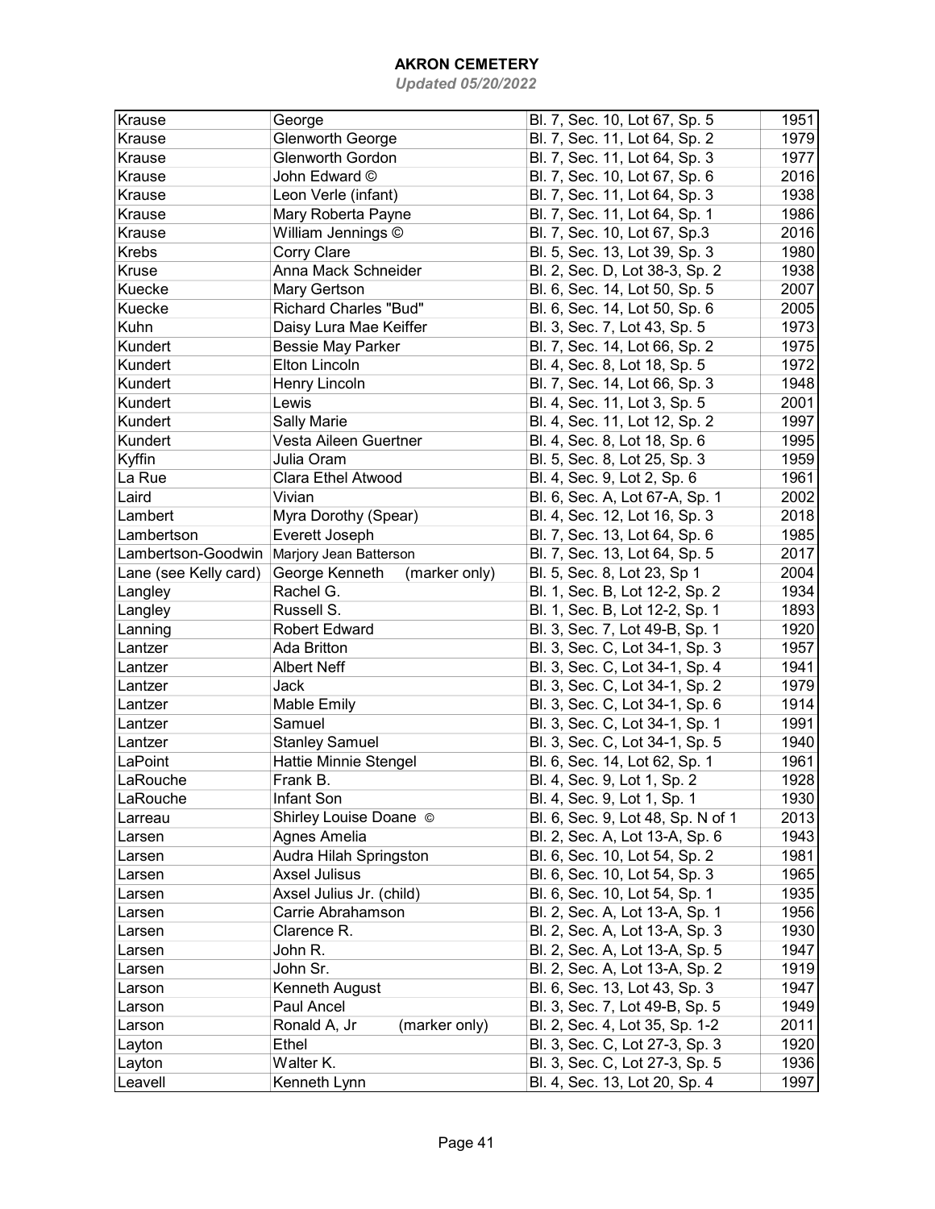# AKRON CEMETERY

*Updated 05/20/2022*

| | | | |
|---|---|---|---|
| Krause | George | Bl. 7, Sec. 10, Lot 67, Sp. 5 | 1951 |
| Krause | Glenworth George | Bl. 7, Sec. 11, Lot 64, Sp. 2 | 1979 |
| Krause | Glenworth Gordon | Bl. 7, Sec. 11, Lot 64, Sp. 3 | 1977 |
| Krause | John Edward © | Bl. 7, Sec. 10, Lot 67, Sp. 6 | 2016 |
| Krause | Leon Verle (infant) | Bl. 7, Sec. 11, Lot 64, Sp. 3 | 1938 |
| Krause | Mary Roberta Payne | Bl. 7, Sec. 11, Lot 64, Sp. 1 | 1986 |
| Krause | William Jennings © | Bl. 7, Sec. 10, Lot 67, Sp.3 | 2016 |
| Krebs | Corry Clare | Bl. 5, Sec. 13, Lot 39, Sp. 3 | 1980 |
| Kruse | Anna Mack Schneider | Bl. 2, Sec. D, Lot 38-3, Sp. 2 | 1938 |
| Kuecke | Mary Gertson | Bl. 6, Sec. 14, Lot 50, Sp. 5 | 2007 |
| Kuecke | Richard Charles "Bud" | Bl. 6, Sec. 14, Lot 50, Sp. 6 | 2005 |
| Kuhn | Daisy Lura Mae Keiffer | Bl. 3, Sec. 7, Lot 43, Sp. 5 | 1973 |
| Kundert | Bessie May Parker | Bl. 7, Sec. 14, Lot 66, Sp. 2 | 1975 |
| Kundert | Elton Lincoln | Bl. 4, Sec. 8, Lot 18, Sp. 5 | 1972 |
| Kundert | Henry Lincoln | Bl. 7, Sec. 14, Lot 66, Sp. 3 | 1948 |
| Kundert | Lewis | Bl. 4, Sec. 11, Lot 3, Sp. 5 | 2001 |
| Kundert | Sally Marie | Bl. 4, Sec. 11, Lot 12, Sp. 2 | 1997 |
| Kundert | Vesta Aileen Guertner | Bl. 4, Sec. 8, Lot 18, Sp. 6 | 1995 |
| Kyffin | Julia Oram | Bl. 5, Sec. 8, Lot 25, Sp. 3 | 1959 |
| La Rue | Clara Ethel Atwood | Bl. 4, Sec. 9, Lot 2, Sp. 6 | 1961 |
| Laird | Vivian | Bl. 6, Sec. A, Lot 67-A, Sp. 1 | 2002 |
| Lambert | Myra Dorothy (Spear) | Bl. 4, Sec. 12, Lot 16, Sp. 3 | 2018 |
| Lambertson | Everett Joseph | Bl. 7, Sec. 13, Lot 64, Sp. 6 | 1985 |
| Lambertson-Goodwin | Marjory Jean Batterson | Bl. 7, Sec. 13, Lot 64, Sp. 5 | 2017 |
| Lane (see Kelly card) | George Kenneth (marker only) | Bl. 5, Sec. 8, Lot 23, Sp 1 | 2004 |
| Langley | Rachel G. | Bl. 1, Sec. B, Lot 12-2, Sp. 2 | 1934 |
| Langley | Russell S. | Bl. 1, Sec. B, Lot 12-2, Sp. 1 | 1893 |
| Lanning | Robert Edward | Bl. 3, Sec. 7, Lot 49-B, Sp. 1 | 1920 |
| Lantzer | Ada Britton | Bl. 3, Sec. C, Lot 34-1, Sp. 3 | 1957 |
| Lantzer | Albert Neff | Bl. 3, Sec. C, Lot 34-1, Sp. 4 | 1941 |
| Lantzer | Jack | Bl. 3, Sec. C, Lot 34-1, Sp. 2 | 1979 |
| Lantzer | Mable Emily | Bl. 3, Sec. C, Lot 34-1, Sp. 6 | 1914 |
| Lantzer | Samuel | Bl. 3, Sec. C, Lot 34-1, Sp. 1 | 1991 |
| Lantzer | Stanley Samuel | Bl. 3, Sec. C, Lot 34-1, Sp. 5 | 1940 |
| LaPoint | Hattie Minnie Stengel | Bl. 6, Sec. 14, Lot 62, Sp. 1 | 1961 |
| LaRouche | Frank B. | Bl. 4, Sec. 9, Lot 1, Sp. 2 | 1928 |
| LaRouche | Infant Son | Bl. 4, Sec. 9, Lot 1, Sp. 1 | 1930 |
| Larreau | Shirley Louise Doane © | Bl. 6, Sec. 9, Lot 48, Sp. N of 1 | 2013 |
| Larsen | Agnes Amelia | Bl. 2, Sec. A, Lot 13-A, Sp. 6 | 1943 |
| Larsen | Audra Hilah Springston | Bl. 6, Sec. 10, Lot 54, Sp. 2 | 1981 |
| Larsen | Axsel Julisus | Bl. 6, Sec. 10, Lot 54, Sp. 3 | 1965 |
| Larsen | Axsel Julius Jr. (child) | Bl. 6, Sec. 10, Lot 54, Sp. 1 | 1935 |
| Larsen | Carrie Abrahamson | Bl. 2, Sec. A, Lot 13-A, Sp. 1 | 1956 |
| Larsen | Clarence R. | Bl. 2, Sec. A, Lot 13-A, Sp. 3 | 1930 |
| Larsen | John R. | Bl. 2, Sec. A, Lot 13-A, Sp. 5 | 1947 |
| Larsen | John Sr. | Bl. 2, Sec. A, Lot 13-A, Sp. 2 | 1919 |
| Larson | Kenneth August | Bl. 6, Sec. 13, Lot 43, Sp. 3 | 1947 |
| Larson | Paul Ancel | Bl. 3, Sec. 7, Lot 49-B, Sp. 5 | 1949 |
| Larson | Ronald A, Jr (marker only) | Bl. 2, Sec. 4, Lot 35, Sp. 1-2 | 2011 |
| Layton | Ethel | Bl. 3, Sec. C, Lot 27-3, Sp. 3 | 1920 |
| Layton | Walter K. | Bl. 3, Sec. C, Lot 27-3, Sp. 5 | 1936 |
| Leavell | Kenneth Lynn | Bl. 4, Sec. 13, Lot 20, Sp. 4 | 1997 |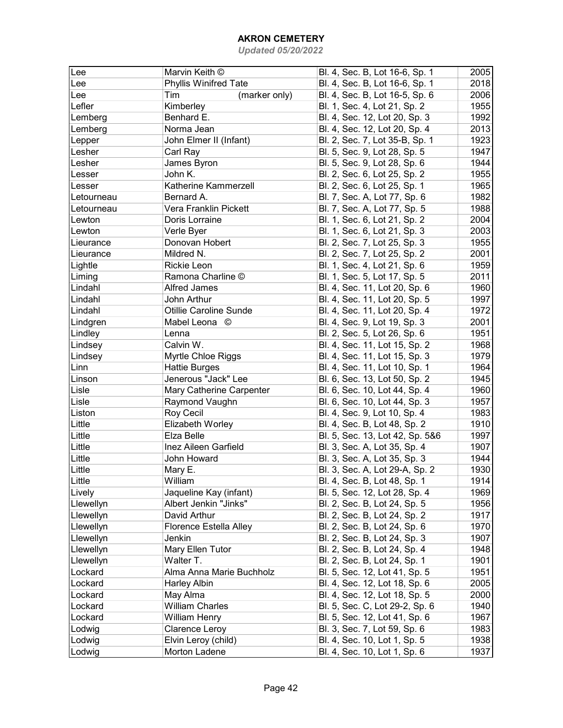# AKRON CEMETERY

*Updated 05/20/2022*

| | | | |
|---|---|---|---|
| Lee | Marvin Keith © | Bl. 4, Sec. B, Lot 16-6, Sp. 1 | 2005 |
| Lee | Phyllis Winifred Tate | Bl. 4, Sec. B, Lot 16-6, Sp. 1 | 2018 |
| Lee | Tim (marker only) | Bl. 4, Sec. B, Lot 16-5, Sp. 6 | 2006 |
| Lefler | Kimberley | Bl. 1, Sec. 4, Lot 21, Sp. 2 | 1955 |
| Lemberg | Benhard E. | Bl. 4, Sec. 12, Lot 20, Sp. 3 | 1992 |
| Lemberg | Norma Jean | Bl. 4, Sec. 12, Lot 20, Sp. 4 | 2013 |
| Lepper | John Elmer II (Infant) | Bl. 2, Sec. 7, Lot 35-B, Sp. 1 | 1923 |
| Lesher | Carl Ray | Bl. 5, Sec. 9, Lot 28, Sp. 5 | 1947 |
| Lesher | James Byron | Bl. 5, Sec. 9, Lot 28, Sp. 6 | 1944 |
| Lesser | John K. | Bl. 2, Sec. 6, Lot 25, Sp. 2 | 1955 |
| Lesser | Katherine Kammerzell | Bl. 2, Sec. 6, Lot 25, Sp. 1 | 1965 |
| Letourneau | Bernard A. | Bl. 7, Sec. A, Lot 77, Sp. 6 | 1982 |
| Letourneau | Vera Franklin Pickett | Bl. 7, Sec. A, Lot 77, Sp. 5 | 1988 |
| Lewton | Doris Lorraine | Bl. 1, Sec. 6, Lot 21, Sp. 2 | 2004 |
| Lewton | Verle Byer | Bl. 1, Sec. 6, Lot 21, Sp. 3 | 2003 |
| Lieurance | Donovan Hobert | Bl. 2, Sec. 7, Lot 25, Sp. 3 | 1955 |
| Lieurance | Mildred N. | Bl. 2, Sec. 7, Lot 25, Sp. 2 | 2001 |
| Lightle | Rickie Leon | Bl. 1, Sec. 4, Lot 21, Sp. 6 | 1959 |
| Liming | Ramona Charline © | Bl. 1, Sec. 5, Lot 17, Sp. 5 | 2011 |
| Lindahl | Alfred James | Bl. 4, Sec. 11, Lot 20, Sp. 6 | 1960 |
| Lindahl | John Arthur | Bl. 4, Sec. 11, Lot 20, Sp. 5 | 1997 |
| Lindahl | Otillie Caroline Sunde | Bl. 4, Sec. 11, Lot 20, Sp. 4 | 1972 |
| Lindgren | Mabel Leona © | Bl. 4, Sec. 9, Lot 19, Sp. 3 | 2001 |
| Lindley | Lenna | Bl. 2, Sec. 5, Lot 26, Sp. 6 | 1951 |
| Lindsey | Calvin W. | Bl. 4, Sec. 11, Lot 15, Sp. 2 | 1968 |
| Lindsey | Myrtle Chloe Riggs | Bl. 4, Sec. 11, Lot 15, Sp. 3 | 1979 |
| Linn | Hattie Burges | Bl. 4, Sec. 11, Lot 10, Sp. 1 | 1964 |
| Linson | Jenerous "Jack" Lee | Bl. 6, Sec. 13, Lot 50, Sp. 2 | 1945 |
| Lisle | Mary Catherine Carpenter | Bl. 6, Sec. 10, Lot 44, Sp. 4 | 1960 |
| Lisle | Raymond Vaughn | Bl. 6, Sec. 10, Lot 44, Sp. 3 | 1957 |
| Liston | Roy Cecil | Bl. 4, Sec. 9, Lot 10, Sp. 4 | 1983 |
| Little | Elizabeth Worley | Bl. 4, Sec. B, Lot 48, Sp. 2 | 1910 |
| Little | Elza Belle | Bl. 5, Sec. 13, Lot 42, Sp. 5&6 | 1997 |
| Little | Inez Aileen Garfield | Bl. 3, Sec. A, Lot 35, Sp. 4 | 1907 |
| Little | John Howard | Bl. 3, Sec. A, Lot 35, Sp. 3 | 1944 |
| Little | Mary E. | Bl. 3, Sec. A, Lot 29-A, Sp. 2 | 1930 |
| Little | William | Bl. 4, Sec. B, Lot 48, Sp. 1 | 1914 |
| Lively | Jaqueline Kay (infant) | Bl. 5, Sec. 12, Lot 28, Sp. 4 | 1969 |
| Llewellyn | Albert Jenkin "Jinks" | Bl. 2, Sec. B, Lot 24, Sp. 5 | 1956 |
| Llewellyn | David Arthur | Bl. 2, Sec. B, Lot 24, Sp. 2 | 1917 |
| Llewellyn | Florence Estella Alley | Bl. 2, Sec. B, Lot 24, Sp. 6 | 1970 |
| Llewellyn | Jenkin | Bl. 2, Sec. B, Lot 24, Sp. 3 | 1907 |
| Llewellyn | Mary Ellen Tutor | Bl. 2, Sec. B, Lot 24, Sp. 4 | 1948 |
| Llewellyn | Walter T. | Bl. 2, Sec. B, Lot 24, Sp. 1 | 1901 |
| Lockard | Alma Anna Marie Buchholz | Bl. 5, Sec. 12, Lot 41, Sp. 5 | 1951 |
| Lockard | Harley Albin | Bl. 4, Sec. 12, Lot 18, Sp. 6 | 2005 |
| Lockard | May Alma | Bl. 4, Sec. 12, Lot 18, Sp. 5 | 2000 |
| Lockard | William Charles | Bl. 5, Sec. C, Lot 29-2, Sp. 6 | 1940 |
| Lockard | William Henry | Bl. 5, Sec. 12, Lot 41, Sp. 6 | 1967 |
| Lodwig | Clarence Leroy | Bl. 3, Sec. 7, Lot 59, Sp. 6 | 1983 |
| Lodwig | Elvin Leroy (child) | Bl. 4, Sec. 10, Lot 1, Sp. 5 | 1938 |
| Lodwig | Morton Ladene | Bl. 4, Sec. 10, Lot 1, Sp. 6 | 1937 |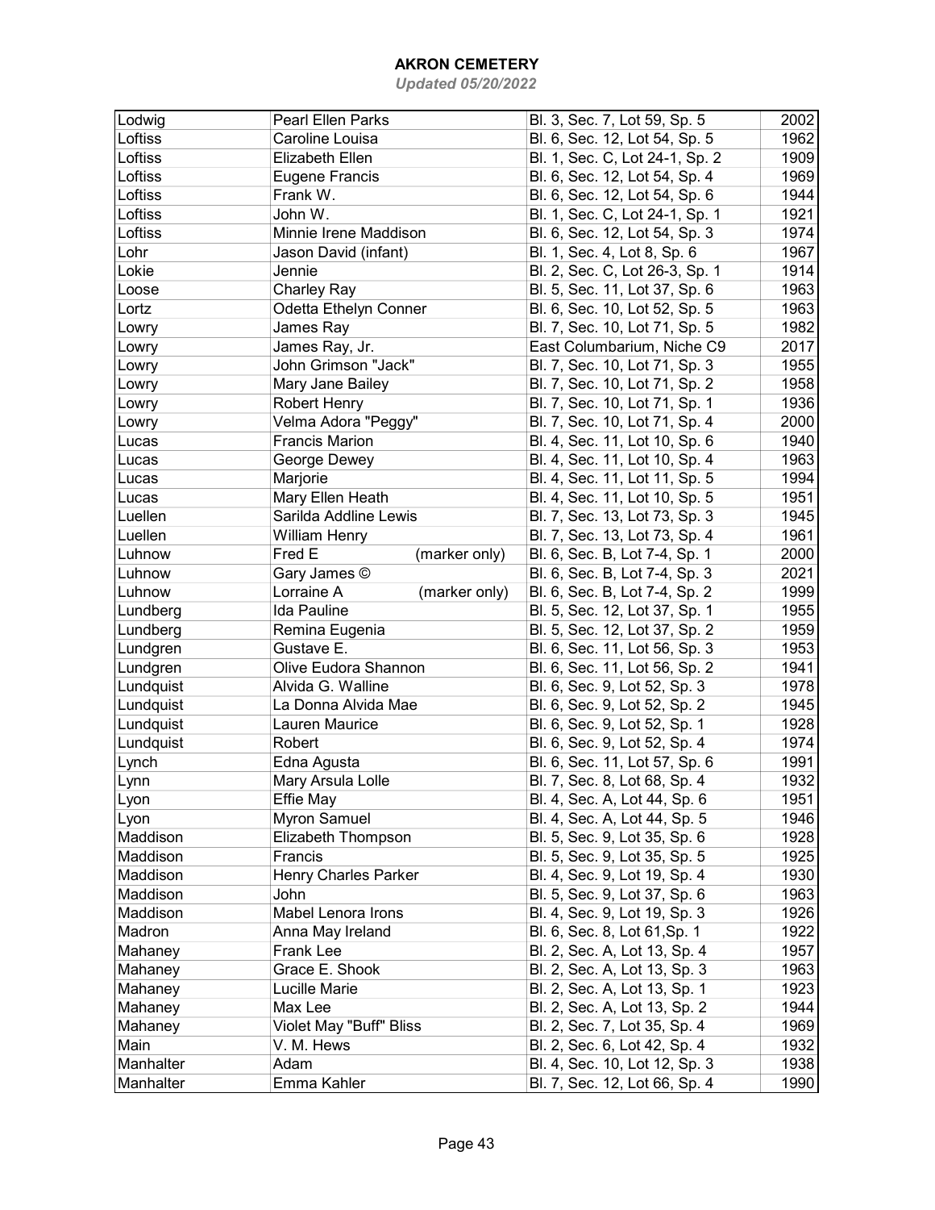## AKRON CEMETERY

*Updated 05/20/2022*

| | | | |
|---|---|---|---|
| Lodwig | Pearl Ellen Parks | Bl. 3, Sec. 7, Lot 59, Sp. 5 | 2002 |
| Loftiss | Caroline Louisa | Bl. 6, Sec. 12, Lot 54, Sp. 5 | 1962 |
| Loftiss | Elizabeth Ellen | Bl. 1, Sec. C, Lot 24-1, Sp. 2 | 1909 |
| Loftiss | Eugene Francis | Bl. 6, Sec. 12, Lot 54, Sp. 4 | 1969 |
| Loftiss | Frank W. | Bl. 6, Sec. 12, Lot 54, Sp. 6 | 1944 |
| Loftiss | John W. | Bl. 1, Sec. C, Lot 24-1, Sp. 1 | 1921 |
| Loftiss | Minnie Irene Maddison | Bl. 6, Sec. 12, Lot 54, Sp. 3 | 1974 |
| Lohr | Jason David (infant) | Bl. 1, Sec. 4, Lot 8, Sp. 6 | 1967 |
| Lokie | Jennie | Bl. 2, Sec. C, Lot 26-3, Sp. 1 | 1914 |
| Loose | Charley Ray | Bl. 5, Sec. 11, Lot 37, Sp. 6 | 1963 |
| Lortz | Odetta Ethelyn Conner | Bl. 6, Sec. 10, Lot 52, Sp. 5 | 1963 |
| Lowry | James Ray | Bl. 7, Sec. 10, Lot 71, Sp. 5 | 1982 |
| Lowry | James Ray, Jr. | East Columbarium, Niche C9 | 2017 |
| Lowry | John Grimson "Jack" | Bl. 7, Sec. 10, Lot 71, Sp. 3 | 1955 |
| Lowry | Mary Jane Bailey | Bl. 7, Sec. 10, Lot 71, Sp. 2 | 1958 |
| Lowry | Robert Henry | Bl. 7, Sec. 10, Lot 71, Sp. 1 | 1936 |
| Lowry | Velma Adora "Peggy" | Bl. 7, Sec. 10, Lot 71, Sp. 4 | 2000 |
| Lucas | Francis Marion | Bl. 4, Sec. 11, Lot 10, Sp. 6 | 1940 |
| Lucas | George Dewey | Bl. 4, Sec. 11, Lot 10, Sp. 4 | 1963 |
| Lucas | Marjorie | Bl. 4, Sec. 11, Lot 11, Sp. 5 | 1994 |
| Lucas | Mary Ellen Heath | Bl. 4, Sec. 11, Lot 10, Sp. 5 | 1951 |
| Luellen | Sarilda Addline Lewis | Bl. 7, Sec. 13, Lot 73, Sp. 3 | 1945 |
| Luellen | William Henry | Bl. 7, Sec. 13, Lot 73, Sp. 4 | 1961 |
| Luhnow | Fred E (marker only) | Bl. 6, Sec. B, Lot 7-4, Sp. 1 | 2000 |
| Luhnow | Gary James © | Bl. 6, Sec. B, Lot 7-4, Sp. 3 | 2021 |
| Luhnow | Lorraine A (marker only) | Bl. 6, Sec. B, Lot 7-4, Sp. 2 | 1999 |
| Lundberg | Ida Pauline | Bl. 5, Sec. 12, Lot 37, Sp. 1 | 1955 |
| Lundberg | Remina Eugenia | Bl. 5, Sec. 12, Lot 37, Sp. 2 | 1959 |
| Lundgren | Gustave E. | Bl. 6, Sec. 11, Lot 56, Sp. 3 | 1953 |
| Lundgren | Olive Eudora Shannon | Bl. 6, Sec. 11, Lot 56, Sp. 2 | 1941 |
| Lundquist | Alvida G. Walline | Bl. 6, Sec. 9, Lot 52, Sp. 3 | 1978 |
| Lundquist | La Donna Alvida Mae | Bl. 6, Sec. 9, Lot 52, Sp. 2 | 1945 |
| Lundquist | Lauren Maurice | Bl. 6, Sec. 9, Lot 52, Sp. 1 | 1928 |
| Lundquist | Robert | Bl. 6, Sec. 9, Lot 52, Sp. 4 | 1974 |
| Lynch | Edna Agusta | Bl. 6, Sec. 11, Lot 57, Sp. 6 | 1991 |
| Lynn | Mary Arsula Lolle | Bl. 7, Sec. 8, Lot 68, Sp. 4 | 1932 |
| Lyon | Effie May | Bl. 4, Sec. A, Lot 44, Sp. 6 | 1951 |
| Lyon | Myron Samuel | Bl. 4, Sec. A, Lot 44, Sp. 5 | 1946 |
| Maddison | Elizabeth Thompson | Bl. 5, Sec. 9, Lot 35, Sp. 6 | 1928 |
| Maddison | Francis | Bl. 5, Sec. 9, Lot 35, Sp. 5 | 1925 |
| Maddison | Henry Charles Parker | Bl. 4, Sec. 9, Lot 19, Sp. 4 | 1930 |
| Maddison | John | Bl. 5, Sec. 9, Lot 37, Sp. 6 | 1963 |
| Maddison | Mabel Lenora Irons | Bl. 4, Sec. 9, Lot 19, Sp. 3 | 1926 |
| Madron | Anna May Ireland | Bl. 6, Sec. 8, Lot 61,Sp. 1 | 1922 |
| Mahaney | Frank Lee | Bl. 2, Sec. A, Lot 13, Sp. 4 | 1957 |
| Mahaney | Grace E. Shook | Bl. 2, Sec. A, Lot 13, Sp. 3 | 1963 |
| Mahaney | Lucille Marie | Bl. 2, Sec. A, Lot 13, Sp. 1 | 1923 |
| Mahaney | Max Lee | Bl. 2, Sec. A, Lot 13, Sp. 2 | 1944 |
| Mahaney | Violet May "Buff" Bliss | Bl. 2, Sec. 7, Lot 35, Sp. 4 | 1969 |
| Main | V. M. Hews | Bl. 2, Sec. 6, Lot 42, Sp. 4 | 1932 |
| Manhalter | Adam | Bl. 4, Sec. 10, Lot 12, Sp. 3 | 1938 |
| Manhalter | Emma Kahler | Bl. 7, Sec. 12, Lot 66, Sp. 4 | 1990 |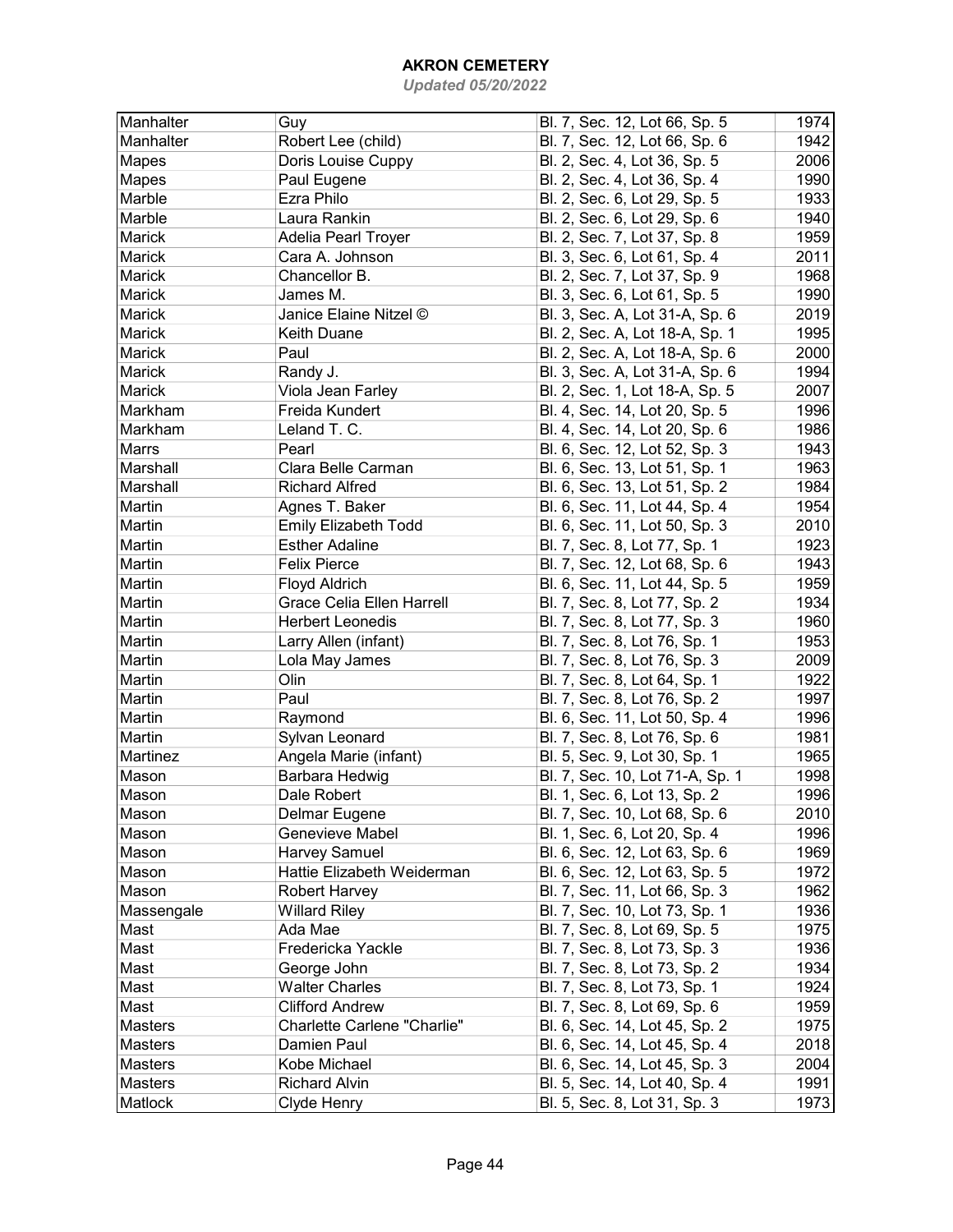# AKRON CEMETERY

*Updated 05/20/2022*

| | | | |
|---|---|---|---|
| Manhalter | Guy | Bl. 7, Sec. 12, Lot 66, Sp. 5 | 1974 |
| Manhalter | Robert Lee (child) | Bl. 7, Sec. 12, Lot 66, Sp. 6 | 1942 |
| Mapes | Doris Louise Cuppy | Bl. 2, Sec. 4, Lot 36, Sp. 5 | 2006 |
| Mapes | Paul Eugene | Bl. 2, Sec. 4, Lot 36, Sp. 4 | 1990 |
| Marble | Ezra Philo | Bl. 2, Sec. 6, Lot 29, Sp. 5 | 1933 |
| Marble | Laura Rankin | Bl. 2, Sec. 6, Lot 29, Sp. 6 | 1940 |
| Marick | Adelia Pearl Troyer | Bl. 2, Sec. 7, Lot 37, Sp. 8 | 1959 |
| Marick | Cara A. Johnson | Bl. 3, Sec. 6, Lot 61, Sp. 4 | 2011 |
| Marick | Chancellor B. | Bl. 2, Sec. 7, Lot 37, Sp. 9 | 1968 |
| Marick | James M. | Bl. 3, Sec. 6, Lot 61, Sp. 5 | 1990 |
| Marick | Janice Elaine Nitzel © | Bl. 3, Sec. A, Lot 31-A, Sp. 6 | 2019 |
| Marick | Keith Duane | Bl. 2, Sec. A, Lot 18-A, Sp. 1 | 1995 |
| Marick | Paul | Bl. 2, Sec. A, Lot 18-A, Sp. 6 | 2000 |
| Marick | Randy J. | Bl. 3, Sec. A, Lot 31-A, Sp. 6 | 1994 |
| Marick | Viola Jean Farley | Bl. 2, Sec. 1, Lot 18-A, Sp. 5 | 2007 |
| Markham | Freida Kundert | Bl. 4, Sec. 14, Lot 20, Sp. 5 | 1996 |
| Markham | Leland T. C. | Bl. 4, Sec. 14, Lot 20, Sp. 6 | 1986 |
| Marrs | Pearl | Bl. 6, Sec. 12, Lot 52, Sp. 3 | 1943 |
| Marshall | Clara Belle Carman | Bl. 6, Sec. 13, Lot 51, Sp. 1 | 1963 |
| Marshall | Richard Alfred | Bl. 6, Sec. 13, Lot 51, Sp. 2 | 1984 |
| Martin | Agnes T. Baker | Bl. 6, Sec. 11, Lot 44, Sp. 4 | 1954 |
| Martin | Emily Elizabeth Todd | Bl. 6, Sec. 11, Lot 50, Sp. 3 | 2010 |
| Martin | Esther Adaline | Bl. 7, Sec. 8, Lot 77, Sp. 1 | 1923 |
| Martin | Felix Pierce | Bl. 7, Sec. 12, Lot 68, Sp. 6 | 1943 |
| Martin | Floyd Aldrich | Bl. 6, Sec. 11, Lot 44, Sp. 5 | 1959 |
| Martin | Grace Celia Ellen Harrell | Bl. 7, Sec. 8, Lot 77, Sp. 2 | 1934 |
| Martin | Herbert Leonedis | Bl. 7, Sec. 8, Lot 77, Sp. 3 | 1960 |
| Martin | Larry Allen (infant) | Bl. 7, Sec. 8, Lot 76, Sp. 1 | 1953 |
| Martin | Lola May James | Bl. 7, Sec. 8, Lot 76, Sp. 3 | 2009 |
| Martin | Olin | Bl. 7, Sec. 8, Lot 64, Sp. 1 | 1922 |
| Martin | Paul | Bl. 7, Sec. 8, Lot 76, Sp. 2 | 1997 |
| Martin | Raymond | Bl. 6, Sec. 11, Lot 50, Sp. 4 | 1996 |
| Martin | Sylvan Leonard | Bl. 7, Sec. 8, Lot 76, Sp. 6 | 1981 |
| Martinez | Angela Marie (infant) | Bl. 5, Sec. 9, Lot 30, Sp. 1 | 1965 |
| Mason | Barbara Hedwig | Bl. 7, Sec. 10, Lot 71-A, Sp. 1 | 1998 |
| Mason | Dale Robert | Bl. 1, Sec. 6, Lot 13, Sp. 2 | 1996 |
| Mason | Delmar Eugene | Bl. 7, Sec. 10, Lot 68, Sp. 6 | 2010 |
| Mason | Genevieve Mabel | Bl. 1, Sec. 6, Lot 20, Sp. 4 | 1996 |
| Mason | Harvey Samuel | Bl. 6, Sec. 12, Lot 63, Sp. 6 | 1969 |
| Mason | Hattie Elizabeth Weiderman | Bl. 6, Sec. 12, Lot 63, Sp. 5 | 1972 |
| Mason | Robert Harvey | Bl. 7, Sec. 11, Lot 66, Sp. 3 | 1962 |
| Massengale | Willard Riley | Bl. 7, Sec. 10, Lot 73, Sp. 1 | 1936 |
| Mast | Ada Mae | Bl. 7, Sec. 8, Lot 69, Sp. 5 | 1975 |
| Mast | Fredericka Yackle | Bl. 7, Sec. 8, Lot 73, Sp. 3 | 1936 |
| Mast | George John | Bl. 7, Sec. 8, Lot 73, Sp. 2 | 1934 |
| Mast | Walter Charles | Bl. 7, Sec. 8, Lot 73, Sp. 1 | 1924 |
| Mast | Clifford Andrew | Bl. 7, Sec. 8, Lot 69, Sp. 6 | 1959 |
| Masters | Charlette Carlene "Charlie" | Bl. 6, Sec. 14, Lot 45, Sp. 2 | 1975 |
| Masters | Damien Paul | Bl. 6, Sec. 14, Lot 45, Sp. 4 | 2018 |
| Masters | Kobe Michael | Bl. 6, Sec. 14, Lot 45, Sp. 3 | 2004 |
| Masters | Richard Alvin | Bl. 5, Sec. 14, Lot 40, Sp. 4 | 1991 |
| Matlock | Clyde Henry | Bl. 5, Sec. 8, Lot 31, Sp. 3 | 1973 |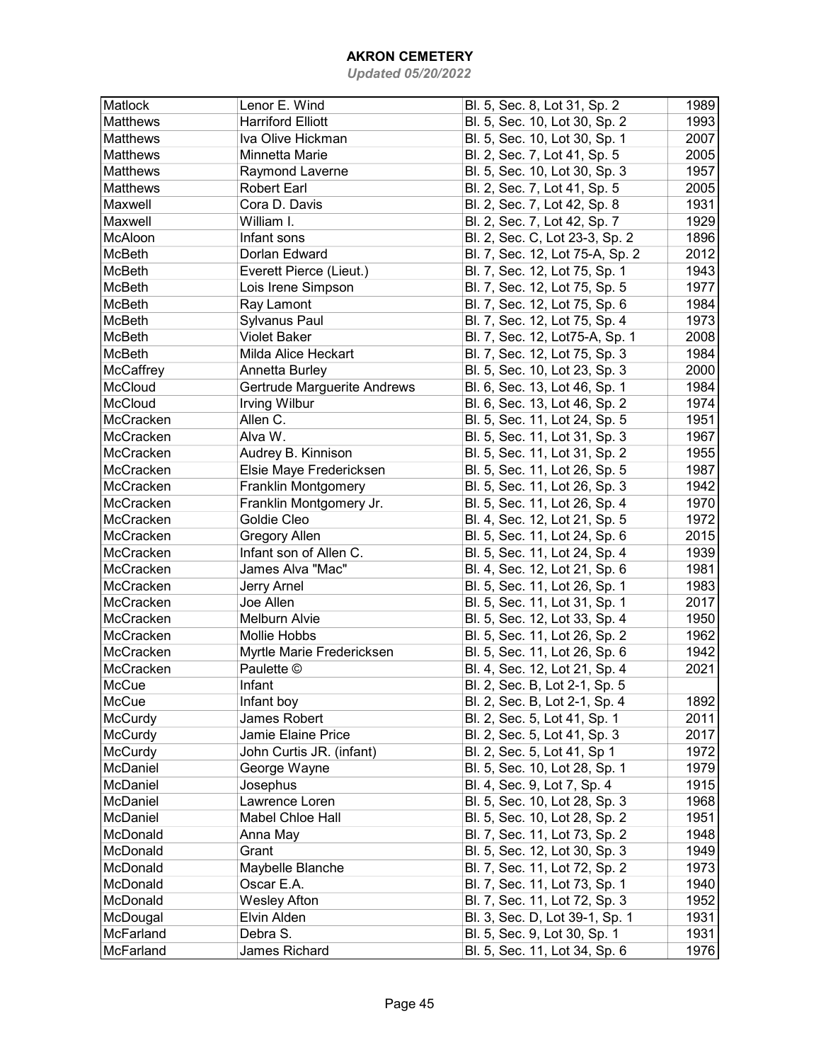# AKRON CEMETERY

*Updated 05/20/2022*

| | | | |
|---|---|---|---|
| Matlock | Lenor E. Wind | Bl. 5, Sec. 8, Lot 31, Sp. 2 | 1989 |
| Matthews | Harriford Elliott | Bl. 5, Sec. 10, Lot 30, Sp. 2 | 1993 |
| Matthews | Iva Olive Hickman | Bl. 5, Sec. 10, Lot 30, Sp. 1 | 2007 |
| Matthews | Minnetta Marie | Bl. 2, Sec. 7, Lot 41, Sp. 5 | 2005 |
| Matthews | Raymond Laverne | Bl. 5, Sec. 10, Lot 30, Sp. 3 | 1957 |
| Matthews | Robert Earl | Bl. 2, Sec. 7, Lot 41, Sp. 5 | 2005 |
| Maxwell | Cora D. Davis | Bl. 2, Sec. 7, Lot 42, Sp. 8 | 1931 |
| Maxwell | William I. | Bl. 2, Sec. 7, Lot 42, Sp. 7 | 1929 |
| McAloon | Infant sons | Bl. 2, Sec. C, Lot 23-3, Sp. 2 | 1896 |
| McBeth | Dorlan Edward | Bl. 7, Sec. 12, Lot 75-A, Sp. 2 | 2012 |
| McBeth | Everett Pierce (Lieut.) | Bl. 7, Sec. 12, Lot 75, Sp. 1 | 1943 |
| McBeth | Lois Irene Simpson | Bl. 7, Sec. 12, Lot 75, Sp. 5 | 1977 |
| McBeth | Ray Lamont | Bl. 7, Sec. 12, Lot 75, Sp. 6 | 1984 |
| McBeth | Sylvanus Paul | Bl. 7, Sec. 12, Lot 75, Sp. 4 | 1973 |
| McBeth | Violet Baker | Bl. 7, Sec. 12, Lot75-A, Sp. 1 | 2008 |
| McBeth | Milda Alice Heckart | Bl. 7, Sec. 12, Lot 75, Sp. 3 | 1984 |
| McCaffrey | Annetta Burley | Bl. 5, Sec. 10, Lot 23, Sp. 3 | 2000 |
| McCloud | Gertrude Marguerite Andrews | Bl. 6, Sec. 13, Lot 46, Sp. 1 | 1984 |
| McCloud | Irving Wilbur | Bl. 6, Sec. 13, Lot 46, Sp. 2 | 1974 |
| McCracken | Allen C. | Bl. 5, Sec. 11, Lot 24, Sp. 5 | 1951 |
| McCracken | Alva W. | Bl. 5, Sec. 11, Lot 31, Sp. 3 | 1967 |
| McCracken | Audrey B. Kinnison | Bl. 5, Sec. 11, Lot 31, Sp. 2 | 1955 |
| McCracken | Elsie Maye Fredericksen | Bl. 5, Sec. 11, Lot 26, Sp. 5 | 1987 |
| McCracken | Franklin Montgomery | Bl. 5, Sec. 11, Lot 26, Sp. 3 | 1942 |
| McCracken | Franklin Montgomery Jr. | Bl. 5, Sec. 11, Lot 26, Sp. 4 | 1970 |
| McCracken | Goldie Cleo | Bl. 4, Sec. 12, Lot 21, Sp. 5 | 1972 |
| McCracken | Gregory Allen | Bl. 5, Sec. 11, Lot 24, Sp. 6 | 2015 |
| McCracken | Infant son of Allen C. | Bl. 5, Sec. 11, Lot 24, Sp. 4 | 1939 |
| McCracken | James Alva "Mac" | Bl. 4, Sec. 12, Lot 21, Sp. 6 | 1981 |
| McCracken | Jerry Arnel | Bl. 5, Sec. 11, Lot 26, Sp. 1 | 1983 |
| McCracken | Joe Allen | Bl. 5, Sec. 11, Lot 31, Sp. 1 | 2017 |
| McCracken | Melburn Alvie | Bl. 5, Sec. 12, Lot 33, Sp. 4 | 1950 |
| McCracken | Mollie Hobbs | Bl. 5, Sec. 11, Lot 26, Sp. 2 | 1962 |
| McCracken | Myrtle Marie Fredericksen | Bl. 5, Sec. 11, Lot 26, Sp. 6 | 1942 |
| McCracken | Paulette © | Bl. 4, Sec. 12, Lot 21, Sp. 4 | 2021 |
| McCue | Infant | Bl. 2, Sec. B, Lot 2-1, Sp. 5 | |
| McCue | Infant boy | Bl. 2, Sec. B, Lot 2-1, Sp. 4 | 1892 |
| McCurdy | James Robert | Bl. 2, Sec. 5, Lot 41, Sp. 1 | 2011 |
| McCurdy | Jamie Elaine Price | Bl. 2, Sec. 5, Lot 41, Sp. 3 | 2017 |
| McCurdy | John Curtis JR. (infant) | Bl. 2, Sec. 5, Lot 41, Sp 1 | 1972 |
| McDaniel | George Wayne | Bl. 5, Sec. 10, Lot 28, Sp. 1 | 1979 |
| McDaniel | Josephus | Bl. 4, Sec. 9, Lot 7, Sp. 4 | 1915 |
| McDaniel | Lawrence Loren | Bl. 5, Sec. 10, Lot 28, Sp. 3 | 1968 |
| McDaniel | Mabel Chloe Hall | Bl. 5, Sec. 10, Lot 28, Sp. 2 | 1951 |
| McDonald | Anna May | Bl. 7, Sec. 11, Lot 73, Sp. 2 | 1948 |
| McDonald | Grant | Bl. 5, Sec. 12, Lot 30, Sp. 3 | 1949 |
| McDonald | Maybelle Blanche | Bl. 7, Sec. 11, Lot 72, Sp. 2 | 1973 |
| McDonald | Oscar E.A. | Bl. 7, Sec. 11, Lot 73, Sp. 1 | 1940 |
| McDonald | Wesley Afton | Bl. 7, Sec. 11, Lot 72, Sp. 3 | 1952 |
| McDougal | Elvin Alden | Bl. 3, Sec. D, Lot 39-1, Sp. 1 | 1931 |
| McFarland | Debra S. | Bl. 5, Sec. 9, Lot 30, Sp. 1 | 1931 |
| McFarland | James Richard | Bl. 5, Sec. 11, Lot 34, Sp. 6 | 1976 |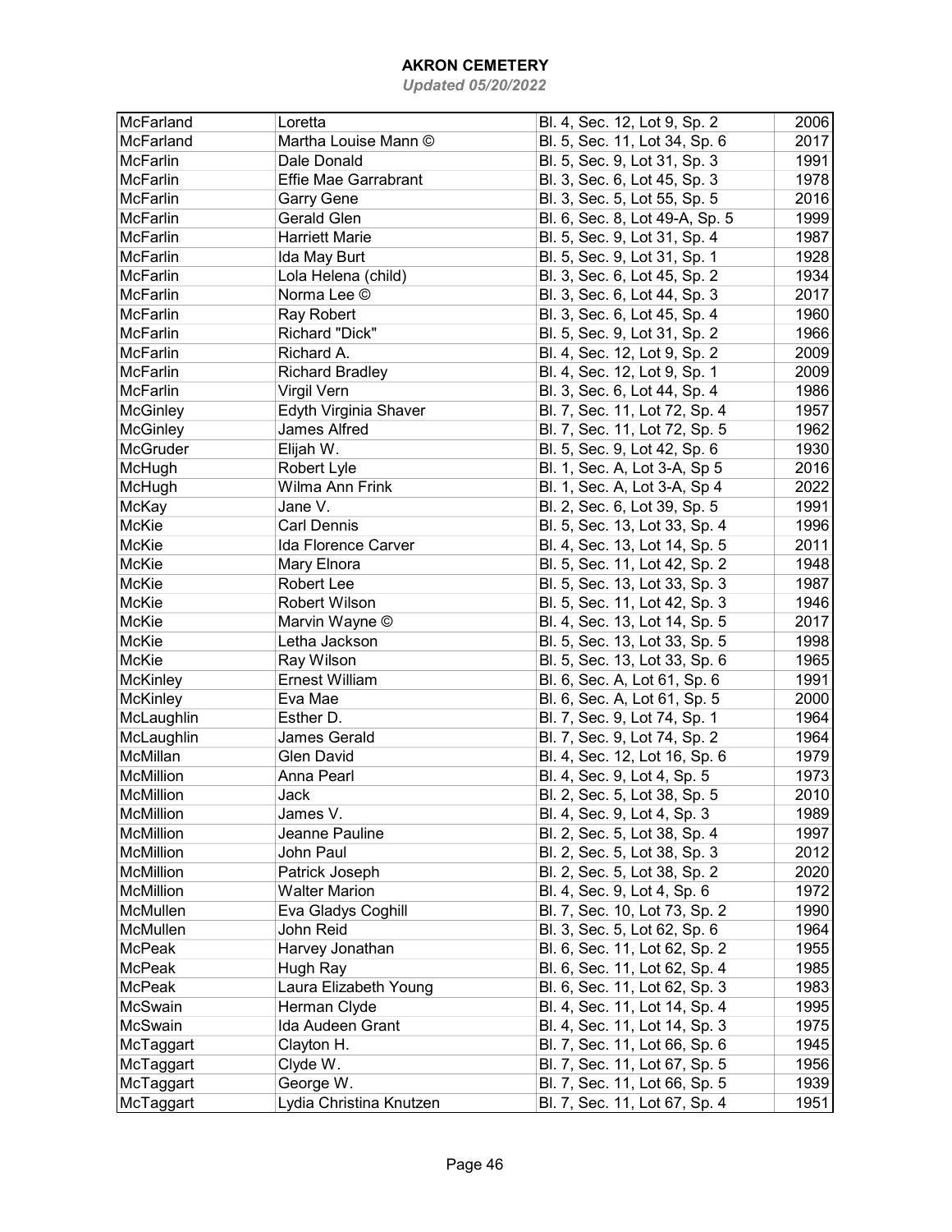| McFarland | Loretta | Bl. 4, Sec. 12, Lot 9, Sp. 2 | 2006 |
|---|---|---|---|
| McFarland | Martha Louise Mann © | Bl. 5, Sec. 11, Lot 34, Sp. 6 | 2017 |
| McFarlin | Dale Donald | Bl. 5, Sec. 9, Lot 31, Sp. 3 | 1991 |
| McFarlin | Effie Mae Garrabrant | Bl. 3, Sec. 6, Lot 45, Sp. 3 | 1978 |
| McFarlin | Garry Gene | Bl. 3, Sec. 5, Lot 55, Sp. 5 | 2016 |
| McFarlin | Gerald Glen | Bl. 6, Sec. 8, Lot 49-A, Sp. 5 | 1999 |
| McFarlin | Harriett Marie | Bl. 5, Sec. 9, Lot 31, Sp. 4 | 1987 |
| McFarlin | Ida May Burt | Bl. 5, Sec. 9, Lot 31, Sp. 1 | 1928 |
| McFarlin | Lola Helena (child) | Bl. 3, Sec. 6, Lot 45, Sp. 2 | 1934 |
| McFarlin | Norma Lee © | Bl. 3, Sec. 6, Lot 44, Sp. 3 | 2017 |
| McFarlin | Ray Robert | Bl. 3, Sec. 6, Lot 45, Sp. 4 | 1960 |
| McFarlin | Richard "Dick" | Bl. 5, Sec. 9, Lot 31, Sp. 2 | 1966 |
| McFarlin | Richard A. | Bl. 4, Sec. 12, Lot 9, Sp. 2 | 2009 |
| McFarlin | Richard Bradley | Bl. 4, Sec. 12, Lot 9, Sp. 1 | 2009 |
| McFarlin | Virgil Vern | Bl. 3, Sec. 6, Lot 44, Sp. 4 | 1986 |
| McGinley | Edyth Virginia Shaver | Bl. 7, Sec. 11, Lot 72, Sp. 4 | 1957 |
| McGinley | James Alfred | Bl. 7, Sec. 11, Lot 72, Sp. 5 | 1962 |
| McGruder | Elijah W. | Bl. 5, Sec. 9, Lot 42, Sp. 6 | 1930 |
| McHugh | Robert Lyle | Bl. 1, Sec. A, Lot 3-A, Sp 5 | 2016 |
| McHugh | Wilma Ann Frink | Bl. 1, Sec. A, Lot 3-A, Sp 4 | 2022 |
| McKay | Jane V. | Bl. 2, Sec. 6, Lot 39, Sp. 5 | 1991 |
| McKie | Carl Dennis | Bl. 5, Sec. 13, Lot 33, Sp. 4 | 1996 |
| McKie | Ida Florence Carver | Bl. 4, Sec. 13, Lot 14, Sp. 5 | 2011 |
| McKie | Mary Elnora | Bl. 5, Sec. 11, Lot 42, Sp. 2 | 1948 |
| McKie | Robert Lee | Bl. 5, Sec. 13, Lot 33, Sp. 3 | 1987 |
| McKie | Robert Wilson | Bl. 5, Sec. 11, Lot 42, Sp. 3 | 1946 |
| McKie | Marvin Wayne © | Bl. 4, Sec. 13, Lot 14, Sp. 5 | 2017 |
| McKie | Letha Jackson | Bl. 5, Sec. 13, Lot 33, Sp. 5 | 1998 |
| McKie | Ray Wilson | Bl. 5, Sec. 13, Lot 33, Sp. 6 | 1965 |
| McKinley | Ernest William | Bl. 6, Sec. A, Lot 61, Sp. 6 | 1991 |
| McKinley | Eva Mae | Bl. 6, Sec. A, Lot 61, Sp. 5 | 2000 |
| McLaughlin | Esther D. | Bl. 7, Sec. 9, Lot 74, Sp. 1 | 1964 |
| McLaughlin | James Gerald | Bl. 7, Sec. 9, Lot 74, Sp. 2 | 1964 |
| McMillan | Glen David | Bl. 4, Sec. 12, Lot 16, Sp. 6 | 1979 |
| McMillion | Anna Pearl | Bl. 4, Sec. 9, Lot 4, Sp. 5 | 1973 |
| McMillion | Jack | Bl. 2, Sec. 5, Lot 38, Sp. 5 | 2010 |
| McMillion | James V. | Bl. 4, Sec. 9, Lot 4, Sp. 3 | 1989 |
| McMillion | Jeanne Pauline | Bl. 2, Sec. 5, Lot 38, Sp. 4 | 1997 |
| McMillion | John Paul | Bl. 2, Sec. 5, Lot 38, Sp. 3 | 2012 |
| McMillion | Patrick Joseph | Bl. 2, Sec. 5, Lot 38, Sp. 2 | 2020 |
| McMillion | Walter Marion | Bl. 4, Sec. 9, Lot 4, Sp. 6 | 1972 |
| McMullen | Eva Gladys Coghill | Bl. 7, Sec. 10, Lot 73, Sp. 2 | 1990 |
| McMullen | John Reid | Bl. 3, Sec. 5, Lot 62, Sp. 6 | 1964 |
| McPeak | Harvey Jonathan | Bl. 6, Sec. 11, Lot 62, Sp. 2 | 1955 |
| McPeak | Hugh Ray | Bl. 6, Sec. 11, Lot 62, Sp. 4 | 1985 |
| McPeak | Laura Elizabeth Young | Bl. 6, Sec. 11, Lot 62, Sp. 3 | 1983 |
| McSwain | Herman Clyde | Bl. 4, Sec. 11, Lot 14, Sp. 4 | 1995 |
| McSwain | Ida Audeen Grant | Bl. 4, Sec. 11, Lot 14, Sp. 3 | 1975 |
| McTaggart | Clayton H. | Bl. 7, Sec. 11, Lot 66, Sp. 6 | 1945 |
| McTaggart | Clyde W. | Bl. 7, Sec. 11, Lot 67, Sp. 5 | 1956 |
| McTaggart | George W. | Bl. 7, Sec. 11, Lot 66, Sp. 5 | 1939 |
| McTaggart | Lydia Christina Knutzen | Bl. 7, Sec. 11, Lot 67, Sp. 4 | 1951 |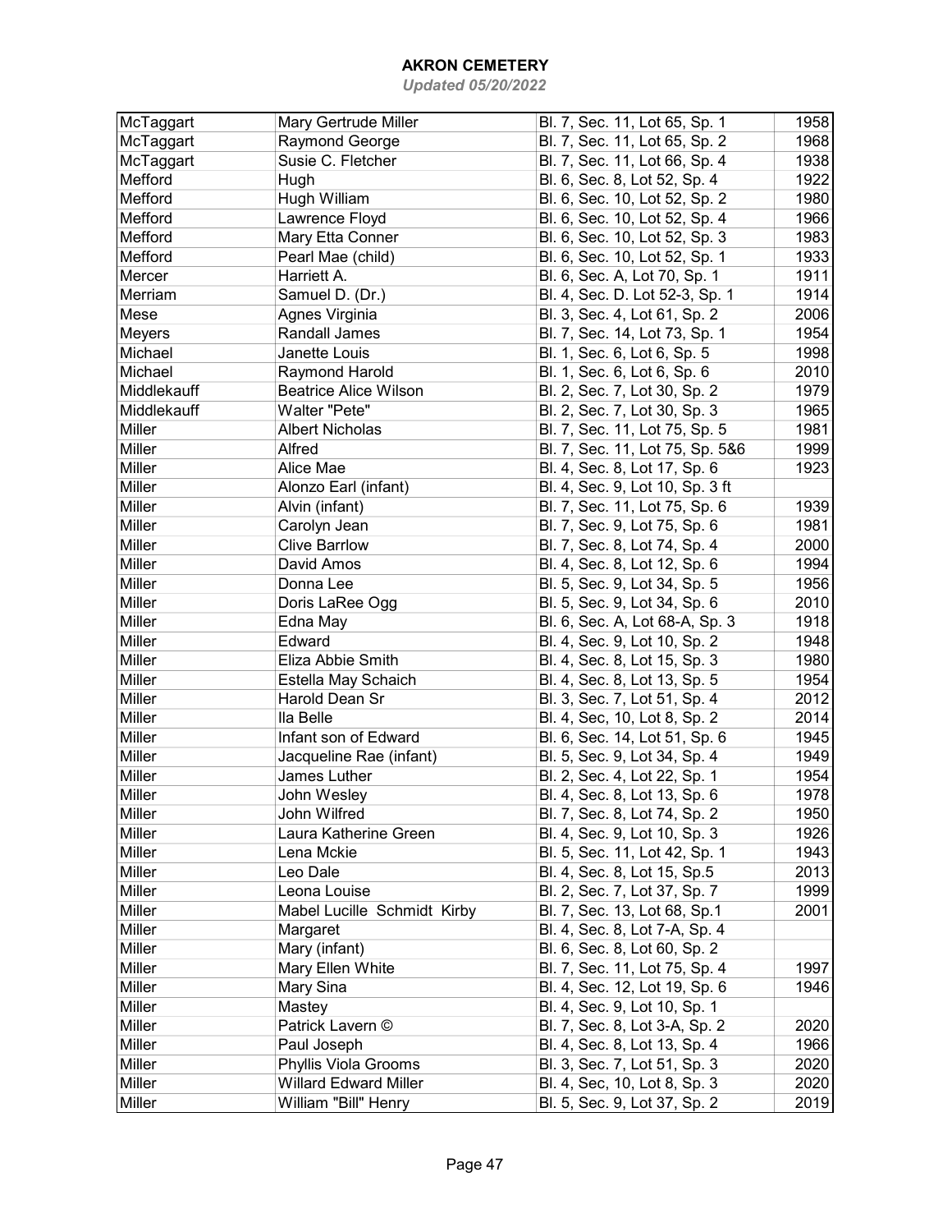# AKRON CEMETERY

*Updated 05/20/2022*

| | | | |
|---|---|---|---|
| McTaggart | Mary Gertrude Miller | Bl. 7, Sec. 11, Lot 65, Sp. 1 | 1958 |
| McTaggart | Raymond George | Bl. 7, Sec. 11, Lot 65, Sp. 2 | 1968 |
| McTaggart | Susie C. Fletcher | Bl. 7, Sec. 11, Lot 66, Sp. 4 | 1938 |
| Mefford | Hugh | Bl. 6, Sec. 8, Lot 52, Sp. 4 | 1922 |
| Mefford | Hugh William | Bl. 6, Sec. 10, Lot 52, Sp. 2 | 1980 |
| Mefford | Lawrence Floyd | Bl. 6, Sec. 10, Lot 52, Sp. 4 | 1966 |
| Mefford | Mary Etta Conner | Bl. 6, Sec. 10, Lot 52, Sp. 3 | 1983 |
| Mefford | Pearl Mae (child) | Bl. 6, Sec. 10, Lot 52, Sp. 1 | 1933 |
| Mercer | Harriett A. | Bl. 6, Sec. A, Lot 70, Sp. 1 | 1911 |
| Merriam | Samuel D. (Dr.) | Bl. 4, Sec. D. Lot 52-3, Sp. 1 | 1914 |
| Mese | Agnes Virginia | Bl. 3, Sec. 4, Lot 61, Sp. 2 | 2006 |
| Meyers | Randall James | Bl. 7, Sec. 14, Lot 73, Sp. 1 | 1954 |
| Michael | Janette Louis | Bl. 1, Sec. 6, Lot 6, Sp. 5 | 1998 |
| Michael | Raymond Harold | Bl. 1, Sec. 6, Lot 6, Sp. 6 | 2010 |
| Middlekauff | Beatrice Alice Wilson | Bl. 2, Sec. 7, Lot 30, Sp. 2 | 1979 |
| Middlekauff | Walter "Pete" | Bl. 2, Sec. 7, Lot 30, Sp. 3 | 1965 |
| Miller | Albert Nicholas | Bl. 7, Sec. 11, Lot 75, Sp. 5 | 1981 |
| Miller | Alfred | Bl. 7, Sec. 11, Lot 75, Sp. 5&6 | 1999 |
| Miller | Alice Mae | Bl. 4, Sec. 8, Lot 17, Sp. 6 | 1923 |
| Miller | Alonzo Earl (infant) | Bl. 4, Sec. 9, Lot 10, Sp. 3 ft | |
| Miller | Alvin (infant) | Bl. 7, Sec. 11, Lot 75, Sp. 6 | 1939 |
| Miller | Carolyn Jean | Bl. 7, Sec. 9, Lot 75, Sp. 6 | 1981 |
| Miller | Clive Barrlow | Bl. 7, Sec. 8, Lot 74, Sp. 4 | 2000 |
| Miller | David Amos | Bl. 4, Sec. 8, Lot 12, Sp. 6 | 1994 |
| Miller | Donna Lee | Bl. 5, Sec. 9, Lot 34, Sp. 5 | 1956 |
| Miller | Doris LaRee Ogg | Bl. 5, Sec. 9, Lot 34, Sp. 6 | 2010 |
| Miller | Edna May | Bl. 6, Sec. A, Lot 68-A, Sp. 3 | 1918 |
| Miller | Edward | Bl. 4, Sec. 9, Lot 10, Sp. 2 | 1948 |
| Miller | Eliza Abbie Smith | Bl. 4, Sec. 8, Lot 15, Sp. 3 | 1980 |
| Miller | Estella May Schaich | Bl. 4, Sec. 8, Lot 13, Sp. 5 | 1954 |
| Miller | Harold Dean Sr | Bl. 3, Sec. 7, Lot 51, Sp. 4 | 2012 |
| Miller | Ila Belle | Bl. 4, Sec, 10, Lot 8, Sp. 2 | 2014 |
| Miller | Infant son of Edward | Bl. 6, Sec. 14, Lot 51, Sp. 6 | 1945 |
| Miller | Jacqueline Rae (infant) | Bl. 5, Sec. 9, Lot 34, Sp. 4 | 1949 |
| Miller | James Luther | Bl. 2, Sec. 4, Lot 22, Sp. 1 | 1954 |
| Miller | John Wesley | Bl. 4, Sec. 8, Lot 13, Sp. 6 | 1978 |
| Miller | John Wilfred | Bl. 7, Sec. 8, Lot 74, Sp. 2 | 1950 |
| Miller | Laura Katherine Green | Bl. 4, Sec. 9, Lot 10, Sp. 3 | 1926 |
| Miller | Lena Mckie | Bl. 5, Sec. 11, Lot 42, Sp. 1 | 1943 |
| Miller | Leo Dale | Bl. 4, Sec. 8, Lot 15, Sp.5 | 2013 |
| Miller | Leona Louise | Bl. 2, Sec. 7, Lot 37, Sp. 7 | 1999 |
| Miller | Mabel Lucille Schmidt Kirby | Bl. 7, Sec. 13, Lot 68, Sp.1 | 2001 |
| Miller | Margaret | Bl. 4, Sec. 8, Lot 7-A, Sp. 4 | |
| Miller | Mary (infant) | Bl. 6, Sec. 8, Lot 60, Sp. 2 | |
| Miller | Mary Ellen White | Bl. 7, Sec. 11, Lot 75, Sp. 4 | 1997 |
| Miller | Mary Sina | Bl. 4, Sec. 12, Lot 19, Sp. 6 | 1946 |
| Miller | Mastey | Bl. 4, Sec. 9, Lot 10, Sp. 1 | |
| Miller | Patrick Lavern © | Bl. 7, Sec. 8, Lot 3-A, Sp. 2 | 2020 |
| Miller | Paul Joseph | Bl. 4, Sec. 8, Lot 13, Sp. 4 | 1966 |
| Miller | Phyllis Viola Grooms | Bl. 3, Sec. 7, Lot 51, Sp. 3 | 2020 |
| Miller | Willard Edward Miller | Bl. 4, Sec, 10, Lot 8, Sp. 3 | 2020 |
| Miller | William "Bill" Henry | Bl. 5, Sec. 9, Lot 37, Sp. 2 | 2019 |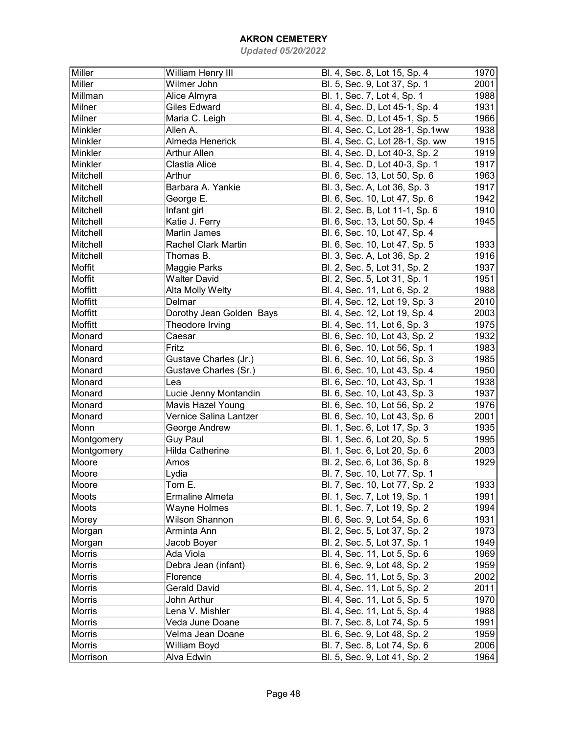# AKRON CEMETERY

*Updated 05/20/2022*

| | | | |
|---|---|---|---|
| Miller | William Henry III | Bl. 4, Sec. 8, Lot 15, Sp. 4 | 1970 |
| Miller | Wilmer John | Bl. 5, Sec. 9, Lot 37, Sp. 1 | 2001 |
| Millman | Alice Almyra | Bl. 1, Sec. 7, Lot 4, Sp. 1 | 1988 |
| Milner | Giles Edward | Bl. 4, Sec. D, Lot 45-1, Sp. 4 | 1931 |
| Milner | Maria C. Leigh | Bl. 4, Sec. D, Lot 45-1, Sp. 5 | 1966 |
| Minkler | Allen A. | Bl. 4, Sec. C, Lot 28-1, Sp.1ww | 1938 |
| Minkler | Almeda Henerick | Bl. 4, Sec. C, Lot 28-1, Sp. ww | 1915 |
| Minkler | Arthur Allen | Bl. 4, Sec. D, Lot 40-3, Sp. 2 | 1919 |
| Minkler | Clastia Alice | Bl. 4, Sec. D, Lot 40-3, Sp. 1 | 1917 |
| Mitchell | Arthur | Bl. 6, Sec. 13, Lot 50, Sp. 6 | 1963 |
| Mitchell | Barbara A. Yankie | Bl. 3, Sec. A, Lot 36, Sp. 3 | 1917 |
| Mitchell | George E. | Bl. 6, Sec. 10, Lot 47, Sp. 6 | 1942 |
| Mitchell | Infant girl | Bl. 2, Sec. B, Lot 11-1, Sp. 6 | 1910 |
| Mitchell | Katie J. Ferry | Bl. 6, Sec. 13, Lot 50, Sp. 4 | 1945 |
| Mitchell | Marlin James | Bl. 6, Sec. 10, Lot 47, Sp. 4 | |
| Mitchell | Rachel Clark Martin | Bl. 6, Sec. 10, Lot 47, Sp. 5 | 1933 |
| Mitchell | Thomas B. | Bl. 3, Sec. A, Lot 36, Sp. 2 | 1916 |
| Moffit | Maggie Parks | Bl. 2, Sec. 5, Lot 31, Sp. 2 | 1937 |
| Moffit | Walter David | Bl. 2, Sec. 5, Lot 31, Sp. 1 | 1951 |
| Moffitt | Alta Molly Welty | Bl. 4, Sec. 11, Lot 6, Sp. 2 | 1988 |
| Moffitt | Delmar | Bl. 4, Sec. 12, Lot 19, Sp. 3 | 2010 |
| Moffitt | Dorothy Jean Golden Bays | Bl. 4, Sec. 12, Lot 19, Sp. 4 | 2003 |
| Moffitt | Theodore Irving | Bl. 4, Sec. 11, Lot 6, Sp. 3 | 1975 |
| Monard | Caesar | Bl. 6, Sec. 10, Lot 43, Sp. 2 | 1932 |
| Monard | Fritz | Bl. 6, Sec. 10, Lot 56, Sp. 1 | 1983 |
| Monard | Gustave Charles (Jr.) | Bl. 6, Sec. 10, Lot 56, Sp. 3 | 1985 |
| Monard | Gustave Charles (Sr.) | Bl. 6, Sec. 10, Lot 43, Sp. 4 | 1950 |
| Monard | Lea | Bl. 6, Sec. 10, Lot 43, Sp. 1 | 1938 |
| Monard | Lucie Jenny Montandin | Bl. 6, Sec. 10, Lot 43, Sp. 3 | 1937 |
| Monard | Mavis Hazel Young | Bl. 6, Sec. 10, Lot 56, Sp. 2 | 1976 |
| Monard | Vernice Salina Lantzer | Bl. 6, Sec. 10, Lot 43, Sp. 6 | 2001 |
| Monn | George Andrew | Bl. 1, Sec. 6, Lot 17, Sp. 3 | 1935 |
| Montgomery | Guy Paul | Bl. 1, Sec. 6, Lot 20, Sp. 5 | 1995 |
| Montgomery | Hilda Catherine | Bl. 1, Sec. 6, Lot 20, Sp. 6 | 2003 |
| Moore | Amos | Bl. 2, Sec. 6, Lot 36, Sp. 8 | 1929 |
| Moore | Lydia | Bl. 7, Sec. 10, Lot 77, Sp. 1 | |
| Moore | Tom E. | Bl. 7, Sec. 10, Lot 77, Sp. 2 | 1933 |
| Moots | Ermaline Almeta | Bl. 1, Sec. 7, Lot 19, Sp. 1 | 1991 |
| Moots | Wayne Holmes | Bl. 1, Sec. 7, Lot 19, Sp. 2 | 1994 |
| Morey | Wilson Shannon | Bl. 6, Sec. 9, Lot 54, Sp. 6 | 1931 |
| Morgan | Arminta Ann | Bl. 2, Sec. 5, Lot 37, Sp. 2 | 1973 |
| Morgan | Jacob Boyer | Bl. 2, Sec. 5, Lot 37, Sp. 1 | 1949 |
| Morris | Ada Viola | Bl. 4, Sec. 11, Lot 5, Sp. 6 | 1969 |
| Morris | Debra Jean (infant) | Bl. 6, Sec. 9, Lot 48, Sp. 2 | 1959 |
| Morris | Florence | Bl. 4, Sec. 11, Lot 5, Sp. 3 | 2002 |
| Morris | Gerald David | Bl. 4, Sec. 11, Lot 5, Sp. 2 | 2011 |
| Morris | John Arthur | Bl. 4, Sec. 11, Lot 5, Sp. 5 | 1970 |
| Morris | Lena V. Mishler | Bl. 4, Sec. 11, Lot 5, Sp. 4 | 1988 |
| Morris | Veda June Doane | Bl. 7, Sec. 8, Lot 74, Sp. 5 | 1991 |
| Morris | Velma Jean Doane | Bl. 6, Sec. 9, Lot 48, Sp. 2 | 1959 |
| Morris | William Boyd | Bl. 7, Sec. 8, Lot 74, Sp. 6 | 2006 |
| Morrison | Alva Edwin | Bl. 5, Sec. 9, Lot 41, Sp. 2 | 1964 |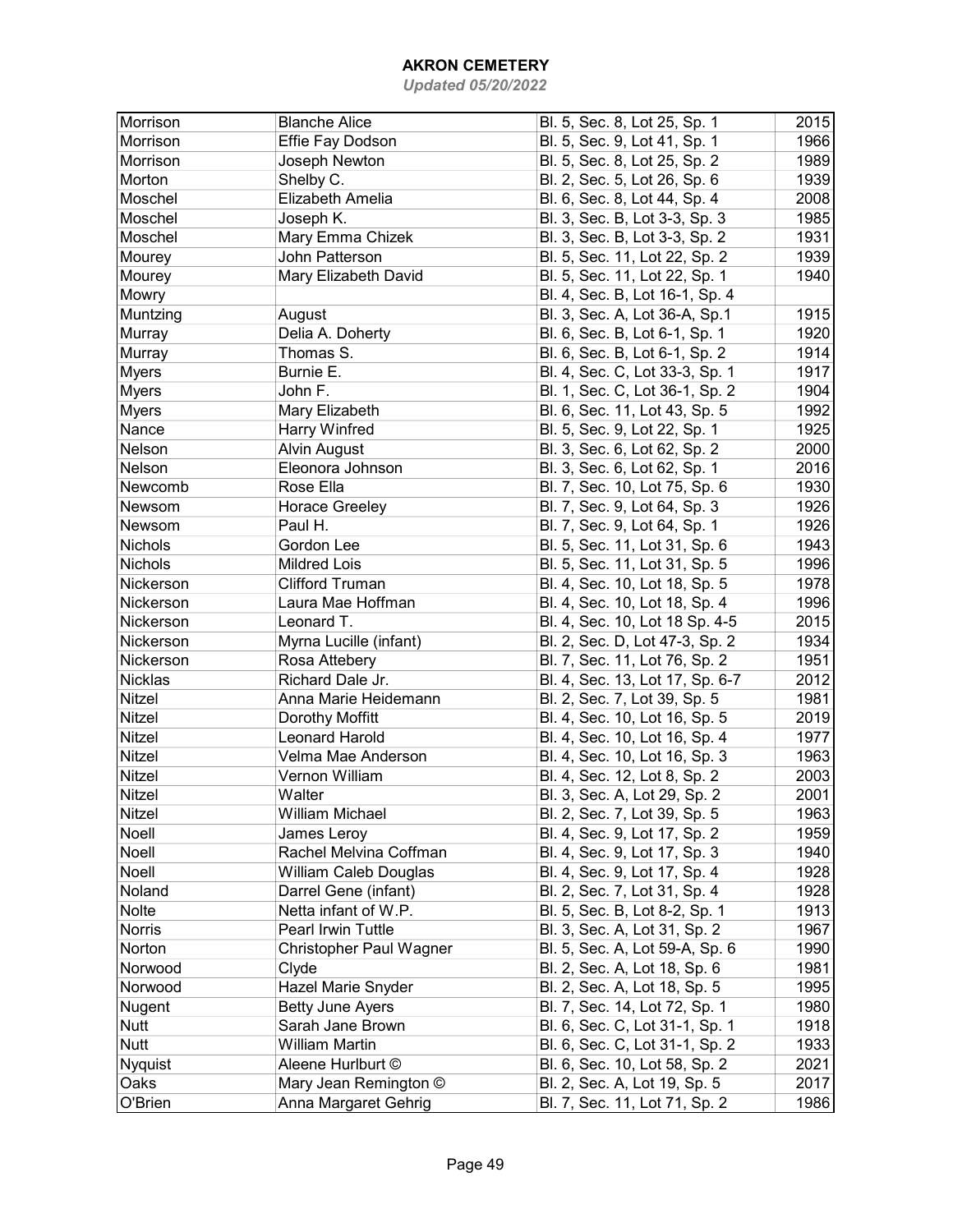# AKRON CEMETERY

*Updated 05/20/2022*

| | | | |
|---|---|---|---|
| Morrison | Blanche Alice | Bl. 5, Sec. 8, Lot 25, Sp. 1 | 2015 |
| Morrison | Effie Fay Dodson | Bl. 5, Sec. 9, Lot 41, Sp. 1 | 1966 |
| Morrison | Joseph Newton | Bl. 5, Sec. 8, Lot 25, Sp. 2 | 1989 |
| Morton | Shelby C. | Bl. 2, Sec. 5, Lot 26, Sp. 6 | 1939 |
| Moschel | Elizabeth Amelia | Bl. 6, Sec. 8, Lot 44, Sp. 4 | 2008 |
| Moschel | Joseph K. | Bl. 3, Sec. B, Lot 3-3, Sp. 3 | 1985 |
| Moschel | Mary Emma Chizek | Bl. 3, Sec. B, Lot 3-3, Sp. 2 | 1931 |
| Mourey | John Patterson | Bl. 5, Sec. 11, Lot 22, Sp. 2 | 1939 |
| Mourey | Mary Elizabeth David | Bl. 5, Sec. 11, Lot 22, Sp. 1 | 1940 |
| Mowry | | Bl. 4, Sec. B, Lot 16-1, Sp. 4 | |
| Muntzing | August | Bl. 3, Sec. A, Lot 36-A, Sp.1 | 1915 |
| Murray | Delia A. Doherty | Bl. 6, Sec. B, Lot 6-1, Sp. 1 | 1920 |
| Murray | Thomas S. | Bl. 6, Sec. B, Lot 6-1, Sp. 2 | 1914 |
| Myers | Burnie E. | Bl. 4, Sec. C, Lot 33-3, Sp. 1 | 1917 |
| Myers | John F. | Bl. 1, Sec. C, Lot 36-1, Sp. 2 | 1904 |
| Myers | Mary Elizabeth | Bl. 6, Sec. 11, Lot 43, Sp. 5 | 1992 |
| Nance | Harry Winfred | Bl. 5, Sec. 9, Lot 22, Sp. 1 | 1925 |
| Nelson | Alvin August | Bl. 3, Sec. 6, Lot 62, Sp. 2 | 2000 |
| Nelson | Eleonora Johnson | Bl. 3, Sec. 6, Lot 62, Sp. 1 | 2016 |
| Newcomb | Rose Ella | Bl. 7, Sec. 10, Lot 75, Sp. 6 | 1930 |
| Newsom | Horace Greeley | Bl. 7, Sec. 9, Lot 64, Sp. 3 | 1926 |
| Newsom | Paul H. | Bl. 7, Sec. 9, Lot 64, Sp. 1 | 1926 |
| Nichols | Gordon Lee | Bl. 5, Sec. 11, Lot 31, Sp. 6 | 1943 |
| Nichols | Mildred Lois | Bl. 5, Sec. 11, Lot 31, Sp. 5 | 1996 |
| Nickerson | Clifford Truman | Bl. 4, Sec. 10, Lot 18, Sp. 5 | 1978 |
| Nickerson | Laura Mae Hoffman | Bl. 4, Sec. 10, Lot 18, Sp. 4 | 1996 |
| Nickerson | Leonard T. | Bl. 4, Sec. 10, Lot 18 Sp. 4-5 | 2015 |
| Nickerson | Myrna Lucille (infant) | Bl. 2, Sec. D, Lot 47-3, Sp. 2 | 1934 |
| Nickerson | Rosa Attebery | Bl. 7, Sec. 11, Lot 76, Sp. 2 | 1951 |
| Nicklas | Richard Dale Jr. | Bl. 4, Sec. 13, Lot 17, Sp. 6-7 | 2012 |
| Nitzel | Anna Marie Heidemann | Bl. 2, Sec. 7, Lot 39, Sp. 5 | 1981 |
| Nitzel | Dorothy Moffitt | Bl. 4, Sec. 10, Lot 16, Sp. 5 | 2019 |
| Nitzel | Leonard Harold | Bl. 4, Sec. 10, Lot 16, Sp. 4 | 1977 |
| Nitzel | Velma Mae Anderson | Bl. 4, Sec. 10, Lot 16, Sp. 3 | 1963 |
| Nitzel | Vernon William | Bl. 4, Sec. 12, Lot 8, Sp. 2 | 2003 |
| Nitzel | Walter | Bl. 3, Sec. A, Lot 29, Sp. 2 | 2001 |
| Nitzel | William Michael | Bl. 2, Sec. 7, Lot 39, Sp. 5 | 1963 |
| Noell | James Leroy | Bl. 4, Sec. 9, Lot 17, Sp. 2 | 1959 |
| Noell | Rachel Melvina Coffman | Bl. 4, Sec. 9, Lot 17, Sp. 3 | 1940 |
| Noell | William Caleb Douglas | Bl. 4, Sec. 9, Lot 17, Sp. 4 | 1928 |
| Noland | Darrel Gene (infant) | Bl. 2, Sec. 7, Lot 31, Sp. 4 | 1928 |
| Nolte | Netta infant of W.P. | Bl. 5, Sec. B, Lot 8-2, Sp. 1 | 1913 |
| Norris | Pearl Irwin Tuttle | Bl. 3, Sec. A, Lot 31, Sp. 2 | 1967 |
| Norton | Christopher Paul Wagner | Bl. 5, Sec. A, Lot 59-A, Sp. 6 | 1990 |
| Norwood | Clyde | Bl. 2, Sec. A, Lot 18, Sp. 6 | 1981 |
| Norwood | Hazel Marie Snyder | Bl. 2, Sec. A, Lot 18, Sp. 5 | 1995 |
| Nugent | Betty June Ayers | Bl. 7, Sec. 14, Lot 72, Sp. 1 | 1980 |
| Nutt | Sarah Jane Brown | Bl. 6, Sec. C, Lot 31-1, Sp. 1 | 1918 |
| Nutt | William Martin | Bl. 6, Sec. C, Lot 31-1, Sp. 2 | 1933 |
| Nyquist | Aleene Hurlburt © | Bl. 6, Sec. 10, Lot 58, Sp. 2 | 2021 |
| Oaks | Mary Jean Remington © | Bl. 2, Sec. A, Lot 19, Sp. 5 | 2017 |
| O'Brien | Anna Margaret Gehrig | Bl. 7, Sec. 11, Lot 71, Sp. 2 | 1986 |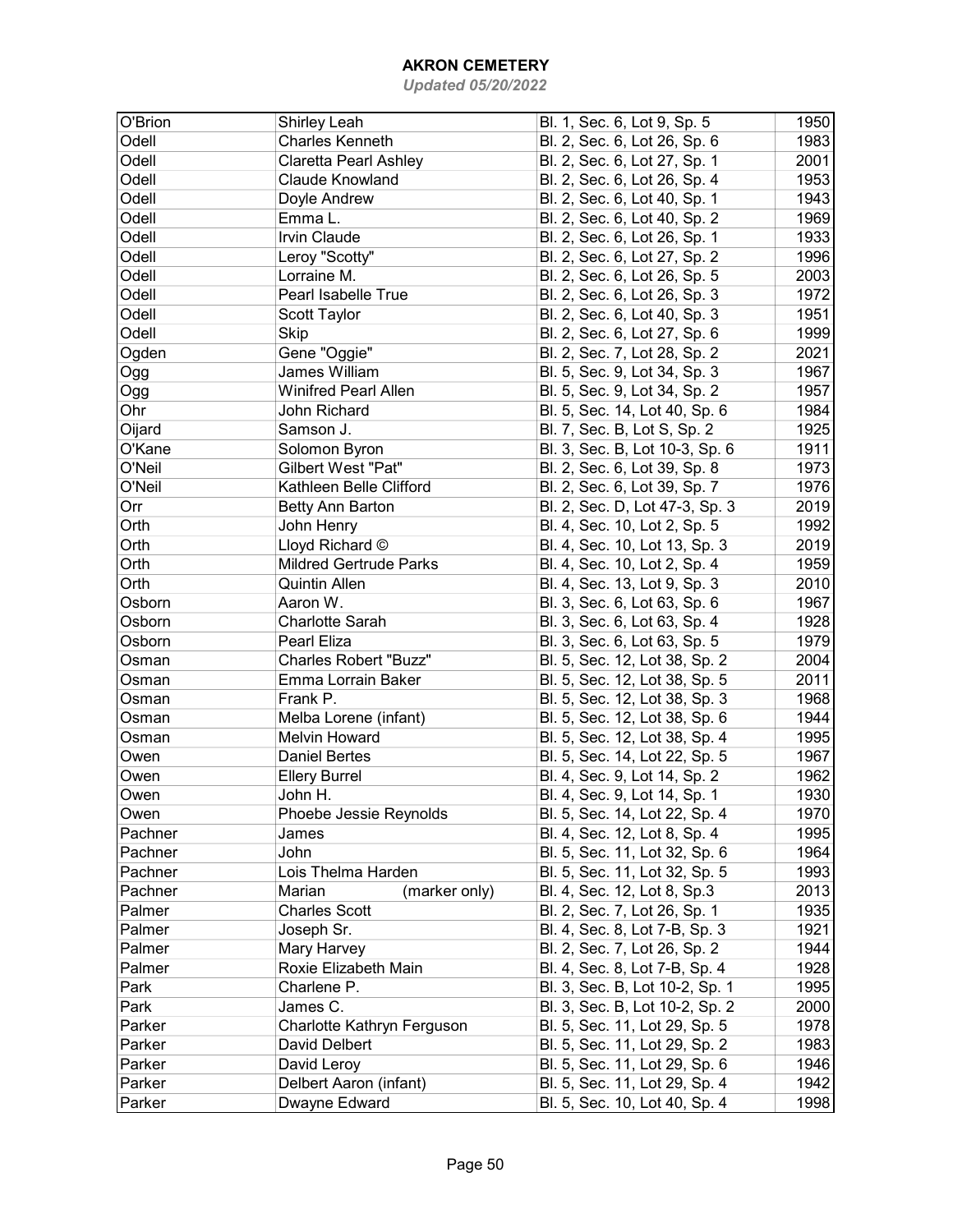# AKRON CEMETERY

*Updated 05/20/2022*

| | | | |
|---|---|---|---|
| O'Brion | Shirley Leah | Bl. 1, Sec. 6, Lot 9, Sp. 5 | 1950 |
| Odell | Charles Kenneth | Bl. 2, Sec. 6, Lot 26, Sp. 6 | 1983 |
| Odell | Claretta Pearl Ashley | Bl. 2, Sec. 6, Lot 27, Sp. 1 | 2001 |
| Odell | Claude Knowland | Bl. 2, Sec. 6, Lot 26, Sp. 4 | 1953 |
| Odell | Doyle Andrew | Bl. 2, Sec. 6, Lot 40, Sp. 1 | 1943 |
| Odell | Emma L. | Bl. 2, Sec. 6, Lot 40, Sp. 2 | 1969 |
| Odell | Irvin Claude | Bl. 2, Sec. 6, Lot 26, Sp. 1 | 1933 |
| Odell | Leroy "Scotty" | Bl. 2, Sec. 6, Lot 27, Sp. 2 | 1996 |
| Odell | Lorraine M. | Bl. 2, Sec. 6, Lot 26, Sp. 5 | 2003 |
| Odell | Pearl Isabelle True | Bl. 2, Sec. 6, Lot 26, Sp. 3 | 1972 |
| Odell | Scott Taylor | Bl. 2, Sec. 6, Lot 40, Sp. 3 | 1951 |
| Odell | Skip | Bl. 2, Sec. 6, Lot 27, Sp. 6 | 1999 |
| Ogden | Gene "Oggie" | Bl. 2, Sec. 7, Lot 28, Sp. 2 | 2021 |
| Ogg | James William | Bl. 5, Sec. 9, Lot 34, Sp. 3 | 1967 |
| Ogg | Winifred Pearl Allen | Bl. 5, Sec. 9, Lot 34, Sp. 2 | 1957 |
| Ohr | John Richard | Bl. 5, Sec. 14, Lot 40, Sp. 6 | 1984 |
| Oijard | Samson J. | Bl. 7, Sec. B, Lot S, Sp. 2 | 1925 |
| O'Kane | Solomon Byron | Bl. 3, Sec. B, Lot 10-3, Sp. 6 | 1911 |
| O'Neil | Gilbert West "Pat" | Bl. 2, Sec. 6, Lot 39, Sp. 8 | 1973 |
| O'Neil | Kathleen Belle Clifford | Bl. 2, Sec. 6, Lot 39, Sp. 7 | 1976 |
| Orr | Betty Ann Barton | Bl. 2, Sec. D, Lot 47-3, Sp. 3 | 2019 |
| Orth | John Henry | Bl. 4, Sec. 10, Lot 2, Sp. 5 | 1992 |
| Orth | Lloyd Richard © | Bl. 4, Sec. 10, Lot 13, Sp. 3 | 2019 |
| Orth | Mildred Gertrude Parks | Bl. 4, Sec. 10, Lot 2, Sp. 4 | 1959 |
| Orth | Quintin Allen | Bl. 4, Sec. 13, Lot 9, Sp. 3 | 2010 |
| Osborn | Aaron W. | Bl. 3, Sec. 6, Lot 63, Sp. 6 | 1967 |
| Osborn | Charlotte Sarah | Bl. 3, Sec. 6, Lot 63, Sp. 4 | 1928 |
| Osborn | Pearl Eliza | Bl. 3, Sec. 6, Lot 63, Sp. 5 | 1979 |
| Osman | Charles Robert "Buzz" | Bl. 5, Sec. 12, Lot 38, Sp. 2 | 2004 |
| Osman | Emma Lorrain Baker | Bl. 5, Sec. 12, Lot 38, Sp. 5 | 2011 |
| Osman | Frank P. | Bl. 5, Sec. 12, Lot 38, Sp. 3 | 1968 |
| Osman | Melba Lorene (infant) | Bl. 5, Sec. 12, Lot 38, Sp. 6 | 1944 |
| Osman | Melvin Howard | Bl. 5, Sec. 12, Lot 38, Sp. 4 | 1995 |
| Owen | Daniel Bertes | Bl. 5, Sec. 14, Lot 22, Sp. 5 | 1967 |
| Owen | Ellery Burrel | Bl. 4, Sec. 9, Lot 14, Sp. 2 | 1962 |
| Owen | John H. | Bl. 4, Sec. 9, Lot 14, Sp. 1 | 1930 |
| Owen | Phoebe Jessie Reynolds | Bl. 5, Sec. 14, Lot 22, Sp. 4 | 1970 |
| Pachner | James | Bl. 4, Sec. 12, Lot 8, Sp. 4 | 1995 |
| Pachner | John | Bl. 5, Sec. 11, Lot 32, Sp. 6 | 1964 |
| Pachner | Lois Thelma Harden | Bl. 5, Sec. 11, Lot 32, Sp. 5 | 1993 |
| Pachner | Marian (marker only) | Bl. 4, Sec. 12, Lot 8, Sp.3 | 2013 |
| Palmer | Charles Scott | Bl. 2, Sec. 7, Lot 26, Sp. 1 | 1935 |
| Palmer | Joseph Sr. | Bl. 4, Sec. 8, Lot 7-B, Sp. 3 | 1921 |
| Palmer | Mary Harvey | Bl. 2, Sec. 7, Lot 26, Sp. 2 | 1944 |
| Palmer | Roxie Elizabeth Main | Bl. 4, Sec. 8, Lot 7-B, Sp. 4 | 1928 |
| Park | Charlene P. | Bl. 3, Sec. B, Lot 10-2, Sp. 1 | 1995 |
| Park | James C. | Bl. 3, Sec. B, Lot 10-2, Sp. 2 | 2000 |
| Parker | Charlotte Kathryn Ferguson | Bl. 5, Sec. 11, Lot 29, Sp. 5 | 1978 |
| Parker | David Delbert | Bl. 5, Sec. 11, Lot 29, Sp. 2 | 1983 |
| Parker | David Leroy | Bl. 5, Sec. 11, Lot 29, Sp. 6 | 1946 |
| Parker | Delbert Aaron (infant) | Bl. 5, Sec. 11, Lot 29, Sp. 4 | 1942 |
| Parker | Dwayne Edward | Bl. 5, Sec. 10, Lot 40, Sp. 4 | 1998 |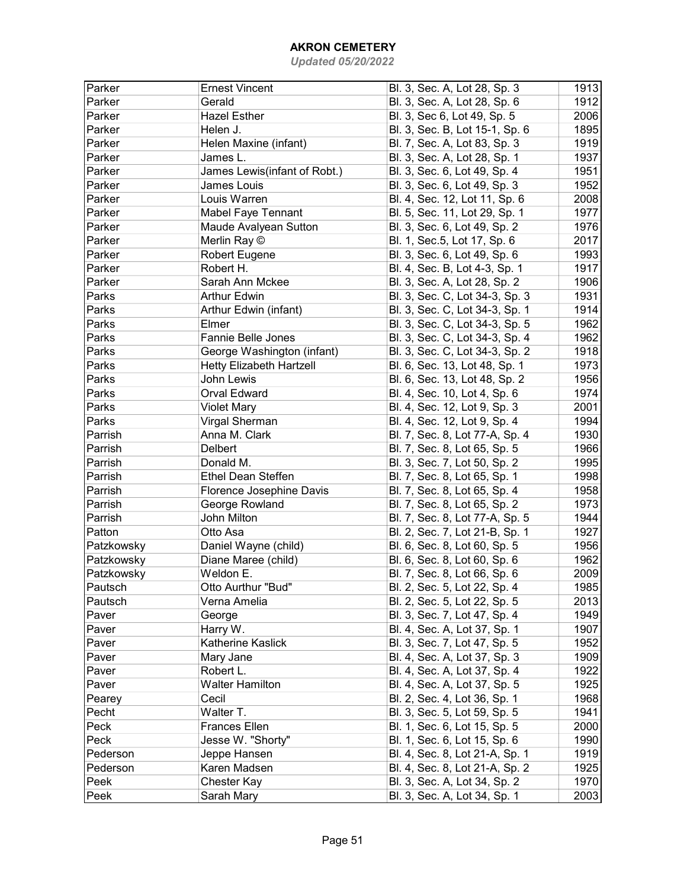# AKRON CEMETERY

*Updated 05/20/2022*

| | | | |
|---|---|---|---|
| Parker | Ernest Vincent | Bl. 3, Sec. A, Lot 28, Sp. 3 | 1913 |
| Parker | Gerald | Bl. 3, Sec. A, Lot 28, Sp. 6 | 1912 |
| Parker | Hazel Esther | Bl. 3, Sec 6, Lot 49, Sp. 5 | 2006 |
| Parker | Helen J. | Bl. 3, Sec. B, Lot 15-1, Sp. 6 | 1895 |
| Parker | Helen Maxine (infant) | Bl. 7, Sec. A, Lot 83, Sp. 3 | 1919 |
| Parker | James L. | Bl. 3, Sec. A, Lot 28, Sp. 1 | 1937 |
| Parker | James Lewis(infant of Robt.) | Bl. 3, Sec. 6, Lot 49, Sp. 4 | 1951 |
| Parker | James Louis | Bl. 3, Sec. 6, Lot 49, Sp. 3 | 1952 |
| Parker | Louis Warren | Bl. 4, Sec. 12, Lot 11, Sp. 6 | 2008 |
| Parker | Mabel Faye Tennant | Bl. 5, Sec. 11, Lot 29, Sp. 1 | 1977 |
| Parker | Maude Avalyean Sutton | Bl. 3, Sec. 6, Lot 49, Sp. 2 | 1976 |
| Parker | Merlin Ray © | Bl. 1, Sec.5, Lot 17, Sp. 6 | 2017 |
| Parker | Robert Eugene | Bl. 3, Sec. 6, Lot 49, Sp. 6 | 1993 |
| Parker | Robert H. | Bl. 4, Sec. B, Lot 4-3, Sp. 1 | 1917 |
| Parker | Sarah Ann Mckee | Bl. 3, Sec. A, Lot 28, Sp. 2 | 1906 |
| Parks | Arthur Edwin | Bl. 3, Sec. C, Lot 34-3, Sp. 3 | 1931 |
| Parks | Arthur Edwin (infant) | Bl. 3, Sec. C, Lot 34-3, Sp. 1 | 1914 |
| Parks | Elmer | Bl. 3, Sec. C, Lot 34-3, Sp. 5 | 1962 |
| Parks | Fannie Belle Jones | Bl. 3, Sec. C, Lot 34-3, Sp. 4 | 1962 |
| Parks | George Washington (infant) | Bl. 3, Sec. C, Lot 34-3, Sp. 2 | 1918 |
| Parks | Hetty Elizabeth Hartzell | Bl. 6, Sec. 13, Lot 48, Sp. 1 | 1973 |
| Parks | John Lewis | Bl. 6, Sec. 13, Lot 48, Sp. 2 | 1956 |
| Parks | Orval Edward | Bl. 4, Sec. 10, Lot 4, Sp. 6 | 1974 |
| Parks | Violet Mary | Bl. 4, Sec. 12, Lot 9, Sp. 3 | 2001 |
| Parks | Virgal Sherman | Bl. 4, Sec. 12, Lot 9, Sp. 4 | 1994 |
| Parrish | Anna M. Clark | Bl. 7, Sec. 8, Lot 77-A, Sp. 4 | 1930 |
| Parrish | Delbert | Bl. 7, Sec. 8, Lot 65, Sp. 5 | 1966 |
| Parrish | Donald M. | Bl. 3, Sec. 7, Lot 50, Sp. 2 | 1995 |
| Parrish | Ethel Dean Steffen | Bl. 7, Sec. 8, Lot 65, Sp. 1 | 1998 |
| Parrish | Florence Josephine Davis | Bl. 7, Sec. 8, Lot 65, Sp. 4 | 1958 |
| Parrish | George Rowland | Bl. 7, Sec. 8, Lot 65, Sp. 2 | 1973 |
| Parrish | John Milton | Bl. 7, Sec. 8, Lot 77-A, Sp. 5 | 1944 |
| Patton | Otto Asa | Bl. 2, Sec. 7, Lot 21-B, Sp. 1 | 1927 |
| Patzkowsky | Daniel Wayne (child) | Bl. 6, Sec. 8, Lot 60, Sp. 5 | 1956 |
| Patzkowsky | Diane Maree (child) | Bl. 6, Sec. 8, Lot 60, Sp. 6 | 1962 |
| Patzkowsky | Weldon E. | Bl. 7, Sec. 8, Lot 66, Sp. 6 | 2009 |
| Pautsch | Otto Aurthur "Bud" | Bl. 2, Sec. 5, Lot 22, Sp. 4 | 1985 |
| Pautsch | Verna Amelia | Bl. 2, Sec. 5, Lot 22, Sp. 5 | 2013 |
| Paver | George | Bl. 3, Sec. 7, Lot 47, Sp. 4 | 1949 |
| Paver | Harry W. | Bl. 4, Sec. A, Lot 37, Sp. 1 | 1907 |
| Paver | Katherine Kaslick | Bl. 3, Sec. 7, Lot 47, Sp. 5 | 1952 |
| Paver | Mary Jane | Bl. 4, Sec. A, Lot 37, Sp. 3 | 1909 |
| Paver | Robert L. | Bl. 4, Sec. A, Lot 37, Sp. 4 | 1922 |
| Paver | Walter Hamilton | Bl. 4, Sec. A, Lot 37, Sp. 5 | 1925 |
| Pearey | Cecil | Bl. 2, Sec. 4, Lot 36, Sp. 1 | 1968 |
| Pecht | Walter T. | Bl. 3, Sec. 5, Lot 59, Sp. 5 | 1941 |
| Peck | Frances Ellen | Bl. 1, Sec. 6, Lot 15, Sp. 5 | 2000 |
| Peck | Jesse W. "Shorty" | Bl. 1, Sec. 6, Lot 15, Sp. 6 | 1990 |
| Pederson | Jeppe Hansen | Bl. 4, Sec. 8, Lot 21-A, Sp. 1 | 1919 |
| Pederson | Karen Madsen | Bl. 4, Sec. 8, Lot 21-A, Sp. 2 | 1925 |
| Peek | Chester Kay | Bl. 3, Sec. A, Lot 34, Sp. 2 | 1970 |
| Peek | Sarah Mary | Bl. 3, Sec. A, Lot 34, Sp. 1 | 2003 |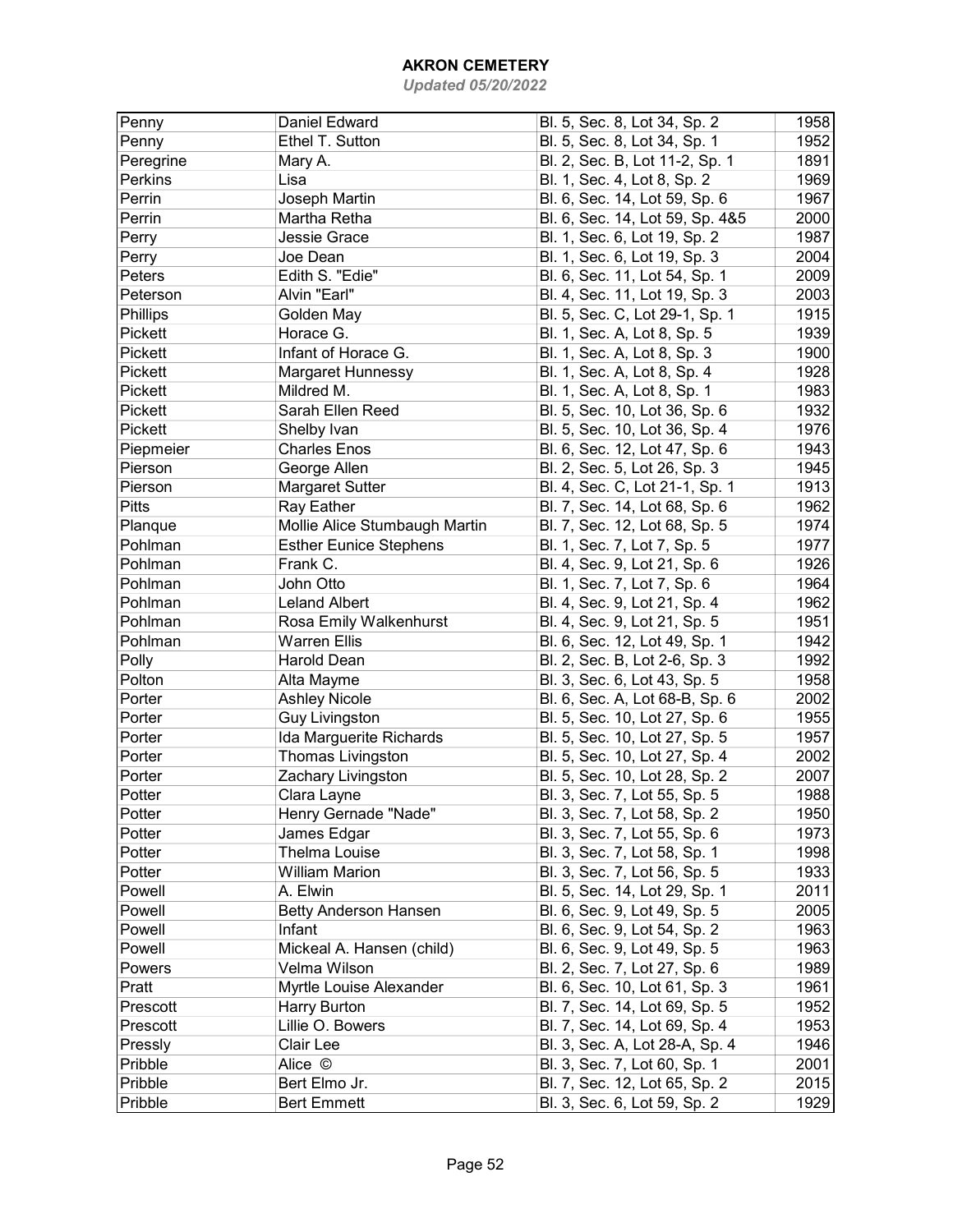# AKRON CEMETERY

*Updated 05/20/2022*

| | | | |
|---|---|---|---|
| Penny | Daniel Edward | Bl. 5, Sec. 8, Lot 34, Sp. 2 | 1958 |
| Penny | Ethel T. Sutton | Bl. 5, Sec. 8, Lot 34, Sp. 1 | 1952 |
| Peregrine | Mary A. | Bl. 2, Sec. B, Lot 11-2, Sp. 1 | 1891 |
| Perkins | Lisa | Bl. 1, Sec. 4, Lot 8, Sp. 2 | 1969 |
| Perrin | Joseph Martin | Bl. 6, Sec. 14, Lot 59, Sp. 6 | 1967 |
| Perrin | Martha Retha | Bl. 6, Sec. 14, Lot 59, Sp. 4&5 | 2000 |
| Perry | Jessie Grace | Bl. 1, Sec. 6, Lot 19, Sp. 2 | 1987 |
| Perry | Joe Dean | Bl. 1, Sec. 6, Lot 19, Sp. 3 | 2004 |
| Peters | Edith S. "Edie" | Bl. 6, Sec. 11, Lot 54, Sp. 1 | 2009 |
| Peterson | Alvin "Earl" | Bl. 4, Sec. 11, Lot 19, Sp. 3 | 2003 |
| Phillips | Golden May | Bl. 5, Sec. C, Lot 29-1, Sp. 1 | 1915 |
| Pickett | Horace G. | Bl. 1, Sec. A, Lot 8, Sp. 5 | 1939 |
| Pickett | Infant of Horace G. | Bl. 1, Sec. A, Lot 8, Sp. 3 | 1900 |
| Pickett | Margaret Hunnessy | Bl. 1, Sec. A, Lot 8, Sp. 4 | 1928 |
| Pickett | Mildred M. | Bl. 1, Sec. A, Lot 8, Sp. 1 | 1983 |
| Pickett | Sarah Ellen Reed | Bl. 5, Sec. 10, Lot 36, Sp. 6 | 1932 |
| Pickett | Shelby Ivan | Bl. 5, Sec. 10, Lot 36, Sp. 4 | 1976 |
| Piepmeier | Charles Enos | Bl. 6, Sec. 12, Lot 47, Sp. 6 | 1943 |
| Pierson | George Allen | Bl. 2, Sec. 5, Lot 26, Sp. 3 | 1945 |
| Pierson | Margaret Sutter | Bl. 4, Sec. C, Lot 21-1, Sp. 1 | 1913 |
| Pitts | Ray Eather | Bl. 7, Sec. 14, Lot 68, Sp. 6 | 1962 |
| Planque | Mollie Alice Stumbaugh Martin | Bl. 7, Sec. 12, Lot 68, Sp. 5 | 1974 |
| Pohlman | Esther Eunice Stephens | Bl. 1, Sec. 7, Lot 7, Sp. 5 | 1977 |
| Pohlman | Frank C. | Bl. 4, Sec. 9, Lot 21, Sp. 6 | 1926 |
| Pohlman | John Otto | Bl. 1, Sec. 7, Lot 7, Sp. 6 | 1964 |
| Pohlman | Leland Albert | Bl. 4, Sec. 9, Lot 21, Sp. 4 | 1962 |
| Pohlman | Rosa Emily Walkenhurst | Bl. 4, Sec. 9, Lot 21, Sp. 5 | 1951 |
| Pohlman | Warren Ellis | Bl. 6, Sec. 12, Lot 49, Sp. 1 | 1942 |
| Polly | Harold Dean | Bl. 2, Sec. B, Lot 2-6, Sp. 3 | 1992 |
| Polton | Alta Mayme | Bl. 3, Sec. 6, Lot 43, Sp. 5 | 1958 |
| Porter | Ashley Nicole | Bl. 6, Sec. A, Lot 68-B, Sp. 6 | 2002 |
| Porter | Guy Livingston | Bl. 5, Sec. 10, Lot 27, Sp. 6 | 1955 |
| Porter | Ida Marguerite Richards | Bl. 5, Sec. 10, Lot 27, Sp. 5 | 1957 |
| Porter | Thomas Livingston | Bl. 5, Sec. 10, Lot 27, Sp. 4 | 2002 |
| Porter | Zachary Livingston | Bl. 5, Sec. 10, Lot 28, Sp. 2 | 2007 |
| Potter | Clara Layne | Bl. 3, Sec. 7, Lot 55, Sp. 5 | 1988 |
| Potter | Henry Gernade "Nade" | Bl. 3, Sec. 7, Lot 58, Sp. 2 | 1950 |
| Potter | James Edgar | Bl. 3, Sec. 7, Lot 55, Sp. 6 | 1973 |
| Potter | Thelma Louise | Bl. 3, Sec. 7, Lot 58, Sp. 1 | 1998 |
| Potter | William Marion | Bl. 3, Sec. 7, Lot 56, Sp. 5 | 1933 |
| Powell | A. Elwin | Bl. 5, Sec. 14, Lot 29, Sp. 1 | 2011 |
| Powell | Betty Anderson Hansen | Bl. 6, Sec. 9, Lot 49, Sp. 5 | 2005 |
| Powell | Infant | Bl. 6, Sec. 9, Lot 54, Sp. 2 | 1963 |
| Powell | Mickeal A. Hansen (child) | Bl. 6, Sec. 9, Lot 49, Sp. 5 | 1963 |
| Powers | Velma Wilson | Bl. 2, Sec. 7, Lot 27, Sp. 6 | 1989 |
| Pratt | Myrtle Louise Alexander | Bl. 6, Sec. 10, Lot 61, Sp. 3 | 1961 |
| Prescott | Harry Burton | Bl. 7, Sec. 14, Lot 69, Sp. 5 | 1952 |
| Prescott | Lillie O. Bowers | Bl. 7, Sec. 14, Lot 69, Sp. 4 | 1953 |
| Pressly | Clair Lee | Bl. 3, Sec. A, Lot 28-A, Sp. 4 | 1946 |
| Pribble | Alice © | Bl. 3, Sec. 7, Lot 60, Sp. 1 | 2001 |
| Pribble | Bert Elmo Jr. | Bl. 7, Sec. 12, Lot 65, Sp. 2 | 2015 |
| Pribble | Bert Emmett | Bl. 3, Sec. 6, Lot 59, Sp. 2 | 1929 |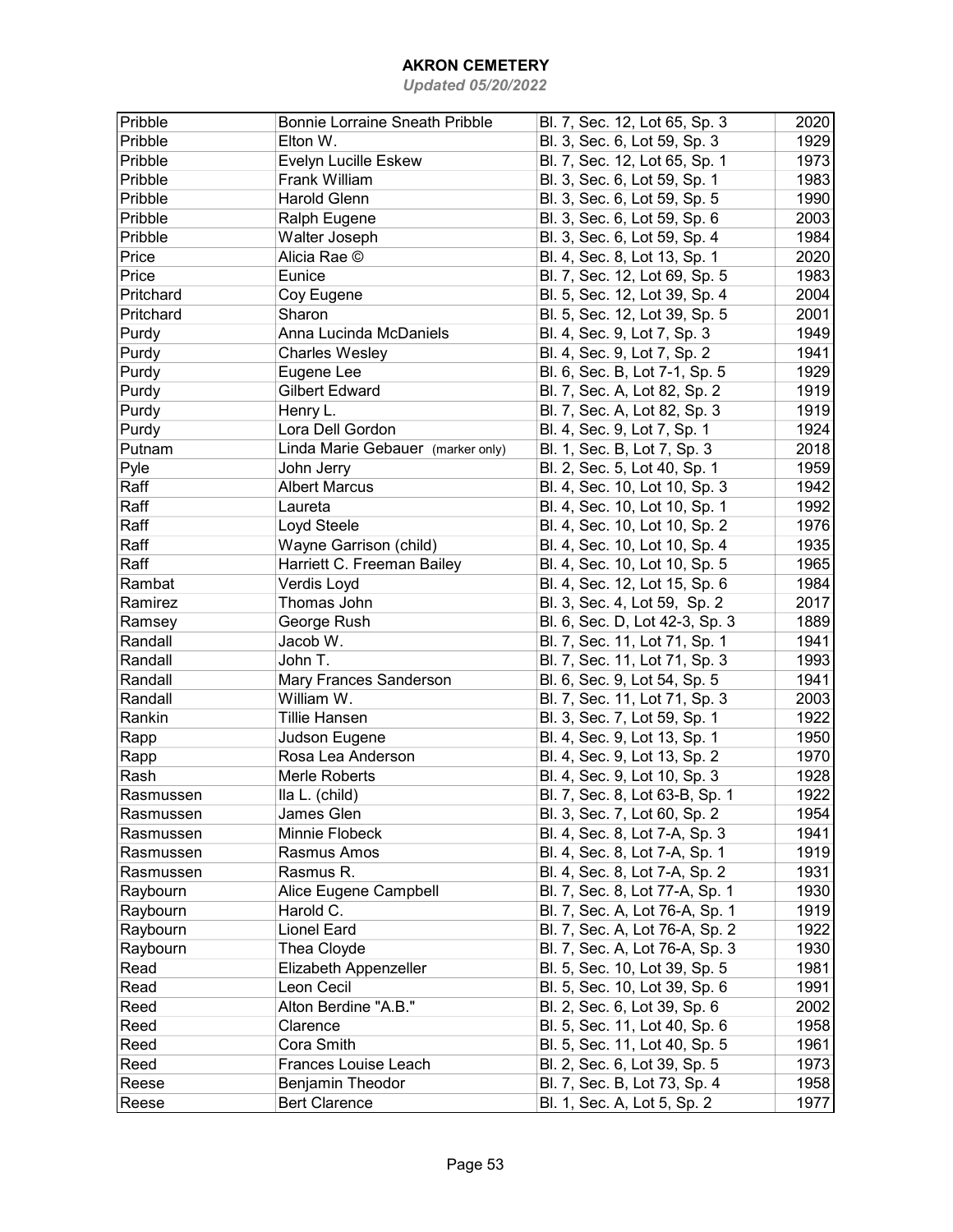# AKRON CEMETERY

*Updated 05/20/2022*

| | | | |
|---|---|---|---|
| Pribble | Bonnie Lorraine Sneath Pribble | Bl. 7, Sec. 12, Lot 65, Sp. 3 | 2020 |
| Pribble | Elton W. | Bl. 3, Sec. 6, Lot 59, Sp. 3 | 1929 |
| Pribble | Evelyn Lucille Eskew | Bl. 7, Sec. 12, Lot 65, Sp. 1 | 1973 |
| Pribble | Frank William | Bl. 3, Sec. 6, Lot 59, Sp. 1 | 1983 |
| Pribble | Harold Glenn | Bl. 3, Sec. 6, Lot 59, Sp. 5 | 1990 |
| Pribble | Ralph Eugene | Bl. 3, Sec. 6, Lot 59, Sp. 6 | 2003 |
| Pribble | Walter Joseph | Bl. 3, Sec. 6, Lot 59, Sp. 4 | 1984 |
| Price | Alicia Rae © | Bl. 4, Sec. 8, Lot 13, Sp. 1 | 2020 |
| Price | Eunice | Bl. 7, Sec. 12, Lot 69, Sp. 5 | 1983 |
| Pritchard | Coy Eugene | Bl. 5, Sec. 12, Lot 39, Sp. 4 | 2004 |
| Pritchard | Sharon | Bl. 5, Sec. 12, Lot 39, Sp. 5 | 2001 |
| Purdy | Anna Lucinda McDaniels | Bl. 4, Sec. 9, Lot 7, Sp. 3 | 1949 |
| Purdy | Charles Wesley | Bl. 4, Sec. 9, Lot 7, Sp. 2 | 1941 |
| Purdy | Eugene Lee | Bl. 6, Sec. B, Lot 7-1, Sp. 5 | 1929 |
| Purdy | Gilbert Edward | Bl. 7, Sec. A, Lot 82, Sp. 2 | 1919 |
| Purdy | Henry L. | Bl. 7, Sec. A, Lot 82, Sp. 3 | 1919 |
| Purdy | Lora Dell Gordon | Bl. 4, Sec. 9, Lot 7, Sp. 1 | 1924 |
| Putnam | Linda Marie Gebauer (marker only) | Bl. 1, Sec. B, Lot 7, Sp. 3 | 2018 |
| Pyle | John Jerry | Bl. 2, Sec. 5, Lot 40, Sp. 1 | 1959 |
| Raff | Albert Marcus | Bl. 4, Sec. 10, Lot 10, Sp. 3 | 1942 |
| Raff | Laureta | Bl. 4, Sec. 10, Lot 10, Sp. 1 | 1992 |
| Raff | Loyd Steele | Bl. 4, Sec. 10, Lot 10, Sp. 2 | 1976 |
| Raff | Wayne Garrison (child) | Bl. 4, Sec. 10, Lot 10, Sp. 4 | 1935 |
| Raff | Harriett C. Freeman Bailey | Bl. 4, Sec. 10, Lot 10, Sp. 5 | 1965 |
| Rambat | Verdis Loyd | Bl. 4, Sec. 12, Lot 15, Sp. 6 | 1984 |
| Ramirez | Thomas John | Bl. 3, Sec. 4, Lot 59, Sp. 2 | 2017 |
| Ramsey | George Rush | Bl. 6, Sec. D, Lot 42-3, Sp. 3 | 1889 |
| Randall | Jacob W. | Bl. 7, Sec. 11, Lot 71, Sp. 1 | 1941 |
| Randall | John T. | Bl. 7, Sec. 11, Lot 71, Sp. 3 | 1993 |
| Randall | Mary Frances Sanderson | Bl. 6, Sec. 9, Lot 54, Sp. 5 | 1941 |
| Randall | William W. | Bl. 7, Sec. 11, Lot 71, Sp. 3 | 2003 |
| Rankin | Tillie Hansen | Bl. 3, Sec. 7, Lot 59, Sp. 1 | 1922 |
| Rapp | Judson Eugene | Bl. 4, Sec. 9, Lot 13, Sp. 1 | 1950 |
| Rapp | Rosa Lea Anderson | Bl. 4, Sec. 9, Lot 13, Sp. 2 | 1970 |
| Rash | Merle Roberts | Bl. 4, Sec. 9, Lot 10, Sp. 3 | 1928 |
| Rasmussen | Ila L. (child) | Bl. 7, Sec. 8, Lot 63-B, Sp. 1 | 1922 |
| Rasmussen | James Glen | Bl. 3, Sec. 7, Lot 60, Sp. 2 | 1954 |
| Rasmussen | Minnie Flobeck | Bl. 4, Sec. 8, Lot 7-A, Sp. 3 | 1941 |
| Rasmussen | Rasmus Amos | Bl. 4, Sec. 8, Lot 7-A, Sp. 1 | 1919 |
| Rasmussen | Rasmus R. | Bl. 4, Sec. 8, Lot 7-A, Sp. 2 | 1931 |
| Raybourn | Alice Eugene Campbell | Bl. 7, Sec. 8, Lot 77-A, Sp. 1 | 1930 |
| Raybourn | Harold C. | Bl. 7, Sec. A, Lot 76-A, Sp. 1 | 1919 |
| Raybourn | Lionel Eard | Bl. 7, Sec. A, Lot 76-A, Sp. 2 | 1922 |
| Raybourn | Thea Cloyde | Bl. 7, Sec. A, Lot 76-A, Sp. 3 | 1930 |
| Read | Elizabeth Appenzeller | Bl. 5, Sec. 10, Lot 39, Sp. 5 | 1981 |
| Read | Leon Cecil | Bl. 5, Sec. 10, Lot 39, Sp. 6 | 1991 |
| Reed | Alton Berdine "A.B." | Bl. 2, Sec. 6, Lot 39, Sp. 6 | 2002 |
| Reed | Clarence | Bl. 5, Sec. 11, Lot 40, Sp. 6 | 1958 |
| Reed | Cora Smith | Bl. 5, Sec. 11, Lot 40, Sp. 5 | 1961 |
| Reed | Frances Louise Leach | Bl. 2, Sec. 6, Lot 39, Sp. 5 | 1973 |
| Reese | Benjamin Theodor | Bl. 7, Sec. B, Lot 73, Sp. 4 | 1958 |
| Reese | Bert Clarence | Bl. 1, Sec. A, Lot 5, Sp. 2 | 1977 |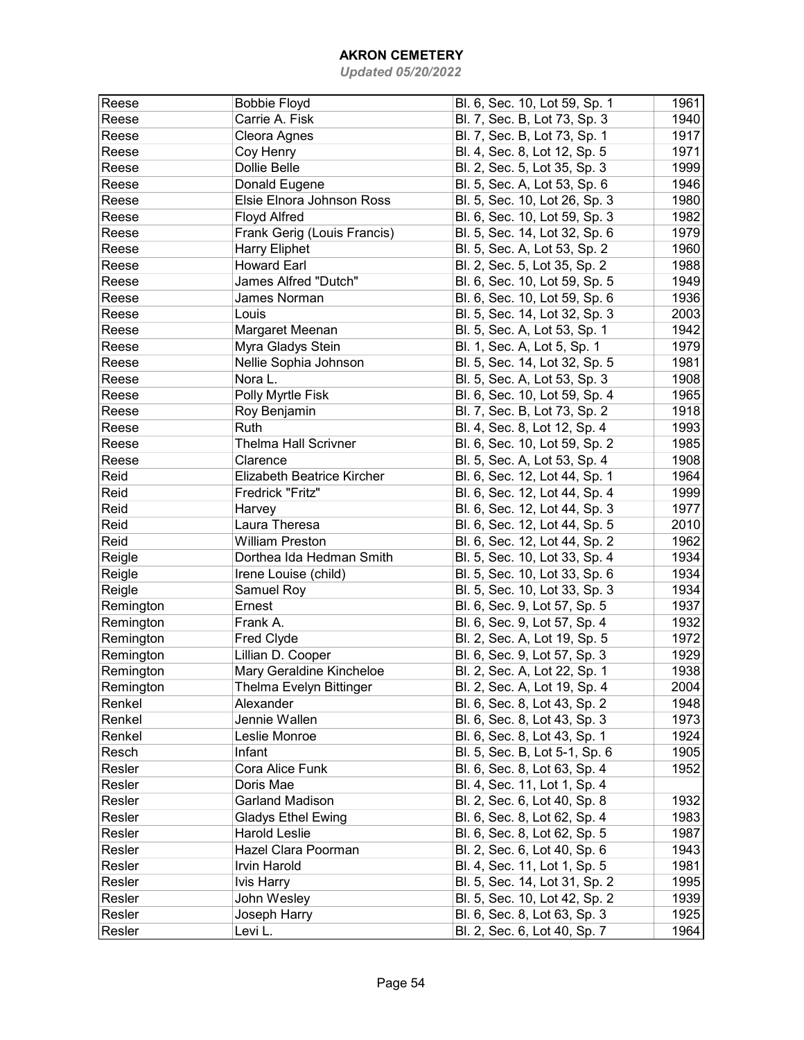# AKRON CEMETERY

*Updated 05/20/2022*

| | | | |
|---|---|---|---|
| Reese | Bobbie Floyd | Bl. 6, Sec. 10, Lot 59, Sp. 1 | 1961 |
| Reese | Carrie A. Fisk | Bl. 7, Sec. B, Lot 73, Sp. 3 | 1940 |
| Reese | Cleora Agnes | Bl. 7, Sec. B, Lot 73, Sp. 1 | 1917 |
| Reese | Coy Henry | Bl. 4, Sec. 8, Lot 12, Sp. 5 | 1971 |
| Reese | Dollie Belle | Bl. 2, Sec. 5, Lot 35, Sp. 3 | 1999 |
| Reese | Donald Eugene | Bl. 5, Sec. A, Lot 53, Sp. 6 | 1946 |
| Reese | Elsie Elnora Johnson Ross | Bl. 5, Sec. 10, Lot 26, Sp. 3 | 1980 |
| Reese | Floyd Alfred | Bl. 6, Sec. 10, Lot 59, Sp. 3 | 1982 |
| Reese | Frank Gerig (Louis Francis) | Bl. 5, Sec. 14, Lot 32, Sp. 6 | 1979 |
| Reese | Harry Eliphet | Bl. 5, Sec. A, Lot 53, Sp. 2 | 1960 |
| Reese | Howard Earl | Bl. 2, Sec. 5, Lot 35, Sp. 2 | 1988 |
| Reese | James Alfred "Dutch" | Bl. 6, Sec. 10, Lot 59, Sp. 5 | 1949 |
| Reese | James Norman | Bl. 6, Sec. 10, Lot 59, Sp. 6 | 1936 |
| Reese | Louis | Bl. 5, Sec. 14, Lot 32, Sp. 3 | 2003 |
| Reese | Margaret Meenan | Bl. 5, Sec. A, Lot 53, Sp. 1 | 1942 |
| Reese | Myra Gladys Stein | Bl. 1, Sec. A, Lot 5, Sp. 1 | 1979 |
| Reese | Nellie Sophia Johnson | Bl. 5, Sec. 14, Lot 32, Sp. 5 | 1981 |
| Reese | Nora L. | Bl. 5, Sec. A, Lot 53, Sp. 3 | 1908 |
| Reese | Polly Myrtle Fisk | Bl. 6, Sec. 10, Lot 59, Sp. 4 | 1965 |
| Reese | Roy Benjamin | Bl. 7, Sec. B, Lot 73, Sp. 2 | 1918 |
| Reese | Ruth | Bl. 4, Sec. 8, Lot 12, Sp. 4 | 1993 |
| Reese | Thelma Hall Scrivner | Bl. 6, Sec. 10, Lot 59, Sp. 2 | 1985 |
| Reese | Clarence | Bl. 5, Sec. A, Lot 53, Sp. 4 | 1908 |
| Reid | Elizabeth Beatrice Kircher | Bl. 6, Sec. 12, Lot 44, Sp. 1 | 1964 |
| Reid | Fredrick "Fritz" | Bl. 6, Sec. 12, Lot 44, Sp. 4 | 1999 |
| Reid | Harvey | Bl. 6, Sec. 12, Lot 44, Sp. 3 | 1977 |
| Reid | Laura Theresa | Bl. 6, Sec. 12, Lot 44, Sp. 5 | 2010 |
| Reid | William Preston | Bl. 6, Sec. 12, Lot 44, Sp. 2 | 1962 |
| Reigle | Dorthea Ida Hedman Smith | Bl. 5, Sec. 10, Lot 33, Sp. 4 | 1934 |
| Reigle | Irene Louise (child) | Bl. 5, Sec. 10, Lot 33, Sp. 6 | 1934 |
| Reigle | Samuel Roy | Bl. 5, Sec. 10, Lot 33, Sp. 3 | 1934 |
| Remington | Ernest | Bl. 6, Sec. 9, Lot 57, Sp. 5 | 1937 |
| Remington | Frank A. | Bl. 6, Sec. 9, Lot 57, Sp. 4 | 1932 |
| Remington | Fred Clyde | Bl. 2, Sec. A, Lot 19, Sp. 5 | 1972 |
| Remington | Lillian D. Cooper | Bl. 6, Sec. 9, Lot 57, Sp. 3 | 1929 |
| Remington | Mary Geraldine Kincheloe | Bl. 2, Sec. A, Lot 22, Sp. 1 | 1938 |
| Remington | Thelma Evelyn Bittinger | Bl. 2, Sec. A, Lot 19, Sp. 4 | 2004 |
| Renkel | Alexander | Bl. 6, Sec. 8, Lot 43, Sp. 2 | 1948 |
| Renkel | Jennie Wallen | Bl. 6, Sec. 8, Lot 43, Sp. 3 | 1973 |
| Renkel | Leslie Monroe | Bl. 6, Sec. 8, Lot 43, Sp. 1 | 1924 |
| Resch | Infant | Bl. 5, Sec. B, Lot 5-1, Sp. 6 | 1905 |
| Resler | Cora Alice Funk | Bl. 6, Sec. 8, Lot 63, Sp. 4 | 1952 |
| Resler | Doris Mae | Bl. 4, Sec. 11, Lot 1, Sp. 4 | |
| Resler | Garland Madison | Bl. 2, Sec. 6, Lot 40, Sp. 8 | 1932 |
| Resler | Gladys Ethel Ewing | Bl. 6, Sec. 8, Lot 62, Sp. 4 | 1983 |
| Resler | Harold Leslie | Bl. 6, Sec. 8, Lot 62, Sp. 5 | 1987 |
| Resler | Hazel Clara Poorman | Bl. 2, Sec. 6, Lot 40, Sp. 6 | 1943 |
| Resler | Irvin Harold | Bl. 4, Sec. 11, Lot 1, Sp. 5 | 1981 |
| Resler | Ivis Harry | Bl. 5, Sec. 14, Lot 31, Sp. 2 | 1995 |
| Resler | John Wesley | Bl. 5, Sec. 10, Lot 42, Sp. 2 | 1939 |
| Resler | Joseph Harry | Bl. 6, Sec. 8, Lot 63, Sp. 3 | 1925 |
| Resler | Levi L. | Bl. 2, Sec. 6, Lot 40, Sp. 7 | 1964 |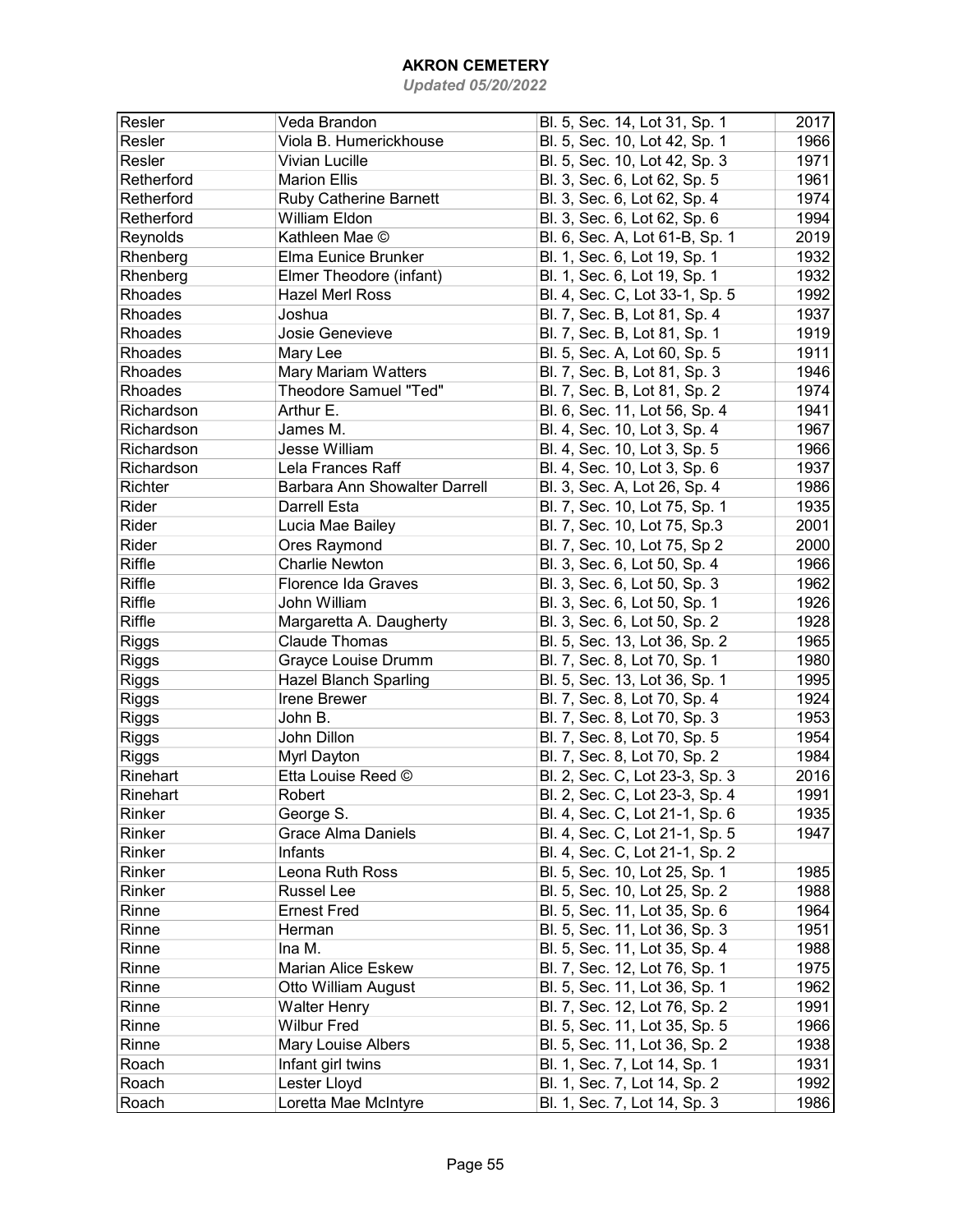# AKRON CEMETERY

*Updated 05/20/2022*

| | | | |
|---|---|---|---|
| Resler | Veda Brandon | Bl. 5, Sec. 14, Lot 31, Sp. 1 | 2017 |
| Resler | Viola B. Humerickhouse | Bl. 5, Sec. 10, Lot 42, Sp. 1 | 1966 |
| Resler | Vivian Lucille | Bl. 5, Sec. 10, Lot 42, Sp. 3 | 1971 |
| Retherford | Marion Ellis | Bl. 3, Sec. 6, Lot 62, Sp. 5 | 1961 |
| Retherford | Ruby Catherine Barnett | Bl. 3, Sec. 6, Lot 62, Sp. 4 | 1974 |
| Retherford | William Eldon | Bl. 3, Sec. 6, Lot 62, Sp. 6 | 1994 |
| Reynolds | Kathleen Mae © | Bl. 6, Sec. A, Lot 61-B, Sp. 1 | 2019 |
| Rhenberg | Elma Eunice Brunker | Bl. 1, Sec. 6, Lot 19, Sp. 1 | 1932 |
| Rhenberg | Elmer Theodore (infant) | Bl. 1, Sec. 6, Lot 19, Sp. 1 | 1932 |
| Rhoades | Hazel Merl Ross | Bl. 4, Sec. C, Lot 33-1, Sp. 5 | 1992 |
| Rhoades | Joshua | Bl. 7, Sec. B, Lot 81, Sp. 4 | 1937 |
| Rhoades | Josie Genevieve | Bl. 7, Sec. B, Lot 81, Sp. 1 | 1919 |
| Rhoades | Mary Lee | Bl. 5, Sec. A, Lot 60, Sp. 5 | 1911 |
| Rhoades | Mary Mariam Watters | Bl. 7, Sec. B, Lot 81, Sp. 3 | 1946 |
| Rhoades | Theodore Samuel "Ted" | Bl. 7, Sec. B, Lot 81, Sp. 2 | 1974 |
| Richardson | Arthur E. | Bl. 6, Sec. 11, Lot 56, Sp. 4 | 1941 |
| Richardson | James M. | Bl. 4, Sec. 10, Lot 3, Sp. 4 | 1967 |
| Richardson | Jesse William | Bl. 4, Sec. 10, Lot 3, Sp. 5 | 1966 |
| Richardson | Lela Frances Raff | Bl. 4, Sec. 10, Lot 3, Sp. 6 | 1937 |
| Richter | Barbara Ann Showalter Darrell | Bl. 3, Sec. A, Lot 26, Sp. 4 | 1986 |
| Rider | Darrell Esta | Bl. 7, Sec. 10, Lot 75, Sp. 1 | 1935 |
| Rider | Lucia Mae Bailey | Bl. 7, Sec. 10, Lot 75, Sp.3 | 2001 |
| Rider | Ores Raymond | Bl. 7, Sec. 10, Lot 75, Sp 2 | 2000 |
| Riffle | Charlie Newton | Bl. 3, Sec. 6, Lot 50, Sp. 4 | 1966 |
| Riffle | Florence Ida Graves | Bl. 3, Sec. 6, Lot 50, Sp. 3 | 1962 |
| Riffle | John William | Bl. 3, Sec. 6, Lot 50, Sp. 1 | 1926 |
| Riffle | Margaretta A. Daugherty | Bl. 3, Sec. 6, Lot 50, Sp. 2 | 1928 |
| Riggs | Claude Thomas | Bl. 5, Sec. 13, Lot 36, Sp. 2 | 1965 |
| Riggs | Grayce Louise Drumm | Bl. 7, Sec. 8, Lot 70, Sp. 1 | 1980 |
| Riggs | Hazel Blanch Sparling | Bl. 5, Sec. 13, Lot 36, Sp. 1 | 1995 |
| Riggs | Irene Brewer | Bl. 7, Sec. 8, Lot 70, Sp. 4 | 1924 |
| Riggs | John B. | Bl. 7, Sec. 8, Lot 70, Sp. 3 | 1953 |
| Riggs | John Dillon | Bl. 7, Sec. 8, Lot 70, Sp. 5 | 1954 |
| Riggs | Myrl Dayton | Bl. 7, Sec. 8, Lot 70, Sp. 2 | 1984 |
| Rinehart | Etta Louise Reed © | Bl. 2, Sec. C, Lot 23-3, Sp. 3 | 2016 |
| Rinehart | Robert | Bl. 2, Sec. C, Lot 23-3, Sp. 4 | 1991 |
| Rinker | George S. | Bl. 4, Sec. C, Lot 21-1, Sp. 6 | 1935 |
| Rinker | Grace Alma Daniels | Bl. 4, Sec. C, Lot 21-1, Sp. 5 | 1947 |
| Rinker | Infants | Bl. 4, Sec. C, Lot 21-1, Sp. 2 | |
| Rinker | Leona Ruth Ross | Bl. 5, Sec. 10, Lot 25, Sp. 1 | 1985 |
| Rinker | Russel Lee | Bl. 5, Sec. 10, Lot 25, Sp. 2 | 1988 |
| Rinne | Ernest Fred | Bl. 5, Sec. 11, Lot 35, Sp. 6 | 1964 |
| Rinne | Herman | Bl. 5, Sec. 11, Lot 36, Sp. 3 | 1951 |
| Rinne | Ina M. | Bl. 5, Sec. 11, Lot 35, Sp. 4 | 1988 |
| Rinne | Marian Alice Eskew | Bl. 7, Sec. 12, Lot 76, Sp. 1 | 1975 |
| Rinne | Otto William August | Bl. 5, Sec. 11, Lot 36, Sp. 1 | 1962 |
| Rinne | Walter Henry | Bl. 7, Sec. 12, Lot 76, Sp. 2 | 1991 |
| Rinne | Wilbur Fred | Bl. 5, Sec. 11, Lot 35, Sp. 5 | 1966 |
| Rinne | Mary Louise Albers | Bl. 5, Sec. 11, Lot 36, Sp. 2 | 1938 |
| Roach | Infant girl twins | Bl. 1, Sec. 7, Lot 14, Sp. 1 | 1931 |
| Roach | Lester Lloyd | Bl. 1, Sec. 7, Lot 14, Sp. 2 | 1992 |
| Roach | Loretta Mae McIntyre | Bl. 1, Sec. 7, Lot 14, Sp. 3 | 1986 |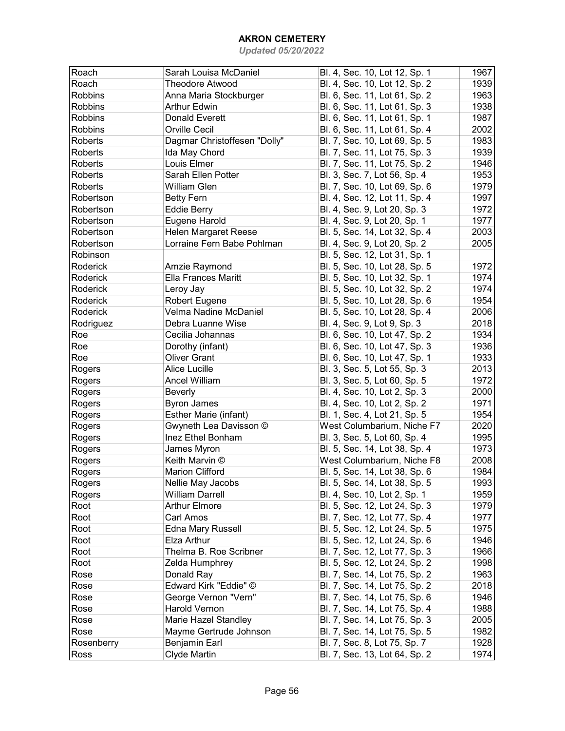# AKRON CEMETERY

*Updated 05/20/2022*

| | | | |
|---|---|---|---|
| Roach | Sarah Louisa McDaniel | Bl. 4, Sec. 10, Lot 12, Sp. 1 | 1967 |
| Roach | Theodore Atwood | Bl. 4, Sec. 10, Lot 12, Sp. 2 | 1939 |
| Robbins | Anna Maria Stockburger | Bl. 6, Sec. 11, Lot 61, Sp. 2 | 1963 |
| Robbins | Arthur Edwin | Bl. 6, Sec. 11, Lot 61, Sp. 3 | 1938 |
| Robbins | Donald Everett | Bl. 6, Sec. 11, Lot 61, Sp. 1 | 1987 |
| Robbins | Orville Cecil | Bl. 6, Sec. 11, Lot 61, Sp. 4 | 2002 |
| Roberts | Dagmar Christoffesen "Dolly" | Bl. 7, Sec. 10, Lot 69, Sp. 5 | 1983 |
| Roberts | Ida May Chord | Bl. 7, Sec. 11, Lot 75, Sp. 3 | 1939 |
| Roberts | Louis Elmer | Bl. 7, Sec. 11, Lot 75, Sp. 2 | 1946 |
| Roberts | Sarah Ellen Potter | Bl. 3, Sec. 7, Lot 56, Sp. 4 | 1953 |
| Roberts | William Glen | Bl. 7, Sec. 10, Lot 69, Sp. 6 | 1979 |
| Robertson | Betty Fern | Bl. 4, Sec. 12, Lot 11, Sp. 4 | 1997 |
| Robertson | Eddie Berry | Bl. 4, Sec. 9, Lot 20, Sp. 3 | 1972 |
| Robertson | Eugene Harold | Bl. 4, Sec. 9, Lot 20, Sp. 1 | 1977 |
| Robertson | Helen Margaret Reese | Bl. 5, Sec. 14, Lot 32, Sp. 4 | 2003 |
| Robertson | Lorraine Fern Babe Pohlman | Bl. 4, Sec. 9, Lot 20, Sp. 2 | 2005 |
| Robinson | | Bl. 5, Sec. 12, Lot 31, Sp. 1 | |
| Roderick | Amzie Raymond | Bl. 5, Sec. 10, Lot 28, Sp. 5 | 1972 |
| Roderick | Ella Frances Maritt | Bl. 5, Sec. 10, Lot 32, Sp. 1 | 1974 |
| Roderick | Leroy Jay | Bl. 5, Sec. 10, Lot 32, Sp. 2 | 1974 |
| Roderick | Robert Eugene | Bl. 5, Sec. 10, Lot 28, Sp. 6 | 1954 |
| Roderick | Velma Nadine McDaniel | Bl. 5, Sec. 10, Lot 28, Sp. 4 | 2006 |
| Rodriguez | Debra Luanne Wise | Bl. 4, Sec. 9, Lot 9, Sp. 3 | 2018 |
| Roe | Cecilia Johannas | Bl. 6, Sec. 10, Lot 47, Sp. 2 | 1934 |
| Roe | Dorothy (infant) | Bl. 6, Sec. 10, Lot 47, Sp. 3 | 1936 |
| Roe | Oliver Grant | Bl. 6, Sec. 10, Lot 47, Sp. 1 | 1933 |
| Rogers | Alice Lucille | Bl. 3, Sec. 5, Lot 55, Sp. 3 | 2013 |
| Rogers | Ancel William | Bl. 3, Sec. 5, Lot 60, Sp. 5 | 1972 |
| Rogers | Beverly | Bl. 4, Sec. 10, Lot 2, Sp. 3 | 2000 |
| Rogers | Byron James | Bl. 4, Sec. 10, Lot 2, Sp. 2 | 1971 |
| Rogers | Esther Marie (infant) | Bl. 1, Sec. 4, Lot 21, Sp. 5 | 1954 |
| Rogers | Gwyneth Lea Davisson © | West Columbarium, Niche F7 | 2020 |
| Rogers | Inez Ethel Bonham | Bl. 3, Sec. 5, Lot 60, Sp. 4 | 1995 |
| Rogers | James Myron | Bl. 5, Sec. 14, Lot 38, Sp. 4 | 1973 |
| Rogers | Keith Marvin © | West Columbarium, Niche F8 | 2008 |
| Rogers | Marion Clifford | Bl. 5, Sec. 14, Lot 38, Sp. 6 | 1984 |
| Rogers | Nellie May Jacobs | Bl. 5, Sec. 14, Lot 38, Sp. 5 | 1993 |
| Rogers | William Darrell | Bl. 4, Sec. 10, Lot 2, Sp. 1 | 1959 |
| Root | Arthur Elmore | Bl. 5, Sec. 12, Lot 24, Sp. 3 | 1979 |
| Root | Carl Amos | Bl. 7, Sec. 12, Lot 77, Sp. 4 | 1977 |
| Root | Edna Mary Russell | Bl. 5, Sec. 12, Lot 24, Sp. 5 | 1975 |
| Root | Elza Arthur | Bl. 5, Sec. 12, Lot 24, Sp. 6 | 1946 |
| Root | Thelma B. Roe Scribner | Bl. 7, Sec. 12, Lot 77, Sp. 3 | 1966 |
| Root | Zelda Humphrey | Bl. 5, Sec. 12, Lot 24, Sp. 2 | 1998 |
| Rose | Donald Ray | Bl. 7, Sec. 14, Lot 75, Sp. 2 | 1963 |
| Rose | Edward Kirk "Eddie" © | Bl. 7, Sec. 14, Lot 75, Sp. 2 | 2018 |
| Rose | George Vernon "Vern" | Bl. 7, Sec. 14, Lot 75, Sp. 6 | 1946 |
| Rose | Harold Vernon | Bl. 7, Sec. 14, Lot 75, Sp. 4 | 1988 |
| Rose | Marie Hazel Standley | Bl. 7, Sec. 14, Lot 75, Sp. 3 | 2005 |
| Rose | Mayme Gertrude Johnson | Bl. 7, Sec. 14, Lot 75, Sp. 5 | 1982 |
| Rosenberry | Benjamin Earl | Bl. 7, Sec. 8, Lot 75, Sp. 7 | 1928 |
| Ross | Clyde Martin | Bl. 7, Sec. 13, Lot 64, Sp. 2 | 1974 |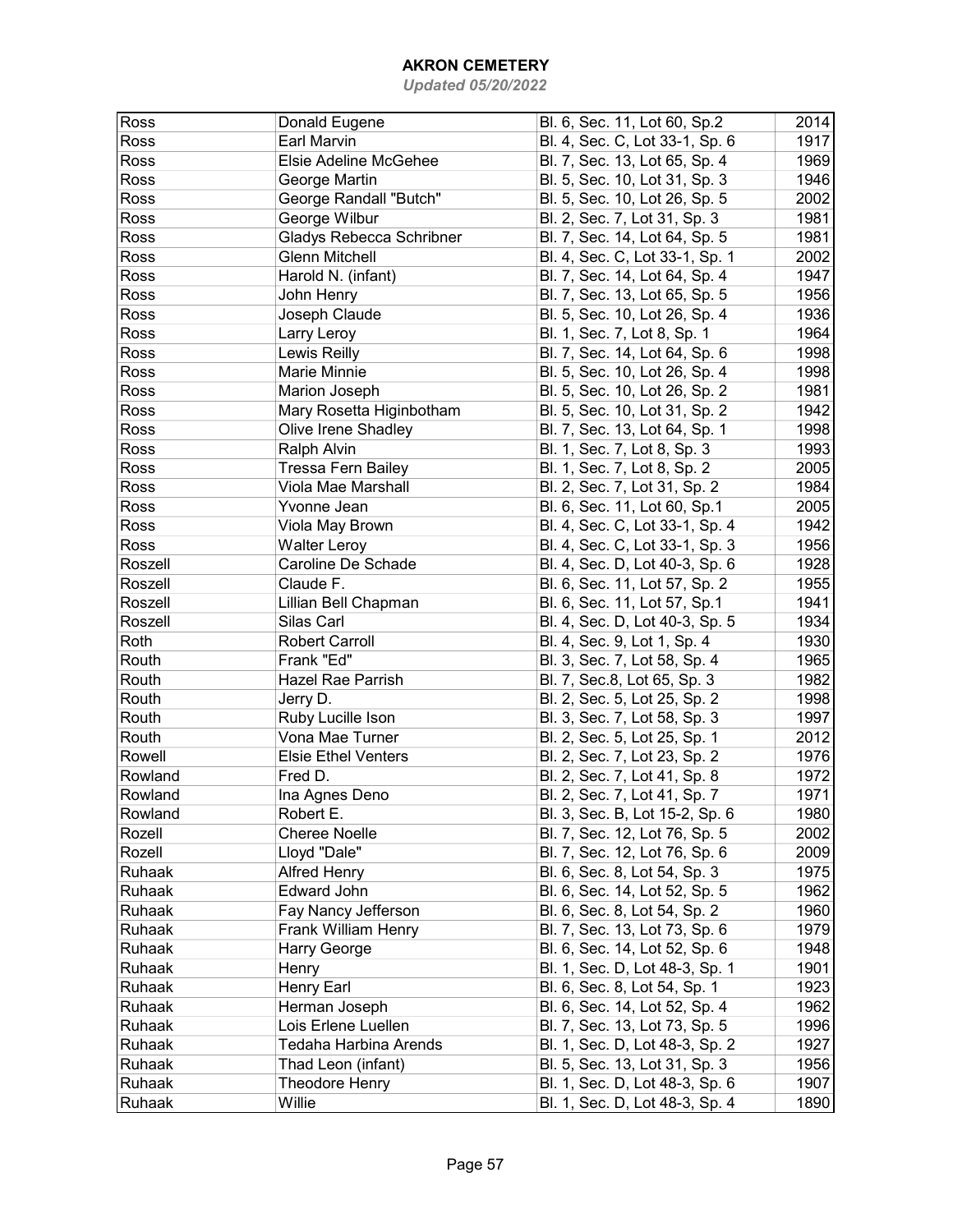# AKRON CEMETERY

*Updated 05/20/2022*

| | | | |
|---|---|---|---|
| Ross | Donald Eugene | Bl. 6, Sec. 11, Lot 60, Sp.2 | 2014 |
| Ross | Earl Marvin | Bl. 4, Sec. C, Lot 33-1, Sp. 6 | 1917 |
| Ross | Elsie Adeline McGehee | Bl. 7, Sec. 13, Lot 65, Sp. 4 | 1969 |
| Ross | George Martin | Bl. 5, Sec. 10, Lot 31, Sp. 3 | 1946 |
| Ross | George Randall "Butch" | Bl. 5, Sec. 10, Lot 26, Sp. 5 | 2002 |
| Ross | George Wilbur | Bl. 2, Sec. 7, Lot 31, Sp. 3 | 1981 |
| Ross | Gladys Rebecca Schribner | Bl. 7, Sec. 14, Lot 64, Sp. 5 | 1981 |
| Ross | Glenn Mitchell | Bl. 4, Sec. C, Lot 33-1, Sp. 1 | 2002 |
| Ross | Harold N. (infant) | Bl. 7, Sec. 14, Lot 64, Sp. 4 | 1947 |
| Ross | John Henry | Bl. 7, Sec. 13, Lot 65, Sp. 5 | 1956 |
| Ross | Joseph Claude | Bl. 5, Sec. 10, Lot 26, Sp. 4 | 1936 |
| Ross | Larry Leroy | Bl. 1, Sec. 7, Lot 8, Sp. 1 | 1964 |
| Ross | Lewis Reilly | Bl. 7, Sec. 14, Lot 64, Sp. 6 | 1998 |
| Ross | Marie Minnie | Bl. 5, Sec. 10, Lot 26, Sp. 4 | 1998 |
| Ross | Marion Joseph | Bl. 5, Sec. 10, Lot 26, Sp. 2 | 1981 |
| Ross | Mary Rosetta Higinbotham | Bl. 5, Sec. 10, Lot 31, Sp. 2 | 1942 |
| Ross | Olive Irene Shadley | Bl. 7, Sec. 13, Lot 64, Sp. 1 | 1998 |
| Ross | Ralph Alvin | Bl. 1, Sec. 7, Lot 8, Sp. 3 | 1993 |
| Ross | Tressa Fern Bailey | Bl. 1, Sec. 7, Lot 8, Sp. 2 | 2005 |
| Ross | Viola Mae Marshall | Bl. 2, Sec. 7, Lot 31, Sp. 2 | 1984 |
| Ross | Yvonne Jean | Bl. 6, Sec. 11, Lot 60, Sp.1 | 2005 |
| Ross | Viola May Brown | Bl. 4, Sec. C, Lot 33-1, Sp. 4 | 1942 |
| Ross | Walter Leroy | Bl. 4, Sec. C, Lot 33-1, Sp. 3 | 1956 |
| Roszell | Caroline De Schade | Bl. 4, Sec. D, Lot 40-3, Sp. 6 | 1928 |
| Roszell | Claude F. | Bl. 6, Sec. 11, Lot 57, Sp. 2 | 1955 |
| Roszell | Lillian Bell Chapman | Bl. 6, Sec. 11, Lot 57, Sp.1 | 1941 |
| Roszell | Silas Carl | Bl. 4, Sec. D, Lot 40-3, Sp. 5 | 1934 |
| Roth | Robert Carroll | Bl. 4, Sec. 9, Lot 1, Sp. 4 | 1930 |
| Routh | Frank "Ed" | Bl. 3, Sec. 7, Lot 58, Sp. 4 | 1965 |
| Routh | Hazel Rae Parrish | Bl. 7, Sec.8, Lot 65, Sp. 3 | 1982 |
| Routh | Jerry D. | Bl. 2, Sec. 5, Lot 25, Sp. 2 | 1998 |
| Routh | Ruby Lucille Ison | Bl. 3, Sec. 7, Lot 58, Sp. 3 | 1997 |
| Routh | Vona Mae Turner | Bl. 2, Sec. 5, Lot 25, Sp. 1 | 2012 |
| Rowell | Elsie Ethel Venters | Bl. 2, Sec. 7, Lot 23, Sp. 2 | 1976 |
| Rowland | Fred D. | Bl. 2, Sec. 7, Lot 41, Sp. 8 | 1972 |
| Rowland | Ina Agnes Deno | Bl. 2, Sec. 7, Lot 41, Sp. 7 | 1971 |
| Rowland | Robert E. | Bl. 3, Sec. B, Lot 15-2, Sp. 6 | 1980 |
| Rozell | Cheree Noelle | Bl. 7, Sec. 12, Lot 76, Sp. 5 | 2002 |
| Rozell | Lloyd "Dale" | Bl. 7, Sec. 12, Lot 76, Sp. 6 | 2009 |
| Ruhaak | Alfred Henry | Bl. 6, Sec. 8, Lot 54, Sp. 3 | 1975 |
| Ruhaak | Edward John | Bl. 6, Sec. 14, Lot 52, Sp. 5 | 1962 |
| Ruhaak | Fay Nancy Jefferson | Bl. 6, Sec. 8, Lot 54, Sp. 2 | 1960 |
| Ruhaak | Frank William Henry | Bl. 7, Sec. 13, Lot 73, Sp. 6 | 1979 |
| Ruhaak | Harry George | Bl. 6, Sec. 14, Lot 52, Sp. 6 | 1948 |
| Ruhaak | Henry | Bl. 1, Sec. D, Lot 48-3, Sp. 1 | 1901 |
| Ruhaak | Henry Earl | Bl. 6, Sec. 8, Lot 54, Sp. 1 | 1923 |
| Ruhaak | Herman Joseph | Bl. 6, Sec. 14, Lot 52, Sp. 4 | 1962 |
| Ruhaak | Lois Erlene Luellen | Bl. 7, Sec. 13, Lot 73, Sp. 5 | 1996 |
| Ruhaak | Tedaha Harbina Arends | Bl. 1, Sec. D, Lot 48-3, Sp. 2 | 1927 |
| Ruhaak | Thad Leon (infant) | Bl. 5, Sec. 13, Lot 31, Sp. 3 | 1956 |
| Ruhaak | Theodore Henry | Bl. 1, Sec. D, Lot 48-3, Sp. 6 | 1907 |
| Ruhaak | Willie | Bl. 1, Sec. D, Lot 48-3, Sp. 4 | 1890 |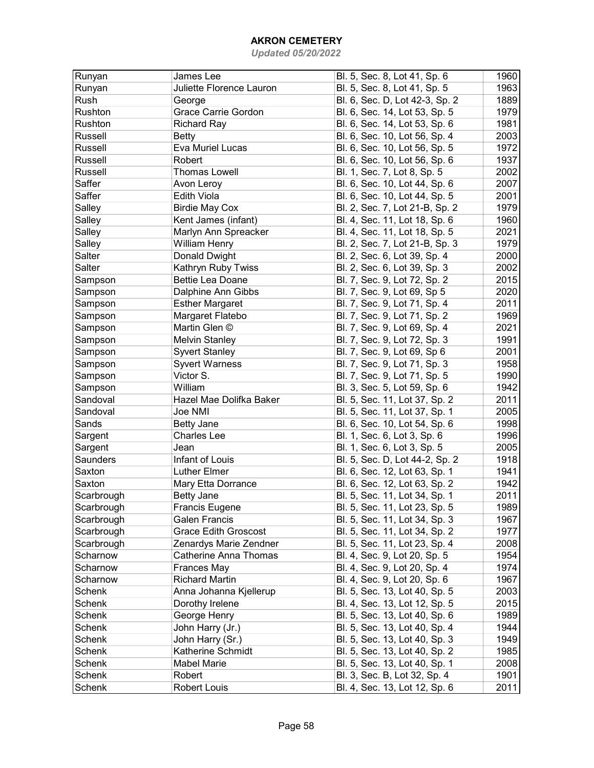# AKRON CEMETERY

*Updated 05/20/2022*

| | | | |
|---|---|---|---|
| Runyan | James Lee | Bl. 5, Sec. 8, Lot 41, Sp. 6 | 1960 |
| Runyan | Juliette Florence Lauron | Bl. 5, Sec. 8, Lot 41, Sp. 5 | 1963 |
| Rush | George | Bl. 6, Sec. D, Lot 42-3, Sp. 2 | 1889 |
| Rushton | Grace Carrie Gordon | Bl. 6, Sec. 14, Lot 53, Sp. 5 | 1979 |
| Rushton | Richard Ray | Bl. 6, Sec. 14, Lot 53, Sp. 6 | 1981 |
| Russell | Betty | Bl. 6, Sec. 10, Lot 56, Sp. 4 | 2003 |
| Russell | Eva Muriel Lucas | Bl. 6, Sec. 10, Lot 56, Sp. 5 | 1972 |
| Russell | Robert | Bl. 6, Sec. 10, Lot 56, Sp. 6 | 1937 |
| Russell | Thomas Lowell | Bl. 1, Sec. 7, Lot 8, Sp. 5 | 2002 |
| Saffer | Avon Leroy | Bl. 6, Sec. 10, Lot 44, Sp. 6 | 2007 |
| Saffer | Edith Viola | Bl. 6, Sec. 10, Lot 44, Sp. 5 | 2001 |
| Salley | Birdie May Cox | Bl. 2, Sec. 7, Lot 21-B, Sp. 2 | 1979 |
| Salley | Kent James (infant) | Bl. 4, Sec. 11, Lot 18, Sp. 6 | 1960 |
| Salley | Marlyn Ann Spreacker | Bl. 4, Sec. 11, Lot 18, Sp. 5 | 2021 |
| Salley | William Henry | Bl. 2, Sec. 7, Lot 21-B, Sp. 3 | 1979 |
| Salter | Donald Dwight | Bl. 2, Sec. 6, Lot 39, Sp. 4 | 2000 |
| Salter | Kathryn Ruby Twiss | Bl. 2, Sec. 6, Lot 39, Sp. 3 | 2002 |
| Sampson | Bettie Lea Doane | Bl. 7, Sec. 9, Lot 72, Sp. 2 | 2015 |
| Sampson | Dalphine Ann Gibbs | Bl. 7, Sec. 9, Lot 69, Sp 5 | 2020 |
| Sampson | Esther Margaret | Bl. 7, Sec. 9, Lot 71, Sp. 4 | 2011 |
| Sampson | Margaret Flatebo | Bl. 7, Sec. 9, Lot 71, Sp. 2 | 1969 |
| Sampson | Martin Glen © | Bl. 7, Sec. 9, Lot 69, Sp. 4 | 2021 |
| Sampson | Melvin Stanley | Bl. 7, Sec. 9, Lot 72, Sp. 3 | 1991 |
| Sampson | Syvert Stanley | Bl. 7, Sec. 9, Lot 69, Sp 6 | 2001 |
| Sampson | Syvert Warness | Bl. 7, Sec. 9, Lot 71, Sp. 3 | 1958 |
| Sampson | Victor S. | Bl. 7, Sec. 9, Lot 71, Sp. 5 | 1990 |
| Sampson | William | Bl. 3, Sec. 5, Lot 59, Sp. 6 | 1942 |
| Sandoval | Hazel Mae Dolifka Baker | Bl. 5, Sec. 11, Lot 37, Sp. 2 | 2011 |
| Sandoval | Joe NMI | Bl. 5, Sec. 11, Lot 37, Sp. 1 | 2005 |
| Sands | Betty Jane | Bl. 6, Sec. 10, Lot 54, Sp. 6 | 1998 |
| Sargent | Charles Lee | Bl. 1, Sec. 6, Lot 3, Sp. 6 | 1996 |
| Sargent | Jean | Bl. 1, Sec. 6, Lot 3, Sp. 5 | 2005 |
| Saunders | Infant of Louis | Bl. 5, Sec. D, Lot 44-2, Sp. 2 | 1918 |
| Saxton | Luther Elmer | Bl. 6, Sec. 12, Lot 63, Sp. 1 | 1941 |
| Saxton | Mary Etta Dorrance | Bl. 6, Sec. 12, Lot 63, Sp. 2 | 1942 |
| Scarbrough | Betty Jane | Bl. 5, Sec. 11, Lot 34, Sp. 1 | 2011 |
| Scarbrough | Francis Eugene | Bl. 5, Sec. 11, Lot 23, Sp. 5 | 1989 |
| Scarbrough | Galen Francis | Bl. 5, Sec. 11, Lot 34, Sp. 3 | 1967 |
| Scarbrough | Grace Edith Groscost | Bl. 5, Sec. 11, Lot 34, Sp. 2 | 1977 |
| Scarbrough | Zenardys Marie Zendner | Bl. 5, Sec. 11, Lot 23, Sp. 4 | 2008 |
| Scharnow | Catherine Anna Thomas | Bl. 4, Sec. 9, Lot 20, Sp. 5 | 1954 |
| Scharnow | Frances May | Bl. 4, Sec. 9, Lot 20, Sp. 4 | 1974 |
| Scharnow | Richard Martin | Bl. 4, Sec. 9, Lot 20, Sp. 6 | 1967 |
| Schenk | Anna Johanna Kjellerup | Bl. 5, Sec. 13, Lot 40, Sp. 5 | 2003 |
| Schenk | Dorothy Irelene | Bl. 4, Sec. 13, Lot 12, Sp. 5 | 2015 |
| Schenk | George Henry | Bl. 5, Sec. 13, Lot 40, Sp. 6 | 1989 |
| Schenk | John Harry (Jr.) | Bl. 5, Sec. 13, Lot 40, Sp. 4 | 1944 |
| Schenk | John Harry (Sr.) | Bl. 5, Sec. 13, Lot 40, Sp. 3 | 1949 |
| Schenk | Katherine Schmidt | Bl. 5, Sec. 13, Lot 40, Sp. 2 | 1985 |
| Schenk | Mabel Marie | Bl. 5, Sec. 13, Lot 40, Sp. 1 | 2008 |
| Schenk | Robert | Bl. 3, Sec. B, Lot 32, Sp. 4 | 1901 |
| Schenk | Robert Louis | Bl. 4, Sec. 13, Lot 12, Sp. 6 | 2011 |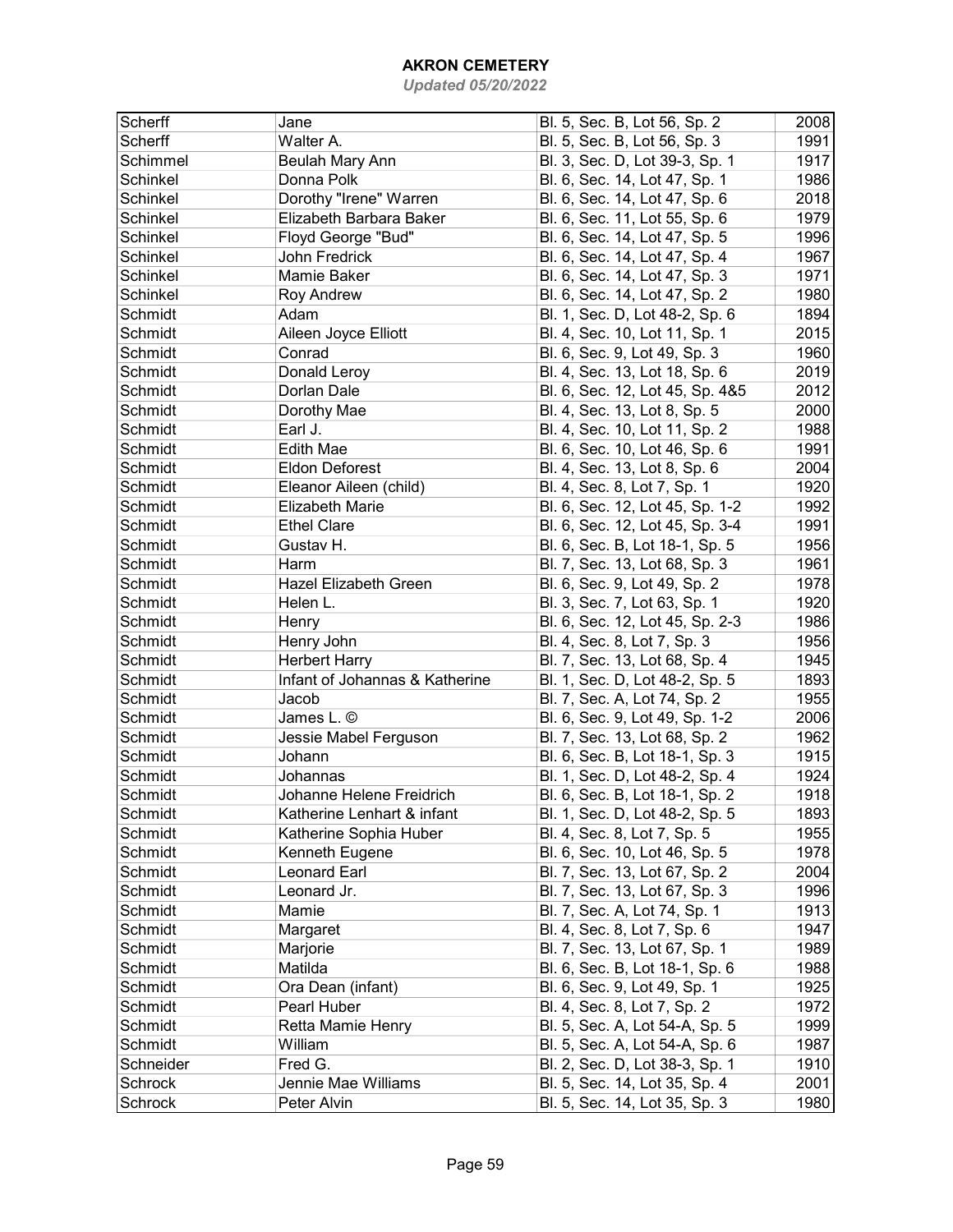# AKRON CEMETERY

*Updated 05/20/2022*

| | | | |
|---|---|---|---|
| Scherff | Jane | Bl. 5, Sec. B, Lot 56, Sp. 2 | 2008 |
| Scherff | Walter A. | Bl. 5, Sec. B, Lot 56, Sp. 3 | 1991 |
| Schimmel | Beulah Mary Ann | Bl. 3, Sec. D, Lot 39-3, Sp. 1 | 1917 |
| Schinkel | Donna Polk | Bl. 6, Sec. 14, Lot 47, Sp. 1 | 1986 |
| Schinkel | Dorothy "Irene" Warren | Bl. 6, Sec. 14, Lot 47, Sp. 6 | 2018 |
| Schinkel | Elizabeth Barbara Baker | Bl. 6, Sec. 11, Lot 55, Sp. 6 | 1979 |
| Schinkel | Floyd George "Bud" | Bl. 6, Sec. 14, Lot 47, Sp. 5 | 1996 |
| Schinkel | John Fredrick | Bl. 6, Sec. 14, Lot 47, Sp. 4 | 1967 |
| Schinkel | Mamie Baker | Bl. 6, Sec. 14, Lot 47, Sp. 3 | 1971 |
| Schinkel | Roy Andrew | Bl. 6, Sec. 14, Lot 47, Sp. 2 | 1980 |
| Schmidt | Adam | Bl. 1, Sec. D, Lot 48-2, Sp. 6 | 1894 |
| Schmidt | Aileen Joyce Elliott | Bl. 4, Sec. 10, Lot 11, Sp. 1 | 2015 |
| Schmidt | Conrad | Bl. 6, Sec. 9, Lot 49, Sp. 3 | 1960 |
| Schmidt | Donald Leroy | Bl. 4, Sec. 13, Lot 18, Sp. 6 | 2019 |
| Schmidt | Dorlan Dale | Bl. 6, Sec. 12, Lot 45, Sp. 4&5 | 2012 |
| Schmidt | Dorothy Mae | Bl. 4, Sec. 13, Lot 8, Sp. 5 | 2000 |
| Schmidt | Earl J. | Bl. 4, Sec. 10, Lot 11, Sp. 2 | 1988 |
| Schmidt | Edith Mae | Bl. 6, Sec. 10, Lot 46, Sp. 6 | 1991 |
| Schmidt | Eldon Deforest | Bl. 4, Sec. 13, Lot 8, Sp. 6 | 2004 |
| Schmidt | Eleanor Aileen (child) | Bl. 4, Sec. 8, Lot 7, Sp. 1 | 1920 |
| Schmidt | Elizabeth Marie | Bl. 6, Sec. 12, Lot 45, Sp. 1-2 | 1992 |
| Schmidt | Ethel Clare | Bl. 6, Sec. 12, Lot 45, Sp. 3-4 | 1991 |
| Schmidt | Gustav H. | Bl. 6, Sec. B, Lot 18-1, Sp. 5 | 1956 |
| Schmidt | Harm | Bl. 7, Sec. 13, Lot 68, Sp. 3 | 1961 |
| Schmidt | Hazel Elizabeth Green | Bl. 6, Sec. 9, Lot 49, Sp. 2 | 1978 |
| Schmidt | Helen L. | Bl. 3, Sec. 7, Lot 63, Sp. 1 | 1920 |
| Schmidt | Henry | Bl. 6, Sec. 12, Lot 45, Sp. 2-3 | 1986 |
| Schmidt | Henry John | Bl. 4, Sec. 8, Lot 7, Sp. 3 | 1956 |
| Schmidt | Herbert Harry | Bl. 7, Sec. 13, Lot 68, Sp. 4 | 1945 |
| Schmidt | Infant of Johannas & Katherine | Bl. 1, Sec. D, Lot 48-2, Sp. 5 | 1893 |
| Schmidt | Jacob | Bl. 7, Sec. A, Lot 74, Sp. 2 | 1955 |
| Schmidt | James L. © | Bl. 6, Sec. 9, Lot 49, Sp. 1-2 | 2006 |
| Schmidt | Jessie Mabel Ferguson | Bl. 7, Sec. 13, Lot 68, Sp. 2 | 1962 |
| Schmidt | Johann | Bl. 6, Sec. B, Lot 18-1, Sp. 3 | 1915 |
| Schmidt | Johannas | Bl. 1, Sec. D, Lot 48-2, Sp. 4 | 1924 |
| Schmidt | Johanne Helene Freidrich | Bl. 6, Sec. B, Lot 18-1, Sp. 2 | 1918 |
| Schmidt | Katherine Lenhart & infant | Bl. 1, Sec. D, Lot 48-2, Sp. 5 | 1893 |
| Schmidt | Katherine Sophia Huber | Bl. 4, Sec. 8, Lot 7, Sp. 5 | 1955 |
| Schmidt | Kenneth Eugene | Bl. 6, Sec. 10, Lot 46, Sp. 5 | 1978 |
| Schmidt | Leonard Earl | Bl. 7, Sec. 13, Lot 67, Sp. 2 | 2004 |
| Schmidt | Leonard Jr. | Bl. 7, Sec. 13, Lot 67, Sp. 3 | 1996 |
| Schmidt | Mamie | Bl. 7, Sec. A, Lot 74, Sp. 1 | 1913 |
| Schmidt | Margaret | Bl. 4, Sec. 8, Lot 7, Sp. 6 | 1947 |
| Schmidt | Marjorie | Bl. 7, Sec. 13, Lot 67, Sp. 1 | 1989 |
| Schmidt | Matilda | Bl. 6, Sec. B, Lot 18-1, Sp. 6 | 1988 |
| Schmidt | Ora Dean (infant) | Bl. 6, Sec. 9, Lot 49, Sp. 1 | 1925 |
| Schmidt | Pearl Huber | Bl. 4, Sec. 8, Lot 7, Sp. 2 | 1972 |
| Schmidt | Retta Mamie Henry | Bl. 5, Sec. A, Lot 54-A, Sp. 5 | 1999 |
| Schmidt | William | Bl. 5, Sec. A, Lot 54-A, Sp. 6 | 1987 |
| Schneider | Fred G. | Bl. 2, Sec. D, Lot 38-3, Sp. 1 | 1910 |
| Schrock | Jennie Mae Williams | Bl. 5, Sec. 14, Lot 35, Sp. 4 | 2001 |
| Schrock | Peter Alvin | Bl. 5, Sec. 14, Lot 35, Sp. 3 | 1980 |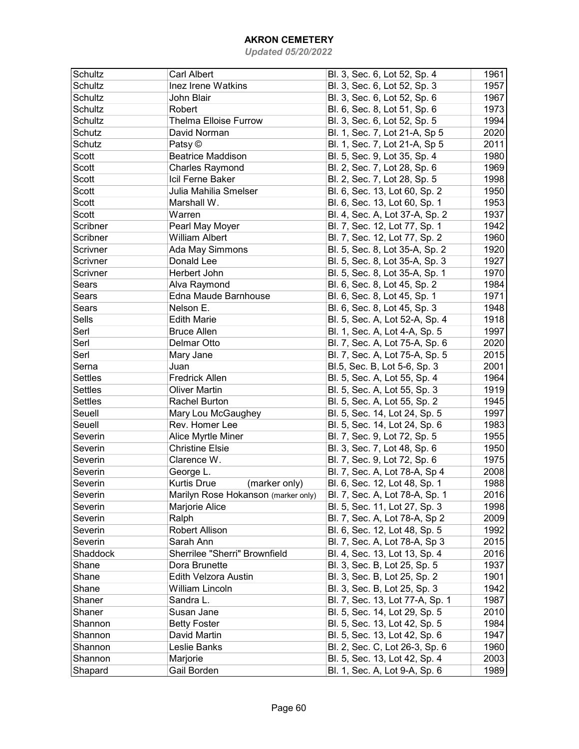# AKRON CEMETERY

*Updated 05/20/2022*

| | | | |
|---|---|---|---|
| Schultz | Carl Albert | Bl. 3, Sec. 6, Lot 52, Sp. 4 | 1961 |
| Schultz | Inez Irene Watkins | Bl. 3, Sec. 6, Lot 52, Sp. 3 | 1957 |
| Schultz | John Blair | Bl. 3, Sec. 6, Lot 52, Sp. 6 | 1967 |
| Schultz | Robert | Bl. 6, Sec. 8, Lot 51, Sp. 6 | 1973 |
| Schultz | Thelma Elloise Furrow | Bl. 3, Sec. 6, Lot 52, Sp. 5 | 1994 |
| Schutz | David Norman | Bl. 1, Sec. 7, Lot 21-A, Sp 5 | 2020 |
| Schutz | Patsy © | Bl. 1, Sec. 7, Lot 21-A, Sp 5 | 2011 |
| Scott | Beatrice Maddison | Bl. 5, Sec. 9, Lot 35, Sp. 4 | 1980 |
| Scott | Charles Raymond | Bl. 2, Sec. 7, Lot 28, Sp. 6 | 1969 |
| Scott | Icil Ferne Baker | Bl. 2, Sec. 7, Lot 28, Sp. 5 | 1998 |
| Scott | Julia Mahilia Smelser | Bl. 6, Sec. 13, Lot 60, Sp. 2 | 1950 |
| Scott | Marshall W. | Bl. 6, Sec. 13, Lot 60, Sp. 1 | 1953 |
| Scott | Warren | Bl. 4, Sec. A, Lot 37-A, Sp. 2 | 1937 |
| Scribner | Pearl May Moyer | Bl. 7, Sec. 12, Lot 77, Sp. 1 | 1942 |
| Scribner | William Albert | Bl. 7, Sec. 12, Lot 77, Sp. 2 | 1960 |
| Scrivner | Ada May Simmons | Bl. 5, Sec. 8, Lot 35-A, Sp. 2 | 1920 |
| Scrivner | Donald Lee | Bl. 5, Sec. 8, Lot 35-A, Sp. 3 | 1927 |
| Scrivner | Herbert John | Bl. 5, Sec. 8, Lot 35-A, Sp. 1 | 1970 |
| Sears | Alva Raymond | Bl. 6, Sec. 8, Lot 45, Sp. 2 | 1984 |
| Sears | Edna Maude Barnhouse | Bl. 6, Sec. 8, Lot 45, Sp. 1 | 1971 |
| Sears | Nelson E. | Bl. 6, Sec. 8, Lot 45, Sp. 3 | 1948 |
| Sells | Edith Marie | Bl. 5, Sec. A, Lot 52-A, Sp. 4 | 1918 |
| Serl | Bruce Allen | Bl. 1, Sec. A, Lot 4-A, Sp. 5 | 1997 |
| Serl | Delmar Otto | Bl. 7, Sec. A, Lot 75-A, Sp. 6 | 2020 |
| Serl | Mary Jane | Bl. 7, Sec. A, Lot 75-A, Sp. 5 | 2015 |
| Serna | Juan | Bl.5, Sec. B, Lot 5-6, Sp. 3 | 2001 |
| Settles | Fredrick Allen | Bl. 5, Sec. A, Lot 55, Sp. 4 | 1964 |
| Settles | Oliver Martin | Bl. 5, Sec. A, Lot 55, Sp. 3 | 1919 |
| Settles | Rachel Burton | Bl. 5, Sec. A, Lot 55, Sp. 2 | 1945 |
| Seuell | Mary Lou McGaughey | Bl. 5, Sec. 14, Lot 24, Sp. 5 | 1997 |
| Seuell | Rev. Homer Lee | Bl. 5, Sec. 14, Lot 24, Sp. 6 | 1983 |
| Severin | Alice Myrtle Miner | Bl. 7, Sec. 9, Lot 72, Sp. 5 | 1955 |
| Severin | Christine Elsie | Bl. 3, Sec. 7, Lot 48, Sp. 6 | 1950 |
| Severin | Clarence W. | Bl. 7, Sec. 9, Lot 72, Sp. 6 | 1975 |
| Severin | George L. | Bl. 7, Sec. A, Lot 78-A, Sp 4 | 2008 |
| Severin | Kurtis Drue (marker only) | Bl. 6, Sec. 12, Lot 48, Sp. 1 | 1988 |
| Severin | Marilyn Rose Hokanson (marker only) | Bl. 7, Sec. A, Lot 78-A, Sp. 1 | 2016 |
| Severin | Marjorie Alice | Bl. 5, Sec. 11, Lot 27, Sp. 3 | 1998 |
| Severin | Ralph | Bl. 7, Sec. A, Lot 78-A, Sp 2 | 2009 |
| Severin | Robert Allison | Bl. 6, Sec. 12, Lot 48, Sp. 5 | 1992 |
| Severin | Sarah Ann | Bl. 7, Sec. A, Lot 78-A, Sp 3 | 2015 |
| Shaddock | Sherrilee "Sherri" Brownfield | Bl. 4, Sec. 13, Lot 13, Sp. 4 | 2016 |
| Shane | Dora Brunette | Bl. 3, Sec. B, Lot 25, Sp. 5 | 1937 |
| Shane | Edith Velzora Austin | Bl. 3, Sec. B, Lot 25, Sp. 2 | 1901 |
| Shane | William Lincoln | Bl. 3, Sec. B, Lot 25, Sp. 3 | 1942 |
| Shaner | Sandra L. | Bl. 7, Sec. 13, Lot 77-A, Sp. 1 | 1987 |
| Shaner | Susan Jane | Bl. 5, Sec. 14, Lot 29, Sp. 5 | 2010 |
| Shannon | Betty Foster | Bl. 5, Sec. 13, Lot 42, Sp. 5 | 1984 |
| Shannon | David Martin | Bl. 5, Sec. 13, Lot 42, Sp. 6 | 1947 |
| Shannon | Leslie Banks | Bl. 2, Sec. C, Lot 26-3, Sp. 6 | 1960 |
| Shannon | Marjorie | Bl. 5, Sec. 13, Lot 42, Sp. 4 | 2003 |
| Shapard | Gail Borden | Bl. 1, Sec. A, Lot 9-A, Sp. 6 | 1989 |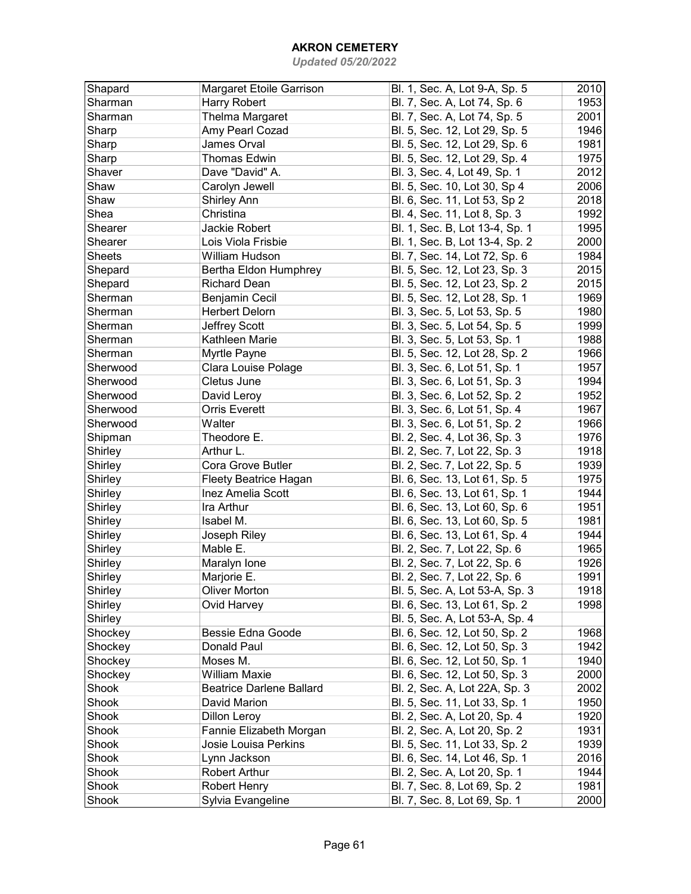# AKRON CEMETERY

*Updated 05/20/2022*

| | | | |
|---|---|---|---|
| Shapard | Margaret Etoile Garrison | Bl. 1, Sec. A, Lot 9-A, Sp. 5 | 2010 |
| Sharman | Harry Robert | Bl. 7, Sec. A, Lot 74, Sp. 6 | 1953 |
| Sharman | Thelma Margaret | Bl. 7, Sec. A, Lot 74, Sp. 5 | 2001 |
| Sharp | Amy Pearl Cozad | Bl. 5, Sec. 12, Lot 29, Sp. 5 | 1946 |
| Sharp | James Orval | Bl. 5, Sec. 12, Lot 29, Sp. 6 | 1981 |
| Sharp | Thomas Edwin | Bl. 5, Sec. 12, Lot 29, Sp. 4 | 1975 |
| Shaver | Dave "David" A. | Bl. 3, Sec. 4, Lot 49, Sp. 1 | 2012 |
| Shaw | Carolyn Jewell | Bl. 5, Sec. 10, Lot 30, Sp 4 | 2006 |
| Shaw | Shirley Ann | Bl. 6, Sec. 11, Lot 53, Sp 2 | 2018 |
| Shea | Christina | Bl. 4, Sec. 11, Lot 8, Sp. 3 | 1992 |
| Shearer | Jackie Robert | Bl. 1, Sec. B, Lot 13-4, Sp. 1 | 1995 |
| Shearer | Lois Viola Frisbie | Bl. 1, Sec. B, Lot 13-4, Sp. 2 | 2000 |
| Sheets | William Hudson | Bl. 7, Sec. 14, Lot 72, Sp. 6 | 1984 |
| Shepard | Bertha Eldon Humphrey | Bl. 5, Sec. 12, Lot 23, Sp. 3 | 2015 |
| Shepard | Richard Dean | Bl. 5, Sec. 12, Lot 23, Sp. 2 | 2015 |
| Sherman | Benjamin Cecil | Bl. 5, Sec. 12, Lot 28, Sp. 1 | 1969 |
| Sherman | Herbert Delorn | Bl. 3, Sec. 5, Lot 53, Sp. 5 | 1980 |
| Sherman | Jeffrey Scott | Bl. 3, Sec. 5, Lot 54, Sp. 5 | 1999 |
| Sherman | Kathleen Marie | Bl. 3, Sec. 5, Lot 53, Sp. 1 | 1988 |
| Sherman | Myrtle Payne | Bl. 5, Sec. 12, Lot 28, Sp. 2 | 1966 |
| Sherwood | Clara Louise Polage | Bl. 3, Sec. 6, Lot 51, Sp. 1 | 1957 |
| Sherwood | Cletus June | Bl. 3, Sec. 6, Lot 51, Sp. 3 | 1994 |
| Sherwood | David Leroy | Bl. 3, Sec. 6, Lot 52, Sp. 2 | 1952 |
| Sherwood | Orris Everett | Bl. 3, Sec. 6, Lot 51, Sp. 4 | 1967 |
| Sherwood | Walter | Bl. 3, Sec. 6, Lot 51, Sp. 2 | 1966 |
| Shipman | Theodore E. | Bl. 2, Sec. 4, Lot 36, Sp. 3 | 1976 |
| Shirley | Arthur L. | Bl. 2, Sec. 7, Lot 22, Sp. 3 | 1918 |
| Shirley | Cora Grove Butler | Bl. 2, Sec. 7, Lot 22, Sp. 5 | 1939 |
| Shirley | Fleety Beatrice Hagan | Bl. 6, Sec. 13, Lot 61, Sp. 5 | 1975 |
| Shirley | Inez Amelia Scott | Bl. 6, Sec. 13, Lot 61, Sp. 1 | 1944 |
| Shirley | Ira Arthur | Bl. 6, Sec. 13, Lot 60, Sp. 6 | 1951 |
| Shirley | Isabel M. | Bl. 6, Sec. 13, Lot 60, Sp. 5 | 1981 |
| Shirley | Joseph Riley | Bl. 6, Sec. 13, Lot 61, Sp. 4 | 1944 |
| Shirley | Mable E. | Bl. 2, Sec. 7, Lot 22, Sp. 6 | 1965 |
| Shirley | Maralyn Ione | Bl. 2, Sec. 7, Lot 22, Sp. 6 | 1926 |
| Shirley | Marjorie E. | Bl. 2, Sec. 7, Lot 22, Sp. 6 | 1991 |
| Shirley | Oliver Morton | Bl. 5, Sec. A, Lot 53-A, Sp. 3 | 1918 |
| Shirley | Ovid Harvey | Bl. 6, Sec. 13, Lot 61, Sp. 2 | 1998 |
| Shirley | | Bl. 5, Sec. A, Lot 53-A, Sp. 4 | |
| Shockey | Bessie Edna Goode | Bl. 6, Sec. 12, Lot 50, Sp. 2 | 1968 |
| Shockey | Donald Paul | Bl. 6, Sec. 12, Lot 50, Sp. 3 | 1942 |
| Shockey | Moses M. | Bl. 6, Sec. 12, Lot 50, Sp. 1 | 1940 |
| Shockey | William Maxie | Bl. 6, Sec. 12, Lot 50, Sp. 3 | 2000 |
| Shook | Beatrice Darlene Ballard | Bl. 2, Sec. A, Lot 22A, Sp. 3 | 2002 |
| Shook | David Marion | Bl. 5, Sec. 11, Lot 33, Sp. 1 | 1950 |
| Shook | Dillon Leroy | Bl. 2, Sec. A, Lot 20, Sp. 4 | 1920 |
| Shook | Fannie Elizabeth Morgan | Bl. 2, Sec. A, Lot 20, Sp. 2 | 1931 |
| Shook | Josie Louisa Perkins | Bl. 5, Sec. 11, Lot 33, Sp. 2 | 1939 |
| Shook | Lynn Jackson | Bl. 6, Sec. 14, Lot 46, Sp. 1 | 2016 |
| Shook | Robert Arthur | Bl. 2, Sec. A, Lot 20, Sp. 1 | 1944 |
| Shook | Robert Henry | Bl. 7, Sec. 8, Lot 69, Sp. 2 | 1981 |
| Shook | Sylvia Evangeline | Bl. 7, Sec. 8, Lot 69, Sp. 1 | 2000 |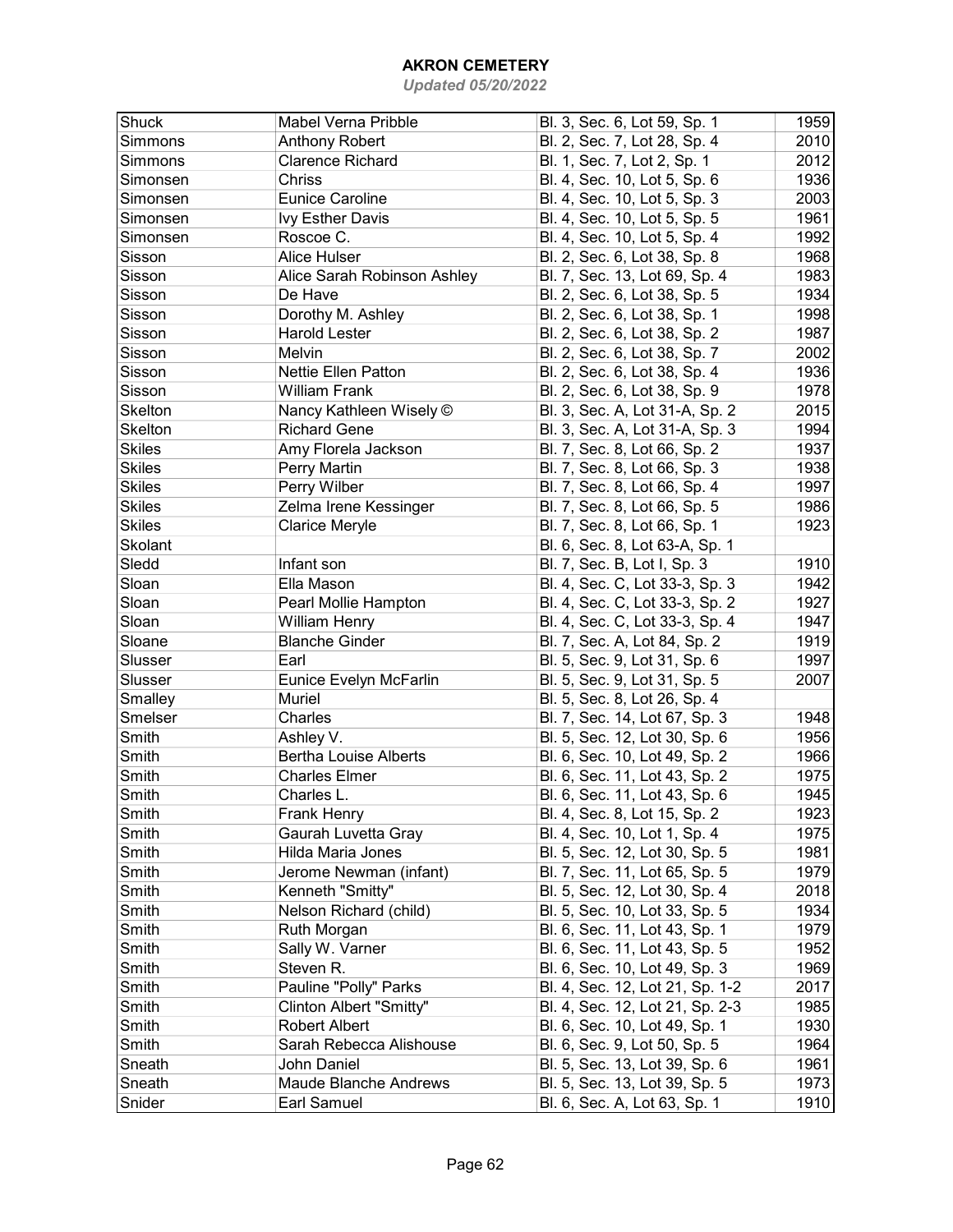# AKRON CEMETERY

*Updated 05/20/2022*

| | | | |
|---|---|---|---|
| Shuck | Mabel Verna Pribble | Bl. 3, Sec. 6, Lot 59, Sp. 1 | 1959 |
| Simmons | Anthony Robert | Bl. 2, Sec. 7, Lot 28, Sp. 4 | 2010 |
| Simmons | Clarence Richard | Bl. 1, Sec. 7, Lot 2, Sp. 1 | 2012 |
| Simonsen | Chriss | Bl. 4, Sec. 10, Lot 5, Sp. 6 | 1936 |
| Simonsen | Eunice Caroline | Bl. 4, Sec. 10, Lot 5, Sp. 3 | 2003 |
| Simonsen | Ivy Esther Davis | Bl. 4, Sec. 10, Lot 5, Sp. 5 | 1961 |
| Simonsen | Roscoe C. | Bl. 4, Sec. 10, Lot 5, Sp. 4 | 1992 |
| Sisson | Alice Hulser | Bl. 2, Sec. 6, Lot 38, Sp. 8 | 1968 |
| Sisson | Alice Sarah Robinson Ashley | Bl. 7, Sec. 13, Lot 69, Sp. 4 | 1983 |
| Sisson | De Have | Bl. 2, Sec. 6, Lot 38, Sp. 5 | 1934 |
| Sisson | Dorothy M. Ashley | Bl. 2, Sec. 6, Lot 38, Sp. 1 | 1998 |
| Sisson | Harold Lester | Bl. 2, Sec. 6, Lot 38, Sp. 2 | 1987 |
| Sisson | Melvin | Bl. 2, Sec. 6, Lot 38, Sp. 7 | 2002 |
| Sisson | Nettie Ellen Patton | Bl. 2, Sec. 6, Lot 38, Sp. 4 | 1936 |
| Sisson | William Frank | Bl. 2, Sec. 6, Lot 38, Sp. 9 | 1978 |
| Skelton | Nancy Kathleen Wisely © | Bl. 3, Sec. A, Lot 31-A, Sp. 2 | 2015 |
| Skelton | Richard Gene | Bl. 3, Sec. A, Lot 31-A, Sp. 3 | 1994 |
| Skiles | Amy Florela Jackson | Bl. 7, Sec. 8, Lot 66, Sp. 2 | 1937 |
| Skiles | Perry Martin | Bl. 7, Sec. 8, Lot 66, Sp. 3 | 1938 |
| Skiles | Perry Wilber | Bl. 7, Sec. 8, Lot 66, Sp. 4 | 1997 |
| Skiles | Zelma Irene Kessinger | Bl. 7, Sec. 8, Lot 66, Sp. 5 | 1986 |
| Skiles | Clarice Meryle | Bl. 7, Sec. 8, Lot 66, Sp. 1 | 1923 |
| Skolant | | Bl. 6, Sec. 8, Lot 63-A, Sp. 1 | |
| Sledd | Infant son | Bl. 7, Sec. B, Lot I, Sp. 3 | 1910 |
| Sloan | Ella Mason | Bl. 4, Sec. C, Lot 33-3, Sp. 3 | 1942 |
| Sloan | Pearl Mollie Hampton | Bl. 4, Sec. C, Lot 33-3, Sp. 2 | 1927 |
| Sloan | William Henry | Bl. 4, Sec. C, Lot 33-3, Sp. 4 | 1947 |
| Sloane | Blanche Ginder | Bl. 7, Sec. A, Lot 84, Sp. 2 | 1919 |
| Slusser | Earl | Bl. 5, Sec. 9, Lot 31, Sp. 6 | 1997 |
| Slusser | Eunice Evelyn McFarlin | Bl. 5, Sec. 9, Lot 31, Sp. 5 | 2007 |
| Smalley | Muriel | Bl. 5, Sec. 8, Lot 26, Sp. 4 | |
| Smelser | Charles | Bl. 7, Sec. 14, Lot 67, Sp. 3 | 1948 |
| Smith | Ashley V. | Bl. 5, Sec. 12, Lot 30, Sp. 6 | 1956 |
| Smith | Bertha Louise Alberts | Bl. 6, Sec. 10, Lot 49, Sp. 2 | 1966 |
| Smith | Charles Elmer | Bl. 6, Sec. 11, Lot 43, Sp. 2 | 1975 |
| Smith | Charles L. | Bl. 6, Sec. 11, Lot 43, Sp. 6 | 1945 |
| Smith | Frank Henry | Bl. 4, Sec. 8, Lot 15, Sp. 2 | 1923 |
| Smith | Gaurah Luvetta Gray | Bl. 4, Sec. 10, Lot 1, Sp. 4 | 1975 |
| Smith | Hilda Maria Jones | Bl. 5, Sec. 12, Lot 30, Sp. 5 | 1981 |
| Smith | Jerome Newman (infant) | Bl. 7, Sec. 11, Lot 65, Sp. 5 | 1979 |
| Smith | Kenneth "Smitty" | Bl. 5, Sec. 12, Lot 30, Sp. 4 | 2018 |
| Smith | Nelson Richard (child) | Bl. 5, Sec. 10, Lot 33, Sp. 5 | 1934 |
| Smith | Ruth Morgan | Bl. 6, Sec. 11, Lot 43, Sp. 1 | 1979 |
| Smith | Sally W. Varner | Bl. 6, Sec. 11, Lot 43, Sp. 5 | 1952 |
| Smith | Steven R. | Bl. 6, Sec. 10, Lot 49, Sp. 3 | 1969 |
| Smith | Pauline "Polly" Parks | Bl. 4, Sec. 12, Lot 21, Sp. 1-2 | 2017 |
| Smith | Clinton Albert "Smitty" | Bl. 4, Sec. 12, Lot 21, Sp. 2-3 | 1985 |
| Smith | Robert Albert | Bl. 6, Sec. 10, Lot 49, Sp. 1 | 1930 |
| Smith | Sarah Rebecca Alishouse | Bl. 6, Sec. 9, Lot 50, Sp. 5 | 1964 |
| Sneath | John Daniel | Bl. 5, Sec. 13, Lot 39, Sp. 6 | 1961 |
| Sneath | Maude Blanche Andrews | Bl. 5, Sec. 13, Lot 39, Sp. 5 | 1973 |
| Snider | Earl Samuel | Bl. 6, Sec. A, Lot 63, Sp. 1 | 1910 |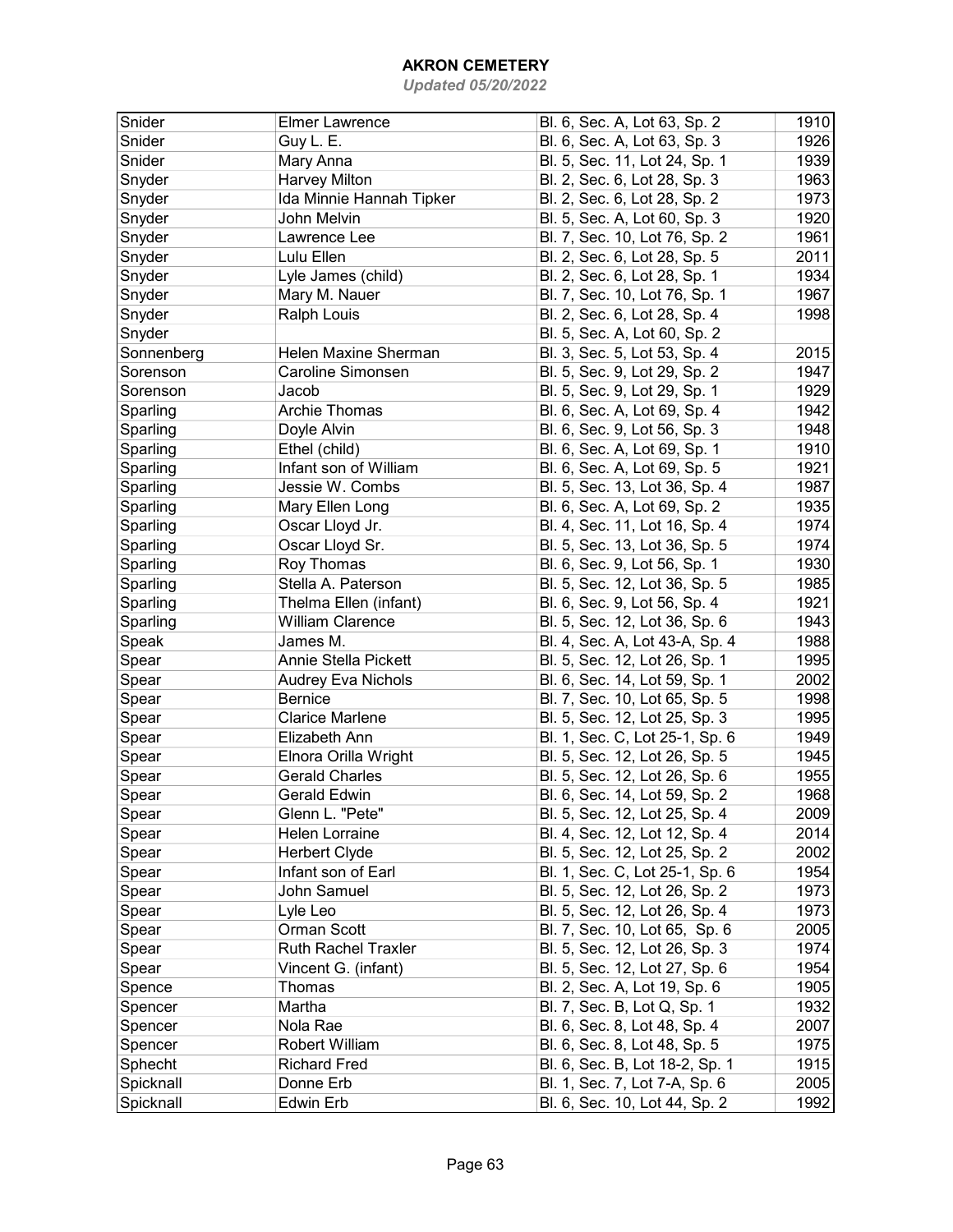# AKRON CEMETERY

*Updated 05/20/2022*

| | | | |
|---|---|---|---|
| Snider | Elmer Lawrence | Bl. 6, Sec. A, Lot 63, Sp. 2 | 1910 |
| Snider | Guy L. E. | Bl. 6, Sec. A, Lot 63, Sp. 3 | 1926 |
| Snider | Mary Anna | Bl. 5, Sec. 11, Lot 24, Sp. 1 | 1939 |
| Snyder | Harvey Milton | Bl. 2, Sec. 6, Lot 28, Sp. 3 | 1963 |
| Snyder | Ida Minnie Hannah Tipker | Bl. 2, Sec. 6, Lot 28, Sp. 2 | 1973 |
| Snyder | John Melvin | Bl. 5, Sec. A, Lot 60, Sp. 3 | 1920 |
| Snyder | Lawrence Lee | Bl. 7, Sec. 10, Lot 76, Sp. 2 | 1961 |
| Snyder | Lulu Ellen | Bl. 2, Sec. 6, Lot 28, Sp. 5 | 2011 |
| Snyder | Lyle James (child) | Bl. 2, Sec. 6, Lot 28, Sp. 1 | 1934 |
| Snyder | Mary M. Nauer | Bl. 7, Sec. 10, Lot 76, Sp. 1 | 1967 |
| Snyder | Ralph Louis | Bl. 2, Sec. 6, Lot 28, Sp. 4 | 1998 |
| Snyder | | Bl. 5, Sec. A, Lot 60, Sp. 2 | |
| Sonnenberg | Helen Maxine Sherman | Bl. 3, Sec. 5, Lot 53, Sp. 4 | 2015 |
| Sorenson | Caroline Simonsen | Bl. 5, Sec. 9, Lot 29, Sp. 2 | 1947 |
| Sorenson | Jacob | Bl. 5, Sec. 9, Lot 29, Sp. 1 | 1929 |
| Sparling | Archie Thomas | Bl. 6, Sec. A, Lot 69, Sp. 4 | 1942 |
| Sparling | Doyle Alvin | Bl. 6, Sec. 9, Lot 56, Sp. 3 | 1948 |
| Sparling | Ethel (child) | Bl. 6, Sec. A, Lot 69, Sp. 1 | 1910 |
| Sparling | Infant son of William | Bl. 6, Sec. A, Lot 69, Sp. 5 | 1921 |
| Sparling | Jessie W. Combs | Bl. 5, Sec. 13, Lot 36, Sp. 4 | 1987 |
| Sparling | Mary Ellen Long | Bl. 6, Sec. A, Lot 69, Sp. 2 | 1935 |
| Sparling | Oscar Lloyd Jr. | Bl. 4, Sec. 11, Lot 16, Sp. 4 | 1974 |
| Sparling | Oscar Lloyd Sr. | Bl. 5, Sec. 13, Lot 36, Sp. 5 | 1974 |
| Sparling | Roy Thomas | Bl. 6, Sec. 9, Lot 56, Sp. 1 | 1930 |
| Sparling | Stella A. Paterson | Bl. 5, Sec. 12, Lot 36, Sp. 5 | 1985 |
| Sparling | Thelma Ellen (infant) | Bl. 6, Sec. 9, Lot 56, Sp. 4 | 1921 |
| Sparling | William Clarence | Bl. 5, Sec. 12, Lot 36, Sp. 6 | 1943 |
| Speak | James M. | Bl. 4, Sec. A, Lot 43-A, Sp. 4 | 1988 |
| Spear | Annie Stella Pickett | Bl. 5, Sec. 12, Lot 26, Sp. 1 | 1995 |
| Spear | Audrey Eva Nichols | Bl. 6, Sec. 14, Lot 59, Sp. 1 | 2002 |
| Spear | Bernice | Bl. 7, Sec. 10, Lot 65, Sp. 5 | 1998 |
| Spear | Clarice Marlene | Bl. 5, Sec. 12, Lot 25, Sp. 3 | 1995 |
| Spear | Elizabeth Ann | Bl. 1, Sec. C, Lot 25-1, Sp. 6 | 1949 |
| Spear | Elnora Orilla Wright | Bl. 5, Sec. 12, Lot 26, Sp. 5 | 1945 |
| Spear | Gerald Charles | Bl. 5, Sec. 12, Lot 26, Sp. 6 | 1955 |
| Spear | Gerald Edwin | Bl. 6, Sec. 14, Lot 59, Sp. 2 | 1968 |
| Spear | Glenn L. "Pete" | Bl. 5, Sec. 12, Lot 25, Sp. 4 | 2009 |
| Spear | Helen Lorraine | Bl. 4, Sec. 12, Lot 12, Sp. 4 | 2014 |
| Spear | Herbert Clyde | Bl. 5, Sec. 12, Lot 25, Sp. 2 | 2002 |
| Spear | Infant son of Earl | Bl. 1, Sec. C, Lot 25-1, Sp. 6 | 1954 |
| Spear | John Samuel | Bl. 5, Sec. 12, Lot 26, Sp. 2 | 1973 |
| Spear | Lyle Leo | Bl. 5, Sec. 12, Lot 26, Sp. 4 | 1973 |
| Spear | Orman Scott | Bl. 7, Sec. 10, Lot 65, Sp. 6 | 2005 |
| Spear | Ruth Rachel Traxler | Bl. 5, Sec. 12, Lot 26, Sp. 3 | 1974 |
| Spear | Vincent G. (infant) | Bl. 5, Sec. 12, Lot 27, Sp. 6 | 1954 |
| Spence | Thomas | Bl. 2, Sec. A, Lot 19, Sp. 6 | 1905 |
| Spencer | Martha | Bl. 7, Sec. B, Lot Q, Sp. 1 | 1932 |
| Spencer | Nola Rae | Bl. 6, Sec. 8, Lot 48, Sp. 4 | 2007 |
| Spencer | Robert William | Bl. 6, Sec. 8, Lot 48, Sp. 5 | 1975 |
| Sphecht | Richard Fred | Bl. 6, Sec. B, Lot 18-2, Sp. 1 | 1915 |
| Spicknall | Donne Erb | Bl. 1, Sec. 7, Lot 7-A, Sp. 6 | 2005 |
| Spicknall | Edwin Erb | Bl. 6, Sec. 10, Lot 44, Sp. 2 | 1992 |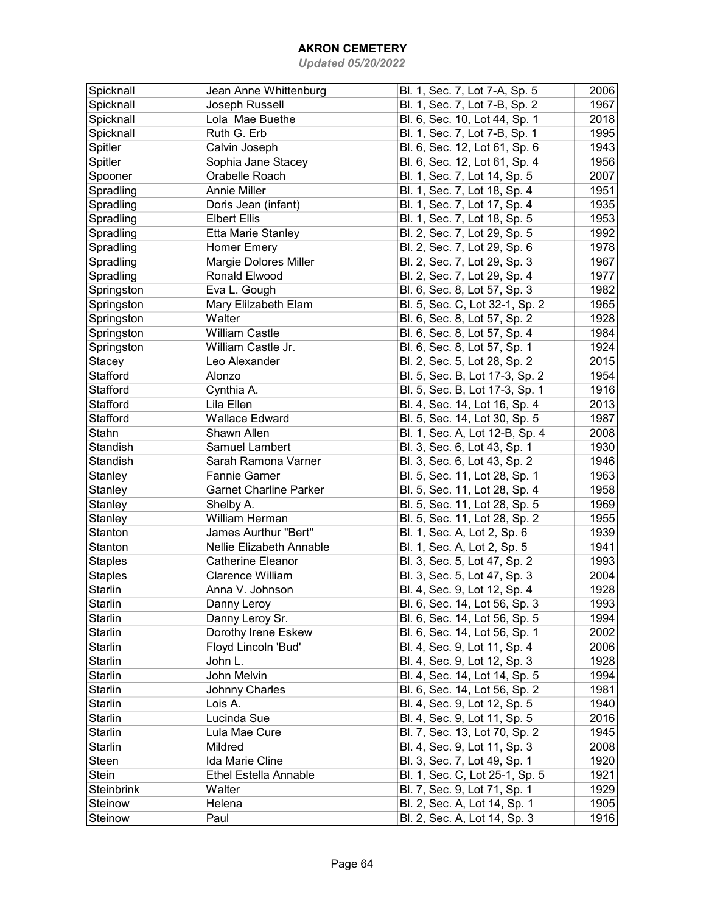# AKRON CEMETERY

*Updated 05/20/2022*

| | | | |
|---|---|---|---|
| Spicknall | Jean Anne Whittenburg | Bl. 1, Sec. 7, Lot 7-A, Sp. 5 | 2006 |
| Spicknall | Joseph Russell | Bl. 1, Sec. 7, Lot 7-B, Sp. 2 | 1967 |
| Spicknall | Lola Mae Buethe | Bl. 6, Sec. 10, Lot 44, Sp. 1 | 2018 |
| Spicknall | Ruth G. Erb | Bl. 1, Sec. 7, Lot 7-B, Sp. 1 | 1995 |
| Spitler | Calvin Joseph | Bl. 6, Sec. 12, Lot 61, Sp. 6 | 1943 |
| Spitler | Sophia Jane Stacey | Bl. 6, Sec. 12, Lot 61, Sp. 4 | 1956 |
| Spooner | Orabelle Roach | Bl. 1, Sec. 7, Lot 14, Sp. 5 | 2007 |
| Spradling | Annie Miller | Bl. 1, Sec. 7, Lot 18, Sp. 4 | 1951 |
| Spradling | Doris Jean (infant) | Bl. 1, Sec. 7, Lot 17, Sp. 4 | 1935 |
| Spradling | Elbert Ellis | Bl. 1, Sec. 7, Lot 18, Sp. 5 | 1953 |
| Spradling | Etta Marie Stanley | Bl. 2, Sec. 7, Lot 29, Sp. 5 | 1992 |
| Spradling | Homer Emery | Bl. 2, Sec. 7, Lot 29, Sp. 6 | 1978 |
| Spradling | Margie Dolores Miller | Bl. 2, Sec. 7, Lot 29, Sp. 3 | 1967 |
| Spradling | Ronald Elwood | Bl. 2, Sec. 7, Lot 29, Sp. 4 | 1977 |
| Springston | Eva L. Gough | Bl. 6, Sec. 8, Lot 57, Sp. 3 | 1982 |
| Springston | Mary Elilzabeth Elam | Bl. 5, Sec. C, Lot 32-1, Sp. 2 | 1965 |
| Springston | Walter | Bl. 6, Sec. 8, Lot 57, Sp. 2 | 1928 |
| Springston | William Castle | Bl. 6, Sec. 8, Lot 57, Sp. 4 | 1984 |
| Springston | William Castle Jr. | Bl. 6, Sec. 8, Lot 57, Sp. 1 | 1924 |
| Stacey | Leo Alexander | Bl. 2, Sec. 5, Lot 28, Sp. 2 | 2015 |
| Stafford | Alonzo | Bl. 5, Sec. B, Lot 17-3, Sp. 2 | 1954 |
| Stafford | Cynthia A. | Bl. 5, Sec. B, Lot 17-3, Sp. 1 | 1916 |
| Stafford | Lila Ellen | Bl. 4, Sec. 14, Lot 16, Sp. 4 | 2013 |
| Stafford | Wallace Edward | Bl. 5, Sec. 14, Lot 30, Sp. 5 | 1987 |
| Stahn | Shawn Allen | Bl. 1, Sec. A, Lot 12-B, Sp. 4 | 2008 |
| Standish | Samuel Lambert | Bl. 3, Sec. 6, Lot 43, Sp. 1 | 1930 |
| Standish | Sarah Ramona Varner | Bl. 3, Sec. 6, Lot 43, Sp. 2 | 1946 |
| Stanley | Fannie Garner | Bl. 5, Sec. 11, Lot 28, Sp. 1 | 1963 |
| Stanley | Garnet Charline Parker | Bl. 5, Sec. 11, Lot 28, Sp. 4 | 1958 |
| Stanley | Shelby A. | Bl. 5, Sec. 11, Lot 28, Sp. 5 | 1969 |
| Stanley | William Herman | Bl. 5, Sec. 11, Lot 28, Sp. 2 | 1955 |
| Stanton | James Aurthur "Bert" | Bl. 1, Sec. A, Lot 2, Sp. 6 | 1939 |
| Stanton | Nellie Elizabeth Annable | Bl. 1, Sec. A, Lot 2, Sp. 5 | 1941 |
| Staples | Catherine Eleanor | Bl. 3, Sec. 5, Lot 47, Sp. 2 | 1993 |
| Staples | Clarence William | Bl. 3, Sec. 5, Lot 47, Sp. 3 | 2004 |
| Starlin | Anna V. Johnson | Bl. 4, Sec. 9, Lot 12, Sp. 4 | 1928 |
| Starlin | Danny Leroy | Bl. 6, Sec. 14, Lot 56, Sp. 3 | 1993 |
| Starlin | Danny Leroy Sr. | Bl. 6, Sec. 14, Lot 56, Sp. 5 | 1994 |
| Starlin | Dorothy Irene Eskew | Bl. 6, Sec. 14, Lot 56, Sp. 1 | 2002 |
| Starlin | Floyd Lincoln 'Bud' | Bl. 4, Sec. 9, Lot 11, Sp. 4 | 2006 |
| Starlin | John L. | Bl. 4, Sec. 9, Lot 12, Sp. 3 | 1928 |
| Starlin | John Melvin | Bl. 4, Sec. 14, Lot 14, Sp. 5 | 1994 |
| Starlin | Johnny Charles | Bl. 6, Sec. 14, Lot 56, Sp. 2 | 1981 |
| Starlin | Lois A. | Bl. 4, Sec. 9, Lot 12, Sp. 5 | 1940 |
| Starlin | Lucinda Sue | Bl. 4, Sec. 9, Lot 11, Sp. 5 | 2016 |
| Starlin | Lula Mae Cure | Bl. 7, Sec. 13, Lot 70, Sp. 2 | 1945 |
| Starlin | Mildred | Bl. 4, Sec. 9, Lot 11, Sp. 3 | 2008 |
| Steen | Ida Marie Cline | Bl. 3, Sec. 7, Lot 49, Sp. 1 | 1920 |
| Stein | Ethel Estella Annable | Bl. 1, Sec. C, Lot 25-1, Sp. 5 | 1921 |
| Steinbrink | Walter | Bl. 7, Sec. 9, Lot 71, Sp. 1 | 1929 |
| Steinow | Helena | Bl. 2, Sec. A, Lot 14, Sp. 1 | 1905 |
| Steinow | Paul | Bl. 2, Sec. A, Lot 14, Sp. 3 | 1916 |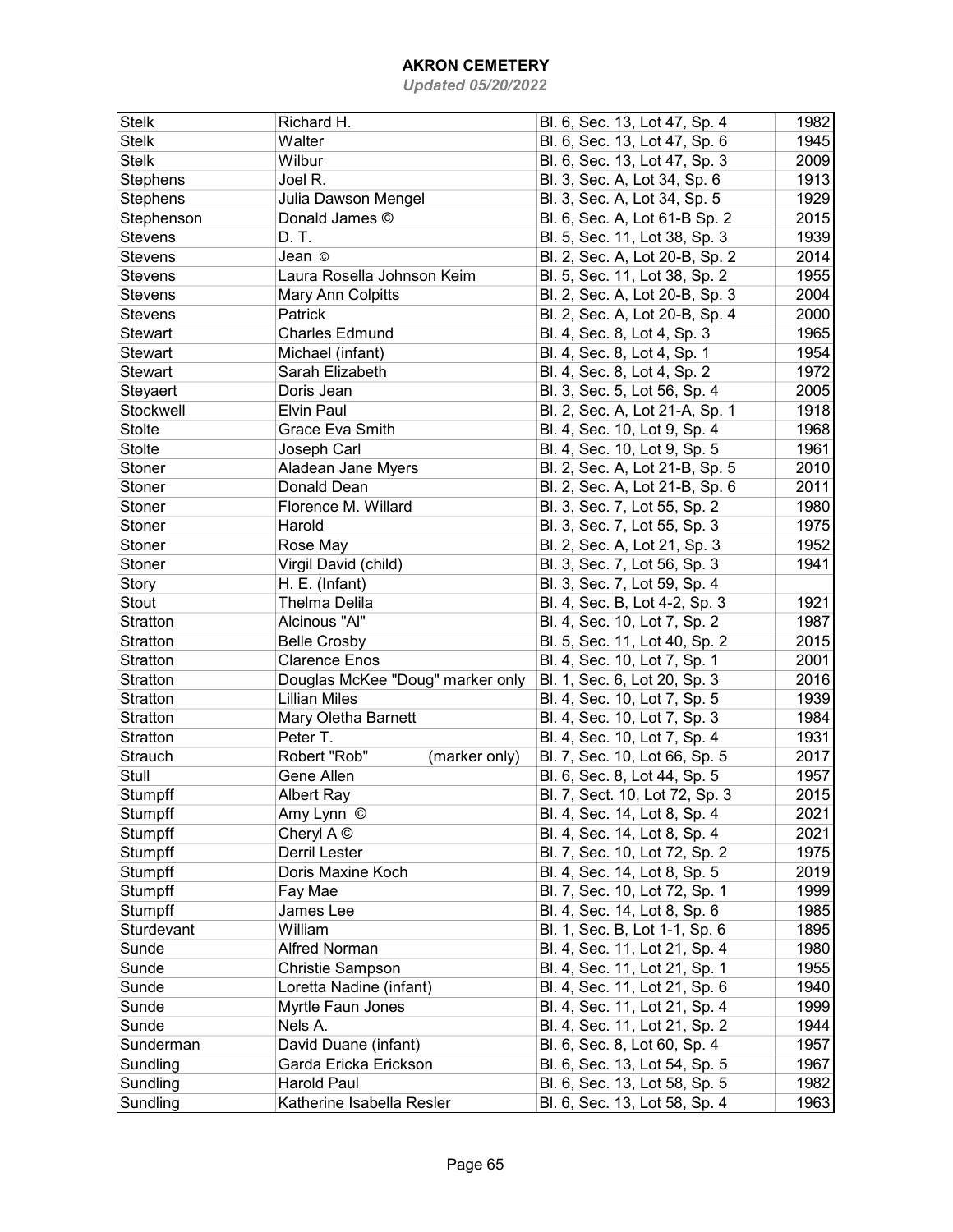# AKRON CEMETERY

*Updated 05/20/2022*

| | | | |
|---|---|---|---|
| Stelk | Richard H. | Bl. 6, Sec. 13, Lot 47, Sp. 4 | 1982 |
| Stelk | Walter | Bl. 6, Sec. 13, Lot 47, Sp. 6 | 1945 |
| Stelk | Wilbur | Bl. 6, Sec. 13, Lot 47, Sp. 3 | 2009 |
| Stephens | Joel R. | Bl. 3, Sec. A, Lot 34, Sp. 6 | 1913 |
| Stephens | Julia Dawson Mengel | Bl. 3, Sec. A, Lot 34, Sp. 5 | 1929 |
| Stephenson | Donald James © | Bl. 6, Sec. A, Lot 61-B Sp. 2 | 2015 |
| Stevens | D. T. | Bl. 5, Sec. 11, Lot 38, Sp. 3 | 1939 |
| Stevens | Jean © | Bl. 2, Sec. A, Lot 20-B, Sp. 2 | 2014 |
| Stevens | Laura Rosella Johnson Keim | Bl. 5, Sec. 11, Lot 38, Sp. 2 | 1955 |
| Stevens | Mary Ann Colpitts | Bl. 2, Sec. A, Lot 20-B, Sp. 3 | 2004 |
| Stevens | Patrick | Bl. 2, Sec. A, Lot 20-B, Sp. 4 | 2000 |
| Stewart | Charles Edmund | Bl. 4, Sec. 8, Lot 4, Sp. 3 | 1965 |
| Stewart | Michael (infant) | Bl. 4, Sec. 8, Lot 4, Sp. 1 | 1954 |
| Stewart | Sarah Elizabeth | Bl. 4, Sec. 8, Lot 4, Sp. 2 | 1972 |
| Steyaert | Doris Jean | Bl. 3, Sec. 5, Lot 56, Sp. 4 | 2005 |
| Stockwell | Elvin Paul | Bl. 2, Sec. A, Lot 21-A, Sp. 1 | 1918 |
| Stolte | Grace Eva Smith | Bl. 4, Sec. 10, Lot 9, Sp. 4 | 1968 |
| Stolte | Joseph Carl | Bl. 4, Sec. 10, Lot 9, Sp. 5 | 1961 |
| Stoner | Aladean Jane Myers | Bl. 2, Sec. A, Lot 21-B, Sp. 5 | 2010 |
| Stoner | Donald Dean | Bl. 2, Sec. A, Lot 21-B, Sp. 6 | 2011 |
| Stoner | Florence M. Willard | Bl. 3, Sec. 7, Lot 55, Sp. 2 | 1980 |
| Stoner | Harold | Bl. 3, Sec. 7, Lot 55, Sp. 3 | 1975 |
| Stoner | Rose May | Bl. 2, Sec. A, Lot 21, Sp. 3 | 1952 |
| Stoner | Virgil David (child) | Bl. 3, Sec. 7, Lot 56, Sp. 3 | 1941 |
| Story | H. E. (Infant) | Bl. 3, Sec. 7, Lot 59, Sp. 4 | |
| Stout | Thelma Delila | Bl. 4, Sec. B, Lot 4-2, Sp. 3 | 1921 |
| Stratton | Alcinous "Al" | Bl. 4, Sec. 10, Lot 7, Sp. 2 | 1987 |
| Stratton | Belle Crosby | Bl. 5, Sec. 11, Lot 40, Sp. 2 | 2015 |
| Stratton | Clarence Enos | Bl. 4, Sec. 10, Lot 7, Sp. 1 | 2001 |
| Stratton | Douglas McKee "Doug" marker only | Bl. 1, Sec. 6, Lot 20, Sp. 3 | 2016 |
| Stratton | Lillian Miles | Bl. 4, Sec. 10, Lot 7, Sp. 5 | 1939 |
| Stratton | Mary Oletha Barnett | Bl. 4, Sec. 10, Lot 7, Sp. 3 | 1984 |
| Stratton | Peter T. | Bl. 4, Sec. 10, Lot 7, Sp. 4 | 1931 |
| Strauch | Robert "Rob" (marker only) | Bl. 7, Sec. 10, Lot 66, Sp. 5 | 2017 |
| Stull | Gene Allen | Bl. 6, Sec. 8, Lot 44, Sp. 5 | 1957 |
| Stumpff | Albert Ray | Bl. 7, Sect. 10, Lot 72, Sp. 3 | 2015 |
| Stumpff | Amy Lynn © | Bl. 4, Sec. 14, Lot 8, Sp. 4 | 2021 |
| Stumpff | Cheryl A © | Bl. 4, Sec. 14, Lot 8, Sp. 4 | 2021 |
| Stumpff | Derril Lester | Bl. 7, Sec. 10, Lot 72, Sp. 2 | 1975 |
| Stumpff | Doris Maxine Koch | Bl. 4, Sec. 14, Lot 8, Sp. 5 | 2019 |
| Stumpff | Fay Mae | Bl. 7, Sec. 10, Lot 72, Sp. 1 | 1999 |
| Stumpff | James Lee | Bl. 4, Sec. 14, Lot 8, Sp. 6 | 1985 |
| Sturdevant | William | Bl. 1, Sec. B, Lot 1-1, Sp. 6 | 1895 |
| Sunde | Alfred Norman | Bl. 4, Sec. 11, Lot 21, Sp. 4 | 1980 |
| Sunde | Christie Sampson | Bl. 4, Sec. 11, Lot 21, Sp. 1 | 1955 |
| Sunde | Loretta Nadine (infant) | Bl. 4, Sec. 11, Lot 21, Sp. 6 | 1940 |
| Sunde | Myrtle Faun Jones | Bl. 4, Sec. 11, Lot 21, Sp. 4 | 1999 |
| Sunde | Nels A. | Bl. 4, Sec. 11, Lot 21, Sp. 2 | 1944 |
| Sunderman | David Duane (infant) | Bl. 6, Sec. 8, Lot 60, Sp. 4 | 1957 |
| Sundling | Garda Ericka Erickson | Bl. 6, Sec. 13, Lot 54, Sp. 5 | 1967 |
| Sundling | Harold Paul | Bl. 6, Sec. 13, Lot 58, Sp. 5 | 1982 |
| Sundling | Katherine Isabella Resler | Bl. 6, Sec. 13, Lot 58, Sp. 4 | 1963 |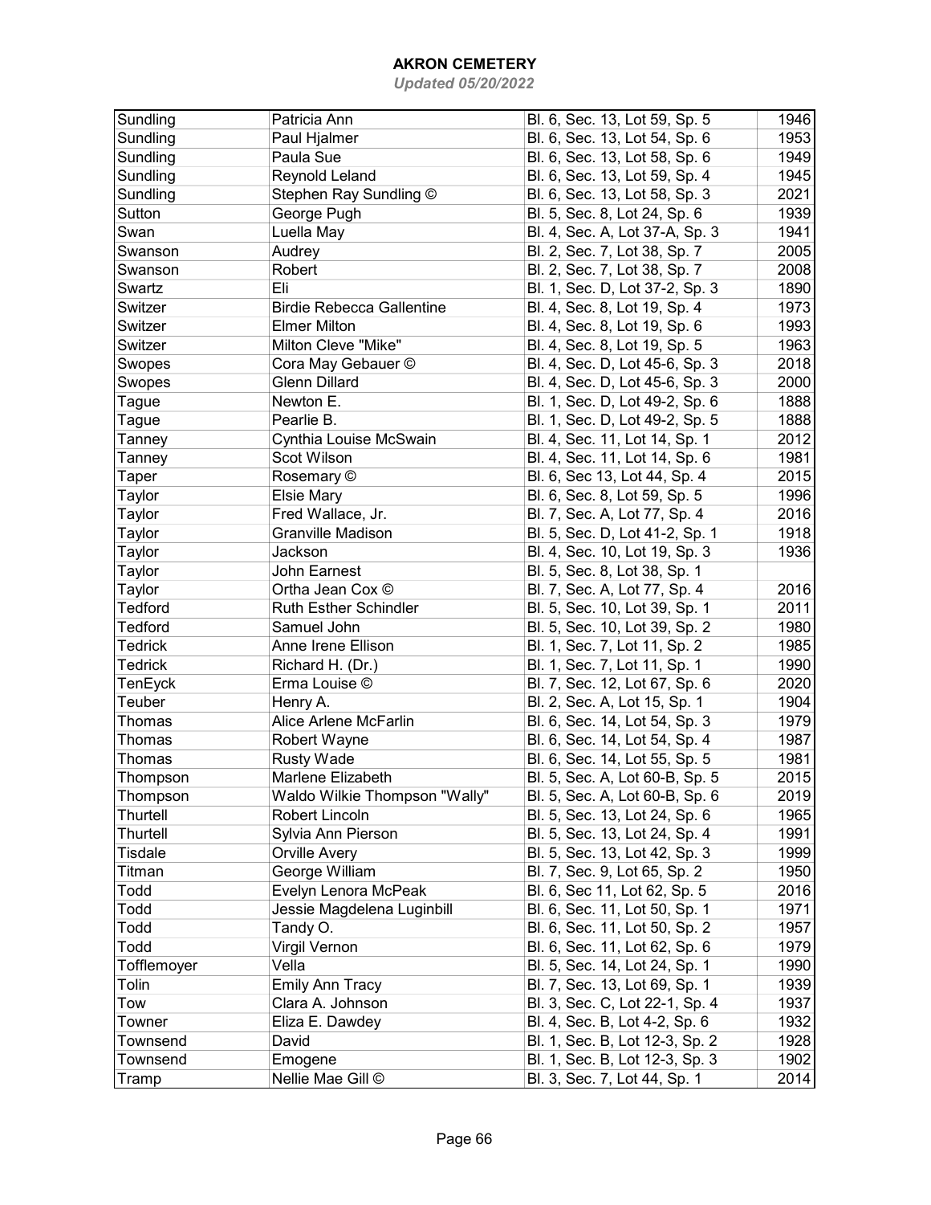# AKRON CEMETERY

*Updated 05/20/2022*

| | | | |
|---|---|---|---|
| Sundling | Patricia Ann | Bl. 6, Sec. 13, Lot 59, Sp. 5 | 1946 |
| Sundling | Paul Hjalmer | Bl. 6, Sec. 13, Lot 54, Sp. 6 | 1953 |
| Sundling | Paula Sue | Bl. 6, Sec. 13, Lot 58, Sp. 6 | 1949 |
| Sundling | Reynold Leland | Bl. 6, Sec. 13, Lot 59, Sp. 4 | 1945 |
| Sundling | Stephen Ray Sundling © | Bl. 6, Sec. 13, Lot 58, Sp. 3 | 2021 |
| Sutton | George Pugh | Bl. 5, Sec. 8, Lot 24, Sp. 6 | 1939 |
| Swan | Luella May | Bl. 4, Sec. A, Lot 37-A, Sp. 3 | 1941 |
| Swanson | Audrey | Bl. 2, Sec. 7, Lot 38, Sp. 7 | 2005 |
| Swanson | Robert | Bl. 2, Sec. 7, Lot 38, Sp. 7 | 2008 |
| Swartz | Eli | Bl. 1, Sec. D, Lot 37-2, Sp. 3 | 1890 |
| Switzer | Birdie Rebecca Gallentine | Bl. 4, Sec. 8, Lot 19, Sp. 4 | 1973 |
| Switzer | Elmer Milton | Bl. 4, Sec. 8, Lot 19, Sp. 6 | 1993 |
| Switzer | Milton Cleve "Mike" | Bl. 4, Sec. 8, Lot 19, Sp. 5 | 1963 |
| Swopes | Cora May Gebauer © | Bl. 4, Sec. D, Lot 45-6, Sp. 3 | 2018 |
| Swopes | Glenn Dillard | Bl. 4, Sec. D, Lot 45-6, Sp. 3 | 2000 |
| Tague | Newton E. | Bl. 1, Sec. D, Lot 49-2, Sp. 6 | 1888 |
| Tague | Pearlie B. | Bl. 1, Sec. D, Lot 49-2, Sp. 5 | 1888 |
| Tanney | Cynthia Louise McSwain | Bl. 4, Sec. 11, Lot 14, Sp. 1 | 2012 |
| Tanney | Scot Wilson | Bl. 4, Sec. 11, Lot 14, Sp. 6 | 1981 |
| Taper | Rosemary © | Bl. 6, Sec 13, Lot 44, Sp. 4 | 2015 |
| Taylor | Elsie Mary | Bl. 6, Sec. 8, Lot 59, Sp. 5 | 1996 |
| Taylor | Fred Wallace, Jr. | Bl. 7, Sec. A, Lot 77, Sp. 4 | 2016 |
| Taylor | Granville Madison | Bl. 5, Sec. D, Lot 41-2, Sp. 1 | 1918 |
| Taylor | Jackson | Bl. 4, Sec. 10, Lot 19, Sp. 3 | 1936 |
| Taylor | John Earnest | Bl. 5, Sec. 8, Lot 38, Sp. 1 | |
| Taylor | Ortha Jean Cox © | Bl. 7, Sec. A, Lot 77, Sp. 4 | 2016 |
| Tedford | Ruth Esther Schindler | Bl. 5, Sec. 10, Lot 39, Sp. 1 | 2011 |
| Tedford | Samuel John | Bl. 5, Sec. 10, Lot 39, Sp. 2 | 1980 |
| Tedrick | Anne Irene Ellison | Bl. 1, Sec. 7, Lot 11, Sp. 2 | 1985 |
| Tedrick | Richard H. (Dr.) | Bl. 1, Sec. 7, Lot 11, Sp. 1 | 1990 |
| TenEyck | Erma Louise © | Bl. 7, Sec. 12, Lot 67, Sp. 6 | 2020 |
| Teuber | Henry A. | Bl. 2, Sec. A, Lot 15, Sp. 1 | 1904 |
| Thomas | Alice Arlene McFarlin | Bl. 6, Sec. 14, Lot 54, Sp. 3 | 1979 |
| Thomas | Robert Wayne | Bl. 6, Sec. 14, Lot 54, Sp. 4 | 1987 |
| Thomas | Rusty Wade | Bl. 6, Sec. 14, Lot 55, Sp. 5 | 1981 |
| Thompson | Marlene Elizabeth | Bl. 5, Sec. A, Lot 60-B, Sp. 5 | 2015 |
| Thompson | Waldo Wilkie Thompson "Wally" | Bl. 5, Sec. A, Lot 60-B, Sp. 6 | 2019 |
| Thurtell | Robert Lincoln | Bl. 5, Sec. 13, Lot 24, Sp. 6 | 1965 |
| Thurtell | Sylvia Ann Pierson | Bl. 5, Sec. 13, Lot 24, Sp. 4 | 1991 |
| Tisdale | Orville Avery | Bl. 5, Sec. 13, Lot 42, Sp. 3 | 1999 |
| Titman | George William | Bl. 7, Sec. 9, Lot 65, Sp. 2 | 1950 |
| Todd | Evelyn Lenora McPeak | Bl. 6, Sec 11, Lot 62, Sp. 5 | 2016 |
| Todd | Jessie Magdelena Luginbill | Bl. 6, Sec. 11, Lot 50, Sp. 1 | 1971 |
| Todd | Tandy O. | Bl. 6, Sec. 11, Lot 50, Sp. 2 | 1957 |
| Todd | Virgil Vernon | Bl. 6, Sec. 11, Lot 62, Sp. 6 | 1979 |
| Tofflemoyer | Vella | Bl. 5, Sec. 14, Lot 24, Sp. 1 | 1990 |
| Tolin | Emily Ann Tracy | Bl. 7, Sec. 13, Lot 69, Sp. 1 | 1939 |
| Tow | Clara A. Johnson | Bl. 3, Sec. C, Lot 22-1, Sp. 4 | 1937 |
| Towner | Eliza E. Dawdey | Bl. 4, Sec. B, Lot 4-2, Sp. 6 | 1932 |
| Townsend | David | Bl. 1, Sec. B, Lot 12-3, Sp. 2 | 1928 |
| Townsend | Emogene | Bl. 1, Sec. B, Lot 12-3, Sp. 3 | 1902 |
| Tramp | Nellie Mae Gill © | Bl. 3, Sec. 7, Lot 44, Sp. 1 | 2014 |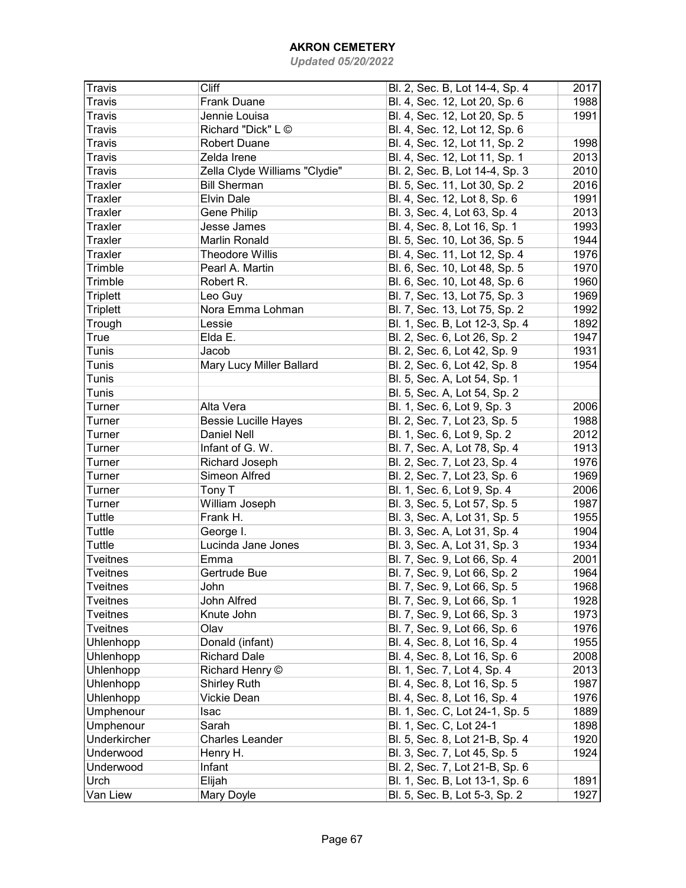# AKRON CEMETERY

*Updated 05/20/2022*

| | | | |
|---|---|---|---|
| Travis | Cliff | Bl. 2, Sec. B, Lot 14-4, Sp. 4 | 2017 |
| Travis | Frank Duane | Bl. 4, Sec. 12, Lot 20, Sp. 6 | 1988 |
| Travis | Jennie Louisa | Bl. 4, Sec. 12, Lot 20, Sp. 5 | 1991 |
| Travis | Richard "Dick" L © | Bl. 4, Sec. 12, Lot 12, Sp. 6 | |
| Travis | Robert Duane | Bl. 4, Sec. 12, Lot 11, Sp. 2 | 1998 |
| Travis | Zelda Irene | Bl. 4, Sec. 12, Lot 11, Sp. 1 | 2013 |
| Travis | Zella Clyde Williams "Clydie" | Bl. 2, Sec. B, Lot 14-4, Sp. 3 | 2010 |
| Traxler | Bill Sherman | Bl. 5, Sec. 11, Lot 30, Sp. 2 | 2016 |
| Traxler | Elvin Dale | Bl. 4, Sec. 12, Lot 8, Sp. 6 | 1991 |
| Traxler | Gene Philip | Bl. 3, Sec. 4, Lot 63, Sp. 4 | 2013 |
| Traxler | Jesse James | Bl. 4, Sec. 8, Lot 16, Sp. 1 | 1993 |
| Traxler | Marlin Ronald | Bl. 5, Sec. 10, Lot 36, Sp. 5 | 1944 |
| Traxler | Theodore Willis | Bl. 4, Sec. 11, Lot 12, Sp. 4 | 1976 |
| Trimble | Pearl A. Martin | Bl. 6, Sec. 10, Lot 48, Sp. 5 | 1970 |
| Trimble | Robert R. | Bl. 6, Sec. 10, Lot 48, Sp. 6 | 1960 |
| Triplett | Leo Guy | Bl. 7, Sec. 13, Lot 75, Sp. 3 | 1969 |
| Triplett | Nora Emma Lohman | Bl. 7, Sec. 13, Lot 75, Sp. 2 | 1992 |
| Trough | Lessie | Bl. 1, Sec. B, Lot 12-3, Sp. 4 | 1892 |
| True | Elda E. | Bl. 2, Sec. 6, Lot 26, Sp. 2 | 1947 |
| Tunis | Jacob | Bl. 2, Sec. 6, Lot 42, Sp. 9 | 1931 |
| Tunis | Mary Lucy Miller Ballard | Bl. 2, Sec. 6, Lot 42, Sp. 8 | 1954 |
| Tunis | | Bl. 5, Sec. A, Lot 54, Sp. 1 | |
| Tunis | | Bl. 5, Sec. A, Lot 54, Sp. 2 | |
| Turner | Alta Vera | Bl. 1, Sec. 6, Lot 9, Sp. 3 | 2006 |
| Turner | Bessie Lucille Hayes | Bl. 2, Sec. 7, Lot 23, Sp. 5 | 1988 |
| Turner | Daniel Nell | Bl. 1, Sec. 6, Lot 9, Sp. 2 | 2012 |
| Turner | Infant of G. W. | Bl. 7, Sec. A, Lot 78, Sp. 4 | 1913 |
| Turner | Richard Joseph | Bl. 2, Sec. 7, Lot 23, Sp. 4 | 1976 |
| Turner | Simeon Alfred | Bl. 2, Sec. 7, Lot 23, Sp. 6 | 1969 |
| Turner | Tony T | Bl. 1, Sec. 6, Lot 9, Sp. 4 | 2006 |
| Turner | William Joseph | Bl. 3, Sec. 5, Lot 57, Sp. 5 | 1987 |
| Tuttle | Frank H. | Bl. 3, Sec. A, Lot 31, Sp. 5 | 1955 |
| Tuttle | George I. | Bl. 3, Sec. A, Lot 31, Sp. 4 | 1904 |
| Tuttle | Lucinda Jane Jones | Bl. 3, Sec. A, Lot 31, Sp. 3 | 1934 |
| Tveitnes | Emma | Bl. 7, Sec. 9, Lot 66, Sp. 4 | 2001 |
| Tveitnes | Gertrude Bue | Bl. 7, Sec. 9, Lot 66, Sp. 2 | 1964 |
| Tveitnes | John | Bl. 7, Sec. 9, Lot 66, Sp. 5 | 1968 |
| Tveitnes | John Alfred | Bl. 7, Sec. 9, Lot 66, Sp. 1 | 1928 |
| Tveitnes | Knute John | Bl. 7, Sec. 9, Lot 66, Sp. 3 | 1973 |
| Tveitnes | Olav | Bl. 7, Sec. 9, Lot 66, Sp. 6 | 1976 |
| Uhlenhopp | Donald (infant) | Bl. 4, Sec. 8, Lot 16, Sp. 4 | 1955 |
| Uhlenhopp | Richard Dale | Bl. 4, Sec. 8, Lot 16, Sp. 6 | 2008 |
| Uhlenhopp | Richard Henry © | Bl. 1, Sec. 7, Lot 4, Sp. 4 | 2013 |
| Uhlenhopp | Shirley Ruth | Bl. 4, Sec. 8, Lot 16, Sp. 5 | 1987 |
| Uhlenhopp | Vickie Dean | Bl. 4, Sec. 8, Lot 16, Sp. 4 | 1976 |
| Umphenour | Isac | Bl. 1, Sec. C, Lot 24-1, Sp. 5 | 1889 |
| Umphenour | Sarah | Bl. 1, Sec. C, Lot 24-1 | 1898 |
| Underkircher | Charles Leander | Bl. 5, Sec. 8, Lot 21-B, Sp. 4 | 1920 |
| Underwood | Henry H. | Bl. 3, Sec. 7, Lot 45, Sp. 5 | 1924 |
| Underwood | Infant | Bl. 2, Sec. 7, Lot 21-B, Sp. 6 | |
| Urch | Elijah | Bl. 1, Sec. B, Lot 13-1, Sp. 6 | 1891 |
| Van Liew | Mary Doyle | Bl. 5, Sec. B, Lot 5-3, Sp. 2 | 1927 |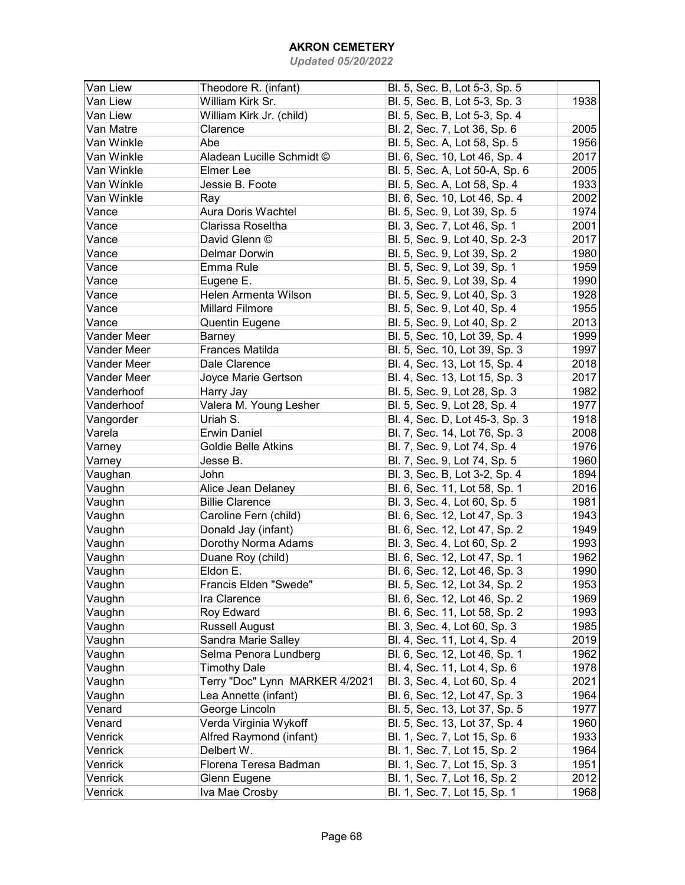# AKRON CEMETERY

*Updated 05/20/2022*

| | | | |
|---|---|---|---|
| Van Liew | Theodore R. (infant) | Bl. 5, Sec. B, Lot 5-3, Sp. 5 | |
| Van Liew | William Kirk Sr. | Bl. 5, Sec. B, Lot 5-3, Sp. 3 | 1938 |
| Van Liew | William Kirk Jr. (child) | Bl. 5, Sec. B, Lot 5-3, Sp. 4 | |
| Van Matre | Clarence | Bl. 2, Sec. 7, Lot 36, Sp. 6 | 2005 |
| Van Winkle | Abe | Bl. 5, Sec. A, Lot 58, Sp. 5 | 1956 |
| Van Winkle | Aladean Lucille Schmidt © | Bl. 6, Sec. 10, Lot 46, Sp. 4 | 2017 |
| Van Winkle | Elmer Lee | Bl. 5, Sec. A, Lot 50-A, Sp. 6 | 2005 |
| Van Winkle | Jessie B. Foote | Bl. 5, Sec. A, Lot 58, Sp. 4 | 1933 |
| Van Winkle | Ray | Bl. 6, Sec. 10, Lot 46, Sp. 4 | 2002 |
| Vance | Aura Doris Wachtel | Bl. 5, Sec. 9, Lot 39, Sp. 5 | 1974 |
| Vance | Clarissa Roseltha | Bl. 3, Sec. 7, Lot 46, Sp. 1 | 2001 |
| Vance | David Glenn © | Bl. 5, Sec. 9, Lot 40, Sp. 2-3 | 2017 |
| Vance | Delmar Dorwin | Bl. 5, Sec. 9, Lot 39, Sp. 2 | 1980 |
| Vance | Emma Rule | Bl. 5, Sec. 9, Lot 39, Sp. 1 | 1959 |
| Vance | Eugene E. | Bl. 5, Sec. 9, Lot 39, Sp. 4 | 1990 |
| Vance | Helen Armenta Wilson | Bl. 5, Sec. 9, Lot 40, Sp. 3 | 1928 |
| Vance | Millard Filmore | Bl. 5, Sec. 9, Lot 40, Sp. 4 | 1955 |
| Vance | Quentin Eugene | Bl. 5, Sec. 9, Lot 40, Sp. 2 | 2013 |
| Vander Meer | Barney | Bl. 5, Sec. 10, Lot 39, Sp. 4 | 1999 |
| Vander Meer | Frances Matilda | Bl. 5, Sec. 10, Lot 39, Sp. 3 | 1997 |
| Vander Meer | Dale Clarence | Bl. 4, Sec. 13, Lot 15, Sp. 4 | 2018 |
| Vander Meer | Joyce Marie Gertson | Bl. 4, Sec. 13, Lot 15, Sp. 3 | 2017 |
| Vanderhoof | Harry Jay | Bl. 5, Sec. 9, Lot 28, Sp. 3 | 1982 |
| Vanderhoof | Valera M. Young Lesher | Bl. 5, Sec. 9, Lot 28, Sp. 4 | 1977 |
| Vangorder | Uriah S. | Bl. 4, Sec. D, Lot 45-3, Sp. 3 | 1918 |
| Varela | Erwin Daniel | Bl. 7, Sec. 14, Lot 76, Sp. 3 | 2008 |
| Varney | Goldie Belle Atkins | Bl. 7, Sec. 9, Lot 74, Sp. 4 | 1976 |
| Varney | Jesse B. | Bl. 7, Sec. 9, Lot 74, Sp. 5 | 1960 |
| Vaughan | John | Bl. 3, Sec. B, Lot 3-2, Sp. 4 | 1894 |
| Vaughn | Alice Jean Delaney | Bl. 6, Sec. 11, Lot 58, Sp. 1 | 2016 |
| Vaughn | Billie Clarence | Bl. 3, Sec. 4, Lot 60, Sp. 5 | 1981 |
| Vaughn | Caroline Fern (child) | Bl. 6, Sec. 12, Lot 47, Sp. 3 | 1943 |
| Vaughn | Donald Jay (infant) | Bl. 6, Sec. 12, Lot 47, Sp. 2 | 1949 |
| Vaughn | Dorothy Norma Adams | Bl. 3, Sec. 4, Lot 60, Sp. 2 | 1993 |
| Vaughn | Duane Roy (child) | Bl. 6, Sec. 12, Lot 47, Sp. 1 | 1962 |
| Vaughn | Eldon E. | Bl. 6, Sec. 12, Lot 46, Sp. 3 | 1990 |
| Vaughn | Francis Elden "Swede" | Bl. 5, Sec. 12, Lot 34, Sp. 2 | 1953 |
| Vaughn | Ira Clarence | Bl. 6, Sec. 12, Lot 46, Sp. 2 | 1969 |
| Vaughn | Roy Edward | Bl. 6, Sec. 11, Lot 58, Sp. 2 | 1993 |
| Vaughn | Russell August | Bl. 3, Sec. 4, Lot 60, Sp. 3 | 1985 |
| Vaughn | Sandra Marie Salley | Bl. 4, Sec. 11, Lot 4, Sp. 4 | 2019 |
| Vaughn | Selma Penora Lundberg | Bl. 6, Sec. 12, Lot 46, Sp. 1 | 1962 |
| Vaughn | Timothy Dale | Bl. 4, Sec. 11, Lot 4, Sp. 6 | 1978 |
| Vaughn | Terry "Doc" Lynn MARKER 4/2021 | Bl. 3, Sec. 4, Lot 60, Sp. 4 | 2021 |
| Vaughn | Lea Annette (infant) | Bl. 6, Sec. 12, Lot 47, Sp. 3 | 1964 |
| Venard | George Lincoln | Bl. 5, Sec. 13, Lot 37, Sp. 5 | 1977 |
| Venard | Verda Virginia Wykoff | Bl. 5, Sec. 13, Lot 37, Sp. 4 | 1960 |
| Venrick | Alfred Raymond (infant) | Bl. 1, Sec. 7, Lot 15, Sp. 6 | 1933 |
| Venrick | Delbert W. | Bl. 1, Sec. 7, Lot 15, Sp. 2 | 1964 |
| Venrick | Florena Teresa Badman | Bl. 1, Sec. 7, Lot 15, Sp. 3 | 1951 |
| Venrick | Glenn Eugene | Bl. 1, Sec. 7, Lot 16, Sp. 2 | 2012 |
| Venrick | Iva Mae Crosby | Bl. 1, Sec. 7, Lot 15, Sp. 1 | 1968 |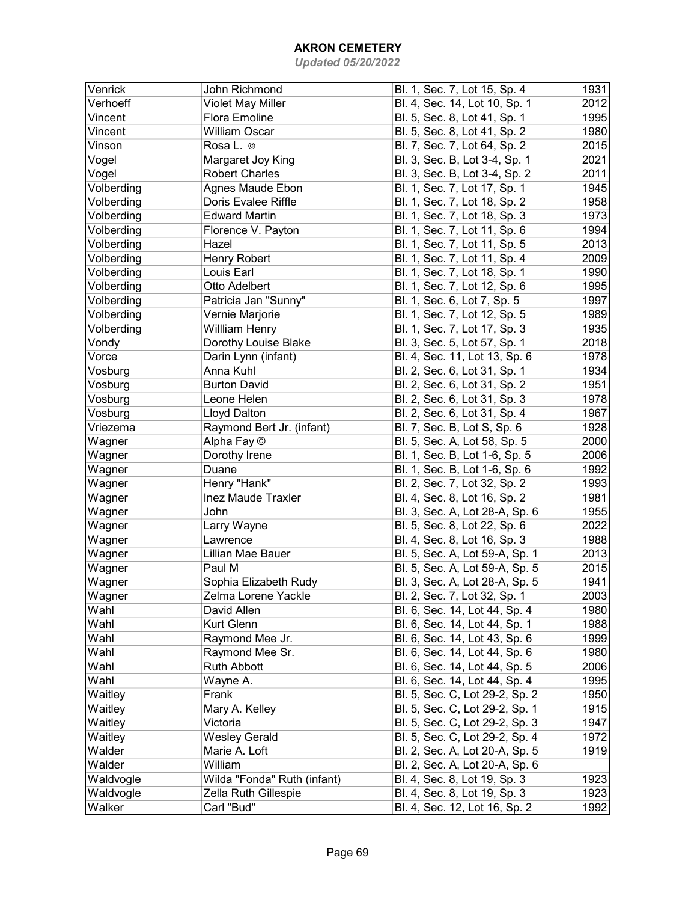# AKRON CEMETERY

*Updated 05/20/2022*

| | | | |
|---|---|---|---|
| Venrick | John Richmond | Bl. 1, Sec. 7, Lot 15, Sp. 4 | 1931 |
| Verhoeff | Violet May Miller | Bl. 4, Sec. 14, Lot 10, Sp. 1 | 2012 |
| Vincent | Flora Emoline | Bl. 5, Sec. 8, Lot 41, Sp. 1 | 1995 |
| Vincent | William Oscar | Bl. 5, Sec. 8, Lot 41, Sp. 2 | 1980 |
| Vinson | Rosa L. © | Bl. 7, Sec. 7, Lot 64, Sp. 2 | 2015 |
| Vogel | Margaret Joy King | Bl. 3, Sec. B, Lot 3-4, Sp. 1 | 2021 |
| Vogel | Robert Charles | Bl. 3, Sec. B, Lot 3-4, Sp. 2 | 2011 |
| Volberding | Agnes Maude Ebon | Bl. 1, Sec. 7, Lot 17, Sp. 1 | 1945 |
| Volberding | Doris Evalee Riffle | Bl. 1, Sec. 7, Lot 18, Sp. 2 | 1958 |
| Volberding | Edward Martin | Bl. 1, Sec. 7, Lot 18, Sp. 3 | 1973 |
| Volberding | Florence V. Payton | Bl. 1, Sec. 7, Lot 11, Sp. 6 | 1994 |
| Volberding | Hazel | Bl. 1, Sec. 7, Lot 11, Sp. 5 | 2013 |
| Volberding | Henry Robert | Bl. 1, Sec. 7, Lot 11, Sp. 4 | 2009 |
| Volberding | Louis Earl | Bl. 1, Sec. 7, Lot 18, Sp. 1 | 1990 |
| Volberding | Otto Adelbert | Bl. 1, Sec. 7, Lot 12, Sp. 6 | 1995 |
| Volberding | Patricia Jan "Sunny" | Bl. 1, Sec. 6, Lot 7, Sp. 5 | 1997 |
| Volberding | Vernie Marjorie | Bl. 1, Sec. 7, Lot 12, Sp. 5 | 1989 |
| Volberding | Willliam Henry | Bl. 1, Sec. 7, Lot 17, Sp. 3 | 1935 |
| Vondy | Dorothy Louise Blake | Bl. 3, Sec. 5, Lot 57, Sp. 1 | 2018 |
| Vorce | Darin Lynn (infant) | Bl. 4, Sec. 11, Lot 13, Sp. 6 | 1978 |
| Vosburg | Anna Kuhl | Bl. 2, Sec. 6, Lot 31, Sp. 1 | 1934 |
| Vosburg | Burton David | Bl. 2, Sec. 6, Lot 31, Sp. 2 | 1951 |
| Vosburg | Leone Helen | Bl. 2, Sec. 6, Lot 31, Sp. 3 | 1978 |
| Vosburg | Lloyd Dalton | Bl. 2, Sec. 6, Lot 31, Sp. 4 | 1967 |
| Vriezema | Raymond Bert Jr. (infant) | Bl. 7, Sec. B, Lot S, Sp. 6 | 1928 |
| Wagner | Alpha Fay © | Bl. 5, Sec. A, Lot 58, Sp. 5 | 2000 |
| Wagner | Dorothy Irene | Bl. 1, Sec. B, Lot 1-6, Sp. 5 | 2006 |
| Wagner | Duane | Bl. 1, Sec. B, Lot 1-6, Sp. 6 | 1992 |
| Wagner | Henry "Hank" | Bl. 2, Sec. 7, Lot 32, Sp. 2 | 1993 |
| Wagner | Inez Maude Traxler | Bl. 4, Sec. 8, Lot 16, Sp. 2 | 1981 |
| Wagner | John | Bl. 3, Sec. A, Lot 28-A, Sp. 6 | 1955 |
| Wagner | Larry Wayne | Bl. 5, Sec. 8, Lot 22, Sp. 6 | 2022 |
| Wagner | Lawrence | Bl. 4, Sec. 8, Lot 16, Sp. 3 | 1988 |
| Wagner | Lillian Mae Bauer | Bl. 5, Sec. A, Lot 59-A, Sp. 1 | 2013 |
| Wagner | Paul M | Bl. 5, Sec. A, Lot 59-A, Sp. 5 | 2015 |
| Wagner | Sophia Elizabeth Rudy | Bl. 3, Sec. A, Lot 28-A, Sp. 5 | 1941 |
| Wagner | Zelma Lorene Yackle | Bl. 2, Sec. 7, Lot 32, Sp. 1 | 2003 |
| Wahl | David Allen | Bl. 6, Sec. 14, Lot 44, Sp. 4 | 1980 |
| Wahl | Kurt Glenn | Bl. 6, Sec. 14, Lot 44, Sp. 1 | 1988 |
| Wahl | Raymond Mee Jr. | Bl. 6, Sec. 14, Lot 43, Sp. 6 | 1999 |
| Wahl | Raymond Mee Sr. | Bl. 6, Sec. 14, Lot 44, Sp. 6 | 1980 |
| Wahl | Ruth Abbott | Bl. 6, Sec. 14, Lot 44, Sp. 5 | 2006 |
| Wahl | Wayne A. | Bl. 6, Sec. 14, Lot 44, Sp. 4 | 1995 |
| Waitley | Frank | Bl. 5, Sec. C, Lot 29-2, Sp. 2 | 1950 |
| Waitley | Mary A. Kelley | Bl. 5, Sec. C, Lot 29-2, Sp. 1 | 1915 |
| Waitley | Victoria | Bl. 5, Sec. C, Lot 29-2, Sp. 3 | 1947 |
| Waitley | Wesley Gerald | Bl. 5, Sec. C, Lot 29-2, Sp. 4 | 1972 |
| Walder | Marie A. Loft | Bl. 2, Sec. A, Lot 20-A, Sp. 5 | 1919 |
| Walder | William | Bl. 2, Sec. A, Lot 20-A, Sp. 6 | |
| Waldvogle | Wilda "Fonda" Ruth (infant) | Bl. 4, Sec. 8, Lot 19, Sp. 3 | 1923 |
| Waldvogle | Zella Ruth Gillespie | Bl. 4, Sec. 8, Lot 19, Sp. 3 | 1923 |
| Walker | Carl "Bud" | Bl. 4, Sec. 12, Lot 16, Sp. 2 | 1992 |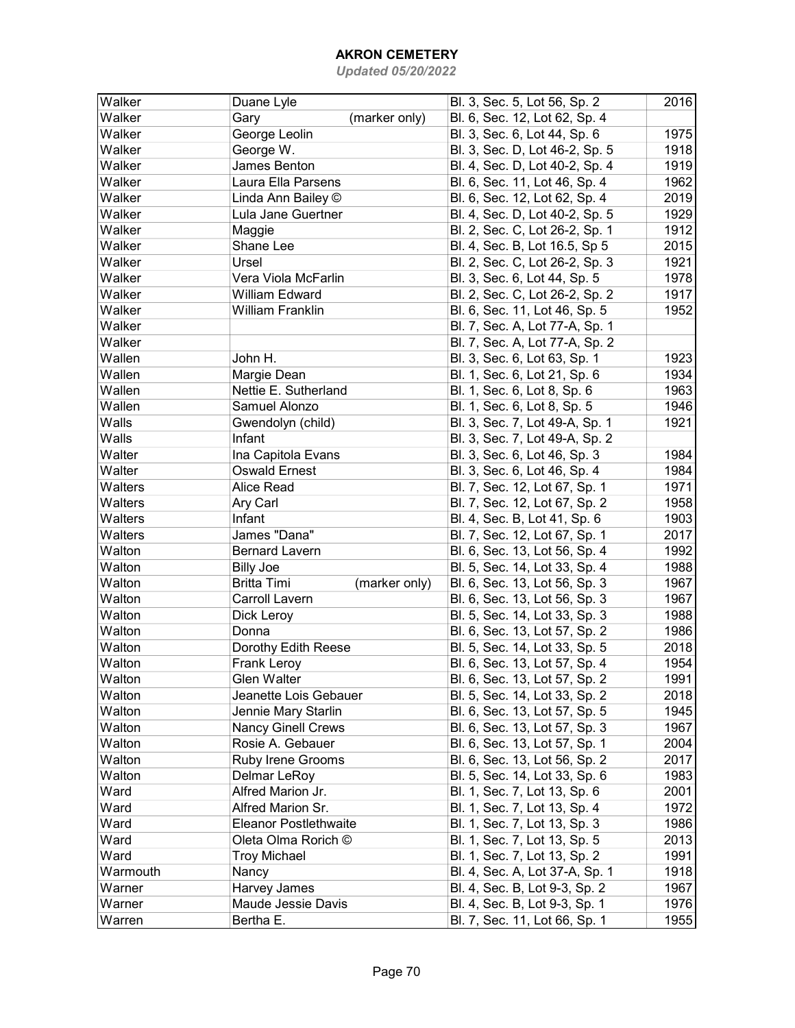# AKRON CEMETERY

*Updated 05/20/2022*

| | | | |
|---|---|---|---|
| Walker | Duane Lyle | Bl. 3, Sec. 5, Lot 56, Sp. 2 | 2016 |
| Walker | Gary (marker only) | Bl. 6, Sec. 12, Lot 62, Sp. 4 | |
| Walker | George Leolin | Bl. 3, Sec. 6, Lot 44, Sp. 6 | 1975 |
| Walker | George W. | Bl. 3, Sec. D, Lot 46-2, Sp. 5 | 1918 |
| Walker | James Benton | Bl. 4, Sec. D, Lot 40-2, Sp. 4 | 1919 |
| Walker | Laura Ella Parsens | Bl. 6, Sec. 11, Lot 46, Sp. 4 | 1962 |
| Walker | Linda Ann Bailey © | Bl. 6, Sec. 12, Lot 62, Sp. 4 | 2019 |
| Walker | Lula Jane Guertner | Bl. 4, Sec. D, Lot 40-2, Sp. 5 | 1929 |
| Walker | Maggie | Bl. 2, Sec. C, Lot 26-2, Sp. 1 | 1912 |
| Walker | Shane Lee | Bl. 4, Sec. B, Lot 16.5, Sp 5 | 2015 |
| Walker | Ursel | Bl. 2, Sec. C, Lot 26-2, Sp. 3 | 1921 |
| Walker | Vera Viola McFarlin | Bl. 3, Sec. 6, Lot 44, Sp. 5 | 1978 |
| Walker | William Edward | Bl. 2, Sec. C, Lot 26-2, Sp. 2 | 1917 |
| Walker | William Franklin | Bl. 6, Sec. 11, Lot 46, Sp. 5 | 1952 |
| Walker | | Bl. 7, Sec. A, Lot 77-A, Sp. 1 | |
| Walker | | Bl. 7, Sec. A, Lot 77-A, Sp. 2 | |
| Wallen | John H. | Bl. 3, Sec. 6, Lot 63, Sp. 1 | 1923 |
| Wallen | Margie Dean | Bl. 1, Sec. 6, Lot 21, Sp. 6 | 1934 |
| Wallen | Nettie E. Sutherland | Bl. 1, Sec. 6, Lot 8, Sp. 6 | 1963 |
| Wallen | Samuel Alonzo | Bl. 1, Sec. 6, Lot 8, Sp. 5 | 1946 |
| Walls | Gwendolyn (child) | Bl. 3, Sec. 7, Lot 49-A, Sp. 1 | 1921 |
| Walls | Infant | Bl. 3, Sec. 7, Lot 49-A, Sp. 2 | |
| Walter | Ina Capitola Evans | Bl. 3, Sec. 6, Lot 46, Sp. 3 | 1984 |
| Walter | Oswald Ernest | Bl. 3, Sec. 6, Lot 46, Sp. 4 | 1984 |
| Walters | Alice Read | Bl. 7, Sec. 12, Lot 67, Sp. 1 | 1971 |
| Walters | Ary Carl | Bl. 7, Sec. 12, Lot 67, Sp. 2 | 1958 |
| Walters | Infant | Bl. 4, Sec. B, Lot 41, Sp. 6 | 1903 |
| Walters | James "Dana" | Bl. 7, Sec. 12, Lot 67, Sp. 1 | 2017 |
| Walton | Bernard Lavern | Bl. 6, Sec. 13, Lot 56, Sp. 4 | 1992 |
| Walton | Billy Joe | Bl. 5, Sec. 14, Lot 33, Sp. 4 | 1988 |
| Walton | Britta Timi (marker only) | Bl. 6, Sec. 13, Lot 56, Sp. 3 | 1967 |
| Walton | Carroll Lavern | Bl. 6, Sec. 13, Lot 56, Sp. 3 | 1967 |
| Walton | Dick Leroy | Bl. 5, Sec. 14, Lot 33, Sp. 3 | 1988 |
| Walton | Donna | Bl. 6, Sec. 13, Lot 57, Sp. 2 | 1986 |
| Walton | Dorothy Edith Reese | Bl. 5, Sec. 14, Lot 33, Sp. 5 | 2018 |
| Walton | Frank Leroy | Bl. 6, Sec. 13, Lot 57, Sp. 4 | 1954 |
| Walton | Glen Walter | Bl. 6, Sec. 13, Lot 57, Sp. 2 | 1991 |
| Walton | Jeanette Lois Gebauer | Bl. 5, Sec. 14, Lot 33, Sp. 2 | 2018 |
| Walton | Jennie Mary Starlin | Bl. 6, Sec. 13, Lot 57, Sp. 5 | 1945 |
| Walton | Nancy Ginell Crews | Bl. 6, Sec. 13, Lot 57, Sp. 3 | 1967 |
| Walton | Rosie A. Gebauer | Bl. 6, Sec. 13, Lot 57, Sp. 1 | 2004 |
| Walton | Ruby Irene Grooms | Bl. 6, Sec. 13, Lot 56, Sp. 2 | 2017 |
| Walton | Delmar LeRoy | Bl. 5, Sec. 14, Lot 33, Sp. 6 | 1983 |
| Ward | Alfred Marion Jr. | Bl. 1, Sec. 7, Lot 13, Sp. 6 | 2001 |
| Ward | Alfred Marion Sr. | Bl. 1, Sec. 7, Lot 13, Sp. 4 | 1972 |
| Ward | Eleanor Postlethwaite | Bl. 1, Sec. 7, Lot 13, Sp. 3 | 1986 |
| Ward | Oleta Olma Rorich © | Bl. 1, Sec. 7, Lot 13, Sp. 5 | 2013 |
| Ward | Troy Michael | Bl. 1, Sec. 7, Lot 13, Sp. 2 | 1991 |
| Warmouth | Nancy | Bl. 4, Sec. A, Lot 37-A, Sp. 1 | 1918 |
| Warner | Harvey James | Bl. 4, Sec. B, Lot 9-3, Sp. 2 | 1967 |
| Warner | Maude Jessie Davis | Bl. 4, Sec. B, Lot 9-3, Sp. 1 | 1976 |
| Warren | Bertha E. | Bl. 7, Sec. 11, Lot 66, Sp. 1 | 1955 |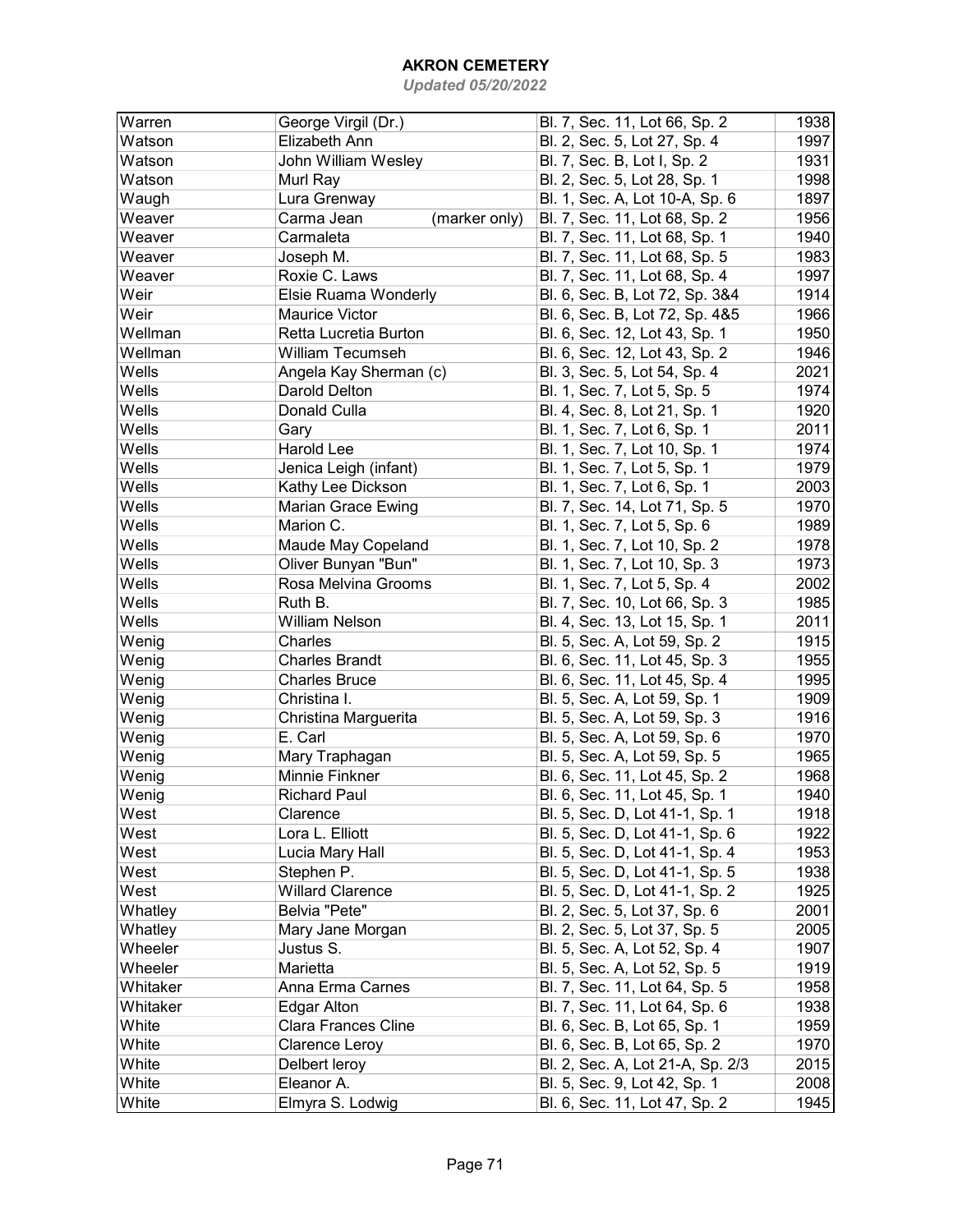## AKRON CEMETERY

*Updated 05/20/2022*

| | | | |
|---|---|---|---|
| Warren | George Virgil (Dr.) | Bl. 7, Sec. 11, Lot 66, Sp. 2 | 1938 |
| Watson | Elizabeth Ann | Bl. 2, Sec. 5, Lot 27, Sp. 4 | 1997 |
| Watson | John William Wesley | Bl. 7, Sec. B, Lot I, Sp. 2 | 1931 |
| Watson | Murl Ray | Bl. 2, Sec. 5, Lot 28, Sp. 1 | 1998 |
| Waugh | Lura Grenway | Bl. 1, Sec. A, Lot 10-A, Sp. 6 | 1897 |
| Weaver | Carma Jean (marker only) | Bl. 7, Sec. 11, Lot 68, Sp. 2 | 1956 |
| Weaver | Carmaleta | Bl. 7, Sec. 11, Lot 68, Sp. 1 | 1940 |
| Weaver | Joseph M. | Bl. 7, Sec. 11, Lot 68, Sp. 5 | 1983 |
| Weaver | Roxie C. Laws | Bl. 7, Sec. 11, Lot 68, Sp. 4 | 1997 |
| Weir | Elsie Ruama Wonderly | Bl. 6, Sec. B, Lot 72, Sp. 3&4 | 1914 |
| Weir | Maurice Victor | Bl. 6, Sec. B, Lot 72, Sp. 4&5 | 1966 |
| Wellman | Retta Lucretia Burton | Bl. 6, Sec. 12, Lot 43, Sp. 1 | 1950 |
| Wellman | William Tecumseh | Bl. 6, Sec. 12, Lot 43, Sp. 2 | 1946 |
| Wells | Angela Kay Sherman (c) | Bl. 3, Sec. 5, Lot 54, Sp. 4 | 2021 |
| Wells | Darold Delton | Bl. 1, Sec. 7, Lot 5, Sp. 5 | 1974 |
| Wells | Donald Culla | Bl. 4, Sec. 8, Lot 21, Sp. 1 | 1920 |
| Wells | Gary | Bl. 1, Sec. 7, Lot 6, Sp. 1 | 2011 |
| Wells | Harold Lee | Bl. 1, Sec. 7, Lot 10, Sp. 1 | 1974 |
| Wells | Jenica Leigh (infant) | Bl. 1, Sec. 7, Lot 5, Sp. 1 | 1979 |
| Wells | Kathy Lee Dickson | Bl. 1, Sec. 7, Lot 6, Sp. 1 | 2003 |
| Wells | Marian Grace Ewing | Bl. 7, Sec. 14, Lot 71, Sp. 5 | 1970 |
| Wells | Marion C. | Bl. 1, Sec. 7, Lot 5, Sp. 6 | 1989 |
| Wells | Maude May Copeland | Bl. 1, Sec. 7, Lot 10, Sp. 2 | 1978 |
| Wells | Oliver Bunyan "Bun" | Bl. 1, Sec. 7, Lot 10, Sp. 3 | 1973 |
| Wells | Rosa Melvina Grooms | Bl. 1, Sec. 7, Lot 5, Sp. 4 | 2002 |
| Wells | Ruth B. | Bl. 7, Sec. 10, Lot 66, Sp. 3 | 1985 |
| Wells | William Nelson | Bl. 4, Sec. 13, Lot 15, Sp. 1 | 2011 |
| Wenig | Charles | Bl. 5, Sec. A, Lot 59, Sp. 2 | 1915 |
| Wenig | Charles Brandt | Bl. 6, Sec. 11, Lot 45, Sp. 3 | 1955 |
| Wenig | Charles Bruce | Bl. 6, Sec. 11, Lot 45, Sp. 4 | 1995 |
| Wenig | Christina I. | Bl. 5, Sec. A, Lot 59, Sp. 1 | 1909 |
| Wenig | Christina Marguerita | Bl. 5, Sec. A, Lot 59, Sp. 3 | 1916 |
| Wenig | E. Carl | Bl. 5, Sec. A, Lot 59, Sp. 6 | 1970 |
| Wenig | Mary Traphagan | Bl. 5, Sec. A, Lot 59, Sp. 5 | 1965 |
| Wenig | Minnie Finkner | Bl. 6, Sec. 11, Lot 45, Sp. 2 | 1968 |
| Wenig | Richard Paul | Bl. 6, Sec. 11, Lot 45, Sp. 1 | 1940 |
| West | Clarence | Bl. 5, Sec. D, Lot 41-1, Sp. 1 | 1918 |
| West | Lora L. Elliott | Bl. 5, Sec. D, Lot 41-1, Sp. 6 | 1922 |
| West | Lucia Mary Hall | Bl. 5, Sec. D, Lot 41-1, Sp. 4 | 1953 |
| West | Stephen P. | Bl. 5, Sec. D, Lot 41-1, Sp. 5 | 1938 |
| West | Willard Clarence | Bl. 5, Sec. D, Lot 41-1, Sp. 2 | 1925 |
| Whatley | Belvia "Pete" | Bl. 2, Sec. 5, Lot 37, Sp. 6 | 2001 |
| Whatley | Mary Jane Morgan | Bl. 2, Sec. 5, Lot 37, Sp. 5 | 2005 |
| Wheeler | Justus S. | Bl. 5, Sec. A, Lot 52, Sp. 4 | 1907 |
| Wheeler | Marietta | Bl. 5, Sec. A, Lot 52, Sp. 5 | 1919 |
| Whitaker | Anna Erma Carnes | Bl. 7, Sec. 11, Lot 64, Sp. 5 | 1958 |
| Whitaker | Edgar Alton | Bl. 7, Sec. 11, Lot 64, Sp. 6 | 1938 |
| White | Clara Frances Cline | Bl. 6, Sec. B, Lot 65, Sp. 1 | 1959 |
| White | Clarence Leroy | Bl. 6, Sec. B, Lot 65, Sp. 2 | 1970 |
| White | Delbert leroy | Bl. 2, Sec. A, Lot 21-A, Sp. 2/3 | 2015 |
| White | Eleanor A. | Bl. 5, Sec. 9, Lot 42, Sp. 1 | 2008 |
| White | Elmyra S. Lodwig | Bl. 6, Sec. 11, Lot 47, Sp. 2 | 1945 |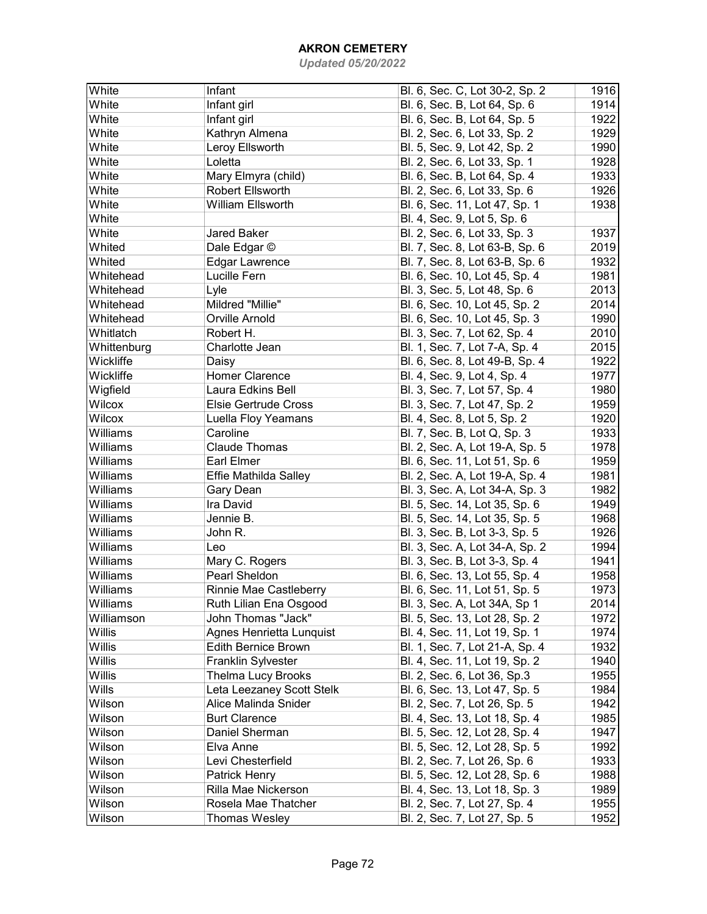# AKRON CEMETERY

*Updated 05/20/2022*

| | | | |
|---|---|---|---|
| White | Infant | Bl. 6, Sec. C, Lot 30-2, Sp. 2 | 1916 |
| White | Infant girl | Bl. 6, Sec. B, Lot 64, Sp. 6 | 1914 |
| White | Infant girl | Bl. 6, Sec. B, Lot 64, Sp. 5 | 1922 |
| White | Kathryn Almena | Bl. 2, Sec. 6, Lot 33, Sp. 2 | 1929 |
| White | Leroy Ellsworth | Bl. 5, Sec. 9, Lot 42, Sp. 2 | 1990 |
| White | Loletta | Bl. 2, Sec. 6, Lot 33, Sp. 1 | 1928 |
| White | Mary Elmyra (child) | Bl. 6, Sec. B, Lot 64, Sp. 4 | 1933 |
| White | Robert Ellsworth | Bl. 2, Sec. 6, Lot 33, Sp. 6 | 1926 |
| White | William Ellsworth | Bl. 6, Sec. 11, Lot 47, Sp. 1 | 1938 |
| White | | Bl. 4, Sec. 9, Lot 5, Sp. 6 | |
| White | Jared Baker | Bl. 2, Sec. 6, Lot 33, Sp. 3 | 1937 |
| Whited | Dale Edgar © | Bl. 7, Sec. 8, Lot 63-B, Sp. 6 | 2019 |
| Whited | Edgar Lawrence | Bl. 7, Sec. 8, Lot 63-B, Sp. 6 | 1932 |
| Whitehead | Lucille Fern | Bl. 6, Sec. 10, Lot 45, Sp. 4 | 1981 |
| Whitehead | Lyle | Bl. 3, Sec. 5, Lot 48, Sp. 6 | 2013 |
| Whitehead | Mildred "Millie" | Bl. 6, Sec. 10, Lot 45, Sp. 2 | 2014 |
| Whitehead | Orville Arnold | Bl. 6, Sec. 10, Lot 45, Sp. 3 | 1990 |
| Whitlatch | Robert H. | Bl. 3, Sec. 7, Lot 62, Sp. 4 | 2010 |
| Whittenburg | Charlotte Jean | Bl. 1, Sec. 7, Lot 7-A, Sp. 4 | 2015 |
| Wickliffe | Daisy | Bl. 6, Sec. 8, Lot 49-B, Sp. 4 | 1922 |
| Wickliffe | Homer Clarence | Bl. 4, Sec. 9, Lot 4, Sp. 4 | 1977 |
| Wigfield | Laura Edkins Bell | Bl. 3, Sec. 7, Lot 57, Sp. 4 | 1980 |
| Wilcox | Elsie Gertrude Cross | Bl. 3, Sec. 7, Lot 47, Sp. 2 | 1959 |
| Wilcox | Luella Floy Yeamans | Bl. 4, Sec. 8, Lot 5, Sp. 2 | 1920 |
| Williams | Caroline | Bl. 7, Sec. B, Lot Q, Sp. 3 | 1933 |
| Williams | Claude Thomas | Bl. 2, Sec. A, Lot 19-A, Sp. 5 | 1978 |
| Williams | Earl Elmer | Bl. 6, Sec. 11, Lot 51, Sp. 6 | 1959 |
| Williams | Effie Mathilda Salley | Bl. 2, Sec. A, Lot 19-A, Sp. 4 | 1981 |
| Williams | Gary Dean | Bl. 3, Sec. A, Lot 34-A, Sp. 3 | 1982 |
| Williams | Ira David | Bl. 5, Sec. 14, Lot 35, Sp. 6 | 1949 |
| Williams | Jennie B. | Bl. 5, Sec. 14, Lot 35, Sp. 5 | 1968 |
| Williams | John R. | Bl. 3, Sec. B, Lot 3-3, Sp. 5 | 1926 |
| Williams | Leo | Bl. 3, Sec. A, Lot 34-A, Sp. 2 | 1994 |
| Williams | Mary C. Rogers | Bl. 3, Sec. B, Lot 3-3, Sp. 4 | 1941 |
| Williams | Pearl Sheldon | Bl. 6, Sec. 13, Lot 55, Sp. 4 | 1958 |
| Williams | Rinnie Mae Castleberry | Bl. 6, Sec. 11, Lot 51, Sp. 5 | 1973 |
| Williams | Ruth Lilian Ena Osgood | Bl. 3, Sec. A, Lot 34A, Sp 1 | 2014 |
| Williamson | John Thomas "Jack" | Bl. 5, Sec. 13, Lot 28, Sp. 2 | 1972 |
| Willis | Agnes Henrietta Lunquist | Bl. 4, Sec. 11, Lot 19, Sp. 1 | 1974 |
| Willis | Edith Bernice Brown | Bl. 1, Sec. 7, Lot 21-A, Sp. 4 | 1932 |
| Willis | Franklin Sylvester | Bl. 4, Sec. 11, Lot 19, Sp. 2 | 1940 |
| Willis | Thelma Lucy Brooks | Bl. 2, Sec. 6, Lot 36, Sp.3 | 1955 |
| Wills | Leta Leezaney Scott Stelk | Bl. 6, Sec. 13, Lot 47, Sp. 5 | 1984 |
| Wilson | Alice Malinda Snider | Bl. 2, Sec. 7, Lot 26, Sp. 5 | 1942 |
| Wilson | Burt Clarence | Bl. 4, Sec. 13, Lot 18, Sp. 4 | 1985 |
| Wilson | Daniel Sherman | Bl. 5, Sec. 12, Lot 28, Sp. 4 | 1947 |
| Wilson | Elva Anne | Bl. 5, Sec. 12, Lot 28, Sp. 5 | 1992 |
| Wilson | Levi Chesterfield | Bl. 2, Sec. 7, Lot 26, Sp. 6 | 1933 |
| Wilson | Patrick Henry | Bl. 5, Sec. 12, Lot 28, Sp. 6 | 1988 |
| Wilson | Rilla Mae Nickerson | Bl. 4, Sec. 13, Lot 18, Sp. 3 | 1989 |
| Wilson | Rosela Mae Thatcher | Bl. 2, Sec. 7, Lot 27, Sp. 4 | 1955 |
| Wilson | Thomas Wesley | Bl. 2, Sec. 7, Lot 27, Sp. 5 | 1952 |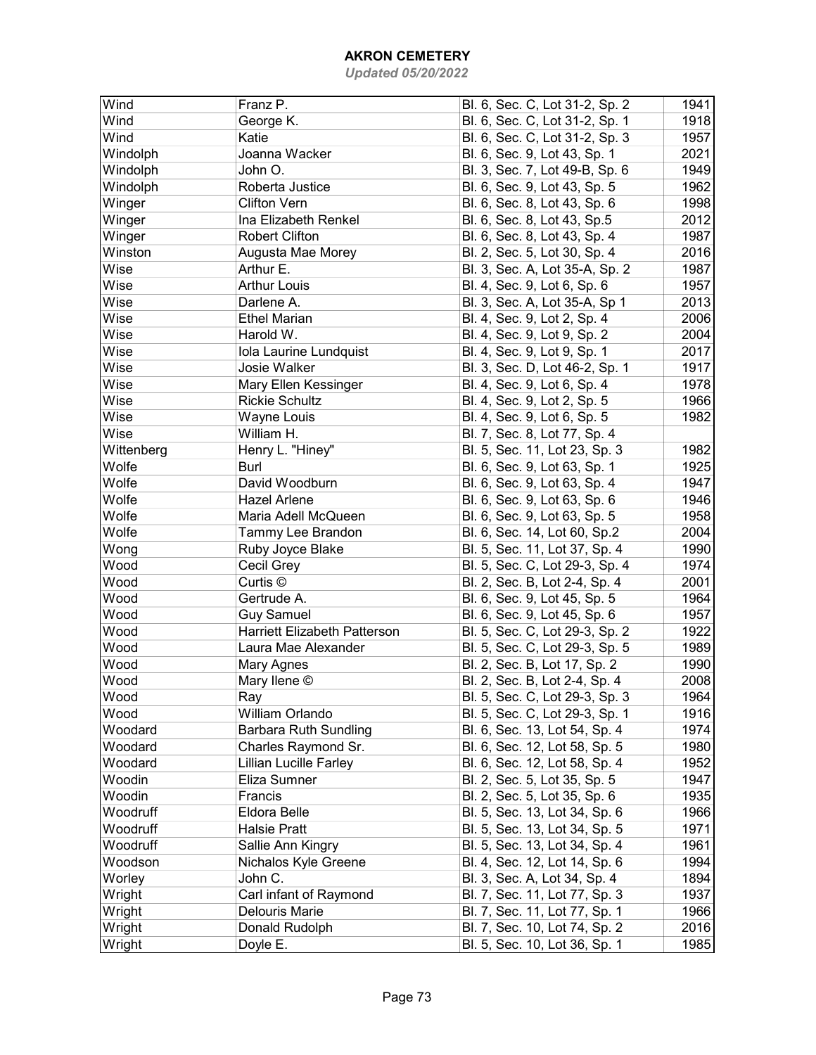# AKRON CEMETERY

*Updated 05/20/2022*

| | | | |
|---|---|---|---|
| Wind | Franz P. | Bl. 6, Sec. C, Lot 31-2, Sp. 2 | 1941 |
| Wind | George K. | Bl. 6, Sec. C, Lot 31-2, Sp. 1 | 1918 |
| Wind | Katie | Bl. 6, Sec. C, Lot 31-2, Sp. 3 | 1957 |
| Windolph | Joanna Wacker | Bl. 6, Sec. 9, Lot 43, Sp. 1 | 2021 |
| Windolph | John O. | Bl. 3, Sec. 7, Lot 49-B, Sp. 6 | 1949 |
| Windolph | Roberta Justice | Bl. 6, Sec. 9, Lot 43, Sp. 5 | 1962 |
| Winger | Clifton Vern | Bl. 6, Sec. 8, Lot 43, Sp. 6 | 1998 |
| Winger | Ina Elizabeth Renkel | Bl. 6, Sec. 8, Lot 43, Sp.5 | 2012 |
| Winger | Robert Clifton | Bl. 6, Sec. 8, Lot 43, Sp. 4 | 1987 |
| Winston | Augusta Mae Morey | Bl. 2, Sec. 5, Lot 30, Sp. 4 | 2016 |
| Wise | Arthur E. | Bl. 3, Sec. A, Lot 35-A, Sp. 2 | 1987 |
| Wise | Arthur Louis | Bl. 4, Sec. 9, Lot 6, Sp. 6 | 1957 |
| Wise | Darlene A. | Bl. 3, Sec. A, Lot 35-A, Sp 1 | 2013 |
| Wise | Ethel Marian | Bl. 4, Sec. 9, Lot 2, Sp. 4 | 2006 |
| Wise | Harold W. | Bl. 4, Sec. 9, Lot 9, Sp. 2 | 2004 |
| Wise | Iola Laurine Lundquist | Bl. 4, Sec. 9, Lot 9, Sp. 1 | 2017 |
| Wise | Josie Walker | Bl. 3, Sec. D, Lot 46-2, Sp. 1 | 1917 |
| Wise | Mary Ellen Kessinger | Bl. 4, Sec. 9, Lot 6, Sp. 4 | 1978 |
| Wise | Rickie Schultz | Bl. 4, Sec. 9, Lot 2, Sp. 5 | 1966 |
| Wise | Wayne Louis | Bl. 4, Sec. 9, Lot 6, Sp. 5 | 1982 |
| Wise | William H. | Bl. 7, Sec. 8, Lot 77, Sp. 4 | |
| Wittenberg | Henry L. "Hiney" | Bl. 5, Sec. 11, Lot 23, Sp. 3 | 1982 |
| Wolfe | Burl | Bl. 6, Sec. 9, Lot 63, Sp. 1 | 1925 |
| Wolfe | David Woodburn | Bl. 6, Sec. 9, Lot 63, Sp. 4 | 1947 |
| Wolfe | Hazel Arlene | Bl. 6, Sec. 9, Lot 63, Sp. 6 | 1946 |
| Wolfe | Maria Adell McQueen | Bl. 6, Sec. 9, Lot 63, Sp. 5 | 1958 |
| Wolfe | Tammy Lee Brandon | Bl. 6, Sec. 14, Lot 60, Sp.2 | 2004 |
| Wong | Ruby Joyce Blake | Bl. 5, Sec. 11, Lot 37, Sp. 4 | 1990 |
| Wood | Cecil Grey | Bl. 5, Sec. C, Lot 29-3, Sp. 4 | 1974 |
| Wood | Curtis © | Bl. 2, Sec. B, Lot 2-4, Sp. 4 | 2001 |
| Wood | Gertrude A. | Bl. 6, Sec. 9, Lot 45, Sp. 5 | 1964 |
| Wood | Guy Samuel | Bl. 6, Sec. 9, Lot 45, Sp. 6 | 1957 |
| Wood | Harriett Elizabeth Patterson | Bl. 5, Sec. C, Lot 29-3, Sp. 2 | 1922 |
| Wood | Laura Mae Alexander | Bl. 5, Sec. C, Lot 29-3, Sp. 5 | 1989 |
| Wood | Mary Agnes | Bl. 2, Sec. B, Lot 17, Sp. 2 | 1990 |
| Wood | Mary Ilene © | Bl. 2, Sec. B, Lot 2-4, Sp. 4 | 2008 |
| Wood | Ray | Bl. 5, Sec. C, Lot 29-3, Sp. 3 | 1964 |
| Wood | William Orlando | Bl. 5, Sec. C, Lot 29-3, Sp. 1 | 1916 |
| Woodard | Barbara Ruth Sundling | Bl. 6, Sec. 13, Lot 54, Sp. 4 | 1974 |
| Woodard | Charles Raymond Sr. | Bl. 6, Sec. 12, Lot 58, Sp. 5 | 1980 |
| Woodard | Lillian Lucille Farley | Bl. 6, Sec. 12, Lot 58, Sp. 4 | 1952 |
| Woodin | Eliza Sumner | Bl. 2, Sec. 5, Lot 35, Sp. 5 | 1947 |
| Woodin | Francis | Bl. 2, Sec. 5, Lot 35, Sp. 6 | 1935 |
| Woodruff | Eldora Belle | Bl. 5, Sec. 13, Lot 34, Sp. 6 | 1966 |
| Woodruff | Halsie Pratt | Bl. 5, Sec. 13, Lot 34, Sp. 5 | 1971 |
| Woodruff | Sallie Ann Kingry | Bl. 5, Sec. 13, Lot 34, Sp. 4 | 1961 |
| Woodson | Nichalos Kyle Greene | Bl. 4, Sec. 12, Lot 14, Sp. 6 | 1994 |
| Worley | John C. | Bl. 3, Sec. A, Lot 34, Sp. 4 | 1894 |
| Wright | Carl infant of Raymond | Bl. 7, Sec. 11, Lot 77, Sp. 3 | 1937 |
| Wright | Delouris Marie | Bl. 7, Sec. 11, Lot 77, Sp. 1 | 1966 |
| Wright | Donald Rudolph | Bl. 7, Sec. 10, Lot 74, Sp. 2 | 2016 |
| Wright | Doyle E. | Bl. 5, Sec. 10, Lot 36, Sp. 1 | 1985 |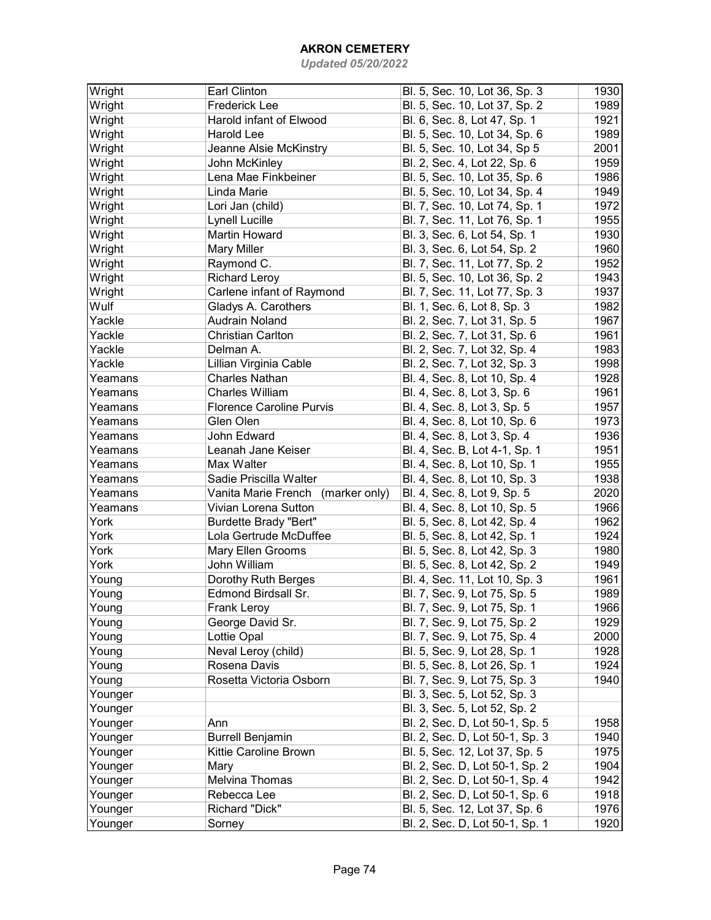# AKRON CEMETERY

*Updated 05/20/2022*

| | | | |
|---|---|---|---|
| Wright | Earl Clinton | Bl. 5, Sec. 10, Lot 36, Sp. 3 | 1930 |
| Wright | Frederick Lee | Bl. 5, Sec. 10, Lot 37, Sp. 2 | 1989 |
| Wright | Harold infant of Elwood | Bl. 6, Sec. 8, Lot 47, Sp. 1 | 1921 |
| Wright | Harold Lee | Bl. 5, Sec. 10, Lot 34, Sp. 6 | 1989 |
| Wright | Jeanne Alsie McKinstry | Bl. 5, Sec. 10, Lot 34, Sp 5 | 2001 |
| Wright | John McKinley | Bl. 2, Sec. 4, Lot 22, Sp. 6 | 1959 |
| Wright | Lena Mae Finkbeiner | Bl. 5, Sec. 10, Lot 35, Sp. 6 | 1986 |
| Wright | Linda Marie | Bl. 5, Sec. 10, Lot 34, Sp. 4 | 1949 |
| Wright | Lori Jan (child) | Bl. 7, Sec. 10, Lot 74, Sp. 1 | 1972 |
| Wright | Lynell Lucille | Bl. 7, Sec. 11, Lot 76, Sp. 1 | 1955 |
| Wright | Martin Howard | Bl. 3, Sec. 6, Lot 54, Sp. 1 | 1930 |
| Wright | Mary Miller | Bl. 3, Sec. 6, Lot 54, Sp. 2 | 1960 |
| Wright | Raymond C. | Bl. 7, Sec. 11, Lot 77, Sp. 2 | 1952 |
| Wright | Richard Leroy | Bl. 5, Sec. 10, Lot 36, Sp. 2 | 1943 |
| Wright | Carlene infant of Raymond | Bl. 7, Sec. 11, Lot 77, Sp. 3 | 1937 |
| Wulf | Gladys A. Carothers | Bl. 1, Sec. 6, Lot 8, Sp. 3 | 1982 |
| Yackle | Audrain Noland | Bl. 2, Sec. 7, Lot 31, Sp. 5 | 1967 |
| Yackle | Christian Carlton | Bl. 2, Sec. 7, Lot 31, Sp. 6 | 1961 |
| Yackle | Delman A. | Bl. 2, Sec. 7, Lot 32, Sp. 4 | 1983 |
| Yackle | Lillian Virginia Cable | Bl. 2, Sec. 7, Lot 32, Sp. 3 | 1998 |
| Yeamans | Charles Nathan | Bl. 4, Sec. 8, Lot 10, Sp. 4 | 1928 |
| Yeamans | Charles William | Bl. 4, Sec. 8, Lot 3, Sp. 6 | 1961 |
| Yeamans | Florence Caroline Purvis | Bl. 4, Sec. 8, Lot 3, Sp. 5 | 1957 |
| Yeamans | Glen Olen | Bl. 4, Sec. 8, Lot 10, Sp. 6 | 1973 |
| Yeamans | John Edward | Bl. 4, Sec. 8, Lot 3, Sp. 4 | 1936 |
| Yeamans | Leanah Jane Keiser | Bl. 4, Sec. B, Lot 4-1, Sp. 1 | 1951 |
| Yeamans | Max Walter | Bl. 4, Sec. 8, Lot 10, Sp. 1 | 1955 |
| Yeamans | Sadie Priscilla Walter | Bl. 4, Sec. 8, Lot 10, Sp. 3 | 1938 |
| Yeamans | Vanita Marie French (marker only) | Bl. 4, Sec. 8, Lot 9, Sp. 5 | 2020 |
| Yeamans | Vivian Lorena Sutton | Bl. 4, Sec. 8, Lot 10, Sp. 5 | 1966 |
| York | Burdette Brady "Bert" | Bl. 5, Sec. 8, Lot 42, Sp. 4 | 1962 |
| York | Lola Gertrude McDuffee | Bl. 5, Sec. 8, Lot 42, Sp. 1 | 1924 |
| York | Mary Ellen Grooms | Bl. 5, Sec. 8, Lot 42, Sp. 3 | 1980 |
| York | John William | Bl. 5, Sec. 8, Lot 42, Sp. 2 | 1949 |
| Young | Dorothy Ruth Berges | Bl. 4, Sec. 11, Lot 10, Sp. 3 | 1961 |
| Young | Edmond Birdsall Sr. | Bl. 7, Sec. 9, Lot 75, Sp. 5 | 1989 |
| Young | Frank Leroy | Bl. 7, Sec. 9, Lot 75, Sp. 1 | 1966 |
| Young | George David Sr. | Bl. 7, Sec. 9, Lot 75, Sp. 2 | 1929 |
| Young | Lottie Opal | Bl. 7, Sec. 9, Lot 75, Sp. 4 | 2000 |
| Young | Neval Leroy (child) | Bl. 5, Sec. 9, Lot 28, Sp. 1 | 1928 |
| Young | Rosena Davis | Bl. 5, Sec. 8, Lot 26, Sp. 1 | 1924 |
| Young | Rosetta Victoria Osborn | Bl. 7, Sec. 9, Lot 75, Sp. 3 | 1940 |
| Younger | | Bl. 3, Sec. 5, Lot 52, Sp. 3 | |
| Younger | | Bl. 3, Sec. 5, Lot 52, Sp. 2 | |
| Younger | Ann | Bl. 2, Sec. D, Lot 50-1, Sp. 5 | 1958 |
| Younger | Burrell Benjamin | Bl. 2, Sec. D, Lot 50-1, Sp. 3 | 1940 |
| Younger | Kittie Caroline Brown | Bl. 5, Sec. 12, Lot 37, Sp. 5 | 1975 |
| Younger | Mary | Bl. 2, Sec. D, Lot 50-1, Sp. 2 | 1904 |
| Younger | Melvina Thomas | Bl. 2, Sec. D, Lot 50-1, Sp. 4 | 1942 |
| Younger | Rebecca Lee | Bl. 2, Sec. D, Lot 50-1, Sp. 6 | 1918 |
| Younger | Richard "Dick" | Bl. 5, Sec. 12, Lot 37, Sp. 6 | 1976 |
| Younger | Sorney | Bl. 2, Sec. D, Lot 50-1, Sp. 1 | 1920 |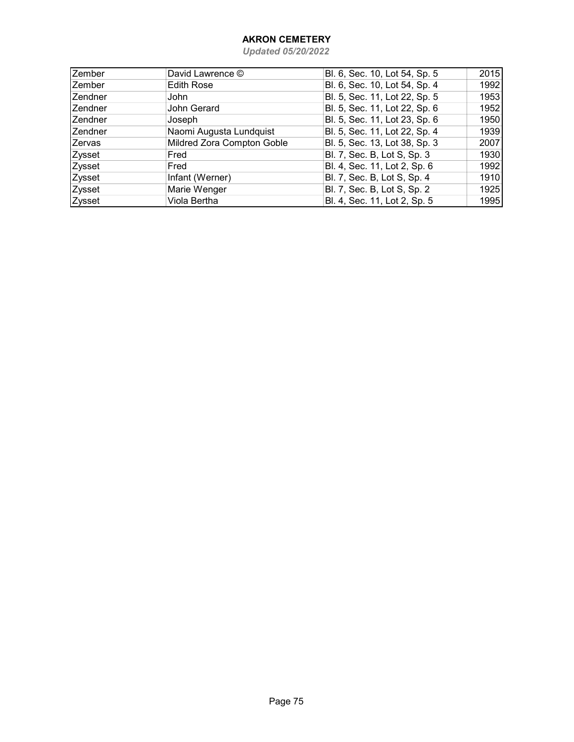**AKRON CEMETERY**

***Updated 05/20/2022***

| | | | |
|---|---|---|---|
| Zember | David Lawrence © | Bl. 6, Sec. 10, Lot 54, Sp. 5 | 2015 |
| Zember | Edith Rose | Bl. 6, Sec. 10, Lot 54, Sp. 4 | 1992 |
| Zendner | John | Bl. 5, Sec. 11, Lot 22, Sp. 5 | 1953 |
| Zendner | John Gerard | Bl. 5, Sec. 11, Lot 22, Sp. 6 | 1952 |
| Zendner | Joseph | Bl. 5, Sec. 11, Lot 23, Sp. 6 | 1950 |
| Zendner | Naomi Augusta Lundquist | Bl. 5, Sec. 11, Lot 22, Sp. 4 | 1939 |
| Zervas | Mildred Zora Compton Goble | Bl. 5, Sec. 13, Lot 38, Sp. 3 | 2007 |
| Zysset | Fred | Bl. 7, Sec. B, Lot S, Sp. 3 | 1930 |
| Zysset | Fred | Bl. 4, Sec. 11, Lot 2, Sp. 6 | 1992 |
| Zysset | Infant (Werner) | Bl. 7, Sec. B, Lot S, Sp. 4 | 1910 |
| Zysset | Marie Wenger | Bl. 7, Sec. B, Lot S, Sp. 2 | 1925 |
| Zysset | Viola Bertha | Bl. 4, Sec. 11, Lot 2, Sp. 5 | 1995 |